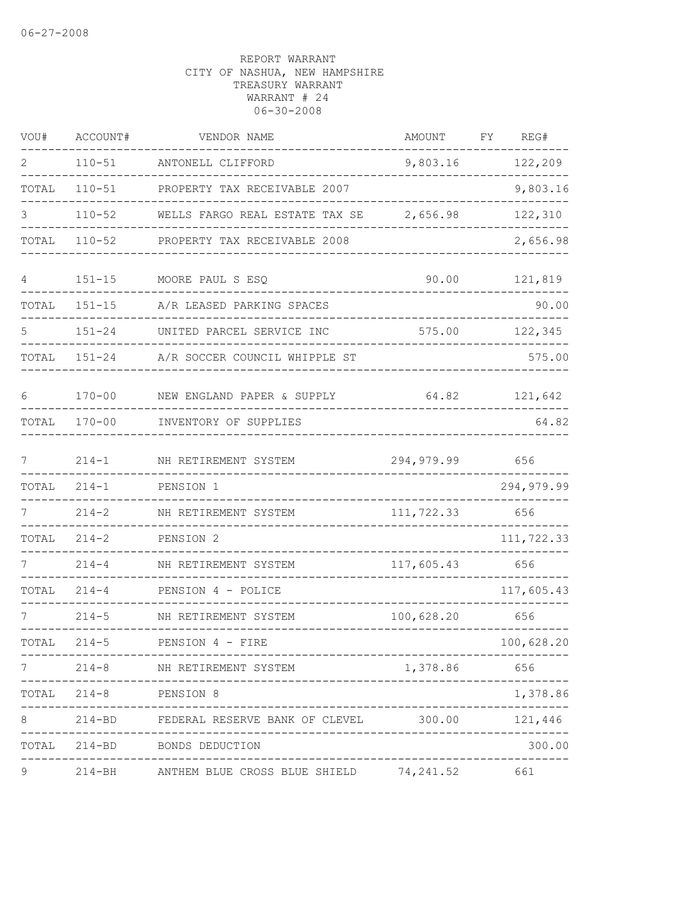06-27-2008

REPORT WARRANT
CITY OF NASHUA, NEW HAMPSHIRE
TREASURY WARRANT
WARRANT # 24
06-30-2008

| VOU# | ACCOUNT# | VENDOR NAME | AMOUNT | FY | REG# |
|---|---|---|---|---|---|
| 2 | 110-51 | ANTONELL CLIFFORD | 9,803.16 | | 122,209 |
| TOTAL | 110-51 | PROPERTY TAX RECEIVABLE 2007 | | | 9,803.16 |
| 3 | 110-52 | WELLS FARGO REAL ESTATE TAX SE | 2,656.98 | | 122,310 |
| TOTAL | 110-52 | PROPERTY TAX RECEIVABLE 2008 | | | 2,656.98 |
| 4 | 151-15 | MOORE PAUL S ESQ | 90.00 | | 121,819 |
| TOTAL | 151-15 | A/R LEASED PARKING SPACES | | | 90.00 |
| 5 | 151-24 | UNITED PARCEL SERVICE INC | 575.00 | | 122,345 |
| TOTAL | 151-24 | A/R SOCCER COUNCIL WHIPPLE ST | | | 575.00 |
| 6 | 170-00 | NEW ENGLAND PAPER & SUPPLY | 64.82 | | 121,642 |
| TOTAL | 170-00 | INVENTORY OF SUPPLIES | | | 64.82 |
| 7 | 214-1 | NH RETIREMENT SYSTEM | 294,979.99 | | 656 |
| TOTAL | 214-1 | PENSION 1 | | | 294,979.99 |
| 7 | 214-2 | NH RETIREMENT SYSTEM | 111,722.33 | | 656 |
| TOTAL | 214-2 | PENSION 2 | | | 111,722.33 |
| 7 | 214-4 | NH RETIREMENT SYSTEM | 117,605.43 | | 656 |
| TOTAL | 214-4 | PENSION 4 - POLICE | | | 117,605.43 |
| 7 | 214-5 | NH RETIREMENT SYSTEM | 100,628.20 | | 656 |
| TOTAL | 214-5 | PENSION 4 - FIRE | | | 100,628.20 |
| 7 | 214-8 | NH RETIREMENT SYSTEM | 1,378.86 | | 656 |
| TOTAL | 214-8 | PENSION 8 | | | 1,378.86 |
| 8 | 214-BD | FEDERAL RESERVE BANK OF CLEVEL | 300.00 | | 121,446 |
| TOTAL | 214-BD | BONDS DEDUCTION | | | 300.00 |
| 9 | 214-BH | ANTHEM BLUE CROSS BLUE SHIELD | 74,241.52 | | 661 |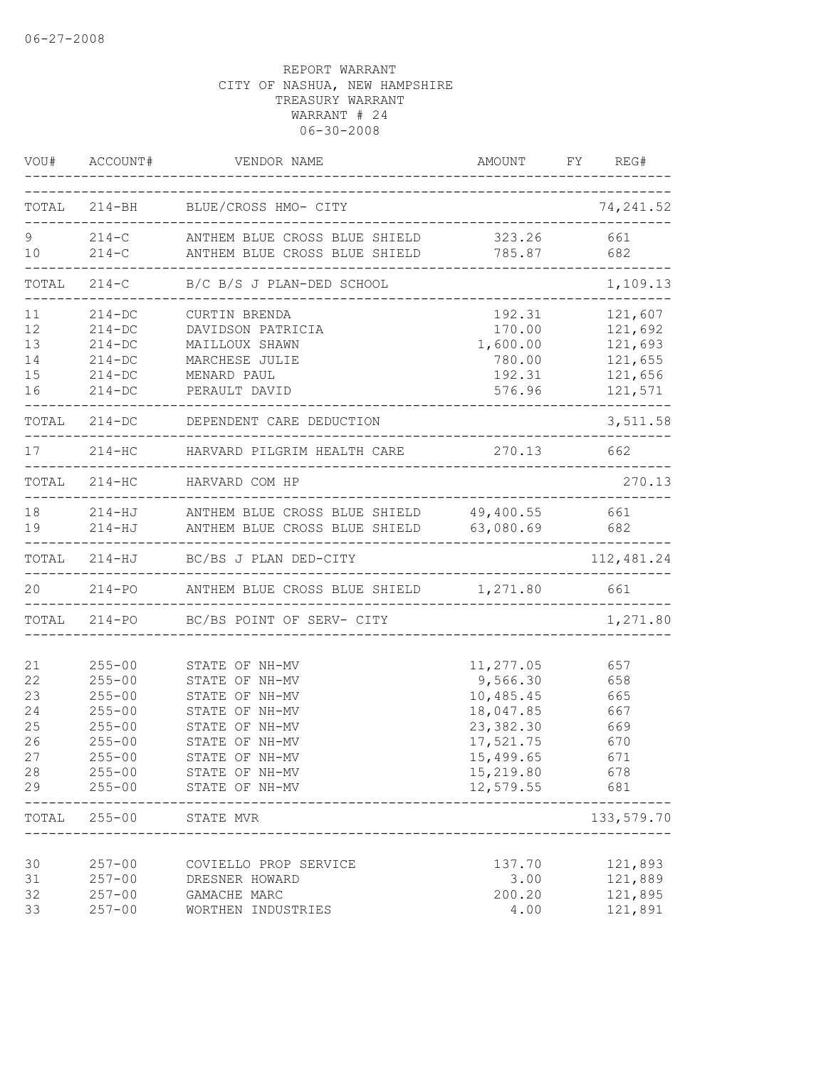06-27-2008

REPORT WARRANT
CITY OF NASHUA, NEW HAMPSHIRE
TREASURY WARRANT
WARRANT # 24
06-30-2008

| VOU# | ACCOUNT# | VENDOR NAME | AMOUNT | FY | REG# |
|---|---|---|---|---|---|
| TOTAL | 214-BH | BLUE/CROSS HMO- CITY | | | 74,241.52 |
| 9 | 214-C | ANTHEM BLUE CROSS BLUE SHIELD | 323.26 | | 661 |
| 10 | 214-C | ANTHEM BLUE CROSS BLUE SHIELD | 785.87 | | 682 |
| TOTAL | 214-C | B/C B/S J PLAN-DED SCHOOL | | | 1,109.13 |
| 11 | 214-DC | CURTIN BRENDA | 192.31 | | 121,607 |
| 12 | 214-DC | DAVIDSON PATRICIA | 170.00 | | 121,692 |
| 13 | 214-DC | MAILLOUX SHAWN | 1,600.00 | | 121,693 |
| 14 | 214-DC | MARCHESE JULIE | 780.00 | | 121,655 |
| 15 | 214-DC | MENARD PAUL | 192.31 | | 121,656 |
| 16 | 214-DC | PERAULT DAVID | 576.96 | | 121,571 |
| TOTAL | 214-DC | DEPENDENT CARE DEDUCTION | | | 3,511.58 |
| 17 | 214-HC | HARVARD PILGRIM HEALTH CARE | 270.13 | | 662 |
| TOTAL | 214-HC | HARVARD COM HP | | | 270.13 |
| 18 | 214-HJ | ANTHEM BLUE CROSS BLUE SHIELD | 49,400.55 | | 661 |
| 19 | 214-HJ | ANTHEM BLUE CROSS BLUE SHIELD | 63,080.69 | | 682 |
| TOTAL | 214-HJ | BC/BS J PLAN DED-CITY | | | 112,481.24 |
| 20 | 214-PO | ANTHEM BLUE CROSS BLUE SHIELD | 1,271.80 | | 661 |
| TOTAL | 214-PO | BC/BS POINT OF SERV- CITY | | | 1,271.80 |
| 21 | 255-00 | STATE OF NH-MV | 11,277.05 | | 657 |
| 22 | 255-00 | STATE OF NH-MV | 9,566.30 | | 658 |
| 23 | 255-00 | STATE OF NH-MV | 10,485.45 | | 665 |
| 24 | 255-00 | STATE OF NH-MV | 18,047.85 | | 667 |
| 25 | 255-00 | STATE OF NH-MV | 23,382.30 | | 669 |
| 26 | 255-00 | STATE OF NH-MV | 17,521.75 | | 670 |
| 27 | 255-00 | STATE OF NH-MV | 15,499.65 | | 671 |
| 28 | 255-00 | STATE OF NH-MV | 15,219.80 | | 678 |
| 29 | 255-00 | STATE OF NH-MV | 12,579.55 | | 681 |
| TOTAL | 255-00 | STATE MVR | | | 133,579.70 |
| 30 | 257-00 | COVIELLO PROP SERVICE | 137.70 | | 121,893 |
| 31 | 257-00 | DRESNER HOWARD | 3.00 | | 121,889 |
| 32 | 257-00 | GAMACHE MARC | 200.20 | | 121,895 |
| 33 | 257-00 | WORTHEN INDUSTRIES | 4.00 | | 121,891 |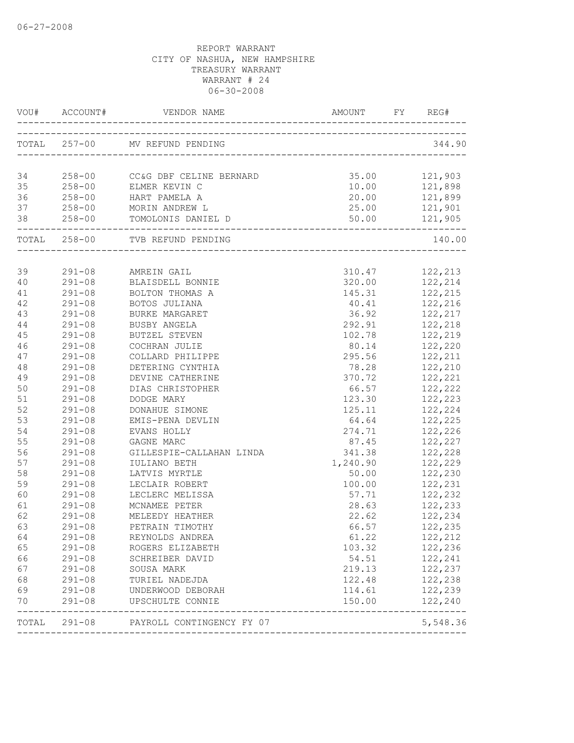06-27-2008

REPORT WARRANT
CITY OF NASHUA, NEW HAMPSHIRE
TREASURY WARRANT
WARRANT # 24
06-30-2008

| VOU# | ACCOUNT# | VENDOR NAME | AMOUNT | FY | REG# |
|---|---|---|---|---|---|
| TOTAL | 257-00 | MV REFUND PENDING | | | 344.90 |
| 34 | 258-00 | CC&G DBF CELINE BERNARD | 35.00 | | 121,903 |
| 35 | 258-00 | ELMER KEVIN C | 10.00 | | 121,898 |
| 36 | 258-00 | HART PAMELA A | 20.00 | | 121,899 |
| 37 | 258-00 | MORIN ANDREW L | 25.00 | | 121,901 |
| 38 | 258-00 | TOMOLONIS DANIEL D | 50.00 | | 121,905 |
| TOTAL | 258-00 | TVB REFUND PENDING | | | 140.00 |
| 39 | 291-08 | AMREIN GAIL | 310.47 | | 122,213 |
| 40 | 291-08 | BLAISDELL BONNIE | 320.00 | | 122,214 |
| 41 | 291-08 | BOLTON THOMAS A | 145.31 | | 122,215 |
| 42 | 291-08 | BOTOS JULIANA | 40.41 | | 122,216 |
| 43 | 291-08 | BURKE MARGARET | 36.92 | | 122,217 |
| 44 | 291-08 | BUSBY ANGELA | 292.91 | | 122,218 |
| 45 | 291-08 | BUTZEL STEVEN | 102.78 | | 122,219 |
| 46 | 291-08 | COCHRAN JULIE | 80.14 | | 122,220 |
| 47 | 291-08 | COLLARD PHILIPPE | 295.56 | | 122,211 |
| 48 | 291-08 | DETERING CYNTHIA | 78.28 | | 122,210 |
| 49 | 291-08 | DEVINE CATHERINE | 370.72 | | 122,221 |
| 50 | 291-08 | DIAS CHRISTOPHER | 66.57 | | 122,222 |
| 51 | 291-08 | DODGE MARY | 123.30 | | 122,223 |
| 52 | 291-08 | DONAHUE SIMONE | 125.11 | | 122,224 |
| 53 | 291-08 | EMIS-PENA DEVLIN | 64.64 | | 122,225 |
| 54 | 291-08 | EVANS HOLLY | 274.71 | | 122,226 |
| 55 | 291-08 | GAGNE MARC | 87.45 | | 122,227 |
| 56 | 291-08 | GILLESPIE-CALLAHAN LINDA | 341.38 | | 122,228 |
| 57 | 291-08 | IULIANO BETH | 1,240.90 | | 122,229 |
| 58 | 291-08 | LATVIS MYRTLE | 50.00 | | 122,230 |
| 59 | 291-08 | LECLAIR ROBERT | 100.00 | | 122,231 |
| 60 | 291-08 | LECLERC MELISSA | 57.71 | | 122,232 |
| 61 | 291-08 | MCNAMEE PETER | 28.63 | | 122,233 |
| 62 | 291-08 | MELEEDY HEATHER | 22.62 | | 122,234 |
| 63 | 291-08 | PETRAIN TIMOTHY | 66.57 | | 122,235 |
| 64 | 291-08 | REYNOLDS ANDREA | 61.22 | | 122,212 |
| 65 | 291-08 | ROGERS ELIZABETH | 103.32 | | 122,236 |
| 66 | 291-08 | SCHREIBER DAVID | 54.51 | | 122,241 |
| 67 | 291-08 | SOUSA MARK | 219.13 | | 122,237 |
| 68 | 291-08 | TURIEL NADEJDA | 122.48 | | 122,238 |
| 69 | 291-08 | UNDERWOOD DEBORAH | 114.61 | | 122,239 |
| 70 | 291-08 | UPSCHULTE CONNIE | 150.00 | | 122,240 |
| TOTAL | 291-08 | PAYROLL CONTINGENCY FY 07 | | | 5,548.36 |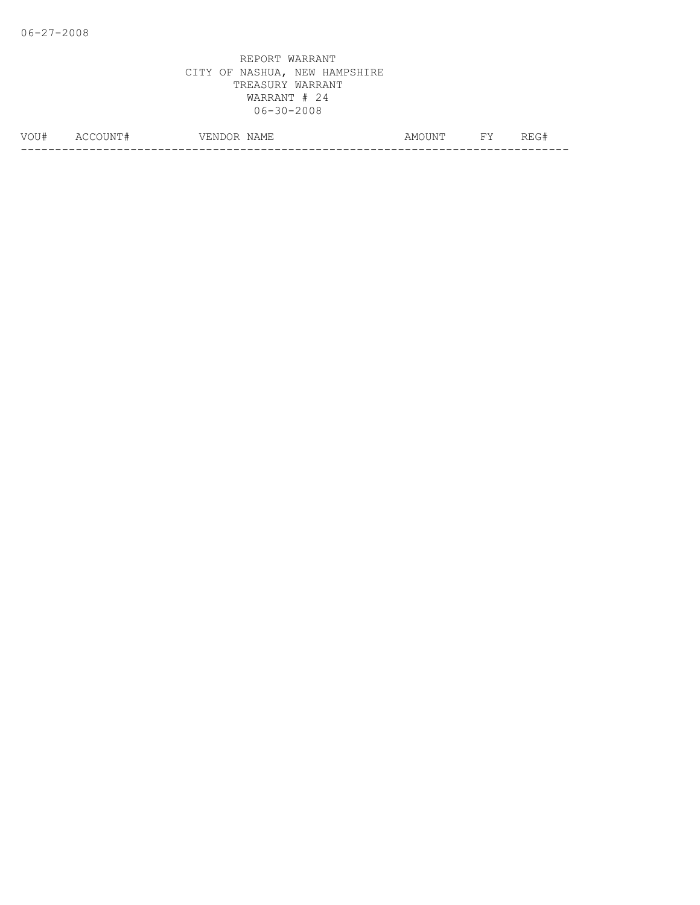REPORT WARRANT
CITY OF NASHUA, NEW HAMPSHIRE
TREASURY WARRANT
WARRANT # 24
06-30-2008

| VOU# | ACCOUNT# | VENDOR NAME | AMOUNT | FY | REG# |
|---|---|---|---|---|---|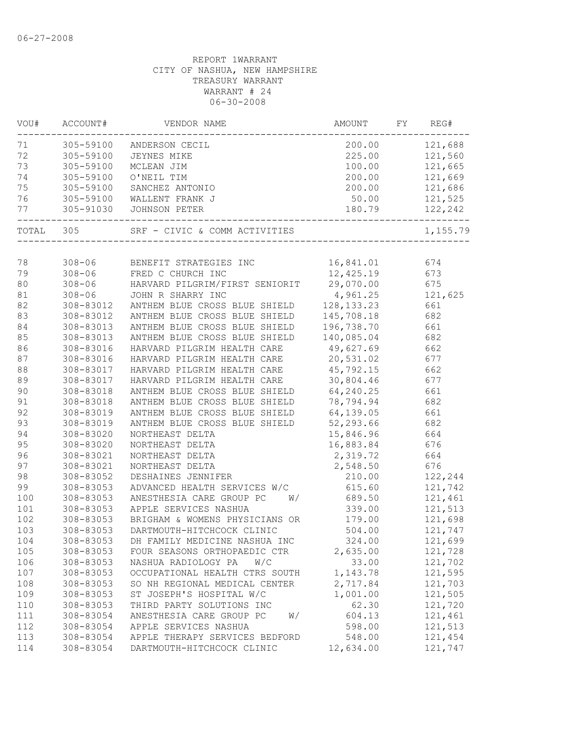06-27-2008

REPORT 1WARRANT
CITY OF NASHUA, NEW HAMPSHIRE
TREASURY WARRANT
WARRANT # 24
06-30-2008

| VOU# | ACCOUNT# | VENDOR NAME | AMOUNT | FY | REG# |
|---|---|---|---|---|---|
| 71 | 305-59100 | ANDERSON CECIL | 200.00 | | 121,688 |
| 72 | 305-59100 | JEYNES MIKE | 225.00 | | 121,560 |
| 73 | 305-59100 | MCLEAN JIM | 100.00 | | 121,665 |
| 74 | 305-59100 | O'NEIL TIM | 200.00 | | 121,669 |
| 75 | 305-59100 | SANCHEZ ANTONIO | 200.00 | | 121,686 |
| 76 | 305-59100 | WALLENT FRANK J | 50.00 | | 121,525 |
| 77 | 305-91030 | JOHNSON PETER | 180.79 | | 122,242 |
| TOTAL | 305 | SRF - CIVIC & COMM ACTIVITIES | | | 1,155.79 |
| 78 | 308-06 | BENEFIT STRATEGIES INC | 16,841.01 | | 674 |
| 79 | 308-06 | FRED C CHURCH INC | 12,425.19 | | 673 |
| 80 | 308-06 | HARVARD PILGRIM/FIRST SENIORIT | 29,070.00 | | 675 |
| 81 | 308-06 | JOHN R SHARRY INC | 4,961.25 | | 121,625 |
| 82 | 308-83012 | ANTHEM BLUE CROSS BLUE SHIELD | 128,133.23 | | 661 |
| 83 | 308-83012 | ANTHEM BLUE CROSS BLUE SHIELD | 145,708.18 | | 682 |
| 84 | 308-83013 | ANTHEM BLUE CROSS BLUE SHIELD | 196,738.70 | | 661 |
| 85 | 308-83013 | ANTHEM BLUE CROSS BLUE SHIELD | 140,085.04 | | 682 |
| 86 | 308-83016 | HARVARD PILGRIM HEALTH CARE | 49,627.69 | | 662 |
| 87 | 308-83016 | HARVARD PILGRIM HEALTH CARE | 20,531.02 | | 677 |
| 88 | 308-83017 | HARVARD PILGRIM HEALTH CARE | 45,792.15 | | 662 |
| 89 | 308-83017 | HARVARD PILGRIM HEALTH CARE | 30,804.46 | | 677 |
| 90 | 308-83018 | ANTHEM BLUE CROSS BLUE SHIELD | 64,240.25 | | 661 |
| 91 | 308-83018 | ANTHEM BLUE CROSS BLUE SHIELD | 78,794.94 | | 682 |
| 92 | 308-83019 | ANTHEM BLUE CROSS BLUE SHIELD | 64,139.05 | | 661 |
| 93 | 308-83019 | ANTHEM BLUE CROSS BLUE SHIELD | 52,293.66 | | 682 |
| 94 | 308-83020 | NORTHEAST DELTA | 15,846.96 | | 664 |
| 95 | 308-83020 | NORTHEAST DELTA | 16,883.84 | | 676 |
| 96 | 308-83021 | NORTHEAST DELTA | 2,319.72 | | 664 |
| 97 | 308-83021 | NORTHEAST DELTA | 2,548.50 | | 676 |
| 98 | 308-83052 | DESHAINES JENNIFER | 210.00 | | 122,244 |
| 99 | 308-83053 | ADVANCED HEALTH SERVICES W/C | 615.60 | | 121,742 |
| 100 | 308-83053 | ANESTHESIA CARE GROUP PC W/ | 689.50 | | 121,461 |
| 101 | 308-83053 | APPLE SERVICES NASHUA | 339.00 | | 121,513 |
| 102 | 308-83053 | BRIGHAM & WOMENS PHYSICIANS OR | 179.00 | | 121,698 |
| 103 | 308-83053 | DARTMOUTH-HITCHCOCK CLINIC | 504.00 | | 121,747 |
| 104 | 308-83053 | DH FAMILY MEDICINE NASHUA INC | 324.00 | | 121,699 |
| 105 | 308-83053 | FOUR SEASONS ORTHOPAEDIC CTR | 2,635.00 | | 121,728 |
| 106 | 308-83053 | NASHUA RADIOLOGY PA W/C | 33.00 | | 121,702 |
| 107 | 308-83053 | OCCUPATIONAL HEALTH CTRS SOUTH | 1,143.78 | | 121,595 |
| 108 | 308-83053 | SO NH REGIONAL MEDICAL CENTER | 2,717.84 | | 121,703 |
| 109 | 308-83053 | ST JOSEPH'S HOSPITAL W/C | 1,001.00 | | 121,505 |
| 110 | 308-83053 | THIRD PARTY SOLUTIONS INC | 62.30 | | 121,720 |
| 111 | 308-83054 | ANESTHESIA CARE GROUP PC W/ | 604.13 | | 121,461 |
| 112 | 308-83054 | APPLE SERVICES NASHUA | 598.00 | | 121,513 |
| 113 | 308-83054 | APPLE THERAPY SERVICES BEDFORD | 548.00 | | 121,454 |
| 114 | 308-83054 | DARTMOUTH-HITCHCOCK CLINIC | 12,634.00 | | 121,747 |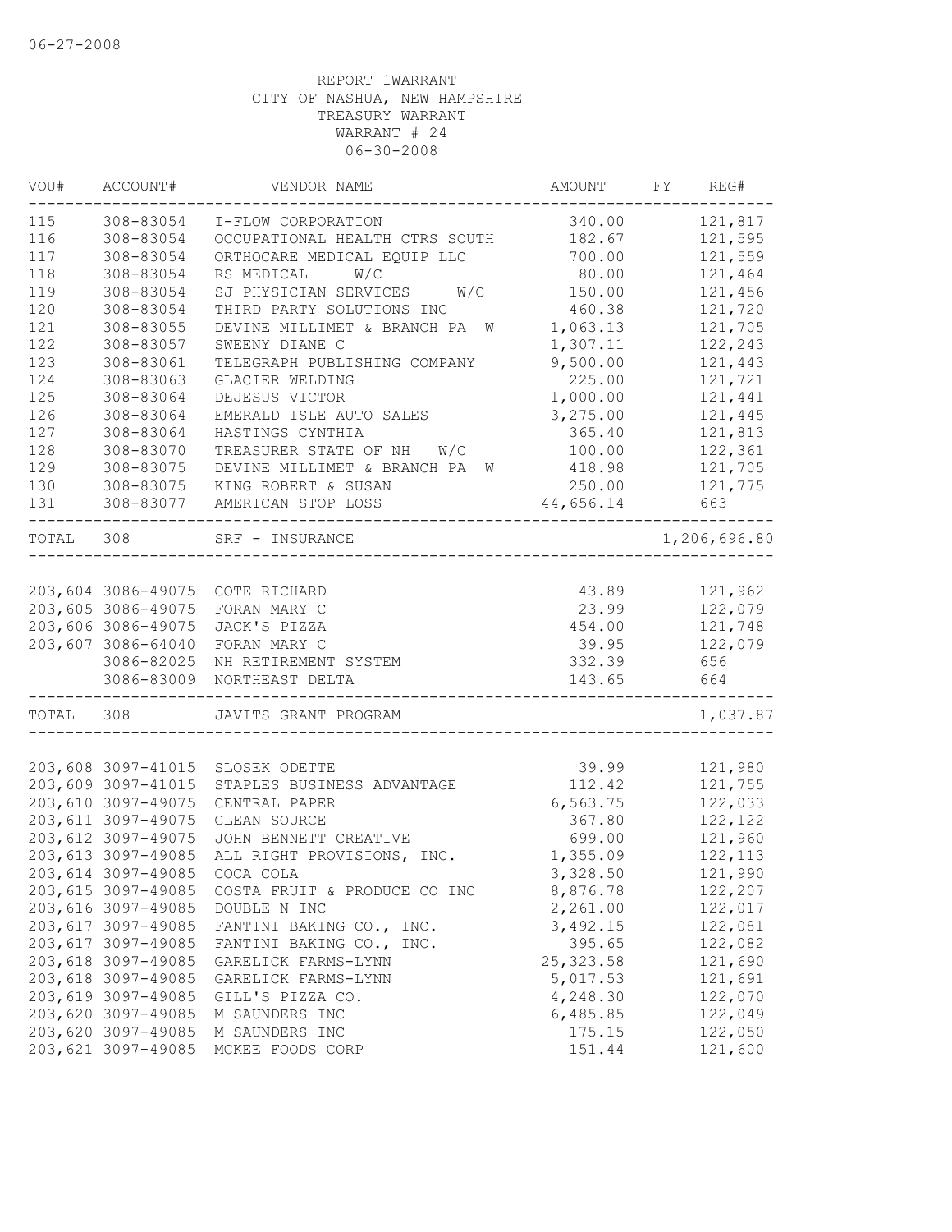06-27-2008

REPORT 1WARRANT
CITY OF NASHUA, NEW HAMPSHIRE
TREASURY WARRANT
WARRANT # 24
06-30-2008

| VOU# | ACCOUNT# | VENDOR NAME | AMOUNT | FY | REG# |
|---|---|---|---|---|---|
| 115 | 308-83054 | I-FLOW CORPORATION | 340.00 | | 121,817 |
| 116 | 308-83054 | OCCUPATIONAL HEALTH CTRS SOUTH | 182.67 | | 121,595 |
| 117 | 308-83054 | ORTHOCARE MEDICAL EQUIP LLC | 700.00 | | 121,559 |
| 118 | 308-83054 | RS MEDICAL W/C | 80.00 | | 121,464 |
| 119 | 308-83054 | SJ PHYSICIAN SERVICES W/C | 150.00 | | 121,456 |
| 120 | 308-83054 | THIRD PARTY SOLUTIONS INC | 460.38 | | 121,720 |
| 121 | 308-83055 | DEVINE MILLIMET & BRANCH PA W | 1,063.13 | | 121,705 |
| 122 | 308-83057 | SWEENY DIANE C | 1,307.11 | | 122,243 |
| 123 | 308-83061 | TELEGRAPH PUBLISHING COMPANY | 9,500.00 | | 121,443 |
| 124 | 308-83063 | GLACIER WELDING | 225.00 | | 121,721 |
| 125 | 308-83064 | DEJESUS VICTOR | 1,000.00 | | 121,441 |
| 126 | 308-83064 | EMERALD ISLE AUTO SALES | 3,275.00 | | 121,445 |
| 127 | 308-83064 | HASTINGS CYNTHIA | 365.40 | | 121,813 |
| 128 | 308-83070 | TREASURER STATE OF NH W/C | 100.00 | | 122,361 |
| 129 | 308-83075 | DEVINE MILLIMET & BRANCH PA W | 418.98 | | 121,705 |
| 130 | 308-83075 | KING ROBERT & SUSAN | 250.00 | | 121,775 |
| 131 | 308-83077 | AMERICAN STOP LOSS | 44,656.14 | | 663 |
| TOTAL | 308 | SRF - INSURANCE | | | 1,206,696.80 |
| 203,604 | 3086-49075 | COTE RICHARD | 43.89 | | 121,962 |
| 203,605 | 3086-49075 | FORAN MARY C | 23.99 | | 122,079 |
| 203,606 | 3086-49075 | JACK'S PIZZA | 454.00 | | 121,748 |
| 203,607 | 3086-64040 | FORAN MARY C | 39.95 | | 122,079 |
| | 3086-82025 | NH RETIREMENT SYSTEM | 332.39 | | 656 |
| | 3086-83009 | NORTHEAST DELTA | 143.65 | | 664 |
| TOTAL | 308 | JAVITS GRANT PROGRAM | | | 1,037.87 |
| 203,608 | 3097-41015 | SLOSEK ODETTE | 39.99 | | 121,980 |
| 203,609 | 3097-41015 | STAPLES BUSINESS ADVANTAGE | 112.42 | | 121,755 |
| 203,610 | 3097-49075 | CENTRAL PAPER | 6,563.75 | | 122,033 |
| 203,611 | 3097-49075 | CLEAN SOURCE | 367.80 | | 122,122 |
| 203,612 | 3097-49075 | JOHN BENNETT CREATIVE | 699.00 | | 121,960 |
| 203,613 | 3097-49085 | ALL RIGHT PROVISIONS, INC. | 1,355.09 | | 122,113 |
| 203,614 | 3097-49085 | COCA COLA | 3,328.50 | | 121,990 |
| 203,615 | 3097-49085 | COSTA FRUIT & PRODUCE CO INC | 8,876.78 | | 122,207 |
| 203,616 | 3097-49085 | DOUBLE N INC | 2,261.00 | | 122,017 |
| 203,617 | 3097-49085 | FANTINI BAKING CO., INC. | 3,492.15 | | 122,081 |
| 203,617 | 3097-49085 | FANTINI BAKING CO., INC. | 395.65 | | 122,082 |
| 203,618 | 3097-49085 | GARELICK FARMS-LYNN | 25,323.58 | | 121,690 |
| 203,618 | 3097-49085 | GARELICK FARMS-LYNN | 5,017.53 | | 121,691 |
| 203,619 | 3097-49085 | GILL'S PIZZA CO. | 4,248.30 | | 122,070 |
| 203,620 | 3097-49085 | M SAUNDERS INC | 6,485.85 | | 122,049 |
| 203,620 | 3097-49085 | M SAUNDERS INC | 175.15 | | 122,050 |
| 203,621 | 3097-49085 | MCKEE FOODS CORP | 151.44 | | 121,600 |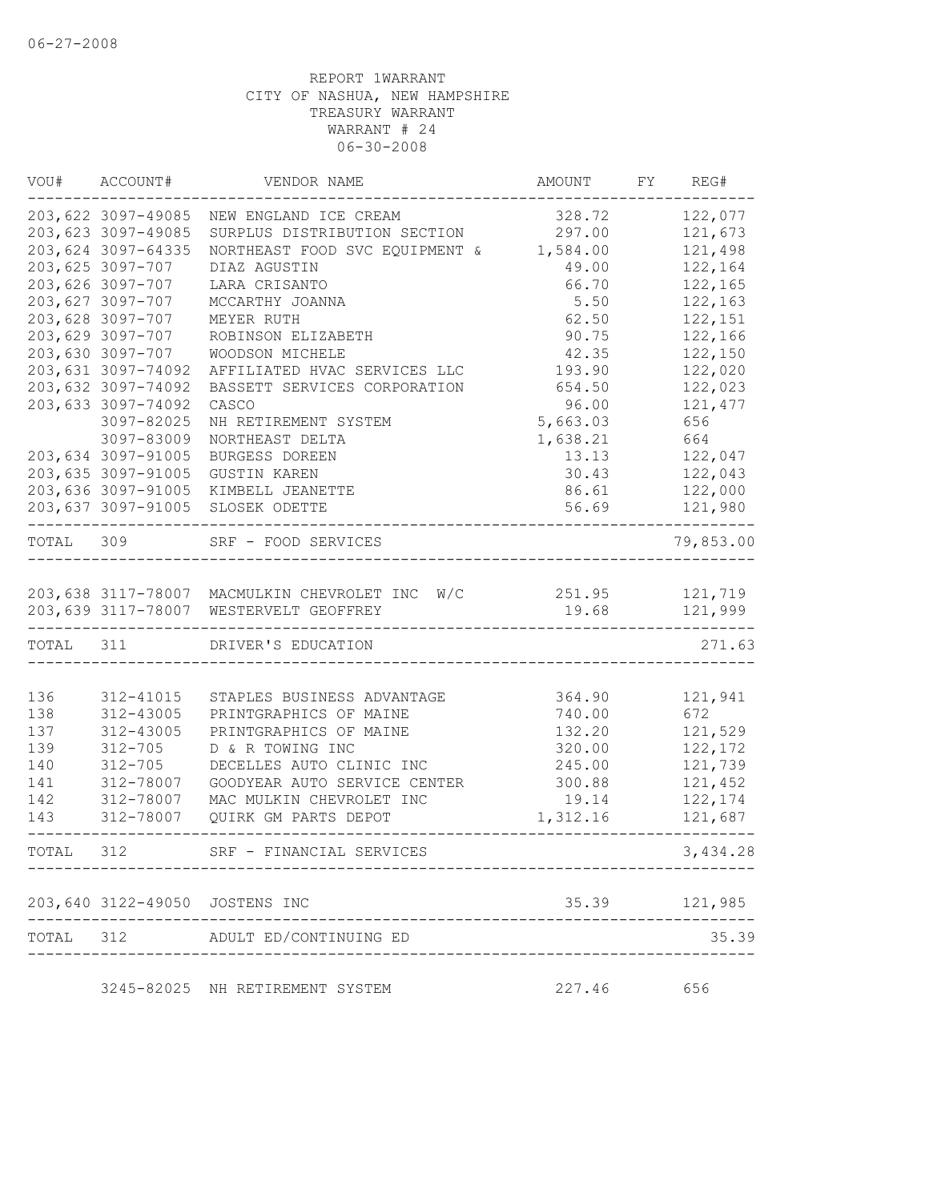06-27-2008

REPORT 1WARRANT
CITY OF NASHUA, NEW HAMPSHIRE
TREASURY WARRANT
WARRANT # 24
06-30-2008

| VOU# | ACCOUNT# | VENDOR NAME | AMOUNT | FY | REG# |
|---|---|---|---|---|---|
| 203,622 | 3097-49085 | NEW ENGLAND ICE CREAM | 328.72 | | 122,077 |
| 203,623 | 3097-49085 | SURPLUS DISTRIBUTION SECTION | 297.00 | | 121,673 |
| 203,624 | 3097-64335 | NORTHEAST FOOD SVC EQUIPMENT & | 1,584.00 | | 121,498 |
| 203,625 | 3097-707 | DIAZ AGUSTIN | 49.00 | | 122,164 |
| 203,626 | 3097-707 | LARA CRISANTO | 66.70 | | 122,165 |
| 203,627 | 3097-707 | MCCARTHY JOANNA | 5.50 | | 122,163 |
| 203,628 | 3097-707 | MEYER RUTH | 62.50 | | 122,151 |
| 203,629 | 3097-707 | ROBINSON ELIZABETH | 90.75 | | 122,166 |
| 203,630 | 3097-707 | WOODSON MICHELE | 42.35 | | 122,150 |
| 203,631 | 3097-74092 | AFFILIATED HVAC SERVICES LLC | 193.90 | | 122,020 |
| 203,632 | 3097-74092 | BASSETT SERVICES CORPORATION | 654.50 | | 122,023 |
| 203,633 | 3097-74092 | CASCO | 96.00 | | 121,477 |
| | 3097-82025 | NH RETIREMENT SYSTEM | 5,663.03 | | 656 |
| | 3097-83009 | NORTHEAST DELTA | 1,638.21 | | 664 |
| 203,634 | 3097-91005 | BURGESS DOREEN | 13.13 | | 122,047 |
| 203,635 | 3097-91005 | GUSTIN KAREN | 30.43 | | 122,043 |
| 203,636 | 3097-91005 | KIMBELL JEANETTE | 86.61 | | 122,000 |
| 203,637 | 3097-91005 | SLOSEK ODETTE | 56.69 | | 121,980 |
| TOTAL | 309 | SRF - FOOD SERVICES | | | 79,853.00 |
| 203,638 | 3117-78007 | MACMULKIN CHEVROLET INC W/C | 251.95 | | 121,719 |
| 203,639 | 3117-78007 | WESTERVELT GEOFFREY | 19.68 | | 121,999 |
| TOTAL | 311 | DRIVER'S EDUCATION | | | 271.63 |
| 136 | 312-41015 | STAPLES BUSINESS ADVANTAGE | 364.90 | | 121,941 |
| 138 | 312-43005 | PRINTGRAPHICS OF MAINE | 740.00 | | 672 |
| 137 | 312-43005 | PRINTGRAPHICS OF MAINE | 132.20 | | 121,529 |
| 139 | 312-705 | D & R TOWING INC | 320.00 | | 122,172 |
| 140 | 312-705 | DECELLES AUTO CLINIC INC | 245.00 | | 121,739 |
| 141 | 312-78007 | GOODYEAR AUTO SERVICE CENTER | 300.88 | | 121,452 |
| 142 | 312-78007 | MAC MULKIN CHEVROLET INC | 19.14 | | 122,174 |
| 143 | 312-78007 | QUIRK GM PARTS DEPOT | 1,312.16 | | 121,687 |
| TOTAL | 312 | SRF - FINANCIAL SERVICES | | | 3,434.28 |
| 203,640 | 3122-49050 | JOSTENS INC | 35.39 | | 121,985 |
| TOTAL | 312 | ADULT ED/CONTINUING ED | | | 35.39 |
| | 3245-82025 | NH RETIREMENT SYSTEM | 227.46 | | 656 |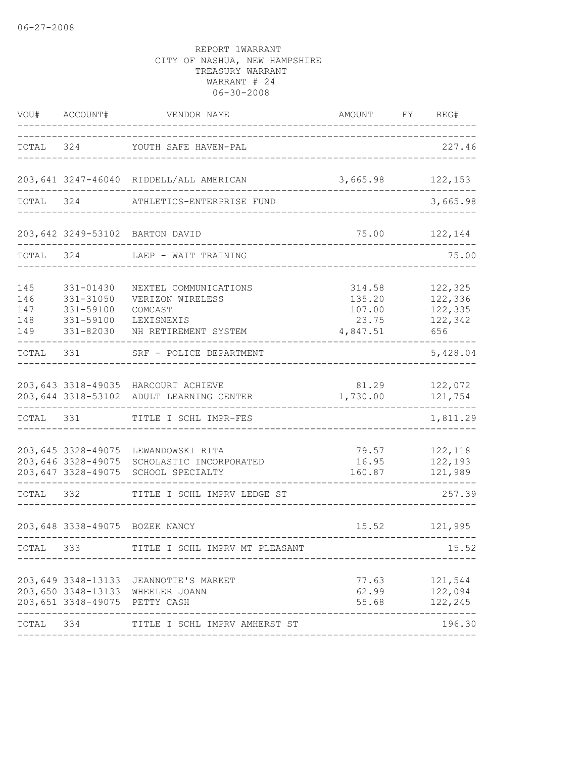06-27-2008

REPORT 1WARRANT
CITY OF NASHUA, NEW HAMPSHIRE
TREASURY WARRANT
WARRANT # 24
06-30-2008

| VOU# | ACCOUNT# | VENDOR NAME | AMOUNT | FY | REG# |
|---|---|---|---|---|---|
| TOTAL | 324 | YOUTH SAFE HAVEN-PAL | | | 227.46 |
| 203,641 | 3247-46040 | RIDDELL/ALL AMERICAN | 3,665.98 | | 122,153 |
| TOTAL | 324 | ATHLETICS-ENTERPRISE FUND | | | 3,665.98 |
| 203,642 | 3249-53102 | BARTON DAVID | 75.00 | | 122,144 |
| TOTAL | 324 | LAEP - WAIT TRAINING | | | 75.00 |
| 145 | 331-01430 | NEXTEL COMMUNICATIONS | 314.58 | | 122,325 |
| 146 | 331-31050 | VERIZON WIRELESS | 135.20 | | 122,336 |
| 147 | 331-59100 | COMCAST | 107.00 | | 122,335 |
| 148 | 331-59100 | LEXISNEXIS | 23.75 | | 122,342 |
| 149 | 331-82030 | NH RETIREMENT SYSTEM | 4,847.51 | | 656 |
| TOTAL | 331 | SRF - POLICE DEPARTMENT | | | 5,428.04 |
| 203,643 | 3318-49035 | HARCOURT ACHIEVE | 81.29 | | 122,072 |
| 203,644 | 3318-53102 | ADULT LEARNING CENTER | 1,730.00 | | 121,754 |
| TOTAL | 331 | TITLE I SCHL IMPR-FES | | | 1,811.29 |
| 203,645 | 3328-49075 | LEWANDOWSKI RITA | 79.57 | | 122,118 |
| 203,646 | 3328-49075 | SCHOLASTIC INCORPORATED | 16.95 | | 122,193 |
| 203,647 | 3328-49075 | SCHOOL SPECIALTY | 160.87 | | 121,989 |
| TOTAL | 332 | TITLE I SCHL IMPRV LEDGE ST | | | 257.39 |
| 203,648 | 3338-49075 | BOZEK NANCY | 15.52 | | 121,995 |
| TOTAL | 333 | TITLE I SCHL IMPRV MT PLEASANT | | | 15.52 |
| 203,649 | 3348-13133 | JEANNOTTE'S MARKET | 77.63 | | 121,544 |
| 203,650 | 3348-13133 | WHEELER JOANN | 62.99 | | 122,094 |
| 203,651 | 3348-49075 | PETTY CASH | 55.68 | | 122,245 |
| TOTAL | 334 | TITLE I SCHL IMPRV AMHERST ST | | | 196.30 |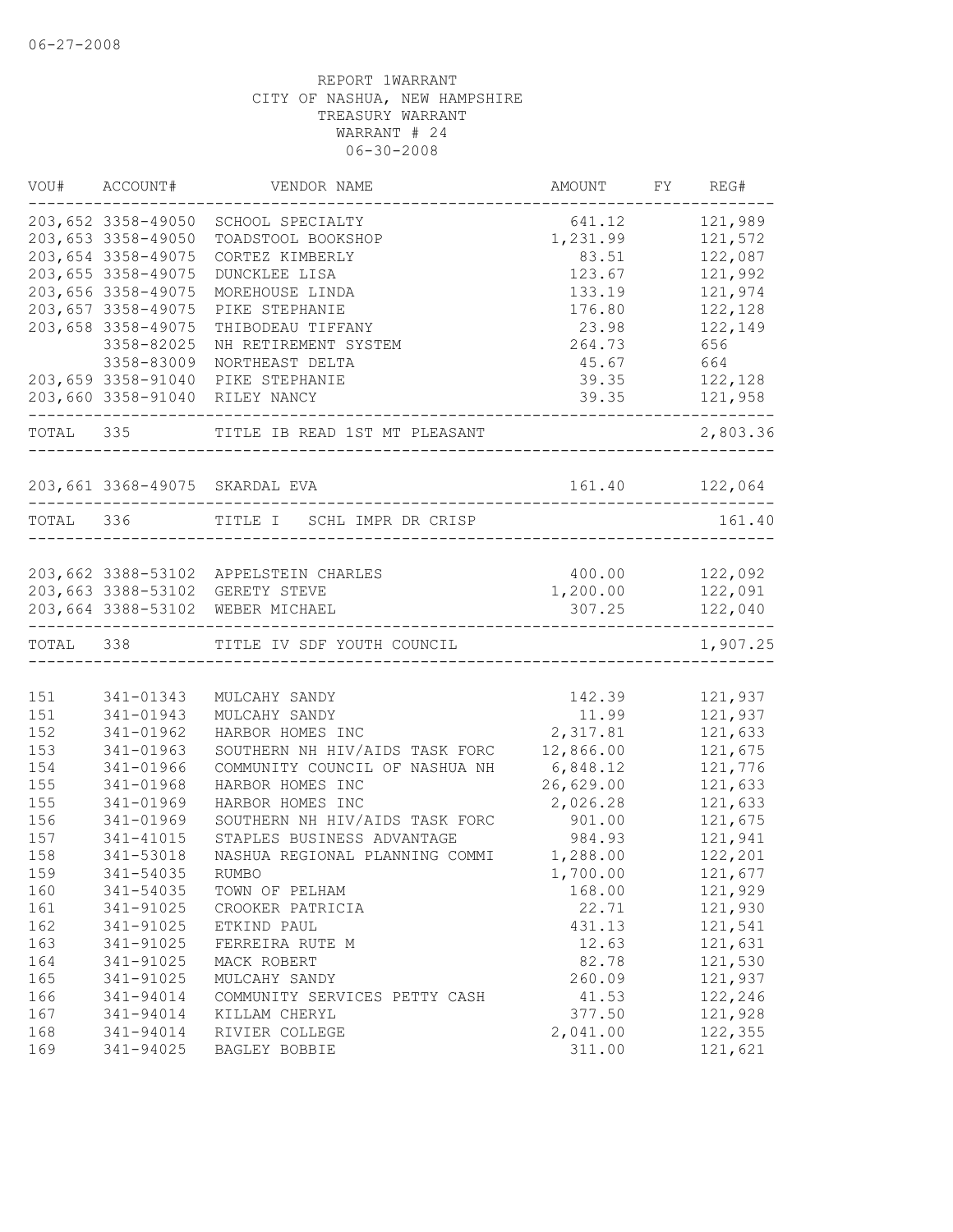06-27-2008

REPORT 1WARRANT
CITY OF NASHUA, NEW HAMPSHIRE
TREASURY WARRANT
WARRANT # 24
06-30-2008

| VOU# | ACCOUNT# | VENDOR NAME | AMOUNT | FY | REG# |
|---|---|---|---|---|---|
| 203,652 | 3358-49050 | SCHOOL SPECIALTY | 641.12 | | 121,989 |
| 203,653 | 3358-49050 | TOADSTOOL BOOKSHOP | 1,231.99 | | 121,572 |
| 203,654 | 3358-49075 | CORTEZ KIMBERLY | 83.51 | | 122,087 |
| 203,655 | 3358-49075 | DUNCKLEE LISA | 123.67 | | 121,992 |
| 203,656 | 3358-49075 | MOREHOUSE LINDA | 133.19 | | 121,974 |
| 203,657 | 3358-49075 | PIKE STEPHANIE | 176.80 | | 122,128 |
| 203,658 | 3358-49075 | THIBODEAU TIFFANY | 23.98 | | 122,149 |
| | 3358-82025 | NH RETIREMENT SYSTEM | 264.73 | | 656 |
| | 3358-83009 | NORTHEAST DELTA | 45.67 | | 664 |
| 203,659 | 3358-91040 | PIKE STEPHANIE | 39.35 | | 122,128 |
| 203,660 | 3358-91040 | RILEY NANCY | 39.35 | | 121,958 |
| TOTAL | 335 | TITLE IB READ 1ST MT PLEASANT | | | 2,803.36 |
| 203,661 | 3368-49075 | SKARDAL EVA | 161.40 | | 122,064 |
| TOTAL | 336 | TITLE I SCHL IMPR DR CRISP | | | 161.40 |
| 203,662 | 3388-53102 | APPELSTEIN CHARLES | 400.00 | | 122,092 |
| 203,663 | 3388-53102 | GERETY STEVE | 1,200.00 | | 122,091 |
| 203,664 | 3388-53102 | WEBER MICHAEL | 307.25 | | 122,040 |
| TOTAL | 338 | TITLE IV SDF YOUTH COUNCIL | | | 1,907.25 |
| 151 | 341-01343 | MULCAHY SANDY | 142.39 | | 121,937 |
| 151 | 341-01943 | MULCAHY SANDY | 11.99 | | 121,937 |
| 152 | 341-01962 | HARBOR HOMES INC | 2,317.81 | | 121,633 |
| 153 | 341-01963 | SOUTHERN NH HIV/AIDS TASK FORC | 12,866.00 | | 121,675 |
| 154 | 341-01966 | COMMUNITY COUNCIL OF NASHUA NH | 6,848.12 | | 121,776 |
| 155 | 341-01968 | HARBOR HOMES INC | 26,629.00 | | 121,633 |
| 155 | 341-01969 | HARBOR HOMES INC | 2,026.28 | | 121,633 |
| 156 | 341-01969 | SOUTHERN NH HIV/AIDS TASK FORC | 901.00 | | 121,675 |
| 157 | 341-41015 | STAPLES BUSINESS ADVANTAGE | 984.93 | | 121,941 |
| 158 | 341-53018 | NASHUA REGIONAL PLANNING COMMI | 1,288.00 | | 122,201 |
| 159 | 341-54035 | RUMBO | 1,700.00 | | 121,677 |
| 160 | 341-54035 | TOWN OF PELHAM | 168.00 | | 121,929 |
| 161 | 341-91025 | CROOKER PATRICIA | 22.71 | | 121,930 |
| 162 | 341-91025 | ETKIND PAUL | 431.13 | | 121,541 |
| 163 | 341-91025 | FERREIRA RUTE M | 12.63 | | 121,631 |
| 164 | 341-91025 | MACK ROBERT | 82.78 | | 121,530 |
| 165 | 341-91025 | MULCAHY SANDY | 260.09 | | 121,937 |
| 166 | 341-94014 | COMMUNITY SERVICES PETTY CASH | 41.53 | | 122,246 |
| 167 | 341-94014 | KILLAM CHERYL | 377.50 | | 121,928 |
| 168 | 341-94014 | RIVIER COLLEGE | 2,041.00 | | 122,355 |
| 169 | 341-94025 | BAGLEY BOBBIE | 311.00 | | 121,621 |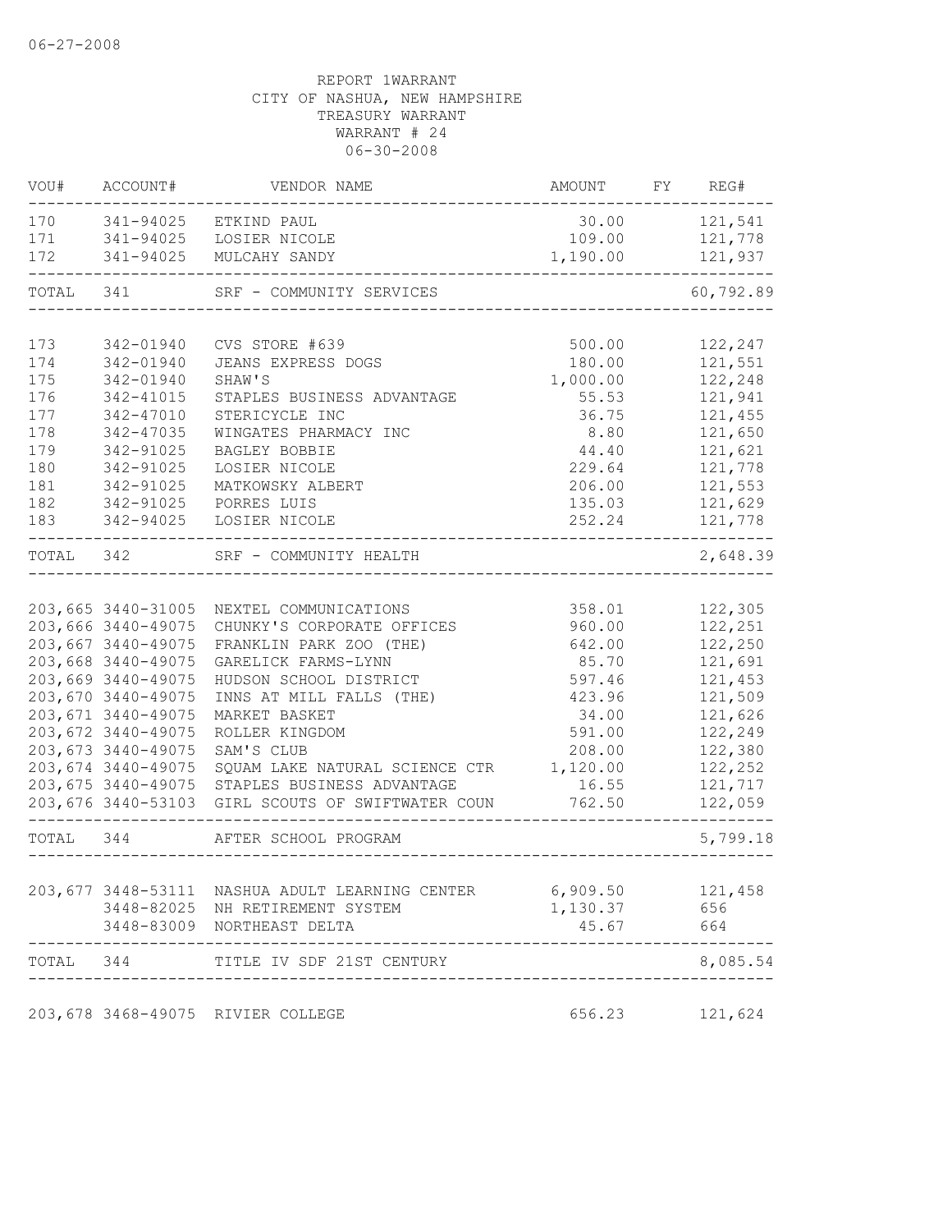06-27-2008

REPORT 1WARRANT
CITY OF NASHUA, NEW HAMPSHIRE
TREASURY WARRANT
WARRANT # 24
06-30-2008

| VOU# | ACCOUNT# | VENDOR NAME | AMOUNT | FY | REG# |
|---|---|---|---|---|---|
| 170 | 341-94025 | ETKIND PAUL | 30.00 | | 121,541 |
| 171 | 341-94025 | LOSIER NICOLE | 109.00 | | 121,778 |
| 172 | 341-94025 | MULCAHY SANDY | 1,190.00 | | 121,937 |
| TOTAL | 341 | SRF - COMMUNITY SERVICES | | | 60,792.89 |
| 173 | 342-01940 | CVS STORE #639 | 500.00 | | 122,247 |
| 174 | 342-01940 | JEANS EXPRESS DOGS | 180.00 | | 121,551 |
| 175 | 342-01940 | SHAW'S | 1,000.00 | | 122,248 |
| 176 | 342-41015 | STAPLES BUSINESS ADVANTAGE | 55.53 | | 121,941 |
| 177 | 342-47010 | STERICYCLE INC | 36.75 | | 121,455 |
| 178 | 342-47035 | WINGATES PHARMACY INC | 8.80 | | 121,650 |
| 179 | 342-91025 | BAGLEY BOBBIE | 44.40 | | 121,621 |
| 180 | 342-91025 | LOSIER NICOLE | 229.64 | | 121,778 |
| 181 | 342-91025 | MATKOWSKY ALBERT | 206.00 | | 121,553 |
| 182 | 342-91025 | PORRES LUIS | 135.03 | | 121,629 |
| 183 | 342-94025 | LOSIER NICOLE | 252.24 | | 121,778 |
| TOTAL | 342 | SRF - COMMUNITY HEALTH | | | 2,648.39 |
| 203,665 | 3440-31005 | NEXTEL COMMUNICATIONS | 358.01 | | 122,305 |
| 203,666 | 3440-49075 | CHUNKY'S CORPORATE OFFICES | 960.00 | | 122,251 |
| 203,667 | 3440-49075 | FRANKLIN PARK ZOO (THE) | 642.00 | | 122,250 |
| 203,668 | 3440-49075 | GARELICK FARMS-LYNN | 85.70 | | 121,691 |
| 203,669 | 3440-49075 | HUDSON SCHOOL DISTRICT | 597.46 | | 121,453 |
| 203,670 | 3440-49075 | INNS AT MILL FALLS (THE) | 423.96 | | 121,509 |
| 203,671 | 3440-49075 | MARKET BASKET | 34.00 | | 121,626 |
| 203,672 | 3440-49075 | ROLLER KINGDOM | 591.00 | | 122,249 |
| 203,673 | 3440-49075 | SAM'S CLUB | 208.00 | | 122,380 |
| 203,674 | 3440-49075 | SQUAM LAKE NATURAL SCIENCE CTR | 1,120.00 | | 122,252 |
| 203,675 | 3440-49075 | STAPLES BUSINESS ADVANTAGE | 16.55 | | 121,717 |
| 203,676 | 3440-53103 | GIRL SCOUTS OF SWIFTWATER COUN | 762.50 | | 122,059 |
| TOTAL | 344 | AFTER SCHOOL PROGRAM | | | 5,799.18 |
| 203,677 | 3448-53111 | NASHUA ADULT LEARNING CENTER | 6,909.50 | | 121,458 |
| | 3448-82025 | NH RETIREMENT SYSTEM | 1,130.37 | | 656 |
| | 3448-83009 | NORTHEAST DELTA | 45.67 | | 664 |
| TOTAL | 344 | TITLE IV SDF 21ST CENTURY | | | 8,085.54 |
| 203,678 | 3468-49075 | RIVIER COLLEGE | 656.23 | | 121,624 |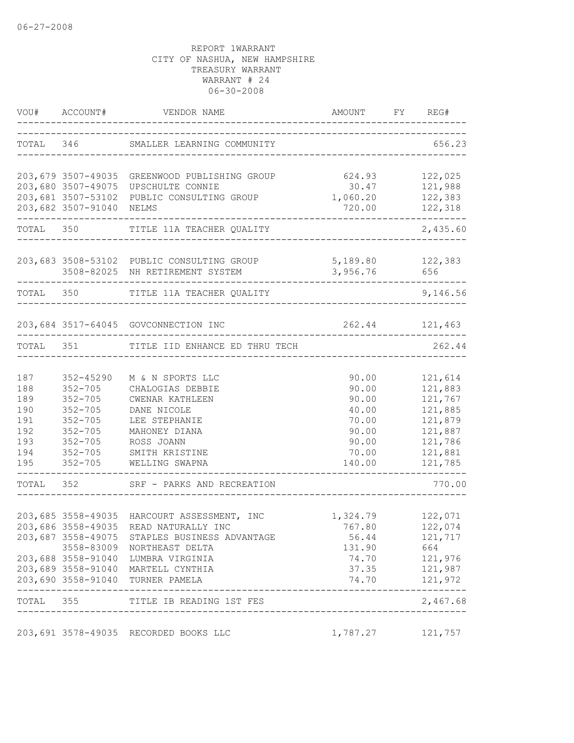06-27-2008

REPORT 1WARRANT
CITY OF NASHUA, NEW HAMPSHIRE
TREASURY WARRANT
WARRANT # 24
06-30-2008

| VOU# | ACCOUNT# | VENDOR NAME | AMOUNT | FY | REG# |
|---|---|---|---|---|---|
| TOTAL | 346 | SMALLER LEARNING COMMUNITY | | | 656.23 |
| 203,679 | 3507-49035 | GREENWOOD PUBLISHING GROUP | 624.93 | | 122,025 |
| 203,680 | 3507-49075 | UPSCHULTE CONNIE | 30.47 | | 121,988 |
| 203,681 | 3507-53102 | PUBLIC CONSULTING GROUP | 1,060.20 | | 122,383 |
| 203,682 | 3507-91040 | NELMS | 720.00 | | 122,318 |
| TOTAL | 350 | TITLE 11A TEACHER QUALITY | | | 2,435.60 |
| 203,683 | 3508-53102 | PUBLIC CONSULTING GROUP | 5,189.80 | | 122,383 |
| | 3508-82025 | NH RETIREMENT SYSTEM | 3,956.76 | | 656 |
| TOTAL | 350 | TITLE 11A TEACHER QUALITY | | | 9,146.56 |
| 203,684 | 3517-64045 | GOVCONNECTION INC | 262.44 | | 121,463 |
| TOTAL | 351 | TITLE IID ENHANCE ED THRU TECH | | | 262.44 |
| 187 | 352-45290 | M & N SPORTS LLC | 90.00 | | 121,614 |
| 188 | 352-705 | CHALOGIAS DEBBIE | 90.00 | | 121,883 |
| 189 | 352-705 | CWENAR KATHLEEN | 90.00 | | 121,767 |
| 190 | 352-705 | DANE NICOLE | 40.00 | | 121,885 |
| 191 | 352-705 | LEE STEPHANIE | 70.00 | | 121,879 |
| 192 | 352-705 | MAHONEY DIANA | 90.00 | | 121,887 |
| 193 | 352-705 | ROSS JOANN | 90.00 | | 121,786 |
| 194 | 352-705 | SMITH KRISTINE | 70.00 | | 121,881 |
| 195 | 352-705 | WELLING SWAPNA | 140.00 | | 121,785 |
| TOTAL | 352 | SRF - PARKS AND RECREATION | | | 770.00 |
| 203,685 | 3558-49035 | HARCOURT ASSESSMENT, INC | 1,324.79 | | 122,071 |
| 203,686 | 3558-49035 | READ NATURALLY INC | 767.80 | | 122,074 |
| 203,687 | 3558-49075 | STAPLES BUSINESS ADVANTAGE | 56.44 | | 121,717 |
| | 3558-83009 | NORTHEAST DELTA | 131.90 | | 664 |
| 203,688 | 3558-91040 | LUMBRA VIRGINIA | 74.70 | | 121,976 |
| 203,689 | 3558-91040 | MARTELL CYNTHIA | 37.35 | | 121,987 |
| 203,690 | 3558-91040 | TURNER PAMELA | 74.70 | | 121,972 |
| TOTAL | 355 | TITLE IB READING 1ST FES | | | 2,467.68 |
| 203,691 | 3578-49035 | RECORDED BOOKS LLC | 1,787.27 | | 121,757 |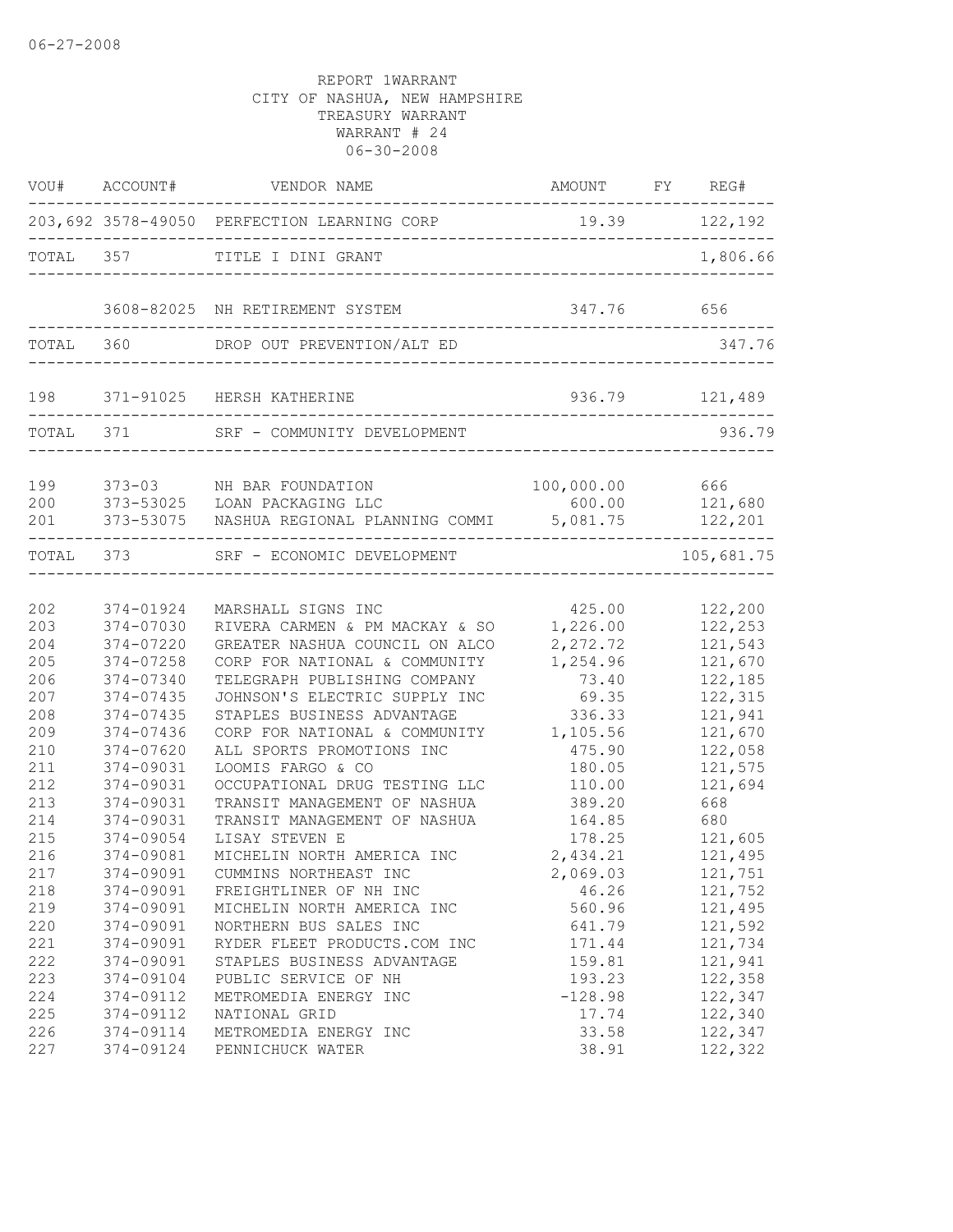06-27-2008

REPORT 1WARRANT
CITY OF NASHUA, NEW HAMPSHIRE
TREASURY WARRANT
WARRANT # 24
06-30-2008

| VOU# | ACCOUNT# | VENDOR NAME | AMOUNT | FY | REG# |
|---|---|---|---|---|---|
| 203,692 | 3578-49050 | PERFECTION LEARNING CORP | 19.39 | | 122,192 |
| TOTAL | 357 | TITLE I DINI GRANT | | | 1,806.66 |
| | 3608-82025 | NH RETIREMENT SYSTEM | 347.76 | | 656 |
| TOTAL | 360 | DROP OUT PREVENTION/ALT ED | | | 347.76 |
| 198 | 371-91025 | HERSH KATHERINE | 936.79 | | 121,489 |
| TOTAL | 371 | SRF - COMMUNITY DEVELOPMENT | | | 936.79 |
| 199 | 373-03 | NH BAR FOUNDATION | 100,000.00 | | 666 |
| 200 | 373-53025 | LOAN PACKAGING LLC | 600.00 | | 121,680 |
| 201 | 373-53075 | NASHUA REGIONAL PLANNING COMMI | 5,081.75 | | 122,201 |
| TOTAL | 373 | SRF - ECONOMIC DEVELOPMENT | | | 105,681.75 |
| 202 | 374-01924 | MARSHALL SIGNS INC | 425.00 | | 122,200 |
| 203 | 374-07030 | RIVERA CARMEN & PM MACKAY & SO | 1,226.00 | | 122,253 |
| 204 | 374-07220 | GREATER NASHUA COUNCIL ON ALCO | 2,272.72 | | 121,543 |
| 205 | 374-07258 | CORP FOR NATIONAL & COMMUNITY | 1,254.96 | | 121,670 |
| 206 | 374-07340 | TELEGRAPH PUBLISHING COMPANY | 73.40 | | 122,185 |
| 207 | 374-07435 | JOHNSON'S ELECTRIC SUPPLY INC | 69.35 | | 122,315 |
| 208 | 374-07435 | STAPLES BUSINESS ADVANTAGE | 336.33 | | 121,941 |
| 209 | 374-07436 | CORP FOR NATIONAL & COMMUNITY | 1,105.56 | | 121,670 |
| 210 | 374-07620 | ALL SPORTS PROMOTIONS INC | 475.90 | | 122,058 |
| 211 | 374-09031 | LOOMIS FARGO & CO | 180.05 | | 121,575 |
| 212 | 374-09031 | OCCUPATIONAL DRUG TESTING LLC | 110.00 | | 121,694 |
| 213 | 374-09031 | TRANSIT MANAGEMENT OF NASHUA | 389.20 | | 668 |
| 214 | 374-09031 | TRANSIT MANAGEMENT OF NASHUA | 164.85 | | 680 |
| 215 | 374-09054 | LISAY STEVEN E | 178.25 | | 121,605 |
| 216 | 374-09081 | MICHELIN NORTH AMERICA INC | 2,434.21 | | 121,495 |
| 217 | 374-09091 | CUMMINS NORTHEAST INC | 2,069.03 | | 121,751 |
| 218 | 374-09091 | FREIGHTLINER OF NH INC | 46.26 | | 121,752 |
| 219 | 374-09091 | MICHELIN NORTH AMERICA INC | 560.96 | | 121,495 |
| 220 | 374-09091 | NORTHERN BUS SALES INC | 641.79 | | 121,592 |
| 221 | 374-09091 | RYDER FLEET PRODUCTS.COM INC | 171.44 | | 121,734 |
| 222 | 374-09091 | STAPLES BUSINESS ADVANTAGE | 159.81 | | 121,941 |
| 223 | 374-09104 | PUBLIC SERVICE OF NH | 193.23 | | 122,358 |
| 224 | 374-09112 | METROMEDIA ENERGY INC | -128.98 | | 122,347 |
| 225 | 374-09112 | NATIONAL GRID | 17.74 | | 122,340 |
| 226 | 374-09114 | METROMEDIA ENERGY INC | 33.58 | | 122,347 |
| 227 | 374-09124 | PENNICHUCK WATER | 38.91 | | 122,322 |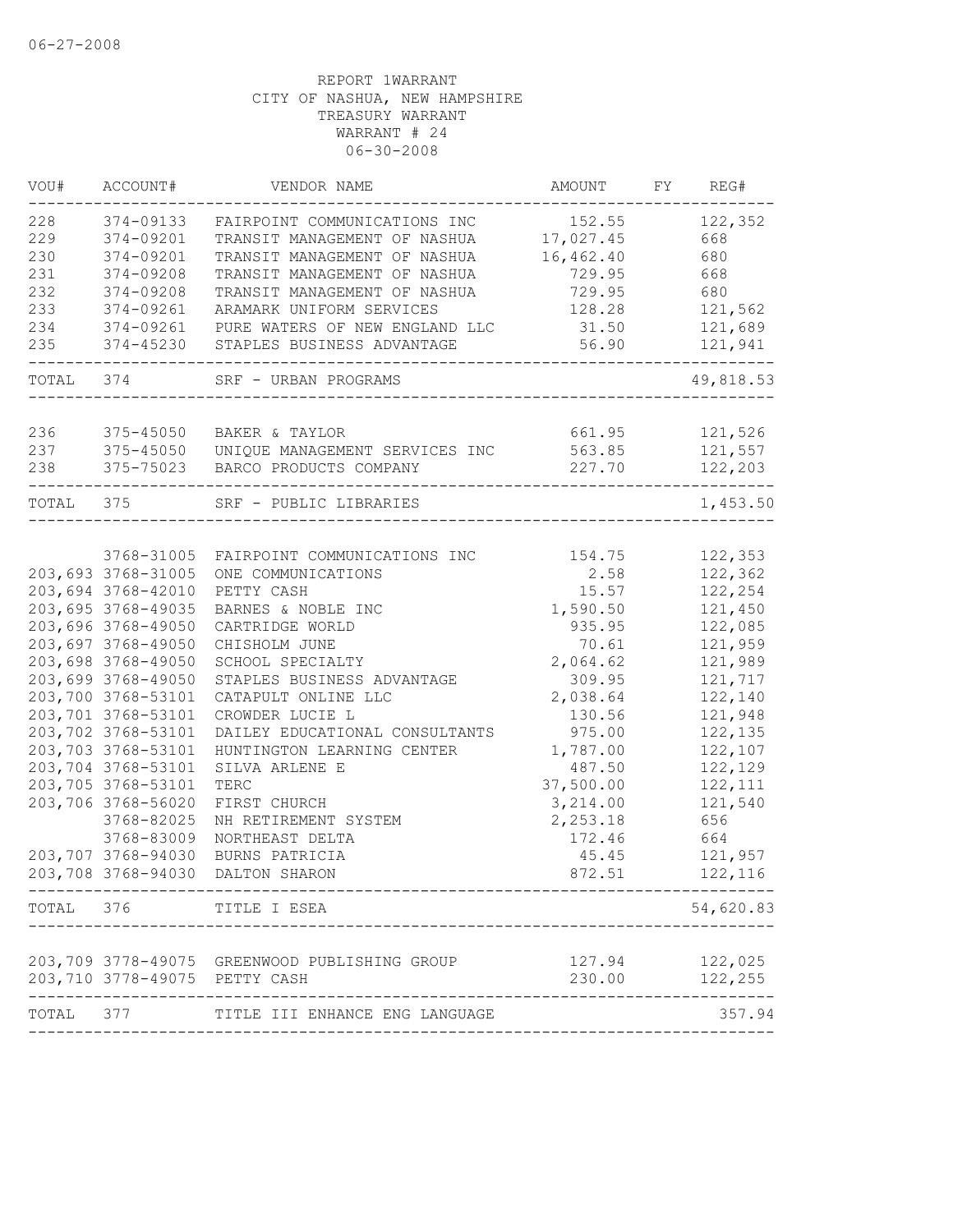06-27-2008

REPORT 1WARRANT
CITY OF NASHUA, NEW HAMPSHIRE
TREASURY WARRANT
WARRANT # 24
06-30-2008

| VOU# | ACCOUNT# | VENDOR NAME | AMOUNT | FY | REG# |
|---|---|---|---|---|---|
| 228 | 374-09133 | FAIRPOINT COMMUNICATIONS INC | 152.55 | | 122,352 |
| 229 | 374-09201 | TRANSIT MANAGEMENT OF NASHUA | 17,027.45 | | 668 |
| 230 | 374-09201 | TRANSIT MANAGEMENT OF NASHUA | 16,462.40 | | 680 |
| 231 | 374-09208 | TRANSIT MANAGEMENT OF NASHUA | 729.95 | | 668 |
| 232 | 374-09208 | TRANSIT MANAGEMENT OF NASHUA | 729.95 | | 680 |
| 233 | 374-09261 | ARAMARK UNIFORM SERVICES | 128.28 | | 121,562 |
| 234 | 374-09261 | PURE WATERS OF NEW ENGLAND LLC | 31.50 | | 121,689 |
| 235 | 374-45230 | STAPLES BUSINESS ADVANTAGE | 56.90 | | 121,941 |
| TOTAL | 374 | SRF - URBAN PROGRAMS | | | 49,818.53 |
| 236 | 375-45050 | BAKER & TAYLOR | 661.95 | | 121,526 |
| 237 | 375-45050 | UNIQUE MANAGEMENT SERVICES INC | 563.85 | | 121,557 |
| 238 | 375-75023 | BARCO PRODUCTS COMPANY | 227.70 | | 122,203 |
| TOTAL | 375 | SRF - PUBLIC LIBRARIES | | | 1,453.50 |
| | 3768-31005 | FAIRPOINT COMMUNICATIONS INC | 154.75 | | 122,353 |
| 203,693 | 3768-31005 | ONE COMMUNICATIONS | 2.58 | | 122,362 |
| 203,694 | 3768-42010 | PETTY CASH | 15.57 | | 122,254 |
| 203,695 | 3768-49035 | BARNES & NOBLE INC | 1,590.50 | | 121,450 |
| 203,696 | 3768-49050 | CARTRIDGE WORLD | 935.95 | | 122,085 |
| 203,697 | 3768-49050 | CHISHOLM JUNE | 70.61 | | 121,959 |
| 203,698 | 3768-49050 | SCHOOL SPECIALTY | 2,064.62 | | 121,989 |
| 203,699 | 3768-49050 | STAPLES BUSINESS ADVANTAGE | 309.95 | | 121,717 |
| 203,700 | 3768-53101 | CATAPULT ONLINE LLC | 2,038.64 | | 122,140 |
| 203,701 | 3768-53101 | CROWDER LUCIE L | 130.56 | | 121,948 |
| 203,702 | 3768-53101 | DAILEY EDUCATIONAL CONSULTANTS | 975.00 | | 122,135 |
| 203,703 | 3768-53101 | HUNTINGTON LEARNING CENTER | 1,787.00 | | 122,107 |
| 203,704 | 3768-53101 | SILVA ARLENE E | 487.50 | | 122,129 |
| 203,705 | 3768-53101 | TERC | 37,500.00 | | 122,111 |
| 203,706 | 3768-56020 | FIRST CHURCH | 3,214.00 | | 121,540 |
| | 3768-82025 | NH RETIREMENT SYSTEM | 2,253.18 | | 656 |
| | 3768-83009 | NORTHEAST DELTA | 172.46 | | 664 |
| 203,707 | 3768-94030 | BURNS PATRICIA | 45.45 | | 121,957 |
| 203,708 | 3768-94030 | DALTON SHARON | 872.51 | | 122,116 |
| TOTAL | 376 | TITLE I ESEA | | | 54,620.83 |
| 203,709 | 3778-49075 | GREENWOOD PUBLISHING GROUP | 127.94 | | 122,025 |
| 203,710 | 3778-49075 | PETTY CASH | 230.00 | | 122,255 |
| TOTAL | 377 | TITLE III ENHANCE ENG LANGUAGE | | | 357.94 |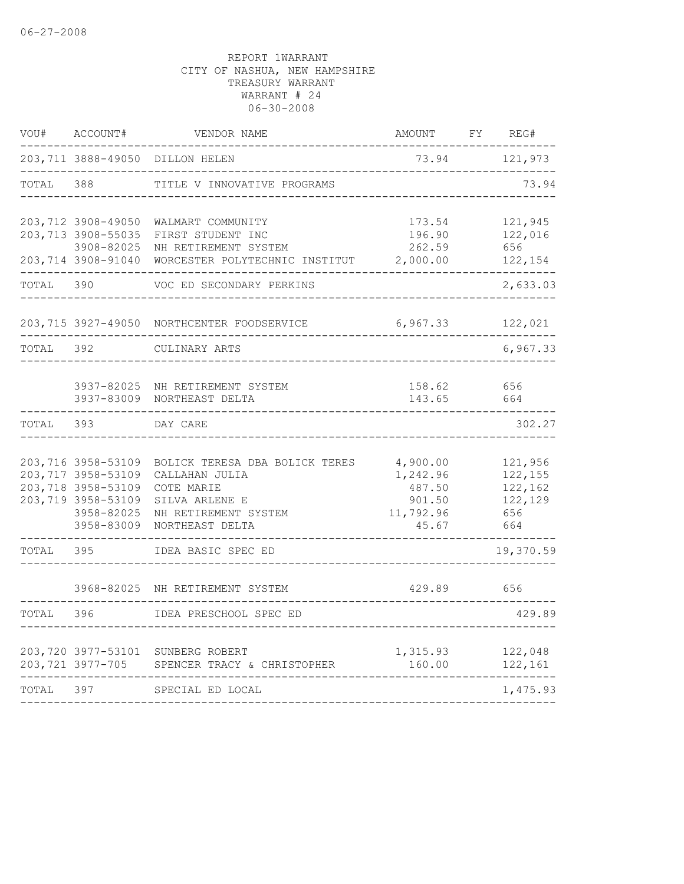06-27-2008

REPORT 1WARRANT
CITY OF NASHUA, NEW HAMPSHIRE
TREASURY WARRANT
WARRANT # 24
06-30-2008

| VOU# | ACCOUNT# | VENDOR NAME | AMOUNT | FY | REG# |
|---|---|---|---|---|---|
| 203,711 | 3888-49050 | DILLON HELEN | 73.94 | | 121,973 |
| TOTAL | 388 | TITLE V INNOVATIVE PROGRAMS | | | 73.94 |
| 203,712 | 3908-49050 | WALMART COMMUNITY | 173.54 | | 121,945 |
| 203,713 | 3908-55035 | FIRST STUDENT INC | 196.90 | | 122,016 |
| | 3908-82025 | NH RETIREMENT SYSTEM | 262.59 | | 656 |
| 203,714 | 3908-91040 | WORCESTER POLYTECHNIC INSTITUT | 2,000.00 | | 122,154 |
| TOTAL | 390 | VOC ED SECONDARY PERKINS | | | 2,633.03 |
| 203,715 | 3927-49050 | NORTHCENTER FOODSERVICE | 6,967.33 | | 122,021 |
| TOTAL | 392 | CULINARY ARTS | | | 6,967.33 |
| | 3937-82025 | NH RETIREMENT SYSTEM | 158.62 | | 656 |
| | 3937-83009 | NORTHEAST DELTA | 143.65 | | 664 |
| TOTAL | 393 | DAY CARE | | | 302.27 |
| 203,716 | 3958-53109 | BOLICK TERESA DBA BOLICK TERES | 4,900.00 | | 121,956 |
| 203,717 | 3958-53109 | CALLAHAN JULIA | 1,242.96 | | 122,155 |
| 203,718 | 3958-53109 | COTE MARIE | 487.50 | | 122,162 |
| 203,719 | 3958-53109 | SILVA ARLENE E | 901.50 | | 122,129 |
| | 3958-82025 | NH RETIREMENT SYSTEM | 11,792.96 | | 656 |
| | 3958-83009 | NORTHEAST DELTA | 45.67 | | 664 |
| TOTAL | 395 | IDEA BASIC SPEC ED | | | 19,370.59 |
| | 3968-82025 | NH RETIREMENT SYSTEM | 429.89 | | 656 |
| TOTAL | 396 | IDEA PRESCHOOL SPEC ED | | | 429.89 |
| 203,720 | 3977-53101 | SUNBERG ROBERT | 1,315.93 | | 122,048 |
| 203,721 | 3977-705 | SPENCER TRACY & CHRISTOPHER | 160.00 | | 122,161 |
| TOTAL | 397 | SPECIAL ED LOCAL | | | 1,475.93 |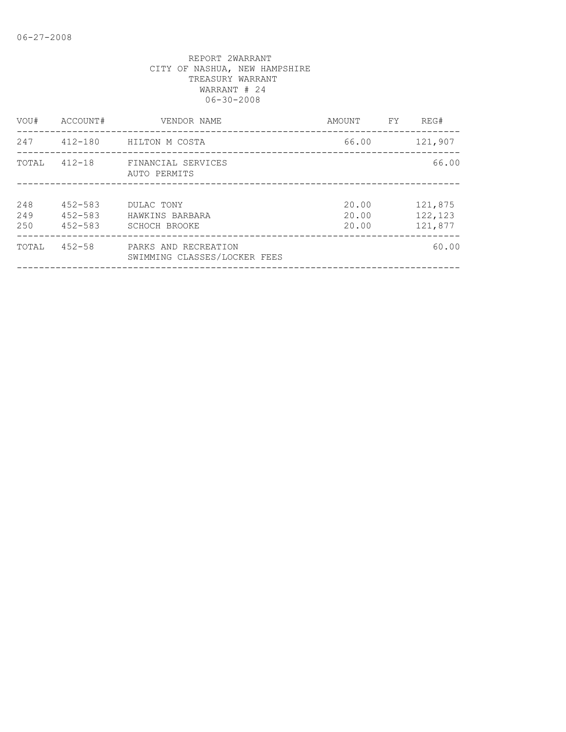REPORT 2WARRANT
CITY OF NASHUA, NEW HAMPSHIRE
TREASURY WARRANT
WARRANT # 24
06-30-2008

| VOU# | ACCOUNT# | VENDOR NAME | AMOUNT | FY | REG# |
|---|---|---|---|---|---|
| 247 | 412-180 | HILTON M COSTA | 66.00 | | 121,907 |
| TOTAL | 412-18 | FINANCIAL SERVICES<br>AUTO PERMITS | | | 66.00 |
| 248 | 452-583 | DULAC TONY | 20.00 | | 121,875 |
| 249 | 452-583 | HAWKINS BARBARA | 20.00 | | 122,123 |
| 250 | 452-583 | SCHOCH BROOKE | 20.00 | | 121,877 |
| TOTAL | 452-58 | PARKS AND RECREATION<br>SWIMMING CLASSES/LOCKER FEES | | | 60.00 |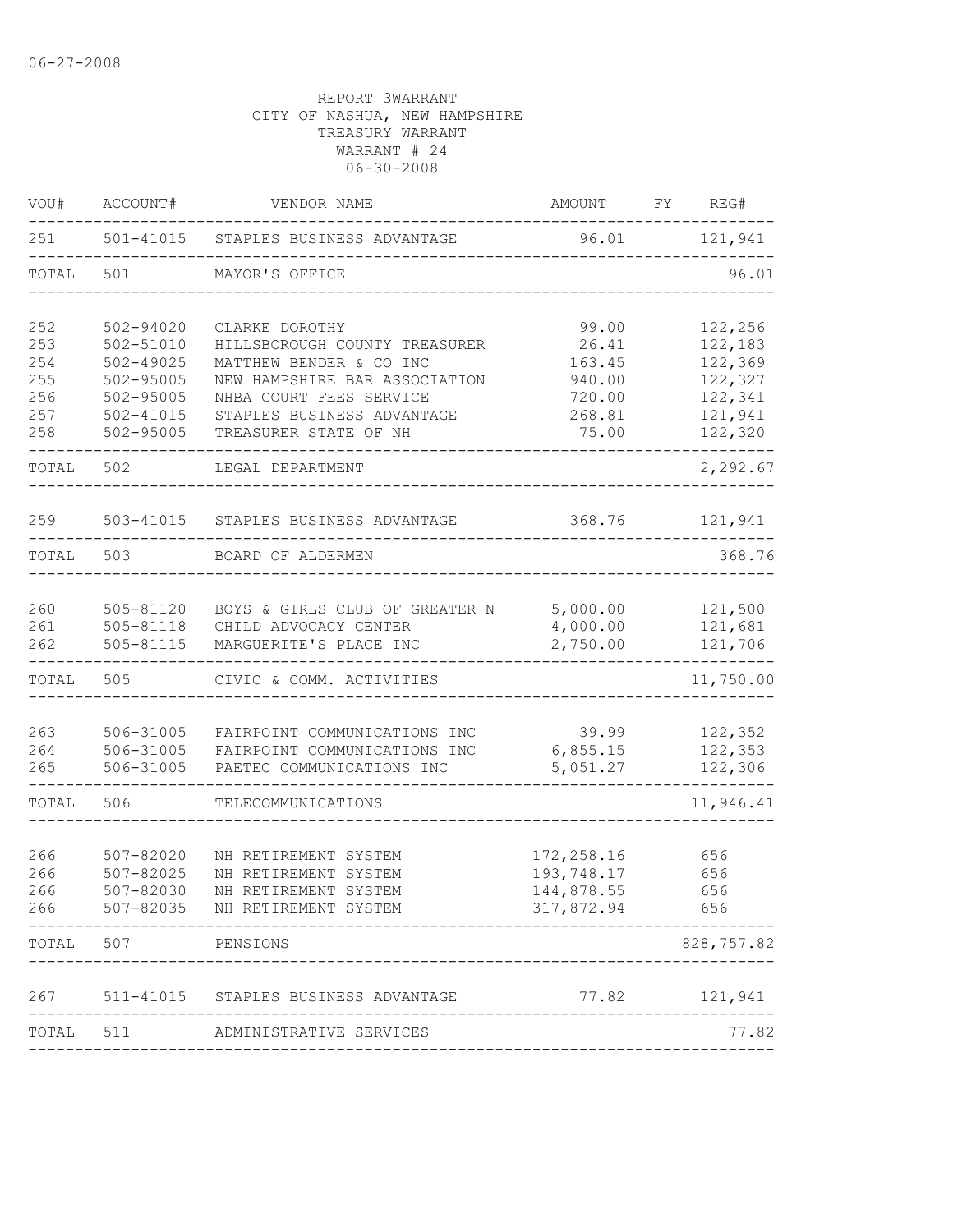06-27-2008

REPORT 3WARRANT
CITY OF NASHUA, NEW HAMPSHIRE
TREASURY WARRANT
WARRANT # 24
06-30-2008

| VOU# | ACCOUNT# | VENDOR NAME | AMOUNT | FY | REG# |
|---|---|---|---|---|---|
| 251 | 501-41015 | STAPLES BUSINESS ADVANTAGE | 96.01 | | 121,941 |
| TOTAL | 501 | MAYOR'S OFFICE | | | 96.01 |
| 252 | 502-94020 | CLARKE DOROTHY | 99.00 | | 122,256 |
| 253 | 502-51010 | HILLSBOROUGH COUNTY TREASURER | 26.41 | | 122,183 |
| 254 | 502-49025 | MATTHEW BENDER & CO INC | 163.45 | | 122,369 |
| 255 | 502-95005 | NEW HAMPSHIRE BAR ASSOCIATION | 940.00 | | 122,327 |
| 256 | 502-95005 | NHBA COURT FEES SERVICE | 720.00 | | 122,341 |
| 257 | 502-41015 | STAPLES BUSINESS ADVANTAGE | 268.81 | | 121,941 |
| 258 | 502-95005 | TREASURER STATE OF NH | 75.00 | | 122,320 |
| TOTAL | 502 | LEGAL DEPARTMENT | | | 2,292.67 |
| 259 | 503-41015 | STAPLES BUSINESS ADVANTAGE | 368.76 | | 121,941 |
| TOTAL | 503 | BOARD OF ALDERMEN | | | 368.76 |
| 260 | 505-81120 | BOYS & GIRLS CLUB OF GREATER N | 5,000.00 | | 121,500 |
| 261 | 505-81118 | CHILD ADVOCACY CENTER | 4,000.00 | | 121,681 |
| 262 | 505-81115 | MARGUERITE'S PLACE INC | 2,750.00 | | 121,706 |
| TOTAL | 505 | CIVIC & COMM. ACTIVITIES | | | 11,750.00 |
| 263 | 506-31005 | FAIRPOINT COMMUNICATIONS INC | 39.99 | | 122,352 |
| 264 | 506-31005 | FAIRPOINT COMMUNICATIONS INC | 6,855.15 | | 122,353 |
| 265 | 506-31005 | PAETEC COMMUNICATIONS INC | 5,051.27 | | 122,306 |
| TOTAL | 506 | TELECOMMUNICATIONS | | | 11,946.41 |
| 266 | 507-82020 | NH RETIREMENT SYSTEM | 172,258.16 | | 656 |
| 266 | 507-82025 | NH RETIREMENT SYSTEM | 193,748.17 | | 656 |
| 266 | 507-82030 | NH RETIREMENT SYSTEM | 144,878.55 | | 656 |
| 266 | 507-82035 | NH RETIREMENT SYSTEM | 317,872.94 | | 656 |
| TOTAL | 507 | PENSIONS | | | 828,757.82 |
| 267 | 511-41015 | STAPLES BUSINESS ADVANTAGE | 77.82 | | 121,941 |
| TOTAL | 511 | ADMINISTRATIVE SERVICES | | | 77.82 |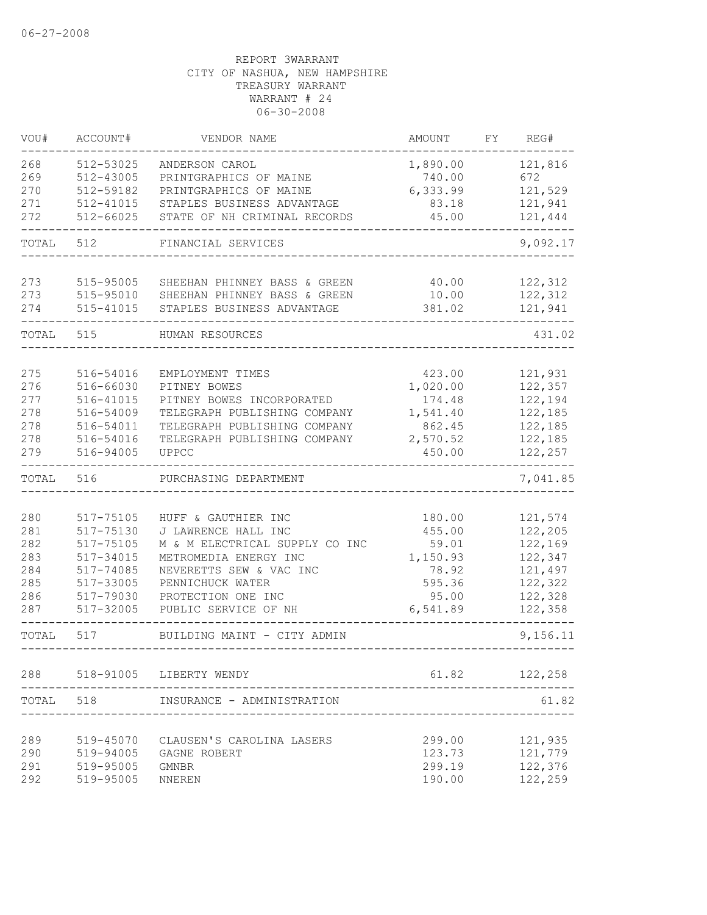06-27-2008

REPORT 3WARRANT
CITY OF NASHUA, NEW HAMPSHIRE
TREASURY WARRANT
WARRANT # 24
06-30-2008

| VOU# | ACCOUNT# | VENDOR NAME | AMOUNT | FY | REG# |
|---|---|---|---|---|---|
| 268 | 512-53025 | ANDERSON CAROL | 1,890.00 | | 121,816 |
| 269 | 512-43005 | PRINTGRAPHICS OF MAINE | 740.00 | | 672 |
| 270 | 512-59182 | PRINTGRAPHICS OF MAINE | 6,333.99 | | 121,529 |
| 271 | 512-41015 | STAPLES BUSINESS ADVANTAGE | 83.18 | | 121,941 |
| 272 | 512-66025 | STATE OF NH CRIMINAL RECORDS | 45.00 | | 121,444 |
| TOTAL | 512 | FINANCIAL SERVICES | | | 9,092.17 |
| 273 | 515-95005 | SHEEHAN PHINNEY BASS & GREEN | 40.00 | | 122,312 |
| 273 | 515-95010 | SHEEHAN PHINNEY BASS & GREEN | 10.00 | | 122,312 |
| 274 | 515-41015 | STAPLES BUSINESS ADVANTAGE | 381.02 | | 121,941 |
| TOTAL | 515 | HUMAN RESOURCES | | | 431.02 |
| 275 | 516-54016 | EMPLOYMENT TIMES | 423.00 | | 121,931 |
| 276 | 516-66030 | PITNEY BOWES | 1,020.00 | | 122,357 |
| 277 | 516-41015 | PITNEY BOWES INCORPORATED | 174.48 | | 122,194 |
| 278 | 516-54009 | TELEGRAPH PUBLISHING COMPANY | 1,541.40 | | 122,185 |
| 278 | 516-54011 | TELEGRAPH PUBLISHING COMPANY | 862.45 | | 122,185 |
| 278 | 516-54016 | TELEGRAPH PUBLISHING COMPANY | 2,570.52 | | 122,185 |
| 279 | 516-94005 | UPPCC | 450.00 | | 122,257 |
| TOTAL | 516 | PURCHASING DEPARTMENT | | | 7,041.85 |
| 280 | 517-75105 | HUFF & GAUTHIER INC | 180.00 | | 121,574 |
| 281 | 517-75130 | J LAWRENCE HALL INC | 455.00 | | 122,205 |
| 282 | 517-75105 | M & M ELECTRICAL SUPPLY CO INC | 59.01 | | 122,169 |
| 283 | 517-34015 | METROMEDIA ENERGY INC | 1,150.93 | | 122,347 |
| 284 | 517-74085 | NEVERETTS SEW & VAC INC | 78.92 | | 121,497 |
| 285 | 517-33005 | PENNICHUCK WATER | 595.36 | | 122,322 |
| 286 | 517-79030 | PROTECTION ONE INC | 95.00 | | 122,328 |
| 287 | 517-32005 | PUBLIC SERVICE OF NH | 6,541.89 | | 122,358 |
| TOTAL | 517 | BUILDING MAINT - CITY ADMIN | | | 9,156.11 |
| 288 | 518-91005 | LIBERTY WENDY | 61.82 | | 122,258 |
| TOTAL | 518 | INSURANCE - ADMINISTRATION | | | 61.82 |
| 289 | 519-45070 | CLAUSEN'S CAROLINA LASERS | 299.00 | | 121,935 |
| 290 | 519-94005 | GAGNE ROBERT | 123.73 | | 121,779 |
| 291 | 519-95005 | GMNBR | 299.19 | | 122,376 |
| 292 | 519-95005 | NNEREN | 190.00 | | 122,259 |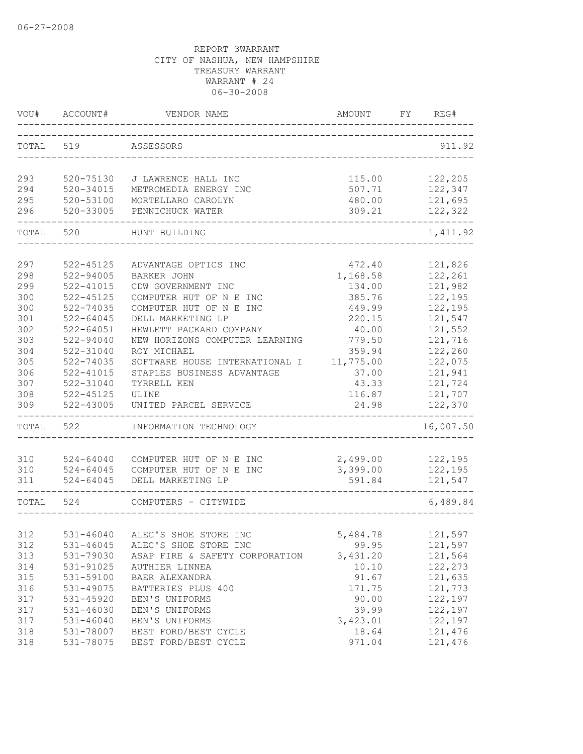06-27-2008

REPORT 3WARRANT
CITY OF NASHUA, NEW HAMPSHIRE
TREASURY WARRANT
WARRANT # 24
06-30-2008

| VOU# | ACCOUNT# | VENDOR NAME | AMOUNT | FY | REG# |
|---|---|---|---|---|---|
| TOTAL | 519 | ASSESSORS | | | 911.92 |
| 293 | 520-75130 | J LAWRENCE HALL INC | 115.00 | | 122,205 |
| 294 | 520-34015 | METROMEDIA ENERGY INC | 507.71 | | 122,347 |
| 295 | 520-53100 | MORTELLARO CAROLYN | 480.00 | | 121,695 |
| 296 | 520-33005 | PENNICHUCK WATER | 309.21 | | 122,322 |
| TOTAL | 520 | HUNT BUILDING | | | 1,411.92 |
| 297 | 522-45125 | ADVANTAGE OPTICS INC | 472.40 | | 121,826 |
| 298 | 522-94005 | BARKER JOHN | 1,168.58 | | 122,261 |
| 299 | 522-41015 | CDW GOVERNMENT INC | 134.00 | | 121,982 |
| 300 | 522-45125 | COMPUTER HUT OF N E INC | 385.76 | | 122,195 |
| 300 | 522-74035 | COMPUTER HUT OF N E INC | 449.99 | | 122,195 |
| 301 | 522-64045 | DELL MARKETING LP | 220.15 | | 121,547 |
| 302 | 522-64051 | HEWLETT PACKARD COMPANY | 40.00 | | 121,552 |
| 303 | 522-94040 | NEW HORIZONS COMPUTER LEARNING | 779.50 | | 121,716 |
| 304 | 522-31040 | ROY MICHAEL | 359.94 | | 122,260 |
| 305 | 522-74035 | SOFTWARE HOUSE INTERNATIONAL I | 11,775.00 | | 122,075 |
| 306 | 522-41015 | STAPLES BUSINESS ADVANTAGE | 37.00 | | 121,941 |
| 307 | 522-31040 | TYRRELL KEN | 43.33 | | 121,724 |
| 308 | 522-45125 | ULINE | 116.87 | | 121,707 |
| 309 | 522-43005 | UNITED PARCEL SERVICE | 24.98 | | 122,370 |
| TOTAL | 522 | INFORMATION TECHNOLOGY | | | 16,007.50 |
| 310 | 524-64040 | COMPUTER HUT OF N E INC | 2,499.00 | | 122,195 |
| 310 | 524-64045 | COMPUTER HUT OF N E INC | 3,399.00 | | 122,195 |
| 311 | 524-64045 | DELL MARKETING LP | 591.84 | | 121,547 |
| TOTAL | 524 | COMPUTERS - CITYWIDE | | | 6,489.84 |
| 312 | 531-46040 | ALEC'S SHOE STORE INC | 5,484.78 | | 121,597 |
| 312 | 531-46045 | ALEC'S SHOE STORE INC | 99.95 | | 121,597 |
| 313 | 531-79030 | ASAP FIRE & SAFETY CORPORATION | 3,431.20 | | 121,564 |
| 314 | 531-91025 | AUTHIER LINNEA | 10.10 | | 122,273 |
| 315 | 531-59100 | BAER ALEXANDRA | 91.67 | | 121,635 |
| 316 | 531-49075 | BATTERIES PLUS 400 | 171.75 | | 121,773 |
| 317 | 531-45920 | BEN'S UNIFORMS | 90.00 | | 122,197 |
| 317 | 531-46030 | BEN'S UNIFORMS | 39.99 | | 122,197 |
| 317 | 531-46040 | BEN'S UNIFORMS | 3,423.01 | | 122,197 |
| 318 | 531-78007 | BEST FORD/BEST CYCLE | 18.64 | | 121,476 |
| 318 | 531-78075 | BEST FORD/BEST CYCLE | 971.04 | | 121,476 |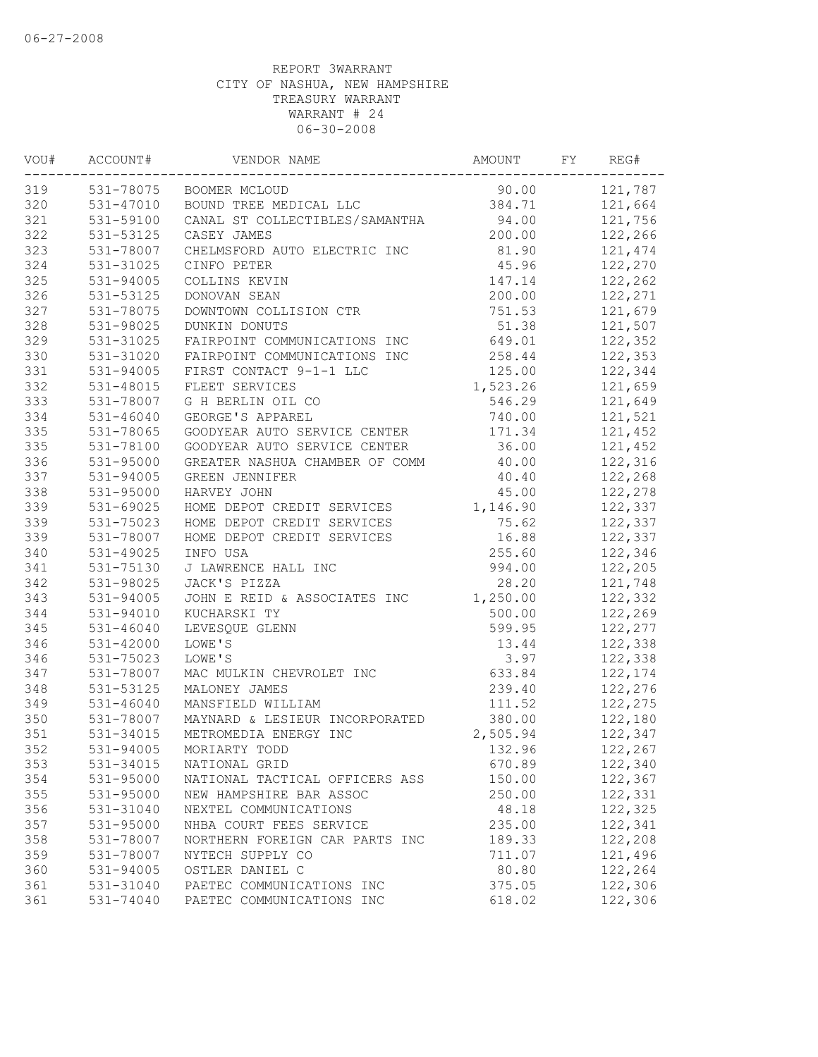06-27-2008

REPORT 3WARRANT
CITY OF NASHUA, NEW HAMPSHIRE
TREASURY WARRANT
WARRANT # 24
06-30-2008

| VOU# | ACCOUNT# | VENDOR NAME | AMOUNT | FY | REG# |
|---|---|---|---|---|---|
| 319 | 531-78075 | BOOMER MCLOUD | 90.00 | | 121,787 |
| 320 | 531-47010 | BOUND TREE MEDICAL LLC | 384.71 | | 121,664 |
| 321 | 531-59100 | CANAL ST COLLECTIBLES/SAMANTHA | 94.00 | | 121,756 |
| 322 | 531-53125 | CASEY JAMES | 200.00 | | 122,266 |
| 323 | 531-78007 | CHELMSFORD AUTO ELECTRIC INC | 81.90 | | 121,474 |
| 324 | 531-31025 | CINFO PETER | 45.96 | | 122,270 |
| 325 | 531-94005 | COLLINS KEVIN | 147.14 | | 122,262 |
| 326 | 531-53125 | DONOVAN SEAN | 200.00 | | 122,271 |
| 327 | 531-78075 | DOWNTOWN COLLISION CTR | 751.53 | | 121,679 |
| 328 | 531-98025 | DUNKIN DONUTS | 51.38 | | 121,507 |
| 329 | 531-31025 | FAIRPOINT COMMUNICATIONS INC | 649.01 | | 122,352 |
| 330 | 531-31020 | FAIRPOINT COMMUNICATIONS INC | 258.44 | | 122,353 |
| 331 | 531-94005 | FIRST CONTACT 9-1-1 LLC | 125.00 | | 122,344 |
| 332 | 531-48015 | FLEET SERVICES | 1,523.26 | | 121,659 |
| 333 | 531-78007 | G H BERLIN OIL CO | 546.29 | | 121,649 |
| 334 | 531-46040 | GEORGE'S APPAREL | 740.00 | | 121,521 |
| 335 | 531-78065 | GOODYEAR AUTO SERVICE CENTER | 171.34 | | 121,452 |
| 335 | 531-78100 | GOODYEAR AUTO SERVICE CENTER | 36.00 | | 121,452 |
| 336 | 531-95000 | GREATER NASHUA CHAMBER OF COMM | 40.00 | | 122,316 |
| 337 | 531-94005 | GREEN JENNIFER | 40.40 | | 122,268 |
| 338 | 531-95000 | HARVEY JOHN | 45.00 | | 122,278 |
| 339 | 531-69025 | HOME DEPOT CREDIT SERVICES | 1,146.90 | | 122,337 |
| 339 | 531-75023 | HOME DEPOT CREDIT SERVICES | 75.62 | | 122,337 |
| 339 | 531-78007 | HOME DEPOT CREDIT SERVICES | 16.88 | | 122,337 |
| 340 | 531-49025 | INFO USA | 255.60 | | 122,346 |
| 341 | 531-75130 | J LAWRENCE HALL INC | 994.00 | | 122,205 |
| 342 | 531-98025 | JACK'S PIZZA | 28.20 | | 121,748 |
| 343 | 531-94005 | JOHN E REID & ASSOCIATES INC | 1,250.00 | | 122,332 |
| 344 | 531-94010 | KUCHARSKI TY | 500.00 | | 122,269 |
| 345 | 531-46040 | LEVESQUE GLENN | 599.95 | | 122,277 |
| 346 | 531-42000 | LOWE'S | 13.44 | | 122,338 |
| 346 | 531-75023 | LOWE'S | 3.97 | | 122,338 |
| 347 | 531-78007 | MAC MULKIN CHEVROLET INC | 633.84 | | 122,174 |
| 348 | 531-53125 | MALONEY JAMES | 239.40 | | 122,276 |
| 349 | 531-46040 | MANSFIELD WILLIAM | 111.52 | | 122,275 |
| 350 | 531-78007 | MAYNARD & LESIEUR INCORPORATED | 380.00 | | 122,180 |
| 351 | 531-34015 | METROMEDIA ENERGY INC | 2,505.94 | | 122,347 |
| 352 | 531-94005 | MORIARTY TODD | 132.96 | | 122,267 |
| 353 | 531-34015 | NATIONAL GRID | 670.89 | | 122,340 |
| 354 | 531-95000 | NATIONAL TACTICAL OFFICERS ASS | 150.00 | | 122,367 |
| 355 | 531-95000 | NEW HAMPSHIRE BAR ASSOC | 250.00 | | 122,331 |
| 356 | 531-31040 | NEXTEL COMMUNICATIONS | 48.18 | | 122,325 |
| 357 | 531-95000 | NHBA COURT FEES SERVICE | 235.00 | | 122,341 |
| 358 | 531-78007 | NORTHERN FOREIGN CAR PARTS INC | 189.33 | | 122,208 |
| 359 | 531-78007 | NYTECH SUPPLY CO | 711.07 | | 121,496 |
| 360 | 531-94005 | OSTLER DANIEL C | 80.80 | | 122,264 |
| 361 | 531-31040 | PAETEC COMMUNICATIONS INC | 375.05 | | 122,306 |
| 361 | 531-74040 | PAETEC COMMUNICATIONS INC | 618.02 | | 122,306 |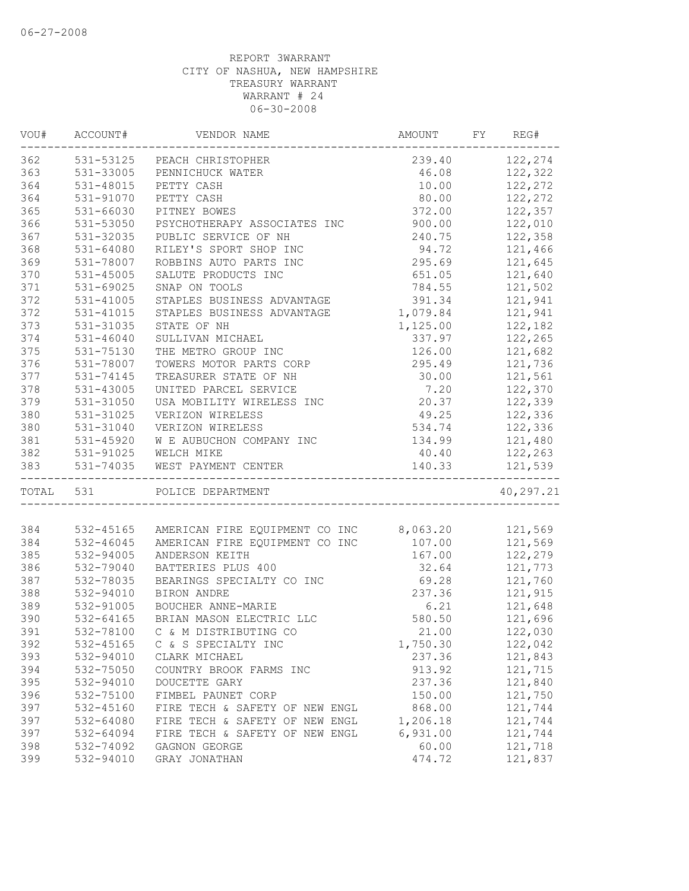06-27-2008

REPORT 3WARRANT
CITY OF NASHUA, NEW HAMPSHIRE
TREASURY WARRANT
WARRANT # 24
06-30-2008

| VOU# | ACCOUNT# | VENDOR NAME | AMOUNT | FY | REG# |
|---|---|---|---|---|---|
| 362 | 531-53125 | PEACH CHRISTOPHER | 239.40 | | 122,274 |
| 363 | 531-33005 | PENNICHUCK WATER | 46.08 | | 122,322 |
| 364 | 531-48015 | PETTY CASH | 10.00 | | 122,272 |
| 364 | 531-91070 | PETTY CASH | 80.00 | | 122,272 |
| 365 | 531-66030 | PITNEY BOWES | 372.00 | | 122,357 |
| 366 | 531-53050 | PSYCHOTHERAPY ASSOCIATES INC | 900.00 | | 122,010 |
| 367 | 531-32035 | PUBLIC SERVICE OF NH | 240.75 | | 122,358 |
| 368 | 531-64080 | RILEY'S SPORT SHOP INC | 94.72 | | 121,466 |
| 369 | 531-78007 | ROBBINS AUTO PARTS INC | 295.69 | | 121,645 |
| 370 | 531-45005 | SALUTE PRODUCTS INC | 651.05 | | 121,640 |
| 371 | 531-69025 | SNAP ON TOOLS | 784.55 | | 121,502 |
| 372 | 531-41005 | STAPLES BUSINESS ADVANTAGE | 391.34 | | 121,941 |
| 372 | 531-41015 | STAPLES BUSINESS ADVANTAGE | 1,079.84 | | 121,941 |
| 373 | 531-31035 | STATE OF NH | 1,125.00 | | 122,182 |
| 374 | 531-46040 | SULLIVAN MICHAEL | 337.97 | | 122,265 |
| 375 | 531-75130 | THE METRO GROUP INC | 126.00 | | 121,682 |
| 376 | 531-78007 | TOWERS MOTOR PARTS CORP | 295.49 | | 121,736 |
| 377 | 531-74145 | TREASURER STATE OF NH | 30.00 | | 121,561 |
| 378 | 531-43005 | UNITED PARCEL SERVICE | 7.20 | | 122,370 |
| 379 | 531-31050 | USA MOBILITY WIRELESS INC | 20.37 | | 122,339 |
| 380 | 531-31025 | VERIZON WIRELESS | 49.25 | | 122,336 |
| 380 | 531-31040 | VERIZON WIRELESS | 534.74 | | 122,336 |
| 381 | 531-45920 | W E AUBUCHON COMPANY INC | 134.99 | | 121,480 |
| 382 | 531-91025 | WELCH MIKE | 40.40 | | 122,263 |
| 383 | 531-74035 | WEST PAYMENT CENTER | 140.33 | | 121,539 |
| TOTAL | 531 | POLICE DEPARTMENT | | | 40,297.21 |
| 384 | 532-45165 | AMERICAN FIRE EQUIPMENT CO INC | 8,063.20 | | 121,569 |
| 384 | 532-46045 | AMERICAN FIRE EQUIPMENT CO INC | 107.00 | | 121,569 |
| 385 | 532-94005 | ANDERSON KEITH | 167.00 | | 122,279 |
| 386 | 532-79040 | BATTERIES PLUS 400 | 32.64 | | 121,773 |
| 387 | 532-78035 | BEARINGS SPECIALTY CO INC | 69.28 | | 121,760 |
| 388 | 532-94010 | BIRON ANDRE | 237.36 | | 121,915 |
| 389 | 532-91005 | BOUCHER ANNE-MARIE | 6.21 | | 121,648 |
| 390 | 532-64165 | BRIAN MASON ELECTRIC LLC | 580.50 | | 121,696 |
| 391 | 532-78100 | C & M DISTRIBUTING CO | 21.00 | | 122,030 |
| 392 | 532-45165 | C & S SPECIALTY INC | 1,750.30 | | 122,042 |
| 393 | 532-94010 | CLARK MICHAEL | 237.36 | | 121,843 |
| 394 | 532-75050 | COUNTRY BROOK FARMS INC | 913.92 | | 121,715 |
| 395 | 532-94010 | DOUCETTE GARY | 237.36 | | 121,840 |
| 396 | 532-75100 | FIMBEL PAUNET CORP | 150.00 | | 121,750 |
| 397 | 532-45160 | FIRE TECH & SAFETY OF NEW ENGL | 868.00 | | 121,744 |
| 397 | 532-64080 | FIRE TECH & SAFETY OF NEW ENGL | 1,206.18 | | 121,744 |
| 397 | 532-64094 | FIRE TECH & SAFETY OF NEW ENGL | 6,931.00 | | 121,744 |
| 398 | 532-74092 | GAGNON GEORGE | 60.00 | | 121,718 |
| 399 | 532-94010 | GRAY JONATHAN | 474.72 | | 121,837 |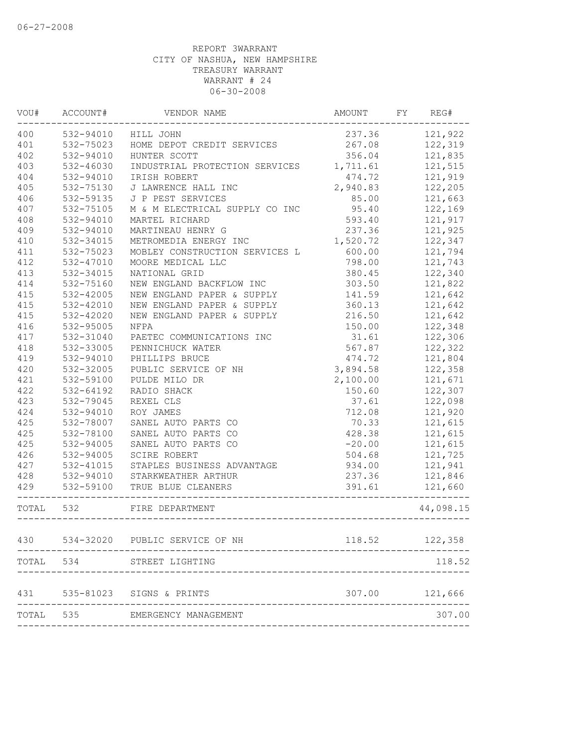06-27-2008

REPORT 3WARRANT
CITY OF NASHUA, NEW HAMPSHIRE
TREASURY WARRANT
WARRANT # 24
06-30-2008

| VOU# | ACCOUNT# | VENDOR NAME | AMOUNT | FY | REG# |
|---|---|---|---|---|---|
| 400 | 532-94010 | HILL JOHN | 237.36 | | 121,922 |
| 401 | 532-75023 | HOME DEPOT CREDIT SERVICES | 267.08 | | 122,319 |
| 402 | 532-94010 | HUNTER SCOTT | 356.04 | | 121,835 |
| 403 | 532-46030 | INDUSTRIAL PROTECTION SERVICES | 1,711.61 | | 121,515 |
| 404 | 532-94010 | IRISH ROBERT | 474.72 | | 121,919 |
| 405 | 532-75130 | J LAWRENCE HALL INC | 2,940.83 | | 122,205 |
| 406 | 532-59135 | J P PEST SERVICES | 85.00 | | 121,663 |
| 407 | 532-75105 | M & M ELECTRICAL SUPPLY CO INC | 95.40 | | 122,169 |
| 408 | 532-94010 | MARTEL RICHARD | 593.40 | | 121,917 |
| 409 | 532-94010 | MARTINEAU HENRY G | 237.36 | | 121,925 |
| 410 | 532-34015 | METROMEDIA ENERGY INC | 1,520.72 | | 122,347 |
| 411 | 532-75023 | MOBLEY CONSTRUCTION SERVICES L | 600.00 | | 121,794 |
| 412 | 532-47010 | MOORE MEDICAL LLC | 798.00 | | 121,743 |
| 413 | 532-34015 | NATIONAL GRID | 380.45 | | 122,340 |
| 414 | 532-75160 | NEW ENGLAND BACKFLOW INC | 303.50 | | 121,822 |
| 415 | 532-42005 | NEW ENGLAND PAPER & SUPPLY | 141.59 | | 121,642 |
| 415 | 532-42010 | NEW ENGLAND PAPER & SUPPLY | 360.13 | | 121,642 |
| 415 | 532-42020 | NEW ENGLAND PAPER & SUPPLY | 216.50 | | 121,642 |
| 416 | 532-95005 | NFPA | 150.00 | | 122,348 |
| 417 | 532-31040 | PAETEC COMMUNICATIONS INC | 31.61 | | 122,306 |
| 418 | 532-33005 | PENNICHUCK WATER | 567.87 | | 122,322 |
| 419 | 532-94010 | PHILLIPS BRUCE | 474.72 | | 121,804 |
| 420 | 532-32005 | PUBLIC SERVICE OF NH | 3,894.58 | | 122,358 |
| 421 | 532-59100 | PULDE MILO DR | 2,100.00 | | 121,671 |
| 422 | 532-64192 | RADIO SHACK | 150.60 | | 122,307 |
| 423 | 532-79045 | REXEL CLS | 37.61 | | 122,098 |
| 424 | 532-94010 | ROY JAMES | 712.08 | | 121,920 |
| 425 | 532-78007 | SANEL AUTO PARTS CO | 70.33 | | 121,615 |
| 425 | 532-78100 | SANEL AUTO PARTS CO | 428.38 | | 121,615 |
| 425 | 532-94005 | SANEL AUTO PARTS CO | -20.00 | | 121,615 |
| 426 | 532-94005 | SCIRE ROBERT | 504.68 | | 121,725 |
| 427 | 532-41015 | STAPLES BUSINESS ADVANTAGE | 934.00 | | 121,941 |
| 428 | 532-94010 | STARKWEATHER ARTHUR | 237.36 | | 121,846 |
| 429 | 532-59100 | TRUE BLUE CLEANERS | 391.61 | | 121,660 |
| TOTAL | 532 | FIRE DEPARTMENT | | | 44,098.15 |
| 430 | 534-32020 | PUBLIC SERVICE OF NH | 118.52 | | 122,358 |
| TOTAL | 534 | STREET LIGHTING | | | 118.52 |
| 431 | 535-81023 | SIGNS & PRINTS | 307.00 | | 121,666 |
| TOTAL | 535 | EMERGENCY MANAGEMENT | | | 307.00 |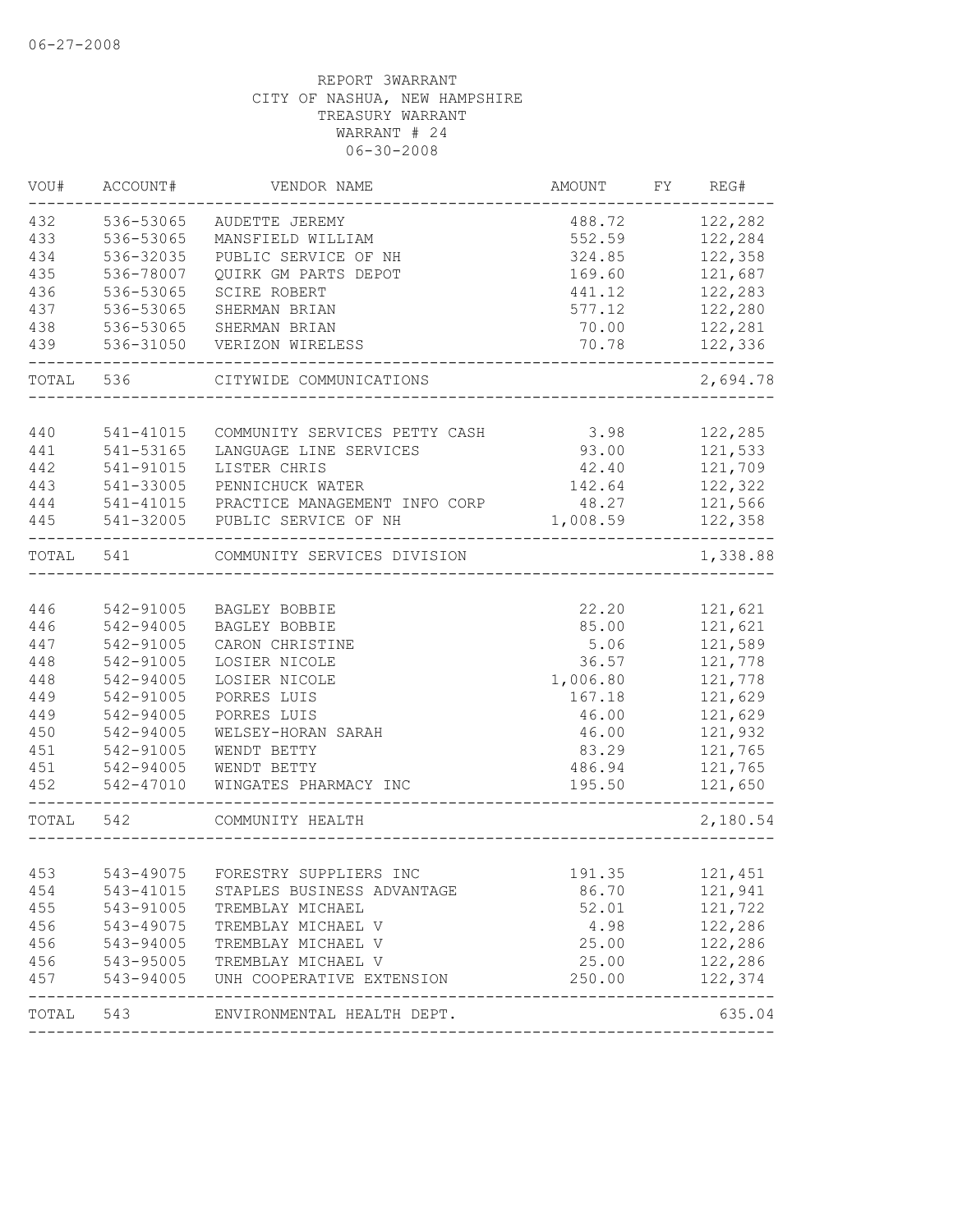06-27-2008

REPORT 3WARRANT
CITY OF NASHUA, NEW HAMPSHIRE
TREASURY WARRANT
WARRANT # 24
06-30-2008

| VOU# | ACCOUNT# | VENDOR NAME | AMOUNT | FY | REG# |
|---|---|---|---|---|---|
| 432 | 536-53065 | AUDETTE JEREMY | 488.72 | | 122,282 |
| 433 | 536-53065 | MANSFIELD WILLIAM | 552.59 | | 122,284 |
| 434 | 536-32035 | PUBLIC SERVICE OF NH | 324.85 | | 122,358 |
| 435 | 536-78007 | QUIRK GM PARTS DEPOT | 169.60 | | 121,687 |
| 436 | 536-53065 | SCIRE ROBERT | 441.12 | | 122,283 |
| 437 | 536-53065 | SHERMAN BRIAN | 577.12 | | 122,280 |
| 438 | 536-53065 | SHERMAN BRIAN | 70.00 | | 122,281 |
| 439 | 536-31050 | VERIZON WIRELESS | 70.78 | | 122,336 |
| TOTAL | 536 | CITYWIDE COMMUNICATIONS | | | 2,694.78 |
| 440 | 541-41015 | COMMUNITY SERVICES PETTY CASH | 3.98 | | 122,285 |
| 441 | 541-53165 | LANGUAGE LINE SERVICES | 93.00 | | 121,533 |
| 442 | 541-91015 | LISTER CHRIS | 42.40 | | 121,709 |
| 443 | 541-33005 | PENNICHUCK WATER | 142.64 | | 122,322 |
| 444 | 541-41015 | PRACTICE MANAGEMENT INFO CORP | 48.27 | | 121,566 |
| 445 | 541-32005 | PUBLIC SERVICE OF NH | 1,008.59 | | 122,358 |
| TOTAL | 541 | COMMUNITY SERVICES DIVISION | | | 1,338.88 |
| 446 | 542-91005 | BAGLEY BOBBIE | 22.20 | | 121,621 |
| 446 | 542-94005 | BAGLEY BOBBIE | 85.00 | | 121,621 |
| 447 | 542-91005 | CARON CHRISTINE | 5.06 | | 121,589 |
| 448 | 542-91005 | LOSIER NICOLE | 36.57 | | 121,778 |
| 448 | 542-94005 | LOSIER NICOLE | 1,006.80 | | 121,778 |
| 449 | 542-91005 | PORRES LUIS | 167.18 | | 121,629 |
| 449 | 542-94005 | PORRES LUIS | 46.00 | | 121,629 |
| 450 | 542-94005 | WELSEY-HORAN SARAH | 46.00 | | 121,932 |
| 451 | 542-91005 | WENDT BETTY | 83.29 | | 121,765 |
| 451 | 542-94005 | WENDT BETTY | 486.94 | | 121,765 |
| 452 | 542-47010 | WINGATES PHARMACY INC | 195.50 | | 121,650 |
| TOTAL | 542 | COMMUNITY HEALTH | | | 2,180.54 |
| 453 | 543-49075 | FORESTRY SUPPLIERS INC | 191.35 | | 121,451 |
| 454 | 543-41015 | STAPLES BUSINESS ADVANTAGE | 86.70 | | 121,941 |
| 455 | 543-91005 | TREMBLAY MICHAEL | 52.01 | | 121,722 |
| 456 | 543-49075 | TREMBLAY MICHAEL V | 4.98 | | 122,286 |
| 456 | 543-94005 | TREMBLAY MICHAEL V | 25.00 | | 122,286 |
| 456 | 543-95005 | TREMBLAY MICHAEL V | 25.00 | | 122,286 |
| 457 | 543-94005 | UNH COOPERATIVE EXTENSION | 250.00 | | 122,374 |
| TOTAL | 543 | ENVIRONMENTAL HEALTH DEPT. | | | 635.04 |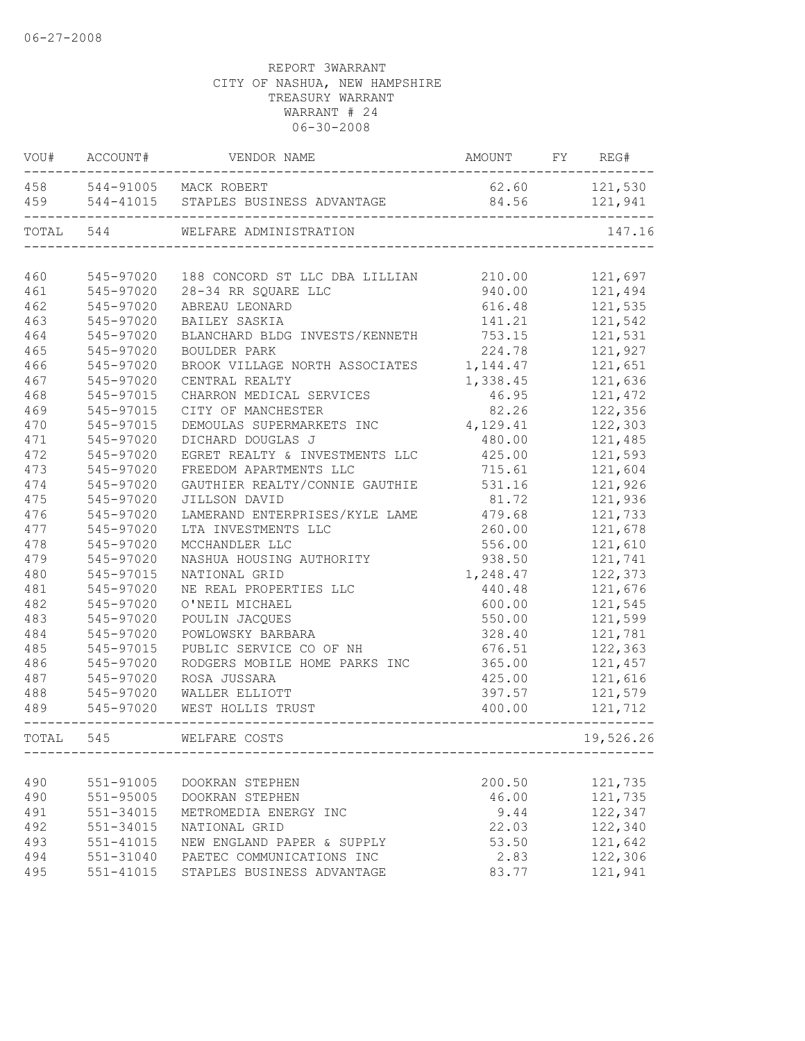06-27-2008

REPORT 3WARRANT
CITY OF NASHUA, NEW HAMPSHIRE
TREASURY WARRANT
WARRANT # 24
06-30-2008

| VOU# | ACCOUNT# | VENDOR NAME | AMOUNT | FY | REG# |
|---|---|---|---|---|---|
| 458 | 544-91005 | MACK ROBERT | 62.60 | | 121,530 |
| 459 | 544-41015 | STAPLES BUSINESS ADVANTAGE | 84.56 | | 121,941 |
| TOTAL | 544 | WELFARE ADMINISTRATION | | | 147.16 |
| 460 | 545-97020 | 188 CONCORD ST LLC DBA LILLIAN | 210.00 | | 121,697 |
| 461 | 545-97020 | 28-34 RR SQUARE LLC | 940.00 | | 121,494 |
| 462 | 545-97020 | ABREAU LEONARD | 616.48 | | 121,535 |
| 463 | 545-97020 | BAILEY SASKIA | 141.21 | | 121,542 |
| 464 | 545-97020 | BLANCHARD BLDG INVESTS/KENNETH | 753.15 | | 121,531 |
| 465 | 545-97020 | BOULDER PARK | 224.78 | | 121,927 |
| 466 | 545-97020 | BROOK VILLAGE NORTH ASSOCIATES | 1,144.47 | | 121,651 |
| 467 | 545-97020 | CENTRAL REALTY | 1,338.45 | | 121,636 |
| 468 | 545-97015 | CHARRON MEDICAL SERVICES | 46.95 | | 121,472 |
| 469 | 545-97015 | CITY OF MANCHESTER | 82.26 | | 122,356 |
| 470 | 545-97015 | DEMOULAS SUPERMARKETS INC | 4,129.41 | | 122,303 |
| 471 | 545-97020 | DICHARD DOUGLAS J | 480.00 | | 121,485 |
| 472 | 545-97020 | EGRET REALTY & INVESTMENTS LLC | 425.00 | | 121,593 |
| 473 | 545-97020 | FREEDOM APARTMENTS LLC | 715.61 | | 121,604 |
| 474 | 545-97020 | GAUTHIER REALTY/CONNIE GAUTHIE | 531.16 | | 121,926 |
| 475 | 545-97020 | JILLSON DAVID | 81.72 | | 121,936 |
| 476 | 545-97020 | LAMERAND ENTERPRISES/KYLE LAME | 479.68 | | 121,733 |
| 477 | 545-97020 | LTA INVESTMENTS LLC | 260.00 | | 121,678 |
| 478 | 545-97020 | MCCHANDLER LLC | 556.00 | | 121,610 |
| 479 | 545-97020 | NASHUA HOUSING AUTHORITY | 938.50 | | 121,741 |
| 480 | 545-97015 | NATIONAL GRID | 1,248.47 | | 122,373 |
| 481 | 545-97020 | NE REAL PROPERTIES LLC | 440.48 | | 121,676 |
| 482 | 545-97020 | O'NEIL MICHAEL | 600.00 | | 121,545 |
| 483 | 545-97020 | POULIN JACQUES | 550.00 | | 121,599 |
| 484 | 545-97020 | POWLOWSKY BARBARA | 328.40 | | 121,781 |
| 485 | 545-97015 | PUBLIC SERVICE CO OF NH | 676.51 | | 122,363 |
| 486 | 545-97020 | RODGERS MOBILE HOME PARKS INC | 365.00 | | 121,457 |
| 487 | 545-97020 | ROSA JUSSARA | 425.00 | | 121,616 |
| 488 | 545-97020 | WALLER ELLIOTT | 397.57 | | 121,579 |
| 489 | 545-97020 | WEST HOLLIS TRUST | 400.00 | | 121,712 |
| TOTAL | 545 | WELFARE COSTS | | | 19,526.26 |
| 490 | 551-91005 | DOOKRAN STEPHEN | 200.50 | | 121,735 |
| 490 | 551-95005 | DOOKRAN STEPHEN | 46.00 | | 121,735 |
| 491 | 551-34015 | METROMEDIA ENERGY INC | 9.44 | | 122,347 |
| 492 | 551-34015 | NATIONAL GRID | 22.03 | | 122,340 |
| 493 | 551-41015 | NEW ENGLAND PAPER & SUPPLY | 53.50 | | 121,642 |
| 494 | 551-31040 | PAETEC COMMUNICATIONS INC | 2.83 | | 122,306 |
| 495 | 551-41015 | STAPLES BUSINESS ADVANTAGE | 83.77 | | 121,941 |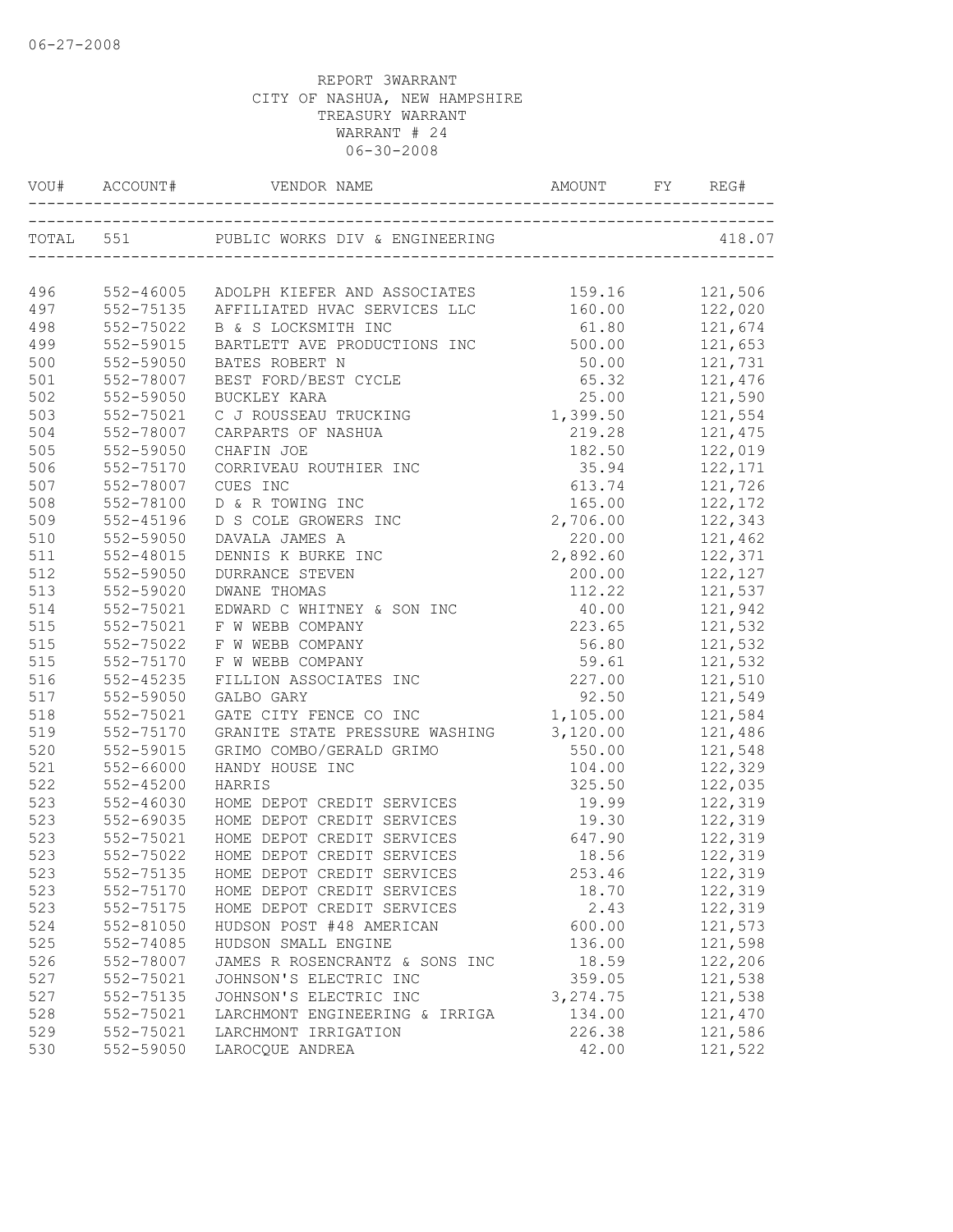REPORT 3WARRANT
CITY OF NASHUA, NEW HAMPSHIRE
TREASURY WARRANT
WARRANT # 24
06-30-2008

| VOU# | ACCOUNT# | VENDOR NAME | AMOUNT | FY | REG# |
|---|---|---|---|---|---|
| TOTAL | 551 | PUBLIC WORKS DIV & ENGINEERING | | | 418.07 |
| 496 | 552-46005 | ADOLPH KIEFER AND ASSOCIATES | 159.16 | | 121,506 |
| 497 | 552-75135 | AFFILIATED HVAC SERVICES LLC | 160.00 | | 122,020 |
| 498 | 552-75022 | B & S LOCKSMITH INC | 61.80 | | 121,674 |
| 499 | 552-59015 | BARTLETT AVE PRODUCTIONS INC | 500.00 | | 121,653 |
| 500 | 552-59050 | BATES ROBERT N | 50.00 | | 121,731 |
| 501 | 552-78007 | BEST FORD/BEST CYCLE | 65.32 | | 121,476 |
| 502 | 552-59050 | BUCKLEY KARA | 25.00 | | 121,590 |
| 503 | 552-75021 | C J ROUSSEAU TRUCKING | 1,399.50 | | 121,554 |
| 504 | 552-78007 | CARPARTS OF NASHUA | 219.28 | | 121,475 |
| 505 | 552-59050 | CHAFIN JOE | 182.50 | | 122,019 |
| 506 | 552-75170 | CORRIVEAU ROUTHIER INC | 35.94 | | 122,171 |
| 507 | 552-78007 | CUES INC | 613.74 | | 121,726 |
| 508 | 552-78100 | D & R TOWING INC | 165.00 | | 122,172 |
| 509 | 552-45196 | D S COLE GROWERS INC | 2,706.00 | | 122,343 |
| 510 | 552-59050 | DAVALA JAMES A | 220.00 | | 121,462 |
| 511 | 552-48015 | DENNIS K BURKE INC | 2,892.60 | | 122,371 |
| 512 | 552-59050 | DURRANCE STEVEN | 200.00 | | 122,127 |
| 513 | 552-59020 | DWANE THOMAS | 112.22 | | 121,537 |
| 514 | 552-75021 | EDWARD C WHITNEY & SON INC | 40.00 | | 121,942 |
| 515 | 552-75021 | F W WEBB COMPANY | 223.65 | | 121,532 |
| 515 | 552-75022 | F W WEBB COMPANY | 56.80 | | 121,532 |
| 515 | 552-75170 | F W WEBB COMPANY | 59.61 | | 121,532 |
| 516 | 552-45235 | FILLION ASSOCIATES INC | 227.00 | | 121,510 |
| 517 | 552-59050 | GALBO GARY | 92.50 | | 121,549 |
| 518 | 552-75021 | GATE CITY FENCE CO INC | 1,105.00 | | 121,584 |
| 519 | 552-75170 | GRANITE STATE PRESSURE WASHING | 3,120.00 | | 121,486 |
| 520 | 552-59015 | GRIMO COMBO/GERALD GRIMO | 550.00 | | 121,548 |
| 521 | 552-66000 | HANDY HOUSE INC | 104.00 | | 122,329 |
| 522 | 552-45200 | HARRIS | 325.50 | | 122,035 |
| 523 | 552-46030 | HOME DEPOT CREDIT SERVICES | 19.99 | | 122,319 |
| 523 | 552-69035 | HOME DEPOT CREDIT SERVICES | 19.30 | | 122,319 |
| 523 | 552-75021 | HOME DEPOT CREDIT SERVICES | 647.90 | | 122,319 |
| 523 | 552-75022 | HOME DEPOT CREDIT SERVICES | 18.56 | | 122,319 |
| 523 | 552-75135 | HOME DEPOT CREDIT SERVICES | 253.46 | | 122,319 |
| 523 | 552-75170 | HOME DEPOT CREDIT SERVICES | 18.70 | | 122,319 |
| 523 | 552-75175 | HOME DEPOT CREDIT SERVICES | 2.43 | | 122,319 |
| 524 | 552-81050 | HUDSON POST #48 AMERICAN | 600.00 | | 121,573 |
| 525 | 552-74085 | HUDSON SMALL ENGINE | 136.00 | | 121,598 |
| 526 | 552-78007 | JAMES R ROSENCRANTZ & SONS INC | 18.59 | | 122,206 |
| 527 | 552-75021 | JOHNSON'S ELECTRIC INC | 359.05 | | 121,538 |
| 527 | 552-75135 | JOHNSON'S ELECTRIC INC | 3,274.75 | | 121,538 |
| 528 | 552-75021 | LARCHMONT ENGINEERING & IRRIGA | 134.00 | | 121,470 |
| 529 | 552-75021 | LARCHMONT IRRIGATION | 226.38 | | 121,586 |
| 530 | 552-59050 | LAROCQUE ANDREA | 42.00 | | 121,522 |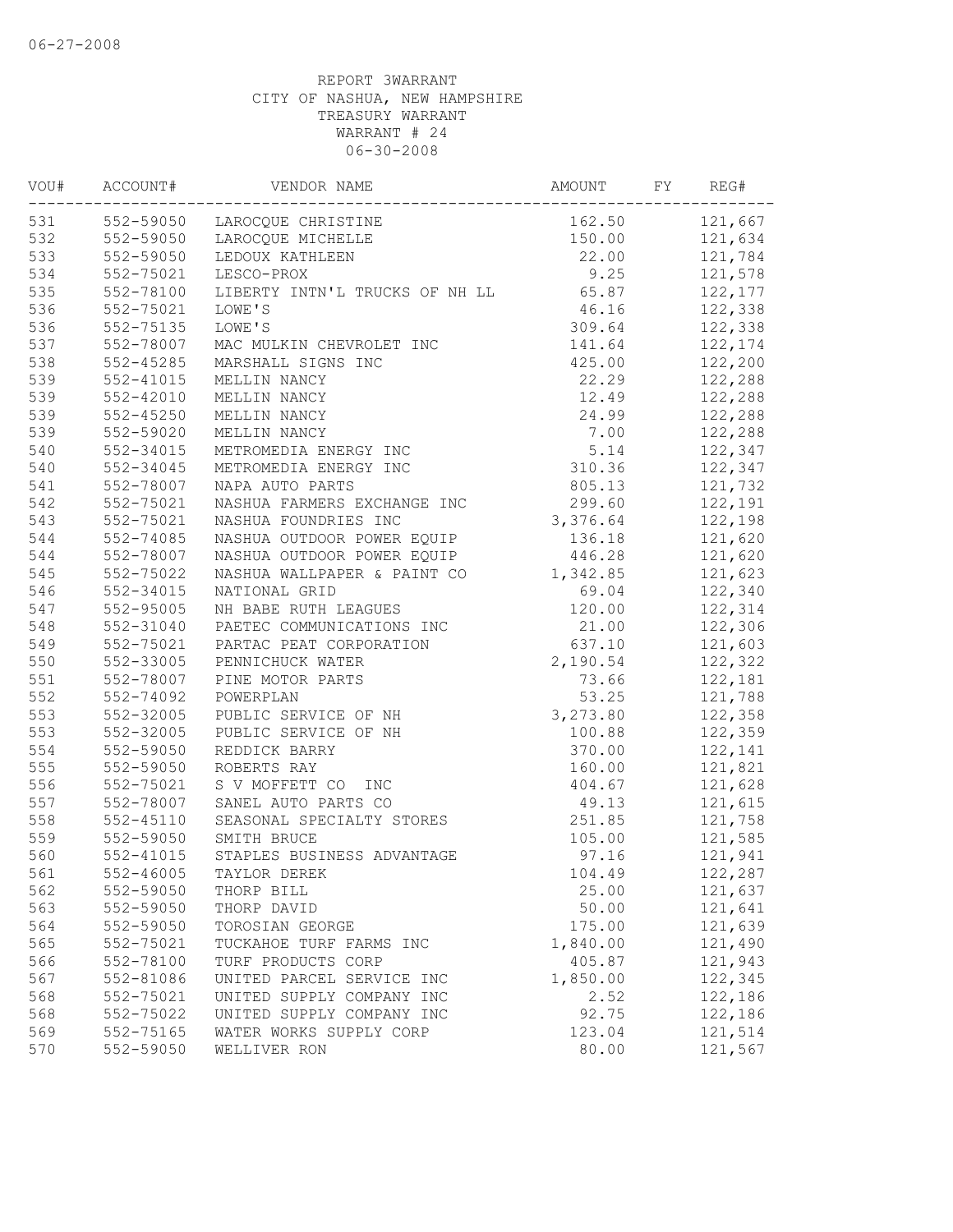06-27-2008

REPORT 3WARRANT
CITY OF NASHUA, NEW HAMPSHIRE
TREASURY WARRANT
WARRANT # 24
06-30-2008

| VOU# | ACCOUNT# | VENDOR NAME | AMOUNT | FY | REG# |
|---|---|---|---|---|---|
| 531 | 552-59050 | LAROCQUE CHRISTINE | 162.50 | | 121,667 |
| 532 | 552-59050 | LAROCQUE MICHELLE | 150.00 | | 121,634 |
| 533 | 552-59050 | LEDOUX KATHLEEN | 22.00 | | 121,784 |
| 534 | 552-75021 | LESCO-PROX | 9.25 | | 121,578 |
| 535 | 552-78100 | LIBERTY INTN'L TRUCKS OF NH LL | 65.87 | | 122,177 |
| 536 | 552-75021 | LOWE'S | 46.16 | | 122,338 |
| 536 | 552-75135 | LOWE'S | 309.64 | | 122,338 |
| 537 | 552-78007 | MAC MULKIN CHEVROLET INC | 141.64 | | 122,174 |
| 538 | 552-45285 | MARSHALL SIGNS INC | 425.00 | | 122,200 |
| 539 | 552-41015 | MELLIN NANCY | 22.29 | | 122,288 |
| 539 | 552-42010 | MELLIN NANCY | 12.49 | | 122,288 |
| 539 | 552-45250 | MELLIN NANCY | 24.99 | | 122,288 |
| 539 | 552-59020 | MELLIN NANCY | 7.00 | | 122,288 |
| 540 | 552-34015 | METROMEDIA ENERGY INC | 5.14 | | 122,347 |
| 540 | 552-34045 | METROMEDIA ENERGY INC | 310.36 | | 122,347 |
| 541 | 552-78007 | NAPA AUTO PARTS | 805.13 | | 121,732 |
| 542 | 552-75021 | NASHUA FARMERS EXCHANGE INC | 299.60 | | 122,191 |
| 543 | 552-75021 | NASHUA FOUNDRIES INC | 3,376.64 | | 122,198 |
| 544 | 552-74085 | NASHUA OUTDOOR POWER EQUIP | 136.18 | | 121,620 |
| 544 | 552-78007 | NASHUA OUTDOOR POWER EQUIP | 446.28 | | 121,620 |
| 545 | 552-75022 | NASHUA WALLPAPER & PAINT CO | 1,342.85 | | 121,623 |
| 546 | 552-34015 | NATIONAL GRID | 69.04 | | 122,340 |
| 547 | 552-95005 | NH BABE RUTH LEAGUES | 120.00 | | 122,314 |
| 548 | 552-31040 | PAETEC COMMUNICATIONS INC | 21.00 | | 122,306 |
| 549 | 552-75021 | PARTAC PEAT CORPORATION | 637.10 | | 121,603 |
| 550 | 552-33005 | PENNICHUCK WATER | 2,190.54 | | 122,322 |
| 551 | 552-78007 | PINE MOTOR PARTS | 73.66 | | 122,181 |
| 552 | 552-74092 | POWERPLAN | 53.25 | | 121,788 |
| 553 | 552-32005 | PUBLIC SERVICE OF NH | 3,273.80 | | 122,358 |
| 553 | 552-32005 | PUBLIC SERVICE OF NH | 100.88 | | 122,359 |
| 554 | 552-59050 | REDDICK BARRY | 370.00 | | 122,141 |
| 555 | 552-59050 | ROBERTS RAY | 160.00 | | 121,821 |
| 556 | 552-75021 | S V MOFFETT CO INC | 404.67 | | 121,628 |
| 557 | 552-78007 | SANEL AUTO PARTS CO | 49.13 | | 121,615 |
| 558 | 552-45110 | SEASONAL SPECIALTY STORES | 251.85 | | 121,758 |
| 559 | 552-59050 | SMITH BRUCE | 105.00 | | 121,585 |
| 560 | 552-41015 | STAPLES BUSINESS ADVANTAGE | 97.16 | | 121,941 |
| 561 | 552-46005 | TAYLOR DEREK | 104.49 | | 122,287 |
| 562 | 552-59050 | THORP BILL | 25.00 | | 121,637 |
| 563 | 552-59050 | THORP DAVID | 50.00 | | 121,641 |
| 564 | 552-59050 | TOROSIAN GEORGE | 175.00 | | 121,639 |
| 565 | 552-75021 | TUCKAHOE TURF FARMS INC | 1,840.00 | | 121,490 |
| 566 | 552-78100 | TURF PRODUCTS CORP | 405.87 | | 121,943 |
| 567 | 552-81086 | UNITED PARCEL SERVICE INC | 1,850.00 | | 122,345 |
| 568 | 552-75021 | UNITED SUPPLY COMPANY INC | 2.52 | | 122,186 |
| 568 | 552-75022 | UNITED SUPPLY COMPANY INC | 92.75 | | 122,186 |
| 569 | 552-75165 | WATER WORKS SUPPLY CORP | 123.04 | | 121,514 |
| 570 | 552-59050 | WELLIVER RON | 80.00 | | 121,567 |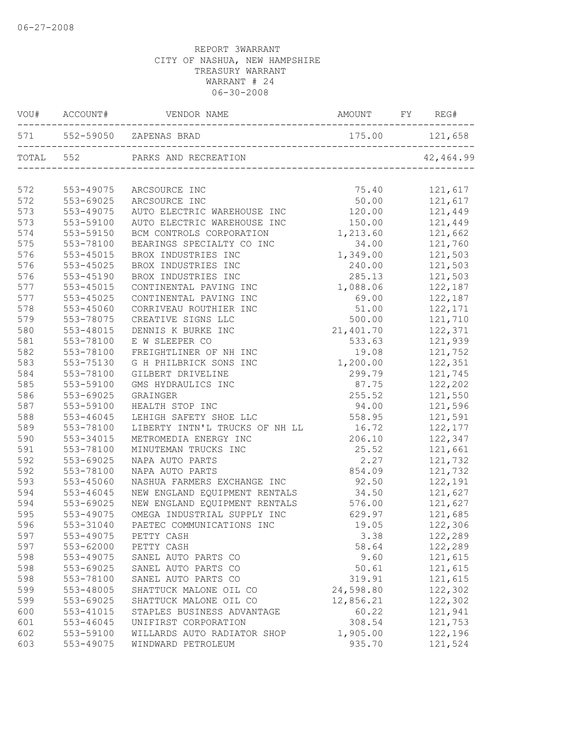06-27-2008

REPORT 3WARRANT
CITY OF NASHUA, NEW HAMPSHIRE
TREASURY WARRANT
WARRANT # 24
06-30-2008

| VOU# | ACCOUNT# | VENDOR NAME | AMOUNT | FY | REG# |
|---|---|---|---|---|---|
| 571 | 552-59050 | ZAPENAS BRAD | 175.00 | | 121,658 |
| TOTAL | 552 | PARKS AND RECREATION | | | 42,464.99 |
| 572 | 553-49075 | ARCSOURCE INC | 75.40 | | 121,617 |
| 572 | 553-69025 | ARCSOURCE INC | 50.00 | | 121,617 |
| 573 | 553-49075 | AUTO ELECTRIC WAREHOUSE INC | 120.00 | | 121,449 |
| 573 | 553-59100 | AUTO ELECTRIC WAREHOUSE INC | 150.00 | | 121,449 |
| 574 | 553-59150 | BCM CONTROLS CORPORATION | 1,213.60 | | 121,662 |
| 575 | 553-78100 | BEARINGS SPECIALTY CO INC | 34.00 | | 121,760 |
| 576 | 553-45015 | BROX INDUSTRIES INC | 1,349.00 | | 121,503 |
| 576 | 553-45025 | BROX INDUSTRIES INC | 240.00 | | 121,503 |
| 576 | 553-45190 | BROX INDUSTRIES INC | 285.13 | | 121,503 |
| 577 | 553-45015 | CONTINENTAL PAVING INC | 1,088.06 | | 122,187 |
| 577 | 553-45025 | CONTINENTAL PAVING INC | 69.00 | | 122,187 |
| 578 | 553-45060 | CORRIVEAU ROUTHIER INC | 51.00 | | 122,171 |
| 579 | 553-78075 | CREATIVE SIGNS LLC | 500.00 | | 121,710 |
| 580 | 553-48015 | DENNIS K BURKE INC | 21,401.70 | | 122,371 |
| 581 | 553-78100 | E W SLEEPER CO | 533.63 | | 121,939 |
| 582 | 553-78100 | FREIGHTLINER OF NH INC | 19.08 | | 121,752 |
| 583 | 553-75130 | G H PHILBRICK SONS INC | 1,200.00 | | 122,351 |
| 584 | 553-78100 | GILBERT DRIVELINE | 299.79 | | 121,745 |
| 585 | 553-59100 | GMS HYDRAULICS INC | 87.75 | | 122,202 |
| 586 | 553-69025 | GRAINGER | 255.52 | | 121,550 |
| 587 | 553-59100 | HEALTH STOP INC | 94.00 | | 121,596 |
| 588 | 553-46045 | LEHIGH SAFETY SHOE LLC | 558.95 | | 121,591 |
| 589 | 553-78100 | LIBERTY INTN'L TRUCKS OF NH LL | 16.72 | | 122,177 |
| 590 | 553-34015 | METROMEDIA ENERGY INC | 206.10 | | 122,347 |
| 591 | 553-78100 | MINUTEMAN TRUCKS INC | 25.52 | | 121,661 |
| 592 | 553-69025 | NAPA AUTO PARTS | 2.27 | | 121,732 |
| 592 | 553-78100 | NAPA AUTO PARTS | 854.09 | | 121,732 |
| 593 | 553-45060 | NASHUA FARMERS EXCHANGE INC | 92.50 | | 122,191 |
| 594 | 553-46045 | NEW ENGLAND EQUIPMENT RENTALS | 34.50 | | 121,627 |
| 594 | 553-69025 | NEW ENGLAND EQUIPMENT RENTALS | 576.00 | | 121,627 |
| 595 | 553-49075 | OMEGA INDUSTRIAL SUPPLY INC | 629.97 | | 121,685 |
| 596 | 553-31040 | PAETEC COMMUNICATIONS INC | 19.05 | | 122,306 |
| 597 | 553-49075 | PETTY CASH | 3.38 | | 122,289 |
| 597 | 553-62000 | PETTY CASH | 58.64 | | 122,289 |
| 598 | 553-49075 | SANEL AUTO PARTS CO | 9.60 | | 121,615 |
| 598 | 553-69025 | SANEL AUTO PARTS CO | 50.61 | | 121,615 |
| 598 | 553-78100 | SANEL AUTO PARTS CO | 319.91 | | 121,615 |
| 599 | 553-48005 | SHATTUCK MALONE OIL CO | 24,598.80 | | 122,302 |
| 599 | 553-69025 | SHATTUCK MALONE OIL CO | 12,856.21 | | 122,302 |
| 600 | 553-41015 | STAPLES BUSINESS ADVANTAGE | 60.22 | | 121,941 |
| 601 | 553-46045 | UNIFIRST CORPORATION | 308.54 | | 121,753 |
| 602 | 553-59100 | WILLARDS AUTO RADIATOR SHOP | 1,905.00 | | 122,196 |
| 603 | 553-49075 | WINDWARD PETROLEUM | 935.70 | | 121,524 |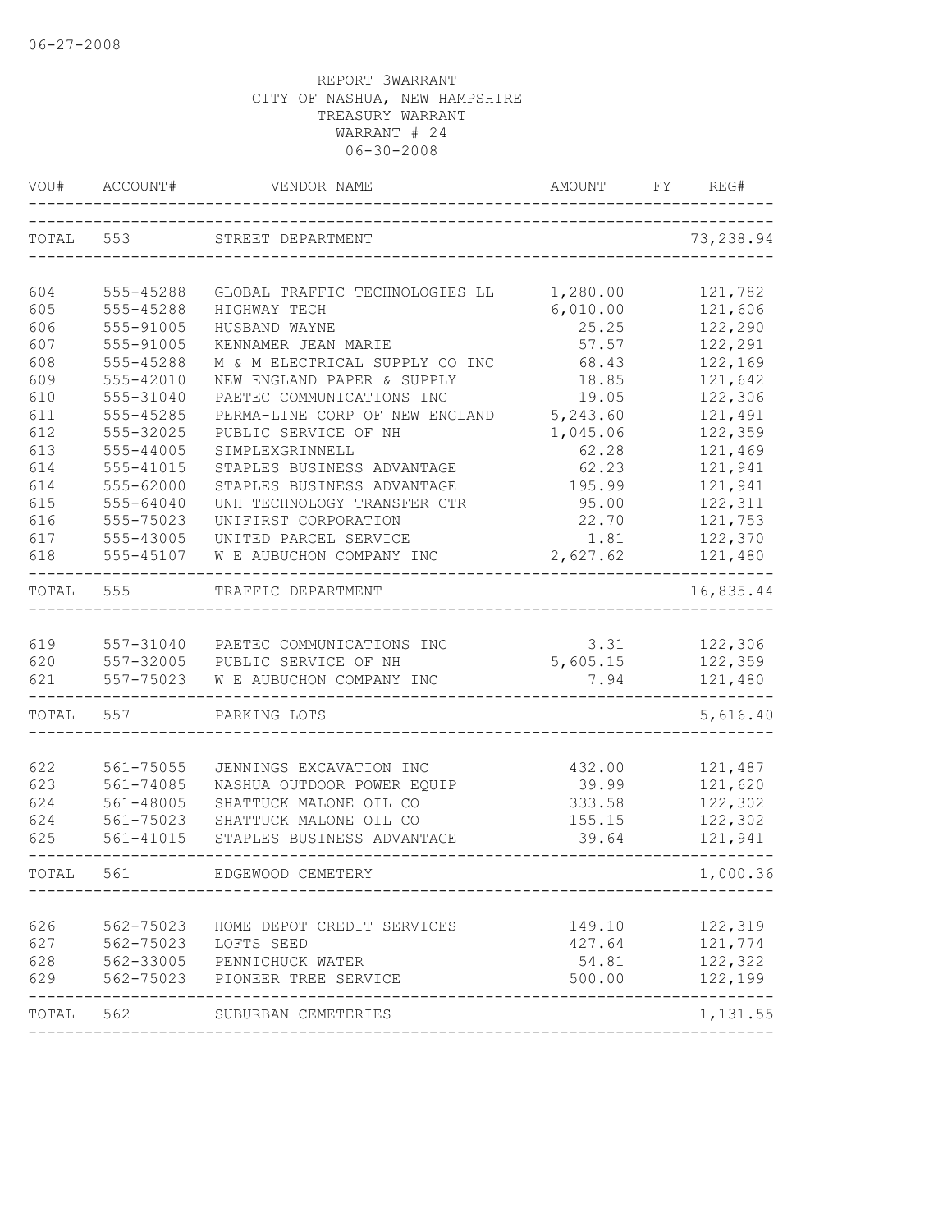REPORT 3WARRANT
CITY OF NASHUA, NEW HAMPSHIRE
TREASURY WARRANT
WARRANT # 24
06-30-2008

| VOU# | ACCOUNT# | VENDOR NAME | AMOUNT | FY | REG# |
|---|---|---|---|---|---|
| TOTAL | 553 | STREET DEPARTMENT | | | 73,238.94 |
| 604 | 555-45288 | GLOBAL TRAFFIC TECHNOLOGIES LL | 1,280.00 | | 121,782 |
| 605 | 555-45288 | HIGHWAY TECH | 6,010.00 | | 121,606 |
| 606 | 555-91005 | HUSBAND WAYNE | 25.25 | | 122,290 |
| 607 | 555-91005 | KENNAMER JEAN MARIE | 57.57 | | 122,291 |
| 608 | 555-45288 | M & M ELECTRICAL SUPPLY CO INC | 68.43 | | 122,169 |
| 609 | 555-42010 | NEW ENGLAND PAPER & SUPPLY | 18.85 | | 121,642 |
| 610 | 555-31040 | PAETEC COMMUNICATIONS INC | 19.05 | | 122,306 |
| 611 | 555-45285 | PERMA-LINE CORP OF NEW ENGLAND | 5,243.60 | | 121,491 |
| 612 | 555-32025 | PUBLIC SERVICE OF NH | 1,045.06 | | 122,359 |
| 613 | 555-44005 | SIMPLEXGRINNELL | 62.28 | | 121,469 |
| 614 | 555-41015 | STAPLES BUSINESS ADVANTAGE | 62.23 | | 121,941 |
| 614 | 555-62000 | STAPLES BUSINESS ADVANTAGE | 195.99 | | 121,941 |
| 615 | 555-64040 | UNH TECHNOLOGY TRANSFER CTR | 95.00 | | 122,311 |
| 616 | 555-75023 | UNIFIRST CORPORATION | 22.70 | | 121,753 |
| 617 | 555-43005 | UNITED PARCEL SERVICE | 1.81 | | 122,370 |
| 618 | 555-45107 | W E AUBUCHON COMPANY INC | 2,627.62 | | 121,480 |
| TOTAL | 555 | TRAFFIC DEPARTMENT | | | 16,835.44 |
| 619 | 557-31040 | PAETEC COMMUNICATIONS INC | 3.31 | | 122,306 |
| 620 | 557-32005 | PUBLIC SERVICE OF NH | 5,605.15 | | 122,359 |
| 621 | 557-75023 | W E AUBUCHON COMPANY INC | 7.94 | | 121,480 |
| TOTAL | 557 | PARKING LOTS | | | 5,616.40 |
| 622 | 561-75055 | JENNINGS EXCAVATION INC | 432.00 | | 121,487 |
| 623 | 561-74085 | NASHUA OUTDOOR POWER EQUIP | 39.99 | | 121,620 |
| 624 | 561-48005 | SHATTUCK MALONE OIL CO | 333.58 | | 122,302 |
| 624 | 561-75023 | SHATTUCK MALONE OIL CO | 155.15 | | 122,302 |
| 625 | 561-41015 | STAPLES BUSINESS ADVANTAGE | 39.64 | | 121,941 |
| TOTAL | 561 | EDGEWOOD CEMETERY | | | 1,000.36 |
| 626 | 562-75023 | HOME DEPOT CREDIT SERVICES | 149.10 | | 122,319 |
| 627 | 562-75023 | LOFTS SEED | 427.64 | | 121,774 |
| 628 | 562-33005 | PENNICHUCK WATER | 54.81 | | 122,322 |
| 629 | 562-75023 | PIONEER TREE SERVICE | 500.00 | | 122,199 |
| TOTAL | 562 | SUBURBAN CEMETERIES | | | 1,131.55 |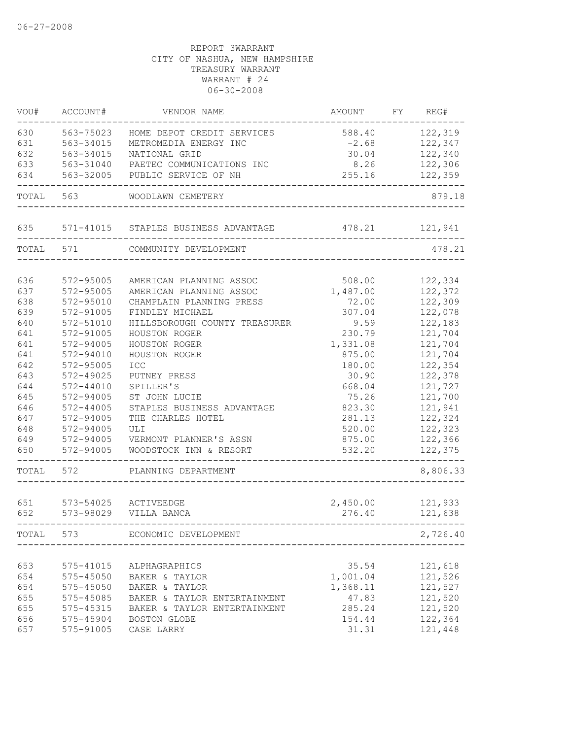06-27-2008

REPORT 3WARRANT
CITY OF NASHUA, NEW HAMPSHIRE
TREASURY WARRANT
WARRANT # 24
06-30-2008

| VOU# | ACCOUNT# | VENDOR NAME | AMOUNT | FY | REG# |
|---|---|---|---|---|---|
| 630 | 563-75023 | HOME DEPOT CREDIT SERVICES | 588.40 | | 122,319 |
| 631 | 563-34015 | METROMEDIA ENERGY INC | -2.68 | | 122,347 |
| 632 | 563-34015 | NATIONAL GRID | 30.04 | | 122,340 |
| 633 | 563-31040 | PAETEC COMMUNICATIONS INC | 8.26 | | 122,306 |
| 634 | 563-32005 | PUBLIC SERVICE OF NH | 255.16 | | 122,359 |
| TOTAL | 563 | WOODLAWN CEMETERY | | | 879.18 |
| 635 | 571-41015 | STAPLES BUSINESS ADVANTAGE | 478.21 | | 121,941 |
| TOTAL | 571 | COMMUNITY DEVELOPMENT | | | 478.21 |
| 636 | 572-95005 | AMERICAN PLANNING ASSOC | 508.00 | | 122,334 |
| 637 | 572-95005 | AMERICAN PLANNING ASSOC | 1,487.00 | | 122,372 |
| 638 | 572-95010 | CHAMPLAIN PLANNING PRESS | 72.00 | | 122,309 |
| 639 | 572-91005 | FINDLEY MICHAEL | 307.04 | | 122,078 |
| 640 | 572-51010 | HILLSBOROUGH COUNTY TREASURER | 9.59 | | 122,183 |
| 641 | 572-91005 | HOUSTON ROGER | 230.79 | | 121,704 |
| 641 | 572-94005 | HOUSTON ROGER | 1,331.08 | | 121,704 |
| 641 | 572-94010 | HOUSTON ROGER | 875.00 | | 121,704 |
| 642 | 572-95005 | ICC | 180.00 | | 122,354 |
| 643 | 572-49025 | PUTNEY PRESS | 30.90 | | 122,378 |
| 644 | 572-44010 | SPILLER'S | 668.04 | | 121,727 |
| 645 | 572-94005 | ST JOHN LUCIE | 75.26 | | 121,700 |
| 646 | 572-44005 | STAPLES BUSINESS ADVANTAGE | 823.30 | | 121,941 |
| 647 | 572-94005 | THE CHARLES HOTEL | 281.13 | | 122,324 |
| 648 | 572-94005 | ULI | 520.00 | | 122,323 |
| 649 | 572-94005 | VERMONT PLANNER'S ASSN | 875.00 | | 122,366 |
| 650 | 572-94005 | WOODSTOCK INN & RESORT | 532.20 | | 122,375 |
| TOTAL | 572 | PLANNING DEPARTMENT | | | 8,806.33 |
| 651 | 573-54025 | ACTIVEEDGE | 2,450.00 | | 121,933 |
| 652 | 573-98029 | VILLA BANCA | 276.40 | | 121,638 |
| TOTAL | 573 | ECONOMIC DEVELOPMENT | | | 2,726.40 |
| 653 | 575-41015 | ALPHAGRAPHICS | 35.54 | | 121,618 |
| 654 | 575-45050 | BAKER & TAYLOR | 1,001.04 | | 121,526 |
| 654 | 575-45050 | BAKER & TAYLOR | 1,368.11 | | 121,527 |
| 655 | 575-45085 | BAKER & TAYLOR ENTERTAINMENT | 47.83 | | 121,520 |
| 655 | 575-45315 | BAKER & TAYLOR ENTERTAINMENT | 285.24 | | 121,520 |
| 656 | 575-45904 | BOSTON GLOBE | 154.44 | | 122,364 |
| 657 | 575-91005 | CASE LARRY | 31.31 | | 121,448 |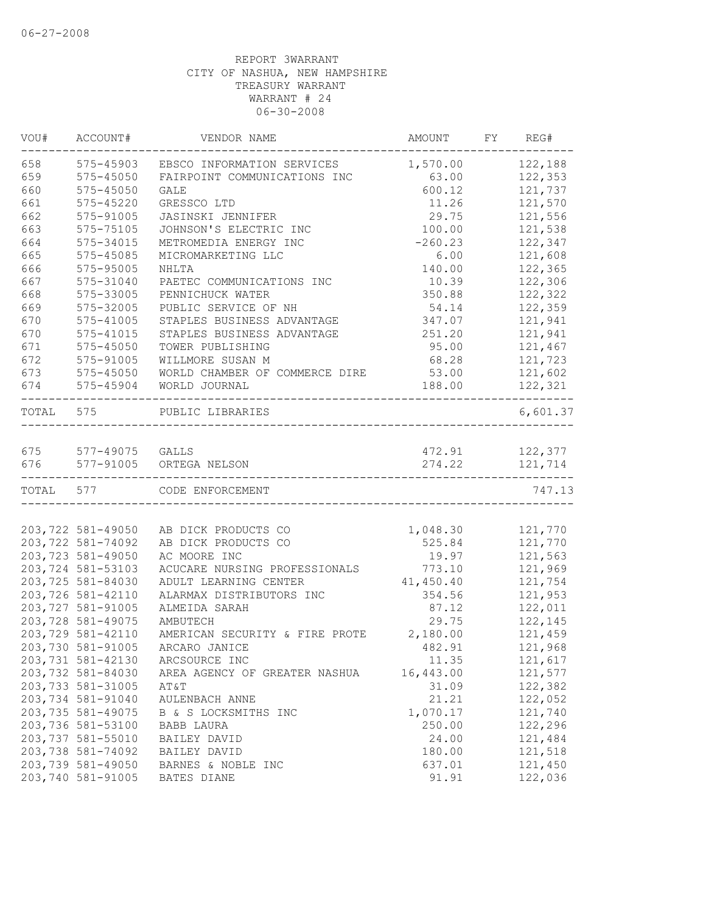06-27-2008

REPORT 3WARRANT
CITY OF NASHUA, NEW HAMPSHIRE
TREASURY WARRANT
WARRANT # 24
06-30-2008

| VOU# | ACCOUNT# | VENDOR NAME | AMOUNT | FY | REG# |
|---|---|---|---|---|---|
| 658 | 575-45903 | EBSCO INFORMATION SERVICES | 1,570.00 | | 122,188 |
| 659 | 575-45050 | FAIRPOINT COMMUNICATIONS INC | 63.00 | | 122,353 |
| 660 | 575-45050 | GALE | 600.12 | | 121,737 |
| 661 | 575-45220 | GRESSCO LTD | 11.26 | | 121,570 |
| 662 | 575-91005 | JASINSKI JENNIFER | 29.75 | | 121,556 |
| 663 | 575-75105 | JOHNSON'S ELECTRIC INC | 100.00 | | 121,538 |
| 664 | 575-34015 | METROMEDIA ENERGY INC | -260.23 | | 122,347 |
| 665 | 575-45085 | MICROMARKETING LLC | 6.00 | | 121,608 |
| 666 | 575-95005 | NHLTA | 140.00 | | 122,365 |
| 667 | 575-31040 | PAETEC COMMUNICATIONS INC | 10.39 | | 122,306 |
| 668 | 575-33005 | PENNICHUCK WATER | 350.88 | | 122,322 |
| 669 | 575-32005 | PUBLIC SERVICE OF NH | 54.14 | | 122,359 |
| 670 | 575-41005 | STAPLES BUSINESS ADVANTAGE | 347.07 | | 121,941 |
| 670 | 575-41015 | STAPLES BUSINESS ADVANTAGE | 251.20 | | 121,941 |
| 671 | 575-45050 | TOWER PUBLISHING | 95.00 | | 121,467 |
| 672 | 575-91005 | WILLMORE SUSAN M | 68.28 | | 121,723 |
| 673 | 575-45050 | WORLD CHAMBER OF COMMERCE DIRE | 53.00 | | 121,602 |
| 674 | 575-45904 | WORLD JOURNAL | 188.00 | | 122,321 |
| TOTAL | 575 | PUBLIC LIBRARIES | | | 6,601.37 |
| 675 | 577-49075 | GALLS | 472.91 | | 122,377 |
| 676 | 577-91005 | ORTEGA NELSON | 274.22 | | 121,714 |
| TOTAL | 577 | CODE ENFORCEMENT | | | 747.13 |
| 203,722 | 581-49050 | AB DICK PRODUCTS CO | 1,048.30 | | 121,770 |
| 203,722 | 581-74092 | AB DICK PRODUCTS CO | 525.84 | | 121,770 |
| 203,723 | 581-49050 | AC MOORE INC | 19.97 | | 121,563 |
| 203,724 | 581-53103 | ACUCARE NURSING PROFESSIONALS | 773.10 | | 121,969 |
| 203,725 | 581-84030 | ADULT LEARNING CENTER | 41,450.40 | | 121,754 |
| 203,726 | 581-42110 | ALARMAX DISTRIBUTORS INC | 354.56 | | 121,953 |
| 203,727 | 581-91005 | ALMEIDA SARAH | 87.12 | | 122,011 |
| 203,728 | 581-49075 | AMBUTECH | 29.75 | | 122,145 |
| 203,729 | 581-42110 | AMERICAN SECURITY & FIRE PROTE | 2,180.00 | | 121,459 |
| 203,730 | 581-91005 | ARCARO JANICE | 482.91 | | 121,968 |
| 203,731 | 581-42130 | ARCSOURCE INC | 11.35 | | 121,617 |
| 203,732 | 581-84030 | AREA AGENCY OF GREATER NASHUA | 16,443.00 | | 121,577 |
| 203,733 | 581-31005 | AT&T | 31.09 | | 122,382 |
| 203,734 | 581-91040 | AULENBACH ANNE | 21.21 | | 122,052 |
| 203,735 | 581-49075 | B & S LOCKSMITHS INC | 1,070.17 | | 121,740 |
| 203,736 | 581-53100 | BABB LAURA | 250.00 | | 122,296 |
| 203,737 | 581-55010 | BAILEY DAVID | 24.00 | | 121,484 |
| 203,738 | 581-74092 | BAILEY DAVID | 180.00 | | 121,518 |
| 203,739 | 581-49050 | BARNES & NOBLE INC | 637.01 | | 121,450 |
| 203,740 | 581-91005 | BATES DIANE | 91.91 | | 122,036 |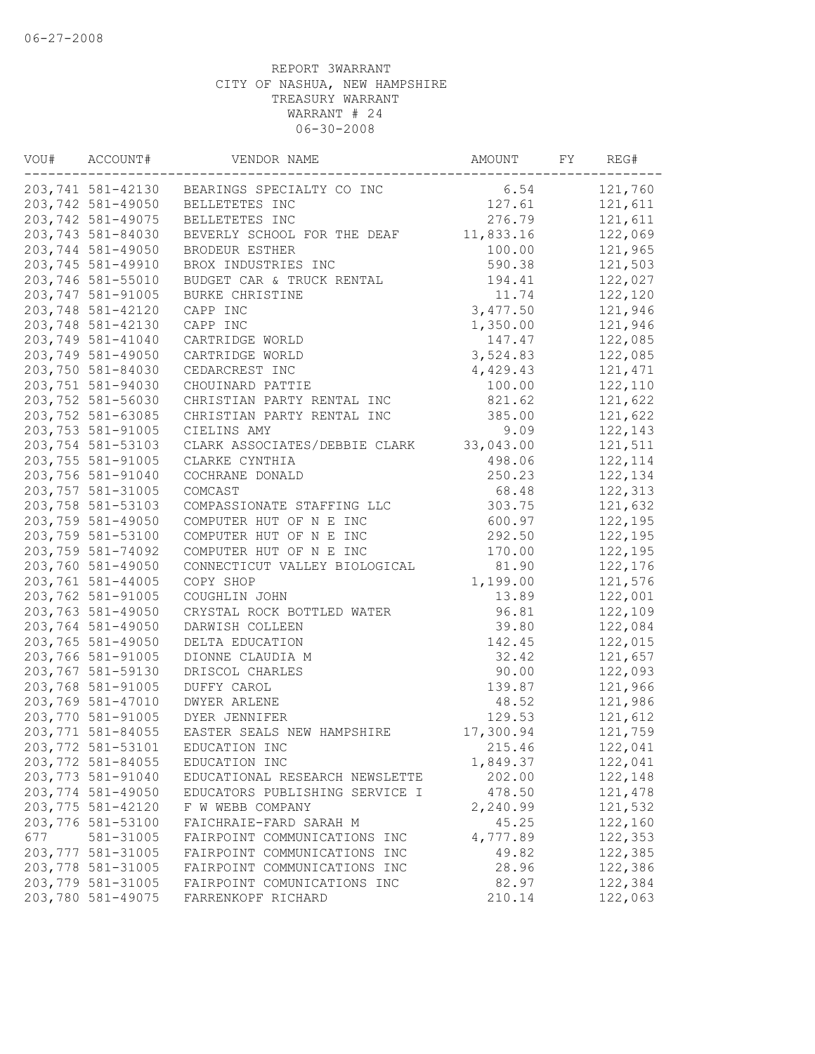REPORT 3WARRANT
CITY OF NASHUA, NEW HAMPSHIRE
TREASURY WARRANT
WARRANT # 24
06-30-2008

| VOU# | ACCOUNT# | VENDOR NAME | AMOUNT | FY | REG# |
|---|---|---|---|---|---|
| 203,741 | 581-42130 | BEARINGS SPECIALTY CO INC | 6.54 | | 121,760 |
| 203,742 | 581-49050 | BELLETETES INC | 127.61 | | 121,611 |
| 203,742 | 581-49075 | BELLETETES INC | 276.79 | | 121,611 |
| 203,743 | 581-84030 | BEVERLY SCHOOL FOR THE DEAF | 11,833.16 | | 122,069 |
| 203,744 | 581-49050 | BRODEUR ESTHER | 100.00 | | 121,965 |
| 203,745 | 581-49910 | BROX INDUSTRIES INC | 590.38 | | 121,503 |
| 203,746 | 581-55010 | BUDGET CAR & TRUCK RENTAL | 194.41 | | 122,027 |
| 203,747 | 581-91005 | BURKE CHRISTINE | 11.74 | | 122,120 |
| 203,748 | 581-42120 | CAPP INC | 3,477.50 | | 121,946 |
| 203,748 | 581-42130 | CAPP INC | 1,350.00 | | 121,946 |
| 203,749 | 581-41040 | CARTRIDGE WORLD | 147.47 | | 122,085 |
| 203,749 | 581-49050 | CARTRIDGE WORLD | 3,524.83 | | 122,085 |
| 203,750 | 581-84030 | CEDARCREST INC | 4,429.43 | | 121,471 |
| 203,751 | 581-94030 | CHOUINARD PATTIE | 100.00 | | 122,110 |
| 203,752 | 581-56030 | CHRISTIAN PARTY RENTAL INC | 821.62 | | 121,622 |
| 203,752 | 581-63085 | CHRISTIAN PARTY RENTAL INC | 385.00 | | 121,622 |
| 203,753 | 581-91005 | CIELINS AMY | 9.09 | | 122,143 |
| 203,754 | 581-53103 | CLARK ASSOCIATES/DEBBIE CLARK | 33,043.00 | | 121,511 |
| 203,755 | 581-91005 | CLARKE CYNTHIA | 498.06 | | 122,114 |
| 203,756 | 581-91040 | COCHRANE DONALD | 250.23 | | 122,134 |
| 203,757 | 581-31005 | COMCAST | 68.48 | | 122,313 |
| 203,758 | 581-53103 | COMPASSIONATE STAFFING LLC | 303.75 | | 121,632 |
| 203,759 | 581-49050 | COMPUTER HUT OF N E INC | 600.97 | | 122,195 |
| 203,759 | 581-53100 | COMPUTER HUT OF N E INC | 292.50 | | 122,195 |
| 203,759 | 581-74092 | COMPUTER HUT OF N E INC | 170.00 | | 122,195 |
| 203,760 | 581-49050 | CONNECTICUT VALLEY BIOLOGICAL | 81.90 | | 122,176 |
| 203,761 | 581-44005 | COPY SHOP | 1,199.00 | | 121,576 |
| 203,762 | 581-91005 | COUGHLIN JOHN | 13.89 | | 122,001 |
| 203,763 | 581-49050 | CRYSTAL ROCK BOTTLED WATER | 96.81 | | 122,109 |
| 203,764 | 581-49050 | DARWISH COLLEEN | 39.80 | | 122,084 |
| 203,765 | 581-49050 | DELTA EDUCATION | 142.45 | | 122,015 |
| 203,766 | 581-91005 | DIONNE CLAUDIA M | 32.42 | | 121,657 |
| 203,767 | 581-59130 | DRISCOL CHARLES | 90.00 | | 122,093 |
| 203,768 | 581-91005 | DUFFY CAROL | 139.87 | | 121,966 |
| 203,769 | 581-47010 | DWYER ARLENE | 48.52 | | 121,986 |
| 203,770 | 581-91005 | DYER JENNIFER | 129.53 | | 121,612 |
| 203,771 | 581-84055 | EASTER SEALS NEW HAMPSHIRE | 17,300.94 | | 121,759 |
| 203,772 | 581-53101 | EDUCATION INC | 215.46 | | 122,041 |
| 203,772 | 581-84055 | EDUCATION INC | 1,849.37 | | 122,041 |
| 203,773 | 581-91040 | EDUCATIONAL RESEARCH NEWSLETTE | 202.00 | | 122,148 |
| 203,774 | 581-49050 | EDUCATORS PUBLISHING SERVICE I | 478.50 | | 121,478 |
| 203,775 | 581-42120 | F W WEBB COMPANY | 2,240.99 | | 121,532 |
| 203,776 | 581-53100 | FAICHRAIE-FARD SARAH M | 45.25 | | 122,160 |
| 677 | 581-31005 | FAIRPOINT COMMUNICATIONS INC | 4,777.89 | | 122,353 |
| 203,777 | 581-31005 | FAIRPOINT COMMUNICATIONS INC | 49.82 | | 122,385 |
| 203,778 | 581-31005 | FAIRPOINT COMMUNICATIONS INC | 28.96 | | 122,386 |
| 203,779 | 581-31005 | FAIRPOINT COMUNICATIONS INC | 82.97 | | 122,384 |
| 203,780 | 581-49075 | FARRENKOPF RICHARD | 210.14 | | 122,063 |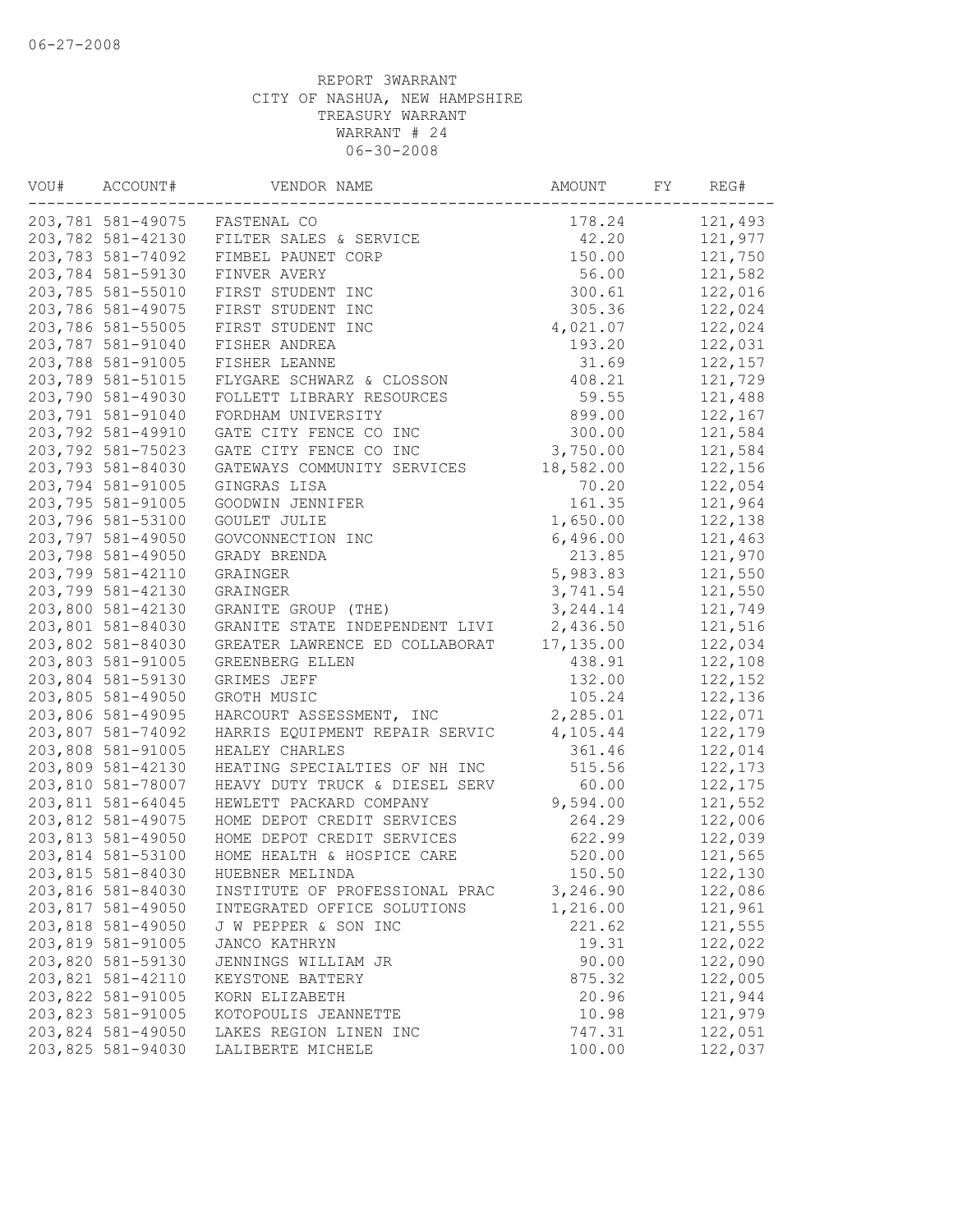06-27-2008

REPORT 3WARRANT
CITY OF NASHUA, NEW HAMPSHIRE
TREASURY WARRANT
WARRANT # 24
06-30-2008

| VOU# | ACCOUNT# | VENDOR NAME | AMOUNT | FY | REG# |
|---|---|---|---|---|---|
| 203,781 | 581-49075 | FASTENAL CO | 178.24 | | 121,493 |
| 203,782 | 581-42130 | FILTER SALES & SERVICE | 42.20 | | 121,977 |
| 203,783 | 581-74092 | FIMBEL PAUNET CORP | 150.00 | | 121,750 |
| 203,784 | 581-59130 | FINVER AVERY | 56.00 | | 121,582 |
| 203,785 | 581-55010 | FIRST STUDENT INC | 300.61 | | 122,016 |
| 203,786 | 581-49075 | FIRST STUDENT INC | 305.36 | | 122,024 |
| 203,786 | 581-55005 | FIRST STUDENT INC | 4,021.07 | | 122,024 |
| 203,787 | 581-91040 | FISHER ANDREA | 193.20 | | 122,031 |
| 203,788 | 581-91005 | FISHER LEANNE | 31.69 | | 122,157 |
| 203,789 | 581-51015 | FLYGARE SCHWARZ & CLOSSON | 408.21 | | 121,729 |
| 203,790 | 581-49030 | FOLLETT LIBRARY RESOURCES | 59.55 | | 121,488 |
| 203,791 | 581-91040 | FORDHAM UNIVERSITY | 899.00 | | 122,167 |
| 203,792 | 581-49910 | GATE CITY FENCE CO INC | 300.00 | | 121,584 |
| 203,792 | 581-75023 | GATE CITY FENCE CO INC | 3,750.00 | | 121,584 |
| 203,793 | 581-84030 | GATEWAYS COMMUNITY SERVICES | 18,582.00 | | 122,156 |
| 203,794 | 581-91005 | GINGRAS LISA | 70.20 | | 122,054 |
| 203,795 | 581-91005 | GOODWIN JENNIFER | 161.35 | | 121,964 |
| 203,796 | 581-53100 | GOULET JULIE | 1,650.00 | | 122,138 |
| 203,797 | 581-49050 | GOVCONNECTION INC | 6,496.00 | | 121,463 |
| 203,798 | 581-49050 | GRADY BRENDA | 213.85 | | 121,970 |
| 203,799 | 581-42110 | GRAINGER | 5,983.83 | | 121,550 |
| 203,799 | 581-42130 | GRAINGER | 3,741.54 | | 121,550 |
| 203,800 | 581-42130 | GRANITE GROUP (THE) | 3,244.14 | | 121,749 |
| 203,801 | 581-84030 | GRANITE STATE INDEPENDENT LIVI | 2,436.50 | | 121,516 |
| 203,802 | 581-84030 | GREATER LAWRENCE ED COLLABORAT | 17,135.00 | | 122,034 |
| 203,803 | 581-91005 | GREENBERG ELLEN | 438.91 | | 122,108 |
| 203,804 | 581-59130 | GRIMES JEFF | 132.00 | | 122,152 |
| 203,805 | 581-49050 | GROTH MUSIC | 105.24 | | 122,136 |
| 203,806 | 581-49095 | HARCOURT ASSESSMENT, INC | 2,285.01 | | 122,071 |
| 203,807 | 581-74092 | HARRIS EQUIPMENT REPAIR SERVIC | 4,105.44 | | 122,179 |
| 203,808 | 581-91005 | HEALEY CHARLES | 361.46 | | 122,014 |
| 203,809 | 581-42130 | HEATING SPECIALTIES OF NH INC | 515.56 | | 122,173 |
| 203,810 | 581-78007 | HEAVY DUTY TRUCK & DIESEL SERV | 60.00 | | 122,175 |
| 203,811 | 581-64045 | HEWLETT PACKARD COMPANY | 9,594.00 | | 121,552 |
| 203,812 | 581-49075 | HOME DEPOT CREDIT SERVICES | 264.29 | | 122,006 |
| 203,813 | 581-49050 | HOME DEPOT CREDIT SERVICES | 622.99 | | 122,039 |
| 203,814 | 581-53100 | HOME HEALTH & HOSPICE CARE | 520.00 | | 121,565 |
| 203,815 | 581-84030 | HUEBNER MELINDA | 150.50 | | 122,130 |
| 203,816 | 581-84030 | INSTITUTE OF PROFESSIONAL PRAC | 3,246.90 | | 122,086 |
| 203,817 | 581-49050 | INTEGRATED OFFICE SOLUTIONS | 1,216.00 | | 121,961 |
| 203,818 | 581-49050 | J W PEPPER & SON INC | 221.62 | | 121,555 |
| 203,819 | 581-91005 | JANCO KATHRYN | 19.31 | | 122,022 |
| 203,820 | 581-59130 | JENNINGS WILLIAM JR | 90.00 | | 122,090 |
| 203,821 | 581-42110 | KEYSTONE BATTERY | 875.32 | | 122,005 |
| 203,822 | 581-91005 | KORN ELIZABETH | 20.96 | | 121,944 |
| 203,823 | 581-91005 | KOTOPOULIS JEANNETTE | 10.98 | | 121,979 |
| 203,824 | 581-49050 | LAKES REGION LINEN INC | 747.31 | | 122,051 |
| 203,825 | 581-94030 | LALIBERTE MICHELE | 100.00 | | 122,037 |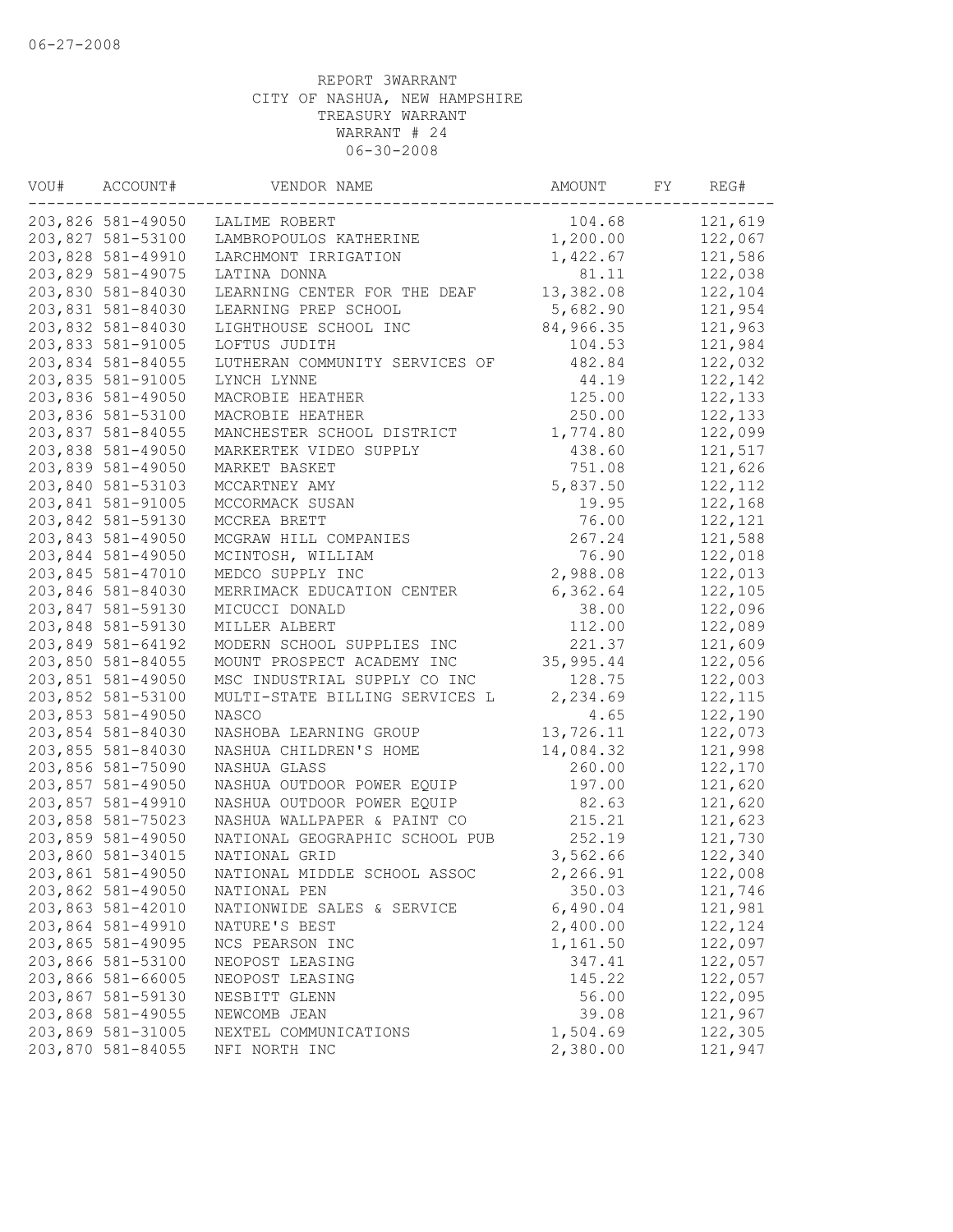06-27-2008

REPORT 3WARRANT
CITY OF NASHUA, NEW HAMPSHIRE
TREASURY WARRANT
WARRANT # 24
06-30-2008

| VOU# | ACCOUNT# | VENDOR NAME | AMOUNT | FY | REG# |
|---|---|---|---|---|---|
| 203,826 | 581-49050 | LALIME ROBERT | 104.68 | | 121,619 |
| 203,827 | 581-53100 | LAMBROPOULOS KATHERINE | 1,200.00 | | 122,067 |
| 203,828 | 581-49910 | LARCHMONT IRRIGATION | 1,422.67 | | 121,586 |
| 203,829 | 581-49075 | LATINA DONNA | 81.11 | | 122,038 |
| 203,830 | 581-84030 | LEARNING CENTER FOR THE DEAF | 13,382.08 | | 122,104 |
| 203,831 | 581-84030 | LEARNING PREP SCHOOL | 5,682.90 | | 121,954 |
| 203,832 | 581-84030 | LIGHTHOUSE SCHOOL INC | 84,966.35 | | 121,963 |
| 203,833 | 581-91005 | LOFTUS JUDITH | 104.53 | | 121,984 |
| 203,834 | 581-84055 | LUTHERAN COMMUNITY SERVICES OF | 482.84 | | 122,032 |
| 203,835 | 581-91005 | LYNCH LYNNE | 44.19 | | 122,142 |
| 203,836 | 581-49050 | MACROBIE HEATHER | 125.00 | | 122,133 |
| 203,836 | 581-53100 | MACROBIE HEATHER | 250.00 | | 122,133 |
| 203,837 | 581-84055 | MANCHESTER SCHOOL DISTRICT | 1,774.80 | | 122,099 |
| 203,838 | 581-49050 | MARKERTEK VIDEO SUPPLY | 438.60 | | 121,517 |
| 203,839 | 581-49050 | MARKET BASKET | 751.08 | | 121,626 |
| 203,840 | 581-53103 | MCCARTNEY AMY | 5,837.50 | | 122,112 |
| 203,841 | 581-91005 | MCCORMACK SUSAN | 19.95 | | 122,168 |
| 203,842 | 581-59130 | MCCREA BRETT | 76.00 | | 122,121 |
| 203,843 | 581-49050 | MCGRAW HILL COMPANIES | 267.24 | | 121,588 |
| 203,844 | 581-49050 | MCINTOSH, WILLIAM | 76.90 | | 122,018 |
| 203,845 | 581-47010 | MEDCO SUPPLY INC | 2,988.08 | | 122,013 |
| 203,846 | 581-84030 | MERRIMACK EDUCATION CENTER | 6,362.64 | | 122,105 |
| 203,847 | 581-59130 | MICUCCI DONALD | 38.00 | | 122,096 |
| 203,848 | 581-59130 | MILLER ALBERT | 112.00 | | 122,089 |
| 203,849 | 581-64192 | MODERN SCHOOL SUPPLIES INC | 221.37 | | 121,609 |
| 203,850 | 581-84055 | MOUNT PROSPECT ACADEMY INC | 35,995.44 | | 122,056 |
| 203,851 | 581-49050 | MSC INDUSTRIAL SUPPLY CO INC | 128.75 | | 122,003 |
| 203,852 | 581-53100 | MULTI-STATE BILLING SERVICES L | 2,234.69 | | 122,115 |
| 203,853 | 581-49050 | NASCO | 4.65 | | 122,190 |
| 203,854 | 581-84030 | NASHOBA LEARNING GROUP | 13,726.11 | | 122,073 |
| 203,855 | 581-84030 | NASHUA CHILDREN'S HOME | 14,084.32 | | 121,998 |
| 203,856 | 581-75090 | NASHUA GLASS | 260.00 | | 122,170 |
| 203,857 | 581-49050 | NASHUA OUTDOOR POWER EQUIP | 197.00 | | 121,620 |
| 203,857 | 581-49910 | NASHUA OUTDOOR POWER EQUIP | 82.63 | | 121,620 |
| 203,858 | 581-75023 | NASHUA WALLPAPER & PAINT CO | 215.21 | | 121,623 |
| 203,859 | 581-49050 | NATIONAL GEOGRAPHIC SCHOOL PUB | 252.19 | | 121,730 |
| 203,860 | 581-34015 | NATIONAL GRID | 3,562.66 | | 122,340 |
| 203,861 | 581-49050 | NATIONAL MIDDLE SCHOOL ASSOC | 2,266.91 | | 122,008 |
| 203,862 | 581-49050 | NATIONAL PEN | 350.03 | | 121,746 |
| 203,863 | 581-42010 | NATIONWIDE SALES & SERVICE | 6,490.04 | | 121,981 |
| 203,864 | 581-49910 | NATURE'S BEST | 2,400.00 | | 122,124 |
| 203,865 | 581-49095 | NCS PEARSON INC | 1,161.50 | | 122,097 |
| 203,866 | 581-53100 | NEOPOST LEASING | 347.41 | | 122,057 |
| 203,866 | 581-66005 | NEOPOST LEASING | 145.22 | | 122,057 |
| 203,867 | 581-59130 | NESBITT GLENN | 56.00 | | 122,095 |
| 203,868 | 581-49055 | NEWCOMB JEAN | 39.08 | | 121,967 |
| 203,869 | 581-31005 | NEXTEL COMMUNICATIONS | 1,504.69 | | 122,305 |
| 203,870 | 581-84055 | NFI NORTH INC | 2,380.00 | | 121,947 |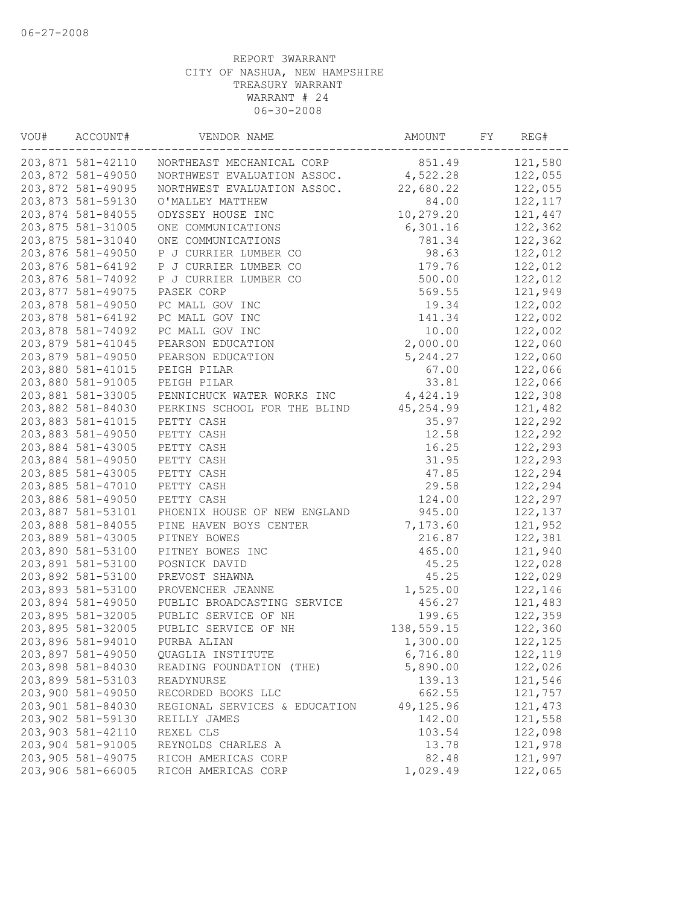06-27-2008

REPORT 3WARRANT
CITY OF NASHUA, NEW HAMPSHIRE
TREASURY WARRANT
WARRANT # 24
06-30-2008

| VOU# | ACCOUNT# | VENDOR NAME | AMOUNT | FY | REG# |
|---|---|---|---|---|---|
| 203,871 | 581-42110 | NORTHEAST MECHANICAL CORP | 851.49 | | 121,580 |
| 203,872 | 581-49050 | NORTHWEST EVALUATION ASSOC. | 4,522.28 | | 122,055 |
| 203,872 | 581-49095 | NORTHWEST EVALUATION ASSOC. | 22,680.22 | | 122,055 |
| 203,873 | 581-59130 | O'MALLEY MATTHEW | 84.00 | | 122,117 |
| 203,874 | 581-84055 | ODYSSEY HOUSE INC | 10,279.20 | | 121,447 |
| 203,875 | 581-31005 | ONE COMMUNICATIONS | 6,301.16 | | 122,362 |
| 203,875 | 581-31040 | ONE COMMUNICATIONS | 781.34 | | 122,362 |
| 203,876 | 581-49050 | P J CURRIER LUMBER CO | 98.63 | | 122,012 |
| 203,876 | 581-64192 | P J CURRIER LUMBER CO | 179.76 | | 122,012 |
| 203,876 | 581-74092 | P J CURRIER LUMBER CO | 500.00 | | 122,012 |
| 203,877 | 581-49075 | PASEK CORP | 569.55 | | 121,949 |
| 203,878 | 581-49050 | PC MALL GOV INC | 19.34 | | 122,002 |
| 203,878 | 581-64192 | PC MALL GOV INC | 141.34 | | 122,002 |
| 203,878 | 581-74092 | PC MALL GOV INC | 10.00 | | 122,002 |
| 203,879 | 581-41045 | PEARSON EDUCATION | 2,000.00 | | 122,060 |
| 203,879 | 581-49050 | PEARSON EDUCATION | 5,244.27 | | 122,060 |
| 203,880 | 581-41015 | PEIGH PILAR | 67.00 | | 122,066 |
| 203,880 | 581-91005 | PEIGH PILAR | 33.81 | | 122,066 |
| 203,881 | 581-33005 | PENNICHUCK WATER WORKS INC | 4,424.19 | | 122,308 |
| 203,882 | 581-84030 | PERKINS SCHOOL FOR THE BLIND | 45,254.99 | | 121,482 |
| 203,883 | 581-41015 | PETTY CASH | 35.97 | | 122,292 |
| 203,883 | 581-49050 | PETTY CASH | 12.58 | | 122,292 |
| 203,884 | 581-43005 | PETTY CASH | 16.25 | | 122,293 |
| 203,884 | 581-49050 | PETTY CASH | 31.95 | | 122,293 |
| 203,885 | 581-43005 | PETTY CASH | 47.85 | | 122,294 |
| 203,885 | 581-47010 | PETTY CASH | 29.58 | | 122,294 |
| 203,886 | 581-49050 | PETTY CASH | 124.00 | | 122,297 |
| 203,887 | 581-53101 | PHOENIX HOUSE OF NEW ENGLAND | 945.00 | | 122,137 |
| 203,888 | 581-84055 | PINE HAVEN BOYS CENTER | 7,173.60 | | 121,952 |
| 203,889 | 581-43005 | PITNEY BOWES | 216.87 | | 122,381 |
| 203,890 | 581-53100 | PITNEY BOWES INC | 465.00 | | 121,940 |
| 203,891 | 581-53100 | POSNICK DAVID | 45.25 | | 122,028 |
| 203,892 | 581-53100 | PREVOST SHAWNA | 45.25 | | 122,029 |
| 203,893 | 581-53100 | PROVENCHER JEANNE | 1,525.00 | | 122,146 |
| 203,894 | 581-49050 | PUBLIC BROADCASTING SERVICE | 456.27 | | 121,483 |
| 203,895 | 581-32005 | PUBLIC SERVICE OF NH | 199.65 | | 122,359 |
| 203,895 | 581-32005 | PUBLIC SERVICE OF NH | 138,559.15 | | 122,360 |
| 203,896 | 581-94010 | PURBA ALIAN | 1,300.00 | | 122,125 |
| 203,897 | 581-49050 | QUAGLIA INSTITUTE | 6,716.80 | | 122,119 |
| 203,898 | 581-84030 | READING FOUNDATION (THE) | 5,890.00 | | 122,026 |
| 203,899 | 581-53103 | READYNURSE | 139.13 | | 121,546 |
| 203,900 | 581-49050 | RECORDED BOOKS LLC | 662.55 | | 121,757 |
| 203,901 | 581-84030 | REGIONAL SERVICES & EDUCATION | 49,125.96 | | 121,473 |
| 203,902 | 581-59130 | REILLY JAMES | 142.00 | | 121,558 |
| 203,903 | 581-42110 | REXEL CLS | 103.54 | | 122,098 |
| 203,904 | 581-91005 | REYNOLDS CHARLES A | 13.78 | | 121,978 |
| 203,905 | 581-49075 | RICOH AMERICAS CORP | 82.48 | | 121,997 |
| 203,906 | 581-66005 | RICOH AMERICAS CORP | 1,029.49 | | 122,065 |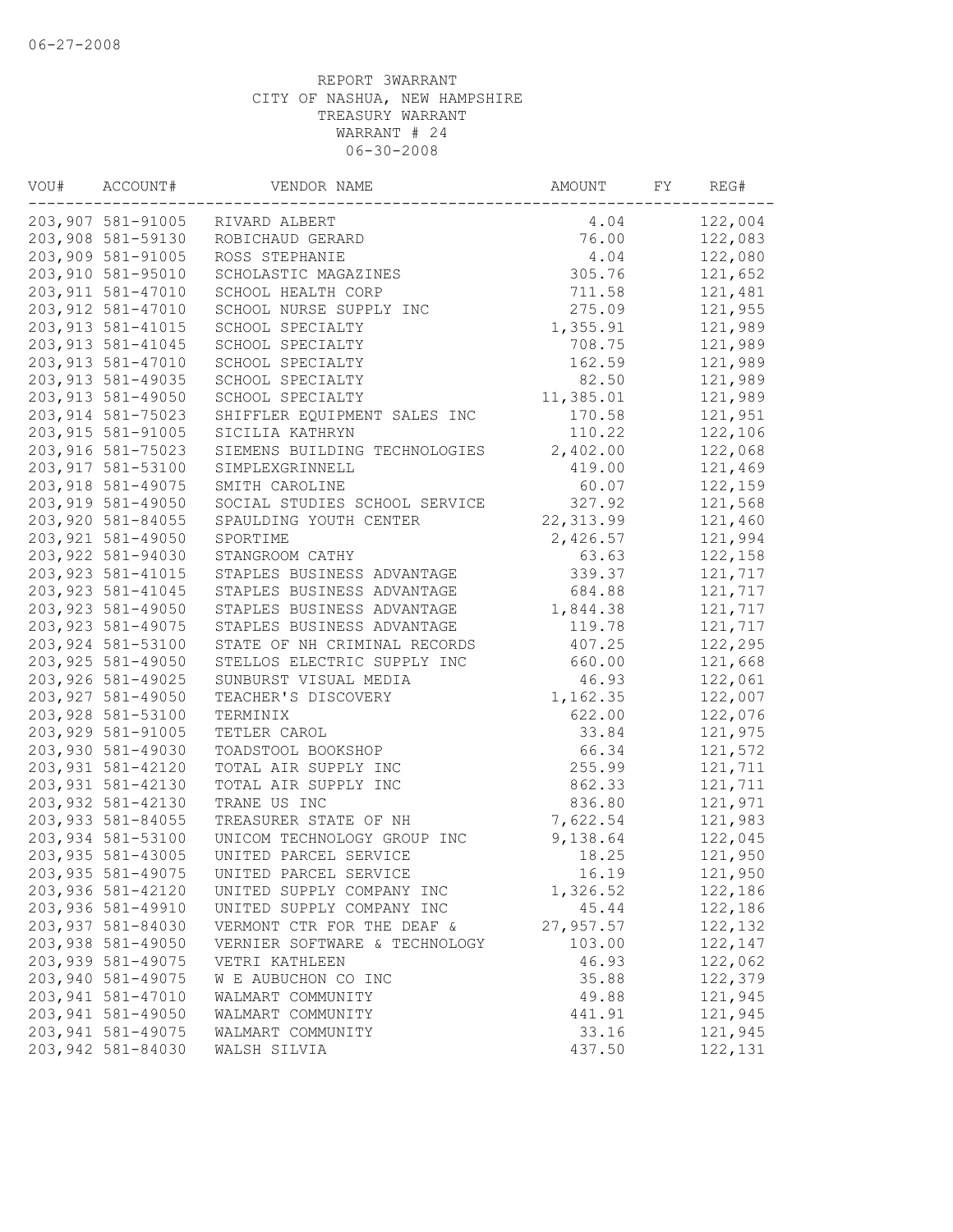06-27-2008

REPORT 3WARRANT
CITY OF NASHUA, NEW HAMPSHIRE
TREASURY WARRANT
WARRANT # 24
06-30-2008

| VOU# | ACCOUNT# | VENDOR NAME | AMOUNT | FY | REG# |
|---|---|---|---|---|---|
| 203,907 | 581-91005 | RIVARD ALBERT | 4.04 | | 122,004 |
| 203,908 | 581-59130 | ROBICHAUD GERARD | 76.00 | | 122,083 |
| 203,909 | 581-91005 | ROSS STEPHANIE | 4.04 | | 122,080 |
| 203,910 | 581-95010 | SCHOLASTIC MAGAZINES | 305.76 | | 121,652 |
| 203,911 | 581-47010 | SCHOOL HEALTH CORP | 711.58 | | 121,481 |
| 203,912 | 581-47010 | SCHOOL NURSE SUPPLY INC | 275.09 | | 121,955 |
| 203,913 | 581-41015 | SCHOOL SPECIALTY | 1,355.91 | | 121,989 |
| 203,913 | 581-41045 | SCHOOL SPECIALTY | 708.75 | | 121,989 |
| 203,913 | 581-47010 | SCHOOL SPECIALTY | 162.59 | | 121,989 |
| 203,913 | 581-49035 | SCHOOL SPECIALTY | 82.50 | | 121,989 |
| 203,913 | 581-49050 | SCHOOL SPECIALTY | 11,385.01 | | 121,989 |
| 203,914 | 581-75023 | SHIFFLER EQUIPMENT SALES INC | 170.58 | | 121,951 |
| 203,915 | 581-91005 | SICILIA KATHRYN | 110.22 | | 122,106 |
| 203,916 | 581-75023 | SIEMENS BUILDING TECHNOLOGIES | 2,402.00 | | 122,068 |
| 203,917 | 581-53100 | SIMPLEXGRINNELL | 419.00 | | 121,469 |
| 203,918 | 581-49075 | SMITH CAROLINE | 60.07 | | 122,159 |
| 203,919 | 581-49050 | SOCIAL STUDIES SCHOOL SERVICE | 327.92 | | 121,568 |
| 203,920 | 581-84055 | SPAULDING YOUTH CENTER | 22,313.99 | | 121,460 |
| 203,921 | 581-49050 | SPORTIME | 2,426.57 | | 121,994 |
| 203,922 | 581-94030 | STANGROOM CATHY | 63.63 | | 122,158 |
| 203,923 | 581-41015 | STAPLES BUSINESS ADVANTAGE | 339.37 | | 121,717 |
| 203,923 | 581-41045 | STAPLES BUSINESS ADVANTAGE | 684.88 | | 121,717 |
| 203,923 | 581-49050 | STAPLES BUSINESS ADVANTAGE | 1,844.38 | | 121,717 |
| 203,923 | 581-49075 | STAPLES BUSINESS ADVANTAGE | 119.78 | | 121,717 |
| 203,924 | 581-53100 | STATE OF NH CRIMINAL RECORDS | 407.25 | | 122,295 |
| 203,925 | 581-49050 | STELLOS ELECTRIC SUPPLY INC | 660.00 | | 121,668 |
| 203,926 | 581-49025 | SUNBURST VISUAL MEDIA | 46.93 | | 122,061 |
| 203,927 | 581-49050 | TEACHER'S DISCOVERY | 1,162.35 | | 122,007 |
| 203,928 | 581-53100 | TERMINIX | 622.00 | | 122,076 |
| 203,929 | 581-91005 | TETLER CAROL | 33.84 | | 121,975 |
| 203,930 | 581-49030 | TOADSTOOL BOOKSHOP | 66.34 | | 121,572 |
| 203,931 | 581-42120 | TOTAL AIR SUPPLY INC | 255.99 | | 121,711 |
| 203,931 | 581-42130 | TOTAL AIR SUPPLY INC | 862.33 | | 121,711 |
| 203,932 | 581-42130 | TRANE US INC | 836.80 | | 121,971 |
| 203,933 | 581-84055 | TREASURER STATE OF NH | 7,622.54 | | 121,983 |
| 203,934 | 581-53100 | UNICOM TECHNOLOGY GROUP INC | 9,138.64 | | 122,045 |
| 203,935 | 581-43005 | UNITED PARCEL SERVICE | 18.25 | | 121,950 |
| 203,935 | 581-49075 | UNITED PARCEL SERVICE | 16.19 | | 121,950 |
| 203,936 | 581-42120 | UNITED SUPPLY COMPANY INC | 1,326.52 | | 122,186 |
| 203,936 | 581-49910 | UNITED SUPPLY COMPANY INC | 45.44 | | 122,186 |
| 203,937 | 581-84030 | VERMONT CTR FOR THE DEAF & | 27,957.57 | | 122,132 |
| 203,938 | 581-49050 | VERNIER SOFTWARE & TECHNOLOGY | 103.00 | | 122,147 |
| 203,939 | 581-49075 | VETRI KATHLEEN | 46.93 | | 122,062 |
| 203,940 | 581-49075 | W E AUBUCHON CO INC | 35.88 | | 122,379 |
| 203,941 | 581-47010 | WALMART COMMUNITY | 49.88 | | 121,945 |
| 203,941 | 581-49050 | WALMART COMMUNITY | 441.91 | | 121,945 |
| 203,941 | 581-49075 | WALMART COMMUNITY | 33.16 | | 121,945 |
| 203,942 | 581-84030 | WALSH SILVIA | 437.50 | | 122,131 |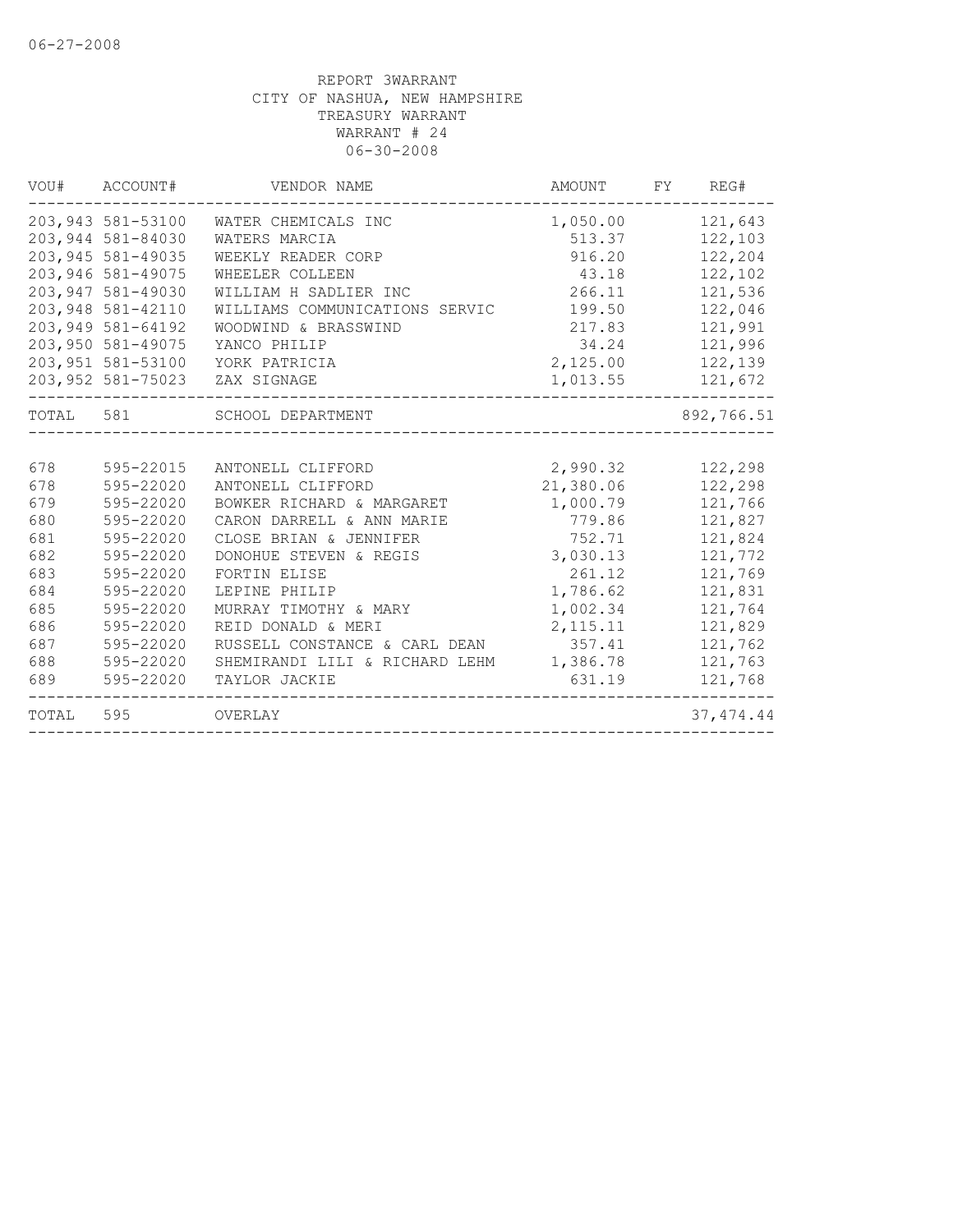06-27-2008

REPORT 3WARRANT
CITY OF NASHUA, NEW HAMPSHIRE
TREASURY WARRANT
WARRANT # 24
06-30-2008

| VOU# | ACCOUNT# | VENDOR NAME | AMOUNT | FY | REG# |
|---|---|---|---|---|---|
| 203,943 | 581-53100 | WATER CHEMICALS INC | 1,050.00 | | 121,643 |
| 203,944 | 581-84030 | WATERS MARCIA | 513.37 | | 122,103 |
| 203,945 | 581-49035 | WEEKLY READER CORP | 916.20 | | 122,204 |
| 203,946 | 581-49075 | WHEELER COLLEEN | 43.18 | | 122,102 |
| 203,947 | 581-49030 | WILLIAM H SADLIER INC | 266.11 | | 121,536 |
| 203,948 | 581-42110 | WILLIAMS COMMUNICATIONS SERVIC | 199.50 | | 122,046 |
| 203,949 | 581-64192 | WOODWIND & BRASSWIND | 217.83 | | 121,991 |
| 203,950 | 581-49075 | YANCO PHILIP | 34.24 | | 121,996 |
| 203,951 | 581-53100 | YORK PATRICIA | 2,125.00 | | 122,139 |
| 203,952 | 581-75023 | ZAX SIGNAGE | 1,013.55 | | 121,672 |
| TOTAL | 581 | SCHOOL DEPARTMENT | | | 892,766.51 |
| 678 | 595-22015 | ANTONELL CLIFFORD | 2,990.32 | | 122,298 |
| 678 | 595-22020 | ANTONELL CLIFFORD | 21,380.06 | | 122,298 |
| 679 | 595-22020 | BOWKER RICHARD & MARGARET | 1,000.79 | | 121,766 |
| 680 | 595-22020 | CARON DARRELL & ANN MARIE | 779.86 | | 121,827 |
| 681 | 595-22020 | CLOSE BRIAN & JENNIFER | 752.71 | | 121,824 |
| 682 | 595-22020 | DONOHUE STEVEN & REGIS | 3,030.13 | | 121,772 |
| 683 | 595-22020 | FORTIN ELISE | 261.12 | | 121,769 |
| 684 | 595-22020 | LEPINE PHILIP | 1,786.62 | | 121,831 |
| 685 | 595-22020 | MURRAY TIMOTHY & MARY | 1,002.34 | | 121,764 |
| 686 | 595-22020 | REID DONALD & MERI | 2,115.11 | | 121,829 |
| 687 | 595-22020 | RUSSELL CONSTANCE & CARL DEAN | 357.41 | | 121,762 |
| 688 | 595-22020 | SHEMIRANDI LILI & RICHARD LEHM | 1,386.78 | | 121,763 |
| 689 | 595-22020 | TAYLOR JACKIE | 631.19 | | 121,768 |
| TOTAL | 595 | OVERLAY | | | 37,474.44 |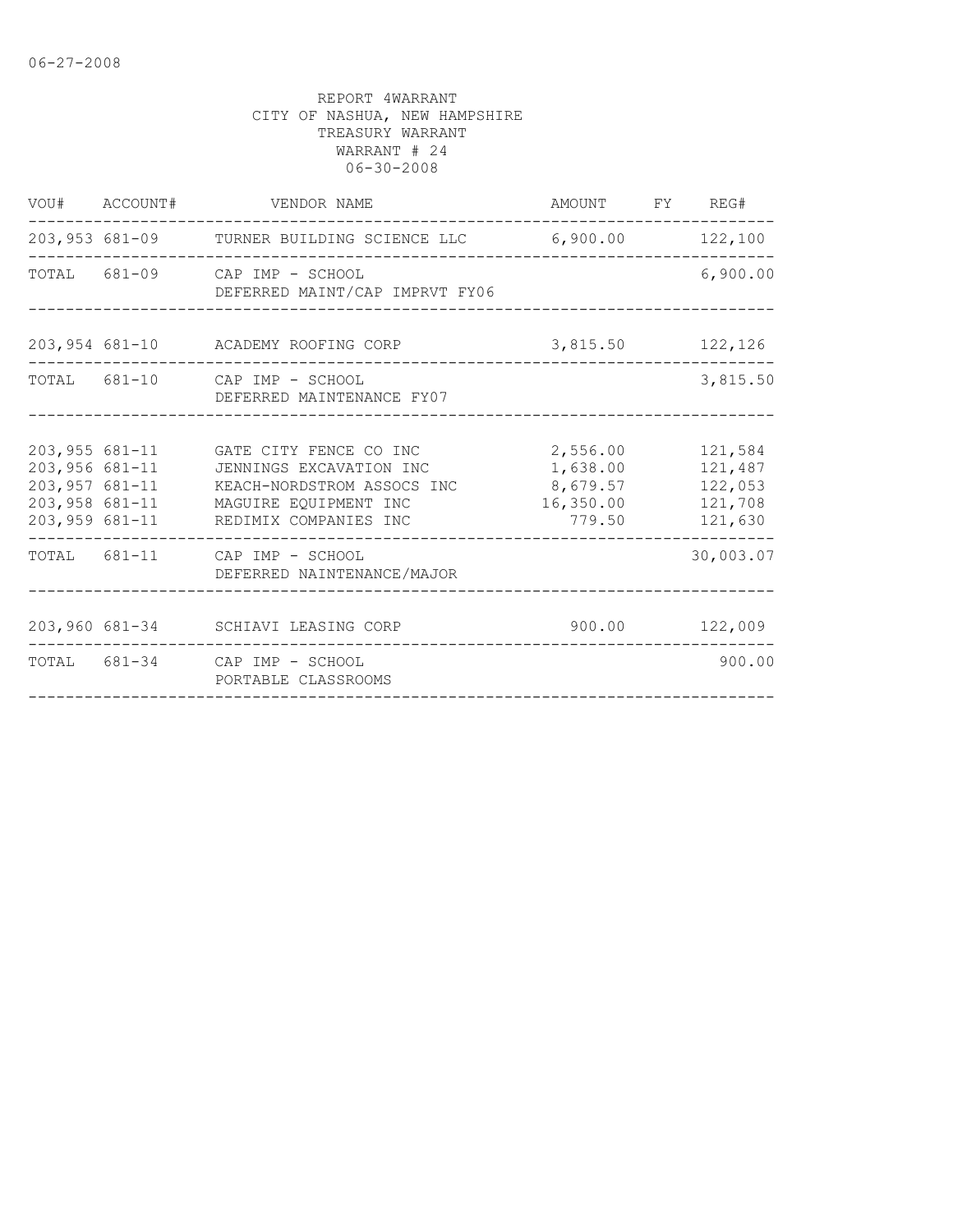06-27-2008

REPORT 4WARRANT
CITY OF NASHUA, NEW HAMPSHIRE
TREASURY WARRANT
WARRANT # 24
06-30-2008

| VOU# | ACCOUNT# | VENDOR NAME | AMOUNT | FY | REG# |
|---|---|---|---|---|---|
| 203,953 | 681-09 | TURNER BUILDING SCIENCE LLC | 6,900.00 | | 122,100 |
| TOTAL | 681-09 | CAP IMP - SCHOOL<br>DEFERRED MAINT/CAP IMPRVT FY06 | | | 6,900.00 |
| 203,954 | 681-10 | ACADEMY ROOFING CORP | 3,815.50 | | 122,126 |
| TOTAL | 681-10 | CAP IMP - SCHOOL<br>DEFERRED MAINTENANCE FY07 | | | 3,815.50 |
| 203,955 | 681-11 | GATE CITY FENCE CO INC | 2,556.00 | | 121,584 |
| 203,956 | 681-11 | JENNINGS EXCAVATION INC | 1,638.00 | | 121,487 |
| 203,957 | 681-11 | KEACH-NORDSTROM ASSOCS INC | 8,679.57 | | 122,053 |
| 203,958 | 681-11 | MAGUIRE EQUIPMENT INC | 16,350.00 | | 121,708 |
| 203,959 | 681-11 | REDIMIX COMPANIES INC | 779.50 | | 121,630 |
| TOTAL | 681-11 | CAP IMP - SCHOOL<br>DEFERRED NAINTENANCE/MAJOR | | | 30,003.07 |
| 203,960 | 681-34 | SCHIAVI LEASING CORP | 900.00 | | 122,009 |
| TOTAL | 681-34 | CAP IMP - SCHOOL<br>PORTABLE CLASSROOMS | | | 900.00 |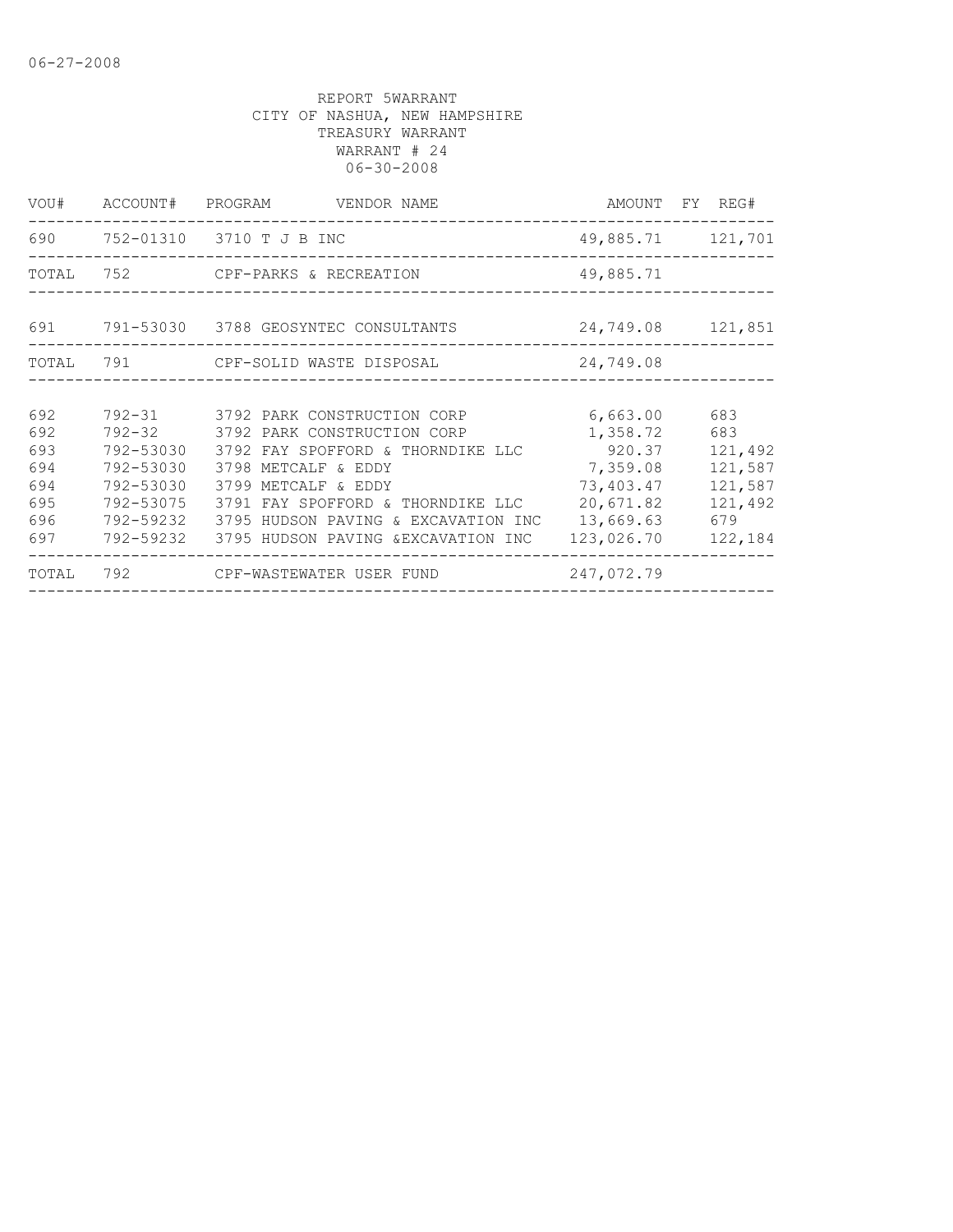06-27-2008

REPORT 5WARRANT
CITY OF NASHUA, NEW HAMPSHIRE
TREASURY WARRANT
WARRANT # 24
06-30-2008

| VOU# | ACCOUNT# | PROGRAM | VENDOR NAME | AMOUNT | FY | REG# |
|---|---|---|---|---|---|---|
| 690 | 752-01310 | 3710 | T J B INC | 49,885.71 | | 121,701 |
| TOTAL | 752 | | CPF-PARKS & RECREATION | 49,885.71 | | |
| 691 | 791-53030 | 3788 | GEOSYNTEC CONSULTANTS | 24,749.08 | | 121,851 |
| TOTAL | 791 | | CPF-SOLID WASTE DISPOSAL | 24,749.08 | | |
| 692 | 792-31 | 3792 | PARK CONSTRUCTION CORP | 6,663.00 | | 683 |
| 692 | 792-32 | 3792 | PARK CONSTRUCTION CORP | 1,358.72 | | 683 |
| 693 | 792-53030 | 3792 | FAY SPOFFORD & THORNDIKE LLC | 920.37 | | 121,492 |
| 694 | 792-53030 | 3798 | METCALF & EDDY | 7,359.08 | | 121,587 |
| 694 | 792-53030 | 3799 | METCALF & EDDY | 73,403.47 | | 121,587 |
| 695 | 792-53075 | 3791 | FAY SPOFFORD & THORNDIKE LLC | 20,671.82 | | 121,492 |
| 696 | 792-59232 | 3795 | HUDSON PAVING & EXCAVATION INC | 13,669.63 | | 679 |
| 697 | 792-59232 | 3795 | HUDSON PAVING &EXCAVATION INC | 123,026.70 | | 122,184 |
| TOTAL | 792 | | CPF-WASTEWATER USER FUND | 247,072.79 | | |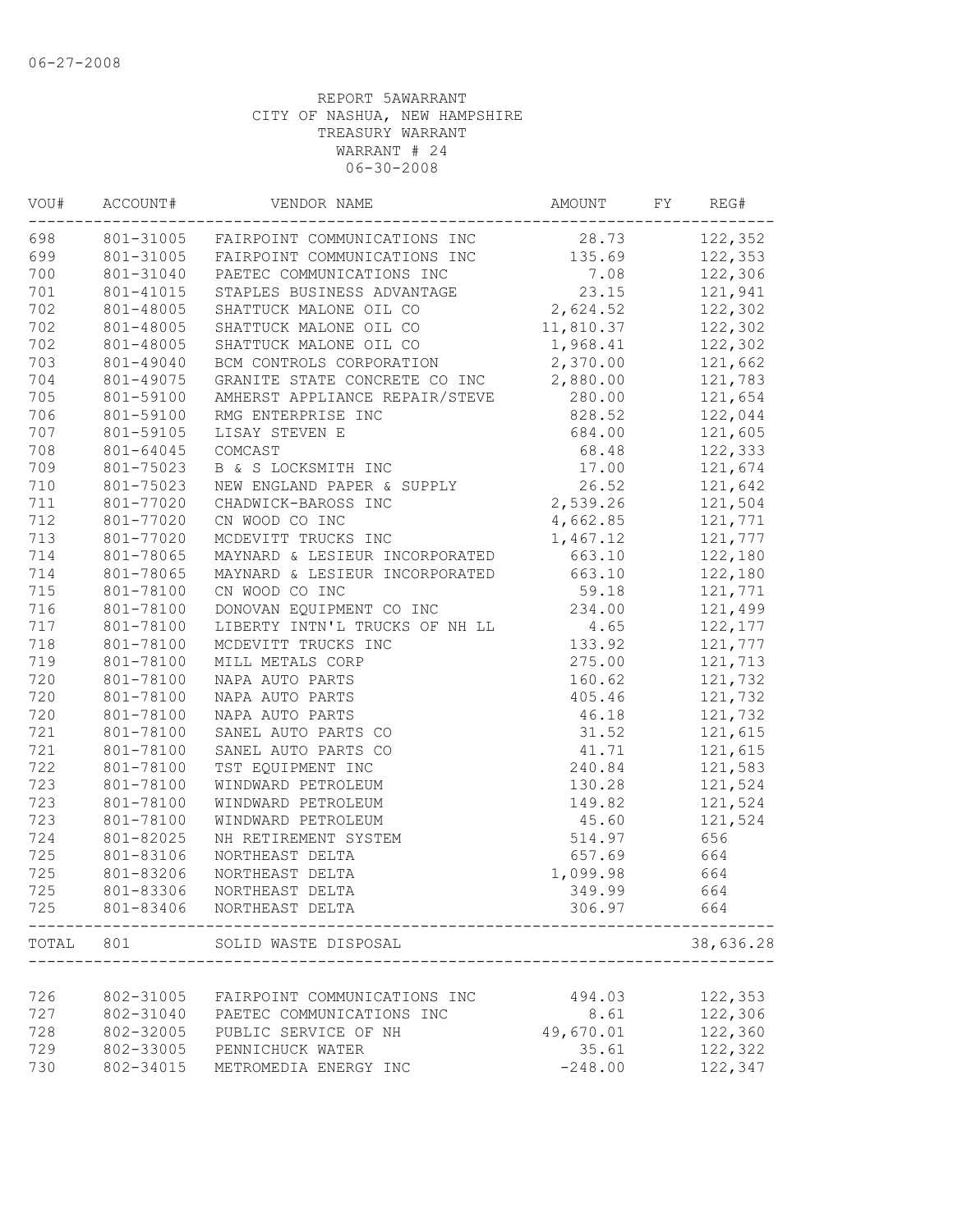06-27-2008

REPORT 5AWARRANT
CITY OF NASHUA, NEW HAMPSHIRE
TREASURY WARRANT
WARRANT # 24
06-30-2008

| VOU# | ACCOUNT# | VENDOR NAME | AMOUNT | FY | REG# |
|---|---|---|---|---|---|
| 698 | 801-31005 | FAIRPOINT COMMUNICATIONS INC | 28.73 | | 122,352 |
| 699 | 801-31005 | FAIRPOINT COMMUNICATIONS INC | 135.69 | | 122,353 |
| 700 | 801-31040 | PAETEC COMMUNICATIONS INC | 7.08 | | 122,306 |
| 701 | 801-41015 | STAPLES BUSINESS ADVANTAGE | 23.15 | | 121,941 |
| 702 | 801-48005 | SHATTUCK MALONE OIL CO | 2,624.52 | | 122,302 |
| 702 | 801-48005 | SHATTUCK MALONE OIL CO | 11,810.37 | | 122,302 |
| 702 | 801-48005 | SHATTUCK MALONE OIL CO | 1,968.41 | | 122,302 |
| 703 | 801-49040 | BCM CONTROLS CORPORATION | 2,370.00 | | 121,662 |
| 704 | 801-49075 | GRANITE STATE CONCRETE CO INC | 2,880.00 | | 121,783 |
| 705 | 801-59100 | AMHERST APPLIANCE REPAIR/STEVE | 280.00 | | 121,654 |
| 706 | 801-59100 | RMG ENTERPRISE INC | 828.52 | | 122,044 |
| 707 | 801-59105 | LISAY STEVEN E | 684.00 | | 121,605 |
| 708 | 801-64045 | COMCAST | 68.48 | | 122,333 |
| 709 | 801-75023 | B & S LOCKSMITH INC | 17.00 | | 121,674 |
| 710 | 801-75023 | NEW ENGLAND PAPER & SUPPLY | 26.52 | | 121,642 |
| 711 | 801-77020 | CHADWICK-BAROSS INC | 2,539.26 | | 121,504 |
| 712 | 801-77020 | CN WOOD CO INC | 4,662.85 | | 121,771 |
| 713 | 801-77020 | MCDEVITT TRUCKS INC | 1,467.12 | | 121,777 |
| 714 | 801-78065 | MAYNARD & LESIEUR INCORPORATED | 663.10 | | 122,180 |
| 714 | 801-78065 | MAYNARD & LESIEUR INCORPORATED | 663.10 | | 122,180 |
| 715 | 801-78100 | CN WOOD CO INC | 59.18 | | 121,771 |
| 716 | 801-78100 | DONOVAN EQUIPMENT CO INC | 234.00 | | 121,499 |
| 717 | 801-78100 | LIBERTY INTN'L TRUCKS OF NH LL | 4.65 | | 122,177 |
| 718 | 801-78100 | MCDEVITT TRUCKS INC | 133.92 | | 121,777 |
| 719 | 801-78100 | MILL METALS CORP | 275.00 | | 121,713 |
| 720 | 801-78100 | NAPA AUTO PARTS | 160.62 | | 121,732 |
| 720 | 801-78100 | NAPA AUTO PARTS | 405.46 | | 121,732 |
| 720 | 801-78100 | NAPA AUTO PARTS | 46.18 | | 121,732 |
| 721 | 801-78100 | SANEL AUTO PARTS CO | 31.52 | | 121,615 |
| 721 | 801-78100 | SANEL AUTO PARTS CO | 41.71 | | 121,615 |
| 722 | 801-78100 | TST EQUIPMENT INC | 240.84 | | 121,583 |
| 723 | 801-78100 | WINDWARD PETROLEUM | 130.28 | | 121,524 |
| 723 | 801-78100 | WINDWARD PETROLEUM | 149.82 | | 121,524 |
| 723 | 801-78100 | WINDWARD PETROLEUM | 45.60 | | 121,524 |
| 724 | 801-82025 | NH RETIREMENT SYSTEM | 514.97 | | 656 |
| 725 | 801-83106 | NORTHEAST DELTA | 657.69 | | 664 |
| 725 | 801-83206 | NORTHEAST DELTA | 1,099.98 | | 664 |
| 725 | 801-83306 | NORTHEAST DELTA | 349.99 | | 664 |
| 725 | 801-83406 | NORTHEAST DELTA | 306.97 | | 664 |
| TOTAL | 801 | SOLID WASTE DISPOSAL | | | 38,636.28 |
| 726 | 802-31005 | FAIRPOINT COMMUNICATIONS INC | 494.03 | | 122,353 |
| 727 | 802-31040 | PAETEC COMMUNICATIONS INC | 8.61 | | 122,306 |
| 728 | 802-32005 | PUBLIC SERVICE OF NH | 49,670.01 | | 122,360 |
| 729 | 802-33005 | PENNICHUCK WATER | 35.61 | | 122,322 |
| 730 | 802-34015 | METROMEDIA ENERGY INC | -248.00 | | 122,347 |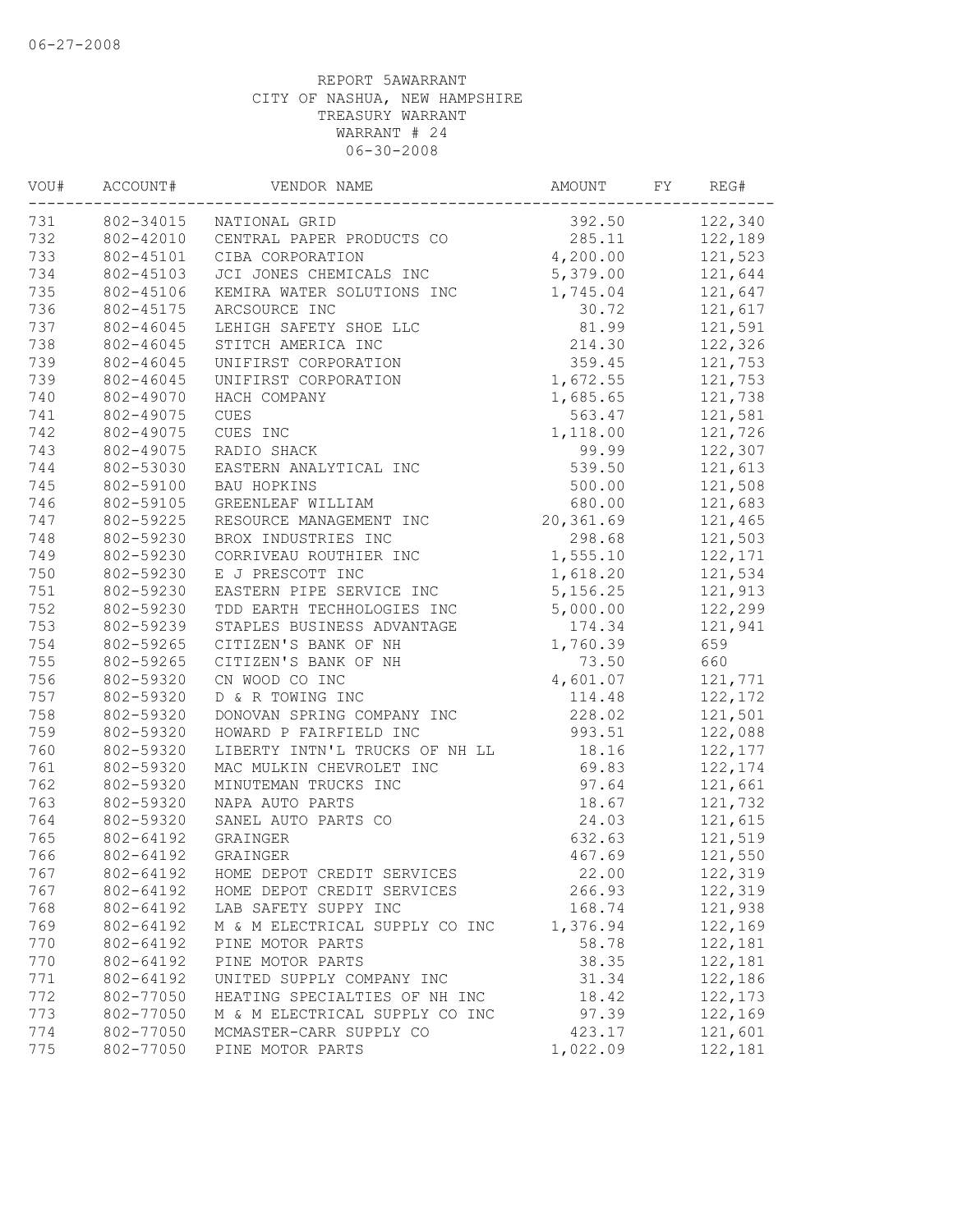06-27-2008

REPORT 5AWARRANT
CITY OF NASHUA, NEW HAMPSHIRE
TREASURY WARRANT
WARRANT # 24
06-30-2008

| VOU# | ACCOUNT# | VENDOR NAME | AMOUNT | FY | REG# |
|---|---|---|---|---|---|
| 731 | 802-34015 | NATIONAL GRID | 392.50 | | 122,340 |
| 732 | 802-42010 | CENTRAL PAPER PRODUCTS CO | 285.11 | | 122,189 |
| 733 | 802-45101 | CIBA CORPORATION | 4,200.00 | | 121,523 |
| 734 | 802-45103 | JCI JONES CHEMICALS INC | 5,379.00 | | 121,644 |
| 735 | 802-45106 | KEMIRA WATER SOLUTIONS INC | 1,745.04 | | 121,647 |
| 736 | 802-45175 | ARCSOURCE INC | 30.72 | | 121,617 |
| 737 | 802-46045 | LEHIGH SAFETY SHOE LLC | 81.99 | | 121,591 |
| 738 | 802-46045 | STITCH AMERICA INC | 214.30 | | 122,326 |
| 739 | 802-46045 | UNIFIRST CORPORATION | 359.45 | | 121,753 |
| 739 | 802-46045 | UNIFIRST CORPORATION | 1,672.55 | | 121,753 |
| 740 | 802-49070 | HACH COMPANY | 1,685.65 | | 121,738 |
| 741 | 802-49075 | CUES | 563.47 | | 121,581 |
| 742 | 802-49075 | CUES INC | 1,118.00 | | 121,726 |
| 743 | 802-49075 | RADIO SHACK | 99.99 | | 122,307 |
| 744 | 802-53030 | EASTERN ANALYTICAL INC | 539.50 | | 121,613 |
| 745 | 802-59100 | BAU HOPKINS | 500.00 | | 121,508 |
| 746 | 802-59105 | GREENLEAF WILLIAM | 680.00 | | 121,683 |
| 747 | 802-59225 | RESOURCE MANAGEMENT INC | 20,361.69 | | 121,465 |
| 748 | 802-59230 | BROX INDUSTRIES INC | 298.68 | | 121,503 |
| 749 | 802-59230 | CORRIVEAU ROUTHIER INC | 1,555.10 | | 122,171 |
| 750 | 802-59230 | E J PRESCOTT INC | 1,618.20 | | 121,534 |
| 751 | 802-59230 | EASTERN PIPE SERVICE INC | 5,156.25 | | 121,913 |
| 752 | 802-59230 | TDD EARTH TECHHOLOGIES INC | 5,000.00 | | 122,299 |
| 753 | 802-59239 | STAPLES BUSINESS ADVANTAGE | 174.34 | | 121,941 |
| 754 | 802-59265 | CITIZEN'S BANK OF NH | 1,760.39 | | 659 |
| 755 | 802-59265 | CITIZEN'S BANK OF NH | 73.50 | | 660 |
| 756 | 802-59320 | CN WOOD CO INC | 4,601.07 | | 121,771 |
| 757 | 802-59320 | D & R TOWING INC | 114.48 | | 122,172 |
| 758 | 802-59320 | DONOVAN SPRING COMPANY INC | 228.02 | | 121,501 |
| 759 | 802-59320 | HOWARD P FAIRFIELD INC | 993.51 | | 122,088 |
| 760 | 802-59320 | LIBERTY INTN'L TRUCKS OF NH LL | 18.16 | | 122,177 |
| 761 | 802-59320 | MAC MULKIN CHEVROLET INC | 69.83 | | 122,174 |
| 762 | 802-59320 | MINUTEMAN TRUCKS INC | 97.64 | | 121,661 |
| 763 | 802-59320 | NAPA AUTO PARTS | 18.67 | | 121,732 |
| 764 | 802-59320 | SANEL AUTO PARTS CO | 24.03 | | 121,615 |
| 765 | 802-64192 | GRAINGER | 632.63 | | 121,519 |
| 766 | 802-64192 | GRAINGER | 467.69 | | 121,550 |
| 767 | 802-64192 | HOME DEPOT CREDIT SERVICES | 22.00 | | 122,319 |
| 767 | 802-64192 | HOME DEPOT CREDIT SERVICES | 266.93 | | 122,319 |
| 768 | 802-64192 | LAB SAFETY SUPPY INC | 168.74 | | 121,938 |
| 769 | 802-64192 | M & M ELECTRICAL SUPPLY CO INC | 1,376.94 | | 122,169 |
| 770 | 802-64192 | PINE MOTOR PARTS | 58.78 | | 122,181 |
| 770 | 802-64192 | PINE MOTOR PARTS | 38.35 | | 122,181 |
| 771 | 802-64192 | UNITED SUPPLY COMPANY INC | 31.34 | | 122,186 |
| 772 | 802-77050 | HEATING SPECIALTIES OF NH INC | 18.42 | | 122,173 |
| 773 | 802-77050 | M & M ELECTRICAL SUPPLY CO INC | 97.39 | | 122,169 |
| 774 | 802-77050 | MCMASTER-CARR SUPPLY CO | 423.17 | | 121,601 |
| 775 | 802-77050 | PINE MOTOR PARTS | 1,022.09 | | 122,181 |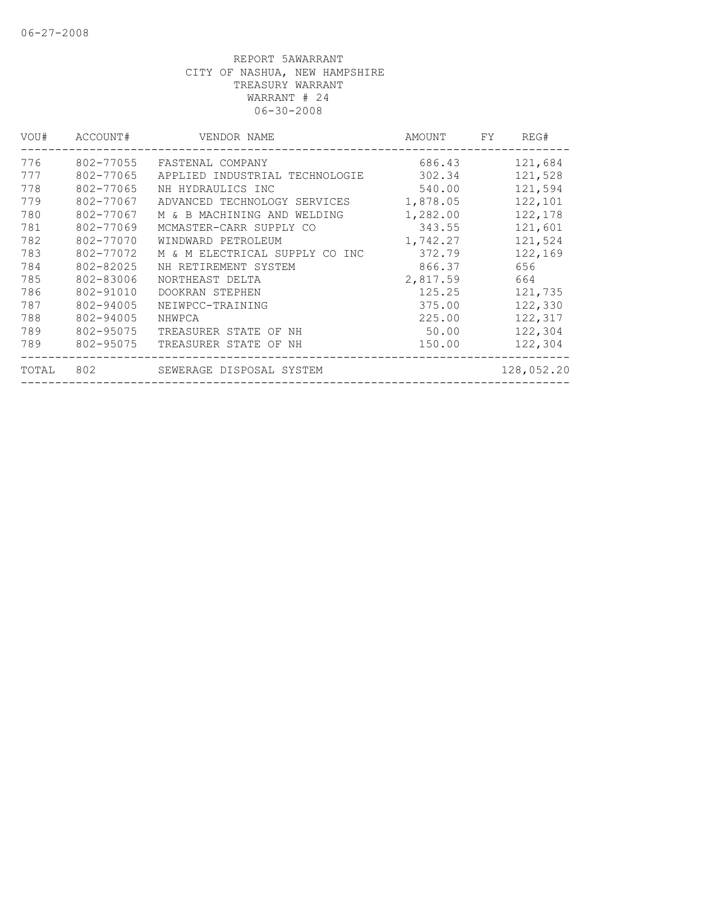06-27-2008

REPORT 5AWARRANT
CITY OF NASHUA, NEW HAMPSHIRE
TREASURY WARRANT
WARRANT # 24
06-30-2008

| VOU# | ACCOUNT# | VENDOR NAME | AMOUNT | FY | REG# |
|---|---|---|---|---|---|
| 776 | 802-77055 | FASTENAL COMPANY | 686.43 | | 121,684 |
| 777 | 802-77065 | APPLIED INDUSTRIAL TECHNOLOGIE | 302.34 | | 121,528 |
| 778 | 802-77065 | NH HYDRAULICS INC | 540.00 | | 121,594 |
| 779 | 802-77067 | ADVANCED TECHNOLOGY SERVICES | 1,878.05 | | 122,101 |
| 780 | 802-77067 | M & B MACHINING AND WELDING | 1,282.00 | | 122,178 |
| 781 | 802-77069 | MCMASTER-CARR SUPPLY CO | 343.55 | | 121,601 |
| 782 | 802-77070 | WINDWARD PETROLEUM | 1,742.27 | | 121,524 |
| 783 | 802-77072 | M & M ELECTRICAL SUPPLY CO INC | 372.79 | | 122,169 |
| 784 | 802-82025 | NH RETIREMENT SYSTEM | 866.37 | | 656 |
| 785 | 802-83006 | NORTHEAST DELTA | 2,817.59 | | 664 |
| 786 | 802-91010 | DOOKRAN STEPHEN | 125.25 | | 121,735 |
| 787 | 802-94005 | NEIWPCC-TRAINING | 375.00 | | 122,330 |
| 788 | 802-94005 | NHWPCA | 225.00 | | 122,317 |
| 789 | 802-95075 | TREASURER STATE OF NH | 50.00 | | 122,304 |
| 789 | 802-95075 | TREASURER STATE OF NH | 150.00 | | 122,304 |
| TOTAL | 802 | SEWERAGE DISPOSAL SYSTEM | | | 128,052.20 |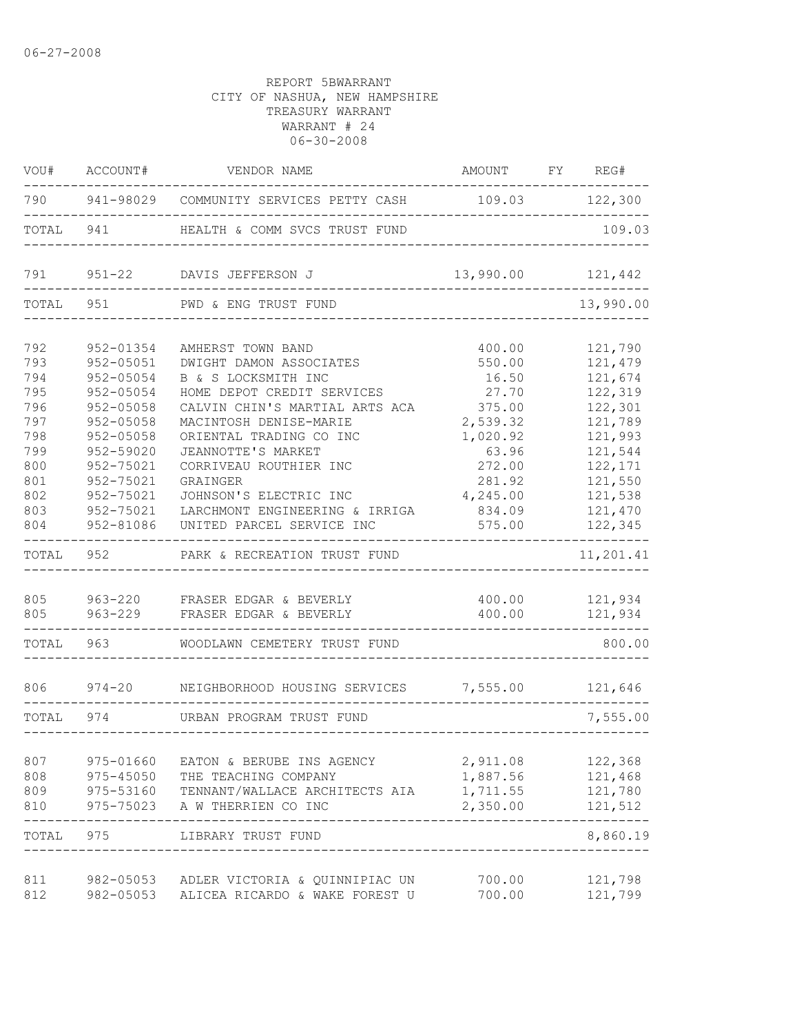06-27-2008

REPORT 5BWARRANT
CITY OF NASHUA, NEW HAMPSHIRE
TREASURY WARRANT
WARRANT # 24
06-30-2008

| VOU# | ACCOUNT# | VENDOR NAME | AMOUNT | FY | REG# |
|---|---|---|---|---|---|
| 790 | 941-98029 | COMMUNITY SERVICES PETTY CASH | 109.03 | | 122,300 |
| TOTAL | 941 | HEALTH & COMM SVCS TRUST FUND | | | 109.03 |
| 791 | 951-22 | DAVIS JEFFERSON J | 13,990.00 | | 121,442 |
| TOTAL | 951 | PWD & ENG TRUST FUND | | | 13,990.00 |
| 792 | 952-01354 | AMHERST TOWN BAND | 400.00 | | 121,790 |
| 793 | 952-05051 | DWIGHT DAMON ASSOCIATES | 550.00 | | 121,479 |
| 794 | 952-05054 | B & S LOCKSMITH INC | 16.50 | | 121,674 |
| 795 | 952-05054 | HOME DEPOT CREDIT SERVICES | 27.70 | | 122,319 |
| 796 | 952-05058 | CALVIN CHIN'S MARTIAL ARTS ACA | 375.00 | | 122,301 |
| 797 | 952-05058 | MACINTOSH DENISE-MARIE | 2,539.32 | | 121,789 |
| 798 | 952-05058 | ORIENTAL TRADING CO INC | 1,020.92 | | 121,993 |
| 799 | 952-59020 | JEANNOTTE'S MARKET | 63.96 | | 121,544 |
| 800 | 952-75021 | CORRIVEAU ROUTHIER INC | 272.00 | | 122,171 |
| 801 | 952-75021 | GRAINGER | 281.92 | | 121,550 |
| 802 | 952-75021 | JOHNSON'S ELECTRIC INC | 4,245.00 | | 121,538 |
| 803 | 952-75021 | LARCHMONT ENGINEERING & IRRIGA | 834.09 | | 121,470 |
| 804 | 952-81086 | UNITED PARCEL SERVICE INC | 575.00 | | 122,345 |
| TOTAL | 952 | PARK & RECREATION TRUST FUND | | | 11,201.41 |
| 805 | 963-220 | FRASER EDGAR & BEVERLY | 400.00 | | 121,934 |
| 805 | 963-229 | FRASER EDGAR & BEVERLY | 400.00 | | 121,934 |
| TOTAL | 963 | WOODLAWN CEMETERY TRUST FUND | | | 800.00 |
| 806 | 974-20 | NEIGHBORHOOD HOUSING SERVICES | 7,555.00 | | 121,646 |
| TOTAL | 974 | URBAN PROGRAM TRUST FUND | | | 7,555.00 |
| 807 | 975-01660 | EATON & BERUBE INS AGENCY | 2,911.08 | | 122,368 |
| 808 | 975-45050 | THE TEACHING COMPANY | 1,887.56 | | 121,468 |
| 809 | 975-53160 | TENNANT/WALLACE ARCHITECTS AIA | 1,711.55 | | 121,780 |
| 810 | 975-75023 | A W THERRIEN CO INC | 2,350.00 | | 121,512 |
| TOTAL | 975 | LIBRARY TRUST FUND | | | 8,860.19 |
| 811 | 982-05053 | ADLER VICTORIA & QUINNIPIAC UN | 700.00 | | 121,798 |
| 812 | 982-05053 | ALICEA RICARDO & WAKE FOREST U | 700.00 | | 121,799 |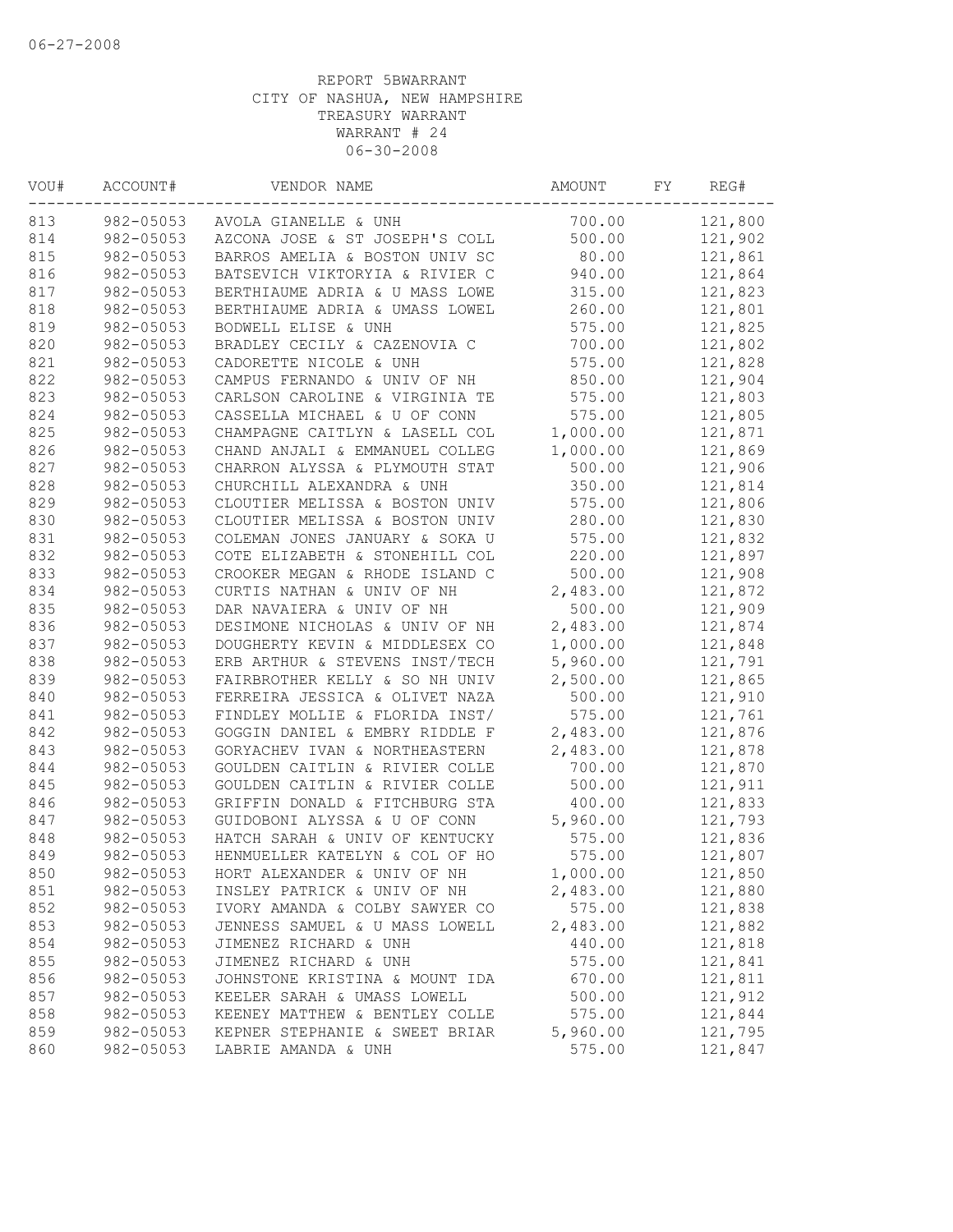06-27-2008

REPORT 5BWARRANT
CITY OF NASHUA, NEW HAMPSHIRE
TREASURY WARRANT
WARRANT # 24
06-30-2008

| VOU# | ACCOUNT# | VENDOR NAME | AMOUNT | FY | REG# |
|---|---|---|---|---|---|
| 813 | 982-05053 | AVOLA GIANELLE & UNH | 700.00 | | 121,800 |
| 814 | 982-05053 | AZCONA JOSE & ST JOSEPH'S COLL | 500.00 | | 121,902 |
| 815 | 982-05053 | BARROS AMELIA & BOSTON UNIV SC | 80.00 | | 121,861 |
| 816 | 982-05053 | BATSEVICH VIKTORYIA & RIVIER C | 940.00 | | 121,864 |
| 817 | 982-05053 | BERTHIAUME ADRIA & U MASS LOWE | 315.00 | | 121,823 |
| 818 | 982-05053 | BERTHIAUME ADRIA & UMASS LOWEL | 260.00 | | 121,801 |
| 819 | 982-05053 | BODWELL ELISE & UNH | 575.00 | | 121,825 |
| 820 | 982-05053 | BRADLEY CECILY & CAZENOVIA C | 700.00 | | 121,802 |
| 821 | 982-05053 | CADORETTE NICOLE & UNH | 575.00 | | 121,828 |
| 822 | 982-05053 | CAMPUS FERNANDO & UNIV OF NH | 850.00 | | 121,904 |
| 823 | 982-05053 | CARLSON CAROLINE & VIRGINIA TE | 575.00 | | 121,803 |
| 824 | 982-05053 | CASSELLA MICHAEL & U OF CONN | 575.00 | | 121,805 |
| 825 | 982-05053 | CHAMPAGNE CAITLYN & LASELL COL | 1,000.00 | | 121,871 |
| 826 | 982-05053 | CHAND ANJALI & EMMANUEL COLLEG | 1,000.00 | | 121,869 |
| 827 | 982-05053 | CHARRON ALYSSA & PLYMOUTH STAT | 500.00 | | 121,906 |
| 828 | 982-05053 | CHURCHILL ALEXANDRA & UNH | 350.00 | | 121,814 |
| 829 | 982-05053 | CLOUTIER MELISSA & BOSTON UNIV | 575.00 | | 121,806 |
| 830 | 982-05053 | CLOUTIER MELISSA & BOSTON UNIV | 280.00 | | 121,830 |
| 831 | 982-05053 | COLEMAN JONES JANUARY & SOKA U | 575.00 | | 121,832 |
| 832 | 982-05053 | COTE ELIZABETH & STONEHILL COL | 220.00 | | 121,897 |
| 833 | 982-05053 | CROOKER MEGAN & RHODE ISLAND C | 500.00 | | 121,908 |
| 834 | 982-05053 | CURTIS NATHAN & UNIV OF NH | 2,483.00 | | 121,872 |
| 835 | 982-05053 | DAR NAVAIERA & UNIV OF NH | 500.00 | | 121,909 |
| 836 | 982-05053 | DESIMONE NICHOLAS & UNIV OF NH | 2,483.00 | | 121,874 |
| 837 | 982-05053 | DOUGHERTY KEVIN & MIDDLESEX CO | 1,000.00 | | 121,848 |
| 838 | 982-05053 | ERB ARTHUR & STEVENS INST/TECH | 5,960.00 | | 121,791 |
| 839 | 982-05053 | FAIRBROTHER KELLY & SO NH UNIV | 2,500.00 | | 121,865 |
| 840 | 982-05053 | FERREIRA JESSICA & OLIVET NAZA | 500.00 | | 121,910 |
| 841 | 982-05053 | FINDLEY MOLLIE & FLORIDA INST/ | 575.00 | | 121,761 |
| 842 | 982-05053 | GOGGIN DANIEL & EMBRY RIDDLE F | 2,483.00 | | 121,876 |
| 843 | 982-05053 | GORYACHEV IVAN & NORTHEASTERN | 2,483.00 | | 121,878 |
| 844 | 982-05053 | GOULDEN CAITLIN & RIVIER COLLE | 700.00 | | 121,870 |
| 845 | 982-05053 | GOULDEN CAITLIN & RIVIER COLLE | 500.00 | | 121,911 |
| 846 | 982-05053 | GRIFFIN DONALD & FITCHBURG STA | 400.00 | | 121,833 |
| 847 | 982-05053 | GUIDOBONI ALYSSA & U OF CONN | 5,960.00 | | 121,793 |
| 848 | 982-05053 | HATCH SARAH & UNIV OF KENTUCKY | 575.00 | | 121,836 |
| 849 | 982-05053 | HENMUELLER KATELYN & COL OF HO | 575.00 | | 121,807 |
| 850 | 982-05053 | HORT ALEXANDER & UNIV OF NH | 1,000.00 | | 121,850 |
| 851 | 982-05053 | INSLEY PATRICK & UNIV OF NH | 2,483.00 | | 121,880 |
| 852 | 982-05053 | IVORY AMANDA & COLBY SAWYER CO | 575.00 | | 121,838 |
| 853 | 982-05053 | JENNESS SAMUEL & U MASS LOWELL | 2,483.00 | | 121,882 |
| 854 | 982-05053 | JIMENEZ RICHARD & UNH | 440.00 | | 121,818 |
| 855 | 982-05053 | JIMENEZ RICHARD & UNH | 575.00 | | 121,841 |
| 856 | 982-05053 | JOHNSTONE KRISTINA & MOUNT IDA | 670.00 | | 121,811 |
| 857 | 982-05053 | KEELER SARAH & UMASS LOWELL | 500.00 | | 121,912 |
| 858 | 982-05053 | KEENEY MATTHEW & BENTLEY COLLE | 575.00 | | 121,844 |
| 859 | 982-05053 | KEPNER STEPHANIE & SWEET BRIAR | 5,960.00 | | 121,795 |
| 860 | 982-05053 | LABRIE AMANDA & UNH | 575.00 | | 121,847 |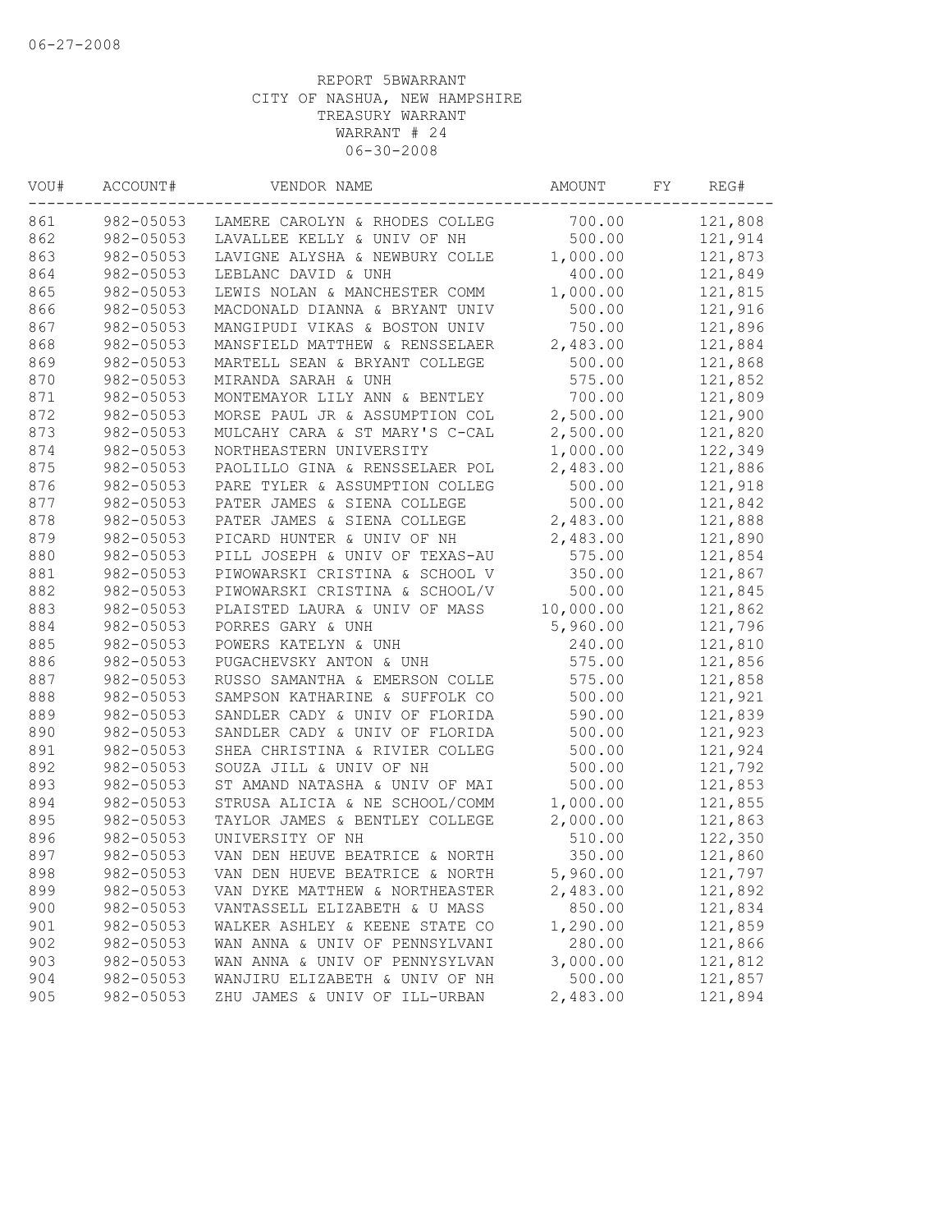06-27-2008

REPORT 5BWARRANT
CITY OF NASHUA, NEW HAMPSHIRE
TREASURY WARRANT
WARRANT # 24
06-30-2008

| VOU# | ACCOUNT# | VENDOR NAME | AMOUNT | FY | REG# |
|---|---|---|---|---|---|
| 861 | 982-05053 | LAMERE CAROLYN & RHODES COLLEG | 700.00 | | 121,808 |
| 862 | 982-05053 | LAVALLEE KELLY & UNIV OF NH | 500.00 | | 121,914 |
| 863 | 982-05053 | LAVIGNE ALYSHA & NEWBURY COLLE | 1,000.00 | | 121,873 |
| 864 | 982-05053 | LEBLANC DAVID & UNH | 400.00 | | 121,849 |
| 865 | 982-05053 | LEWIS NOLAN & MANCHESTER COMM | 1,000.00 | | 121,815 |
| 866 | 982-05053 | MACDONALD DIANNA & BRYANT UNIV | 500.00 | | 121,916 |
| 867 | 982-05053 | MANGIPUDI VIKAS & BOSTON UNIV | 750.00 | | 121,896 |
| 868 | 982-05053 | MANSFIELD MATTHEW & RENSSELAER | 2,483.00 | | 121,884 |
| 869 | 982-05053 | MARTELL SEAN & BRYANT COLLEGE | 500.00 | | 121,868 |
| 870 | 982-05053 | MIRANDA SARAH & UNH | 575.00 | | 121,852 |
| 871 | 982-05053 | MONTEMAYOR LILY ANN & BENTLEY | 700.00 | | 121,809 |
| 872 | 982-05053 | MORSE PAUL JR & ASSUMPTION COL | 2,500.00 | | 121,900 |
| 873 | 982-05053 | MULCAHY CARA & ST MARY'S C-CAL | 2,500.00 | | 121,820 |
| 874 | 982-05053 | NORTHEASTERN UNIVERSITY | 1,000.00 | | 122,349 |
| 875 | 982-05053 | PAOLILLO GINA & RENSSELAER POL | 2,483.00 | | 121,886 |
| 876 | 982-05053 | PARE TYLER & ASSUMPTION COLLEG | 500.00 | | 121,918 |
| 877 | 982-05053 | PATER JAMES & SIENA COLLEGE | 500.00 | | 121,842 |
| 878 | 982-05053 | PATER JAMES & SIENA COLLEGE | 2,483.00 | | 121,888 |
| 879 | 982-05053 | PICARD HUNTER & UNIV OF NH | 2,483.00 | | 121,890 |
| 880 | 982-05053 | PILL JOSEPH & UNIV OF TEXAS-AU | 575.00 | | 121,854 |
| 881 | 982-05053 | PIWOWARSKI CRISTINA & SCHOOL V | 350.00 | | 121,867 |
| 882 | 982-05053 | PIWOWARSKI CRISTINA & SCHOOL/V | 500.00 | | 121,845 |
| 883 | 982-05053 | PLAISTED LAURA & UNIV OF MASS | 10,000.00 | | 121,862 |
| 884 | 982-05053 | PORRES GARY & UNH | 5,960.00 | | 121,796 |
| 885 | 982-05053 | POWERS KATELYN & UNH | 240.00 | | 121,810 |
| 886 | 982-05053 | PUGACHEVSKY ANTON & UNH | 575.00 | | 121,856 |
| 887 | 982-05053 | RUSSO SAMANTHA & EMERSON COLLE | 575.00 | | 121,858 |
| 888 | 982-05053 | SAMPSON KATHARINE & SUFFOLK CO | 500.00 | | 121,921 |
| 889 | 982-05053 | SANDLER CADY & UNIV OF FLORIDA | 590.00 | | 121,839 |
| 890 | 982-05053 | SANDLER CADY & UNIV OF FLORIDA | 500.00 | | 121,923 |
| 891 | 982-05053 | SHEA CHRISTINA & RIVIER COLLEG | 500.00 | | 121,924 |
| 892 | 982-05053 | SOUZA JILL & UNIV OF NH | 500.00 | | 121,792 |
| 893 | 982-05053 | ST AMAND NATASHA & UNIV OF MAI | 500.00 | | 121,853 |
| 894 | 982-05053 | STRUSA ALICIA & NE SCHOOL/COMM | 1,000.00 | | 121,855 |
| 895 | 982-05053 | TAYLOR JAMES & BENTLEY COLLEGE | 2,000.00 | | 121,863 |
| 896 | 982-05053 | UNIVERSITY OF NH | 510.00 | | 122,350 |
| 897 | 982-05053 | VAN DEN HEUVE BEATRICE & NORTH | 350.00 | | 121,860 |
| 898 | 982-05053 | VAN DEN HUEVE BEATRICE & NORTH | 5,960.00 | | 121,797 |
| 899 | 982-05053 | VAN DYKE MATTHEW & NORTHEASTER | 2,483.00 | | 121,892 |
| 900 | 982-05053 | VANTASSELL ELIZABETH & U MASS | 850.00 | | 121,834 |
| 901 | 982-05053 | WALKER ASHLEY & KEENE STATE CO | 1,290.00 | | 121,859 |
| 902 | 982-05053 | WAN ANNA & UNIV OF PENNSYLVANI | 280.00 | | 121,866 |
| 903 | 982-05053 | WAN ANNA & UNIV OF PENNYSYLVAN | 3,000.00 | | 121,812 |
| 904 | 982-05053 | WANJIRU ELIZABETH & UNIV OF NH | 500.00 | | 121,857 |
| 905 | 982-05053 | ZHU JAMES & UNIV OF ILL-URBAN | 2,483.00 | | 121,894 |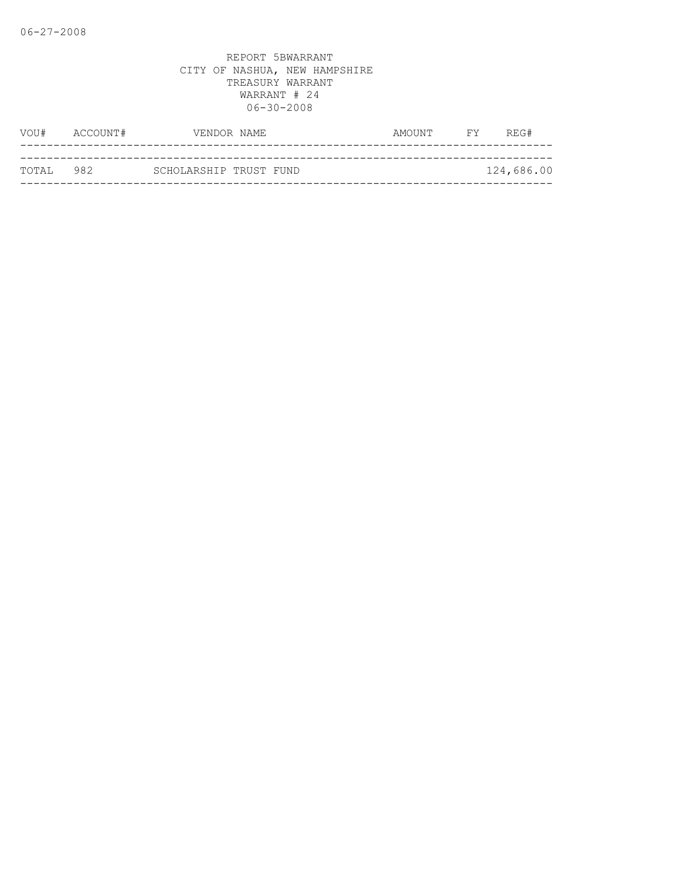06-27-2008

REPORT 5BWARRANT
CITY OF NASHUA, NEW HAMPSHIRE
TREASURY WARRANT
WARRANT # 24
06-30-2008

| VOU# | ACCOUNT# | VENDOR NAME | AMOUNT | FY | REG# |
|---|---|---|---|---|---|
| TOTAL | 982 | SCHOLARSHIP TRUST FUND | | | 124,686.00 |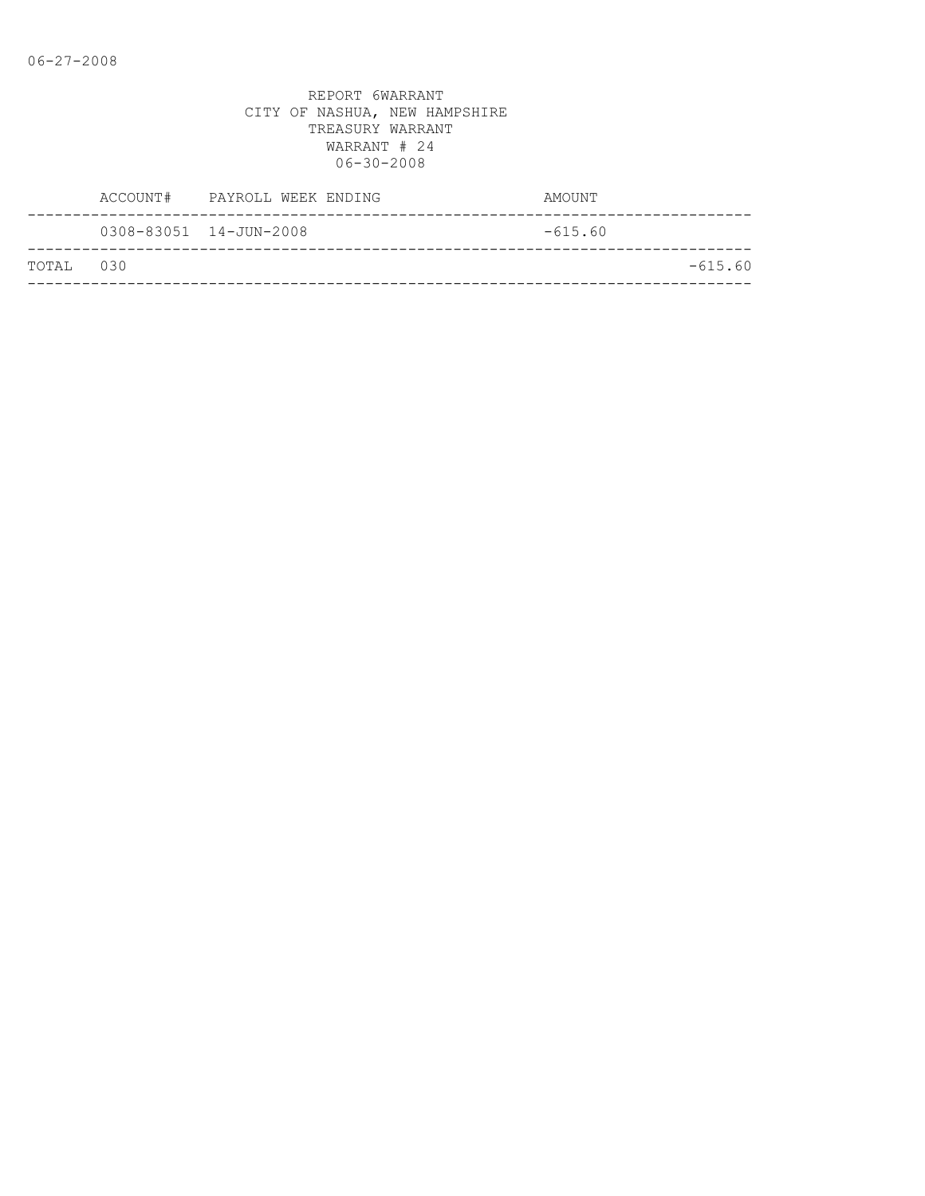06-27-2008

REPORT 6WARRANT
CITY OF NASHUA, NEW HAMPSHIRE
TREASURY WARRANT
WARRANT # 24
06-30-2008

| | ACCOUNT# | PAYROLL WEEK ENDING | AMOUNT | |
|---|---|---|---|---|
| | 0308-83051 | 14-JUN-2008 | -615.60 | |
| TOTAL | 030 | | | -615.60 |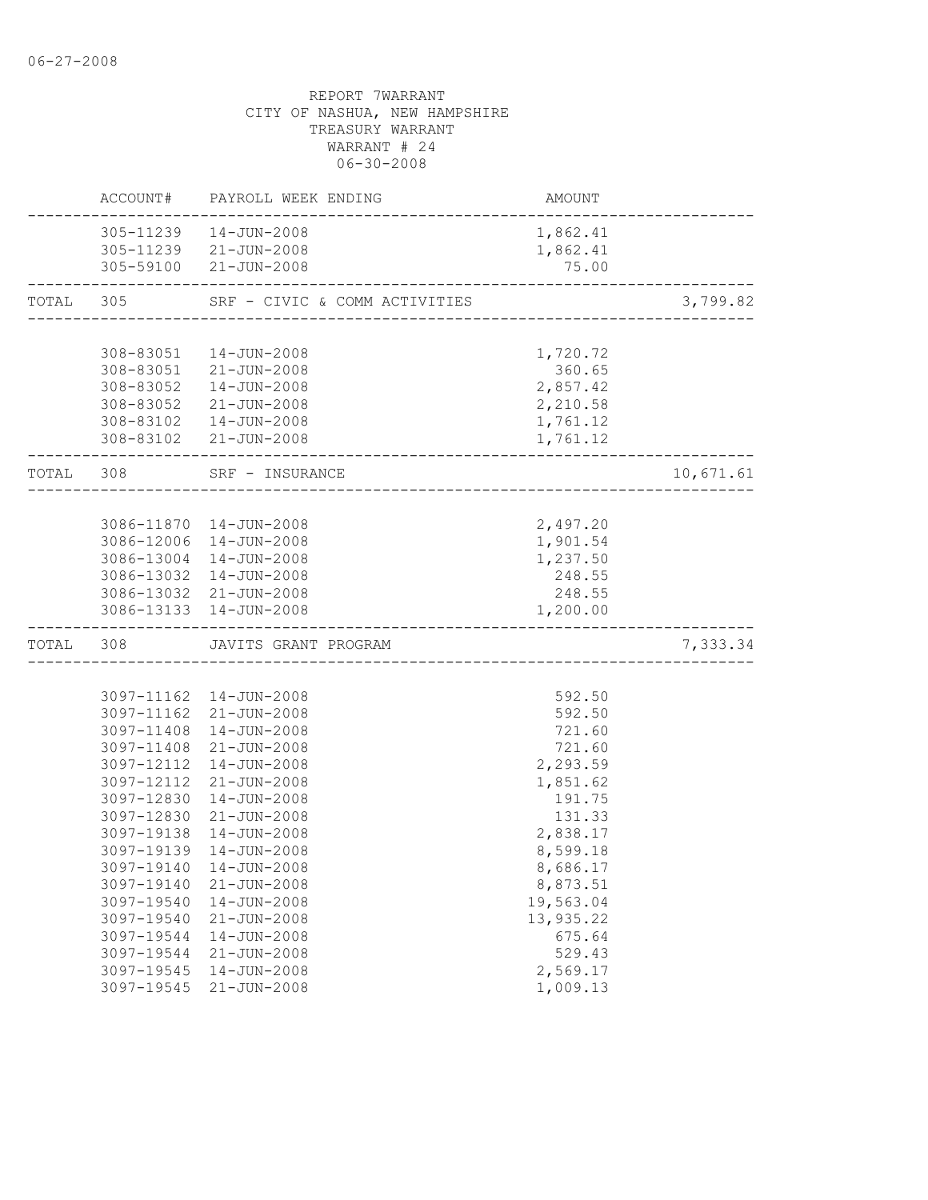06-27-2008

REPORT 7WARRANT
CITY OF NASHUA, NEW HAMPSHIRE
TREASURY WARRANT
WARRANT # 24
06-30-2008

| | ACCOUNT# | PAYROLL WEEK ENDING | AMOUNT | |
|---|---|---|---|---|
| | 305-11239 | 14-JUN-2008 | 1,862.41 | |
| | 305-11239 | 21-JUN-2008 | 1,862.41 | |
| | 305-59100 | 21-JUN-2008 | 75.00 | |
| TOTAL | 305 | SRF - CIVIC & COMM ACTIVITIES | | 3,799.82 |
| | 308-83051 | 14-JUN-2008 | 1,720.72 | |
| | 308-83051 | 21-JUN-2008 | 360.65 | |
| | 308-83052 | 14-JUN-2008 | 2,857.42 | |
| | 308-83052 | 21-JUN-2008 | 2,210.58 | |
| | 308-83102 | 14-JUN-2008 | 1,761.12 | |
| | 308-83102 | 21-JUN-2008 | 1,761.12 | |
| TOTAL | 308 | SRF - INSURANCE | | 10,671.61 |
| | 3086-11870 | 14-JUN-2008 | 2,497.20 | |
| | 3086-12006 | 14-JUN-2008 | 1,901.54 | |
| | 3086-13004 | 14-JUN-2008 | 1,237.50 | |
| | 3086-13032 | 14-JUN-2008 | 248.55 | |
| | 3086-13032 | 21-JUN-2008 | 248.55 | |
| | 3086-13133 | 14-JUN-2008 | 1,200.00 | |
| TOTAL | 308 | JAVITS GRANT PROGRAM | | 7,333.34 |
| | 3097-11162 | 14-JUN-2008 | 592.50 | |
| | 3097-11162 | 21-JUN-2008 | 592.50 | |
| | 3097-11408 | 14-JUN-2008 | 721.60 | |
| | 3097-11408 | 21-JUN-2008 | 721.60 | |
| | 3097-12112 | 14-JUN-2008 | 2,293.59 | |
| | 3097-12112 | 21-JUN-2008 | 1,851.62 | |
| | 3097-12830 | 14-JUN-2008 | 191.75 | |
| | 3097-12830 | 21-JUN-2008 | 131.33 | |
| | 3097-19138 | 14-JUN-2008 | 2,838.17 | |
| | 3097-19139 | 14-JUN-2008 | 8,599.18 | |
| | 3097-19140 | 14-JUN-2008 | 8,686.17 | |
| | 3097-19140 | 21-JUN-2008 | 8,873.51 | |
| | 3097-19540 | 14-JUN-2008 | 19,563.04 | |
| | 3097-19540 | 21-JUN-2008 | 13,935.22 | |
| | 3097-19544 | 14-JUN-2008 | 675.64 | |
| | 3097-19544 | 21-JUN-2008 | 529.43 | |
| | 3097-19545 | 14-JUN-2008 | 2,569.17 | |
| | 3097-19545 | 21-JUN-2008 | 1,009.13 | |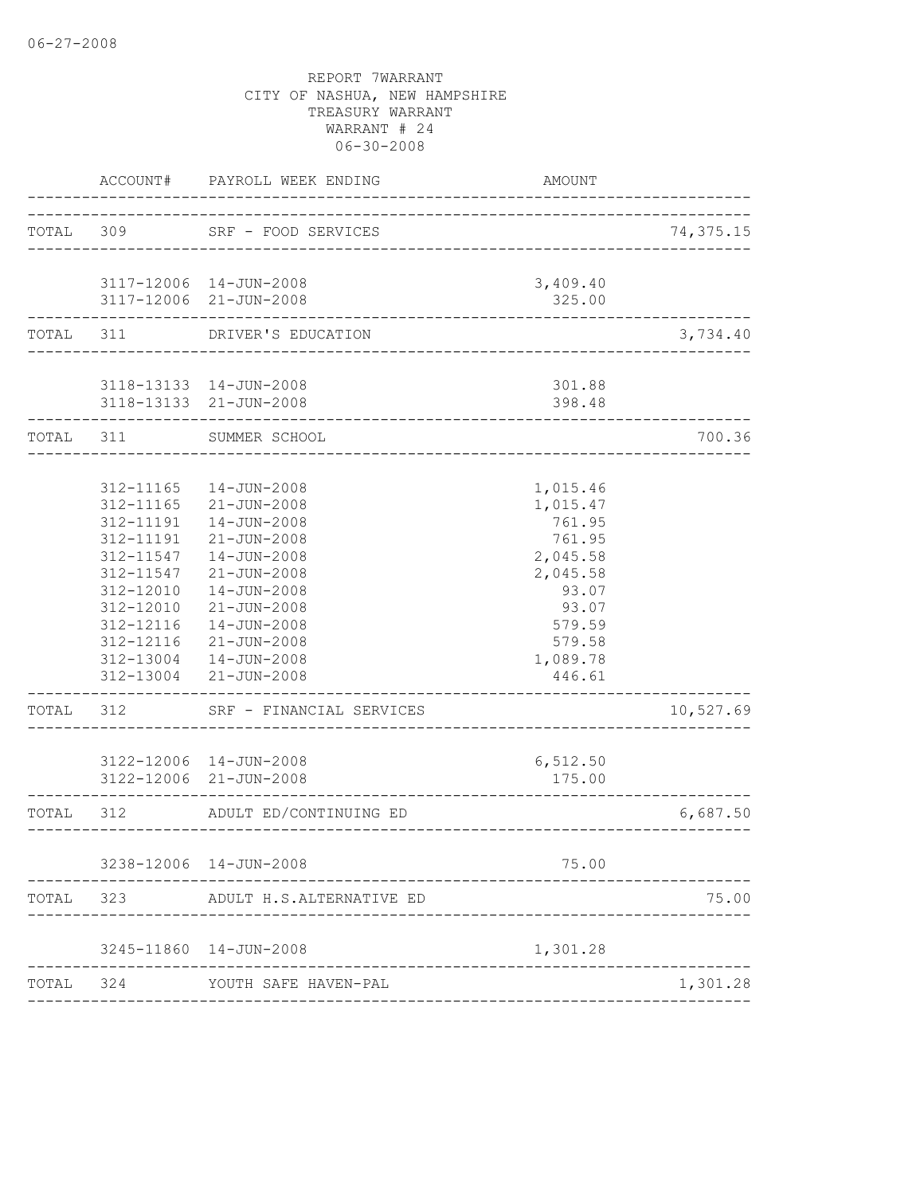REPORT 7WARRANT
CITY OF NASHUA, NEW HAMPSHIRE
TREASURY WARRANT
WARRANT # 24
06-30-2008

| | ACCOUNT# | PAYROLL WEEK ENDING | AMOUNT | |
|---|---|---|---|---|
| TOTAL | 309 | SRF - FOOD SERVICES | | 74,375.15 |
| | 3117-12006 | 14-JUN-2008 | 3,409.40 | |
| | 3117-12006 | 21-JUN-2008 | 325.00 | |
| TOTAL | 311 | DRIVER'S EDUCATION | | 3,734.40 |
| | 3118-13133 | 14-JUN-2008 | 301.88 | |
| | 3118-13133 | 21-JUN-2008 | 398.48 | |
| TOTAL | 311 | SUMMER SCHOOL | | 700.36 |
| | 312-11165 | 14-JUN-2008 | 1,015.46 | |
| | 312-11165 | 21-JUN-2008 | 1,015.47 | |
| | 312-11191 | 14-JUN-2008 | 761.95 | |
| | 312-11191 | 21-JUN-2008 | 761.95 | |
| | 312-11547 | 14-JUN-2008 | 2,045.58 | |
| | 312-11547 | 21-JUN-2008 | 2,045.58 | |
| | 312-12010 | 14-JUN-2008 | 93.07 | |
| | 312-12010 | 21-JUN-2008 | 93.07 | |
| | 312-12116 | 14-JUN-2008 | 579.59 | |
| | 312-12116 | 21-JUN-2008 | 579.58 | |
| | 312-13004 | 14-JUN-2008 | 1,089.78 | |
| | 312-13004 | 21-JUN-2008 | 446.61 | |
| TOTAL | 312 | SRF - FINANCIAL SERVICES | | 10,527.69 |
| | 3122-12006 | 14-JUN-2008 | 6,512.50 | |
| | 3122-12006 | 21-JUN-2008 | 175.00 | |
| TOTAL | 312 | ADULT ED/CONTINUING ED | | 6,687.50 |
| | 3238-12006 | 14-JUN-2008 | 75.00 | |
| TOTAL | 323 | ADULT H.S.ALTERNATIVE ED | | 75.00 |
| | 3245-11860 | 14-JUN-2008 | 1,301.28 | |
| TOTAL | 324 | YOUTH SAFE HAVEN-PAL | | 1,301.28 |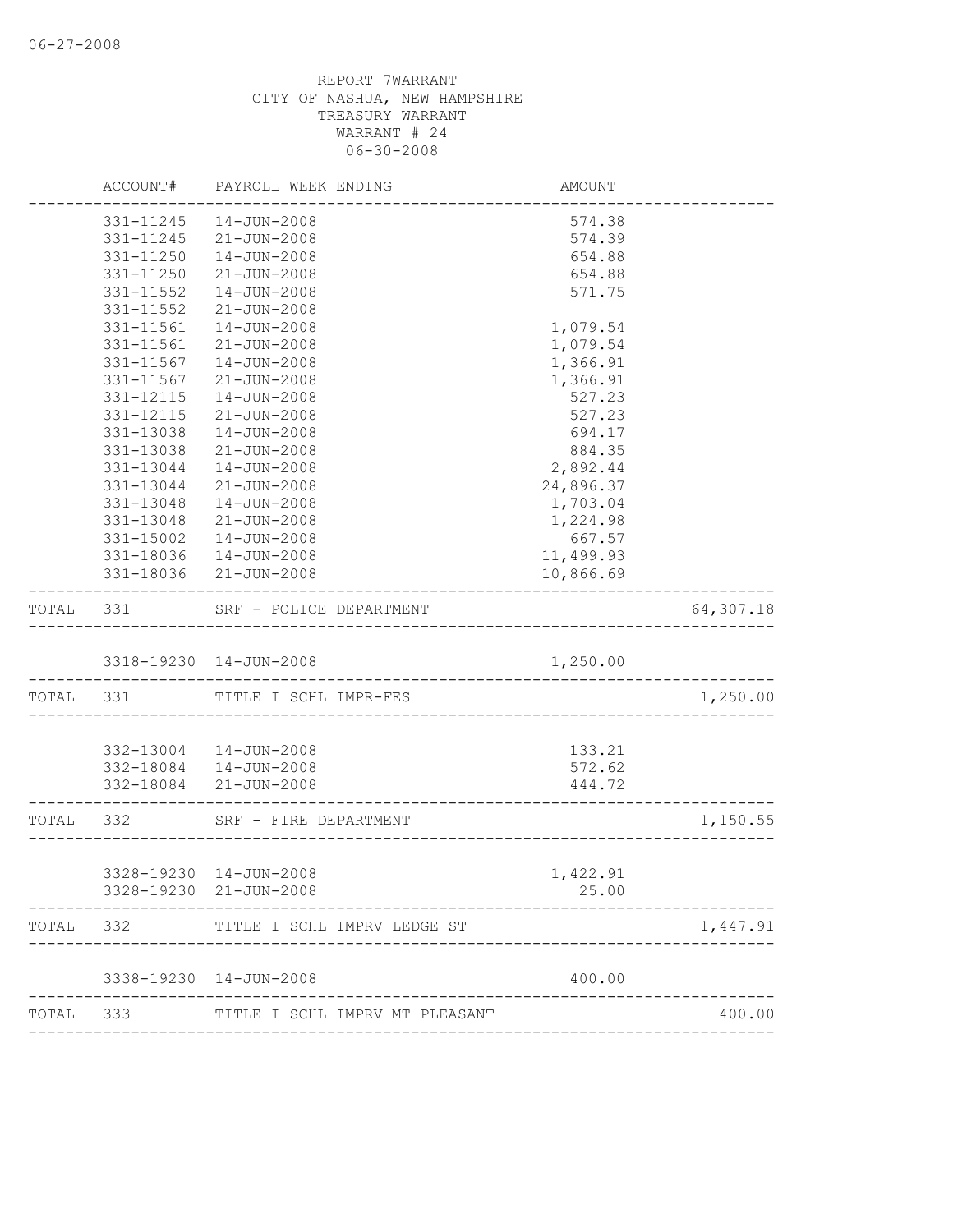06-27-2008

REPORT 7WARRANT
CITY OF NASHUA, NEW HAMPSHIRE
TREASURY WARRANT
WARRANT # 24
06-30-2008

| | ACCOUNT# | PAYROLL WEEK ENDING | AMOUNT | |
|---|---|---|---|---|
| | 331-11245 | 14-JUN-2008 | 574.38 | |
| | 331-11245 | 21-JUN-2008 | 574.39 | |
| | 331-11250 | 14-JUN-2008 | 654.88 | |
| | 331-11250 | 21-JUN-2008 | 654.88 | |
| | 331-11552 | 14-JUN-2008 | 571.75 | |
| | 331-11552 | 21-JUN-2008 | | |
| | 331-11561 | 14-JUN-2008 | 1,079.54 | |
| | 331-11561 | 21-JUN-2008 | 1,079.54 | |
| | 331-11567 | 14-JUN-2008 | 1,366.91 | |
| | 331-11567 | 21-JUN-2008 | 1,366.91 | |
| | 331-12115 | 14-JUN-2008 | 527.23 | |
| | 331-12115 | 21-JUN-2008 | 527.23 | |
| | 331-13038 | 14-JUN-2008 | 694.17 | |
| | 331-13038 | 21-JUN-2008 | 884.35 | |
| | 331-13044 | 14-JUN-2008 | 2,892.44 | |
| | 331-13044 | 21-JUN-2008 | 24,896.37 | |
| | 331-13048 | 14-JUN-2008 | 1,703.04 | |
| | 331-13048 | 21-JUN-2008 | 1,224.98 | |
| | 331-15002 | 14-JUN-2008 | 667.57 | |
| | 331-18036 | 14-JUN-2008 | 11,499.93 | |
| | 331-18036 | 21-JUN-2008 | 10,866.69 | |
| TOTAL | 331 | SRF - POLICE DEPARTMENT | | 64,307.18 |
| | 3318-19230 | 14-JUN-2008 | 1,250.00 | |
| TOTAL | 331 | TITLE I SCHL IMPR-FES | | 1,250.00 |
| | 332-13004 | 14-JUN-2008 | 133.21 | |
| | 332-18084 | 14-JUN-2008 | 572.62 | |
| | 332-18084 | 21-JUN-2008 | 444.72 | |
| TOTAL | 332 | SRF - FIRE DEPARTMENT | | 1,150.55 |
| | 3328-19230 | 14-JUN-2008 | 1,422.91 | |
| | 3328-19230 | 21-JUN-2008 | 25.00 | |
| TOTAL | 332 | TITLE I SCHL IMPRV LEDGE ST | | 1,447.91 |
| | 3338-19230 | 14-JUN-2008 | 400.00 | |
| TOTAL | 333 | TITLE I SCHL IMPRV MT PLEASANT | | 400.00 |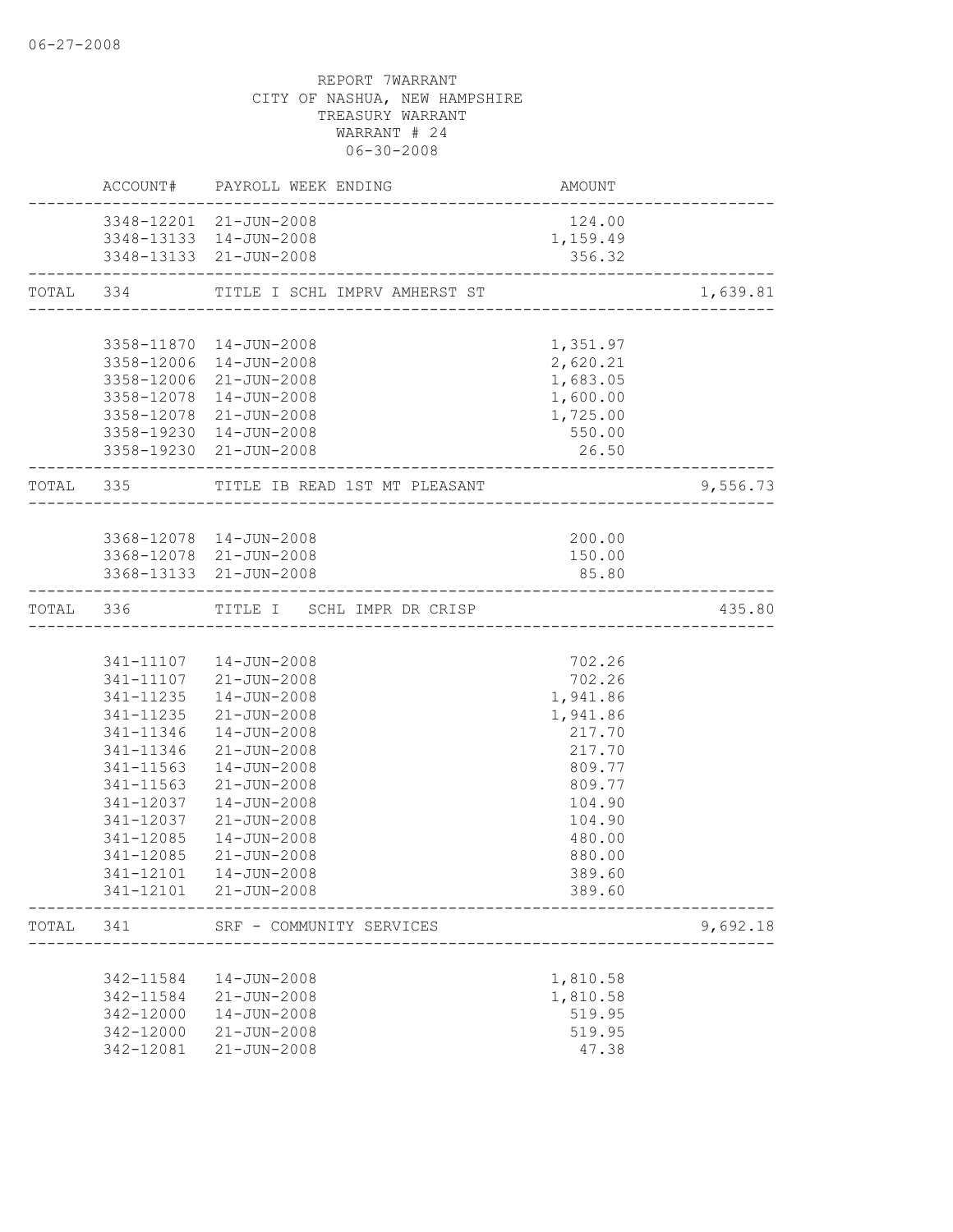06-27-2008

REPORT 7WARRANT
CITY OF NASHUA, NEW HAMPSHIRE
TREASURY WARRANT
WARRANT # 24
06-30-2008

| | ACCOUNT# | PAYROLL WEEK ENDING | AMOUNT | |
|---|---|---|---|---|
| | 3348-12201 | 21-JUN-2008 | 124.00 | |
| | 3348-13133 | 14-JUN-2008 | 1,159.49 | |
| | 3348-13133 | 21-JUN-2008 | 356.32 | |
| TOTAL | 334 | TITLE I SCHL IMPRV AMHERST ST | | 1,639.81 |
| | 3358-11870 | 14-JUN-2008 | 1,351.97 | |
| | 3358-12006 | 14-JUN-2008 | 2,620.21 | |
| | 3358-12006 | 21-JUN-2008 | 1,683.05 | |
| | 3358-12078 | 14-JUN-2008 | 1,600.00 | |
| | 3358-12078 | 21-JUN-2008 | 1,725.00 | |
| | 3358-19230 | 14-JUN-2008 | 550.00 | |
| | 3358-19230 | 21-JUN-2008 | 26.50 | |
| TOTAL | 335 | TITLE IB READ 1ST MT PLEASANT | | 9,556.73 |
| | 3368-12078 | 14-JUN-2008 | 200.00 | |
| | 3368-12078 | 21-JUN-2008 | 150.00 | |
| | 3368-13133 | 21-JUN-2008 | 85.80 | |
| TOTAL | 336 | TITLE I SCHL IMPR DR CRISP | | 435.80 |
| | 341-11107 | 14-JUN-2008 | 702.26 | |
| | 341-11107 | 21-JUN-2008 | 702.26 | |
| | 341-11235 | 14-JUN-2008 | 1,941.86 | |
| | 341-11235 | 21-JUN-2008 | 1,941.86 | |
| | 341-11346 | 14-JUN-2008 | 217.70 | |
| | 341-11346 | 21-JUN-2008 | 217.70 | |
| | 341-11563 | 14-JUN-2008 | 809.77 | |
| | 341-11563 | 21-JUN-2008 | 809.77 | |
| | 341-12037 | 14-JUN-2008 | 104.90 | |
| | 341-12037 | 21-JUN-2008 | 104.90 | |
| | 341-12085 | 14-JUN-2008 | 480.00 | |
| | 341-12085 | 21-JUN-2008 | 880.00 | |
| | 341-12101 | 14-JUN-2008 | 389.60 | |
| | 341-12101 | 21-JUN-2008 | 389.60 | |
| TOTAL | 341 | SRF - COMMUNITY SERVICES | | 9,692.18 |
| | 342-11584 | 14-JUN-2008 | 1,810.58 | |
| | 342-11584 | 21-JUN-2008 | 1,810.58 | |
| | 342-12000 | 14-JUN-2008 | 519.95 | |
| | 342-12000 | 21-JUN-2008 | 519.95 | |
| | 342-12081 | 21-JUN-2008 | 47.38 | |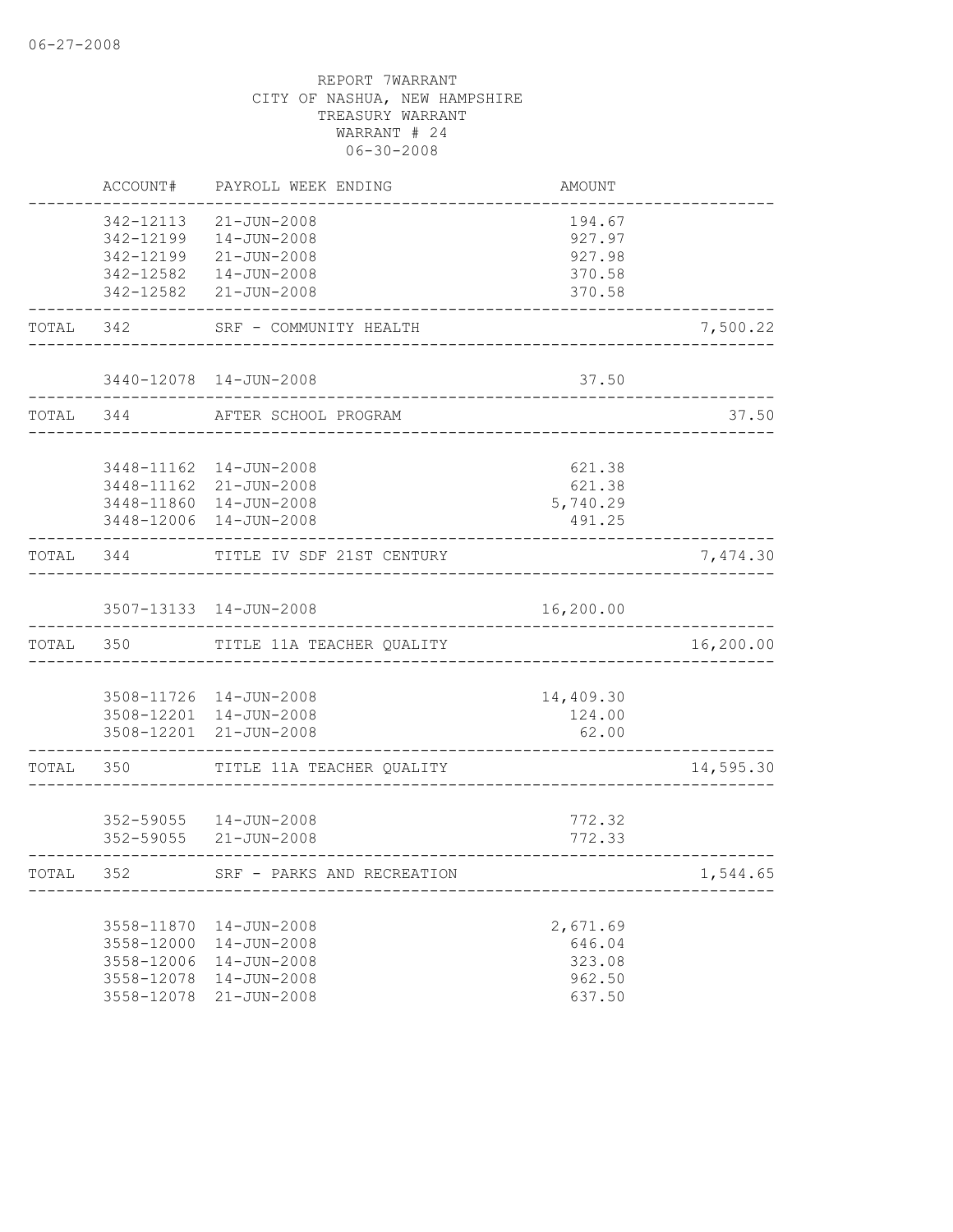06-27-2008

REPORT 7WARRANT
CITY OF NASHUA, NEW HAMPSHIRE
TREASURY WARRANT
WARRANT # 24
06-30-2008

| | ACCOUNT# | PAYROLL WEEK ENDING | AMOUNT | |
|---|---|---|---|---|
| | 342-12113 | 21-JUN-2008 | 194.67 | |
| | 342-12199 | 14-JUN-2008 | 927.97 | |
| | 342-12199 | 21-JUN-2008 | 927.98 | |
| | 342-12582 | 14-JUN-2008 | 370.58 | |
| | 342-12582 | 21-JUN-2008 | 370.58 | |
| TOTAL | 342 | SRF - COMMUNITY HEALTH | | 7,500.22 |
| | 3440-12078 | 14-JUN-2008 | 37.50 | |
| TOTAL | 344 | AFTER SCHOOL PROGRAM | | 37.50 |
| | 3448-11162 | 14-JUN-2008 | 621.38 | |
| | 3448-11162 | 21-JUN-2008 | 621.38 | |
| | 3448-11860 | 14-JUN-2008 | 5,740.29 | |
| | 3448-12006 | 14-JUN-2008 | 491.25 | |
| TOTAL | 344 | TITLE IV SDF 21ST CENTURY | | 7,474.30 |
| | 3507-13133 | 14-JUN-2008 | 16,200.00 | |
| TOTAL | 350 | TITLE 11A TEACHER QUALITY | | 16,200.00 |
| | 3508-11726 | 14-JUN-2008 | 14,409.30 | |
| | 3508-12201 | 14-JUN-2008 | 124.00 | |
| | 3508-12201 | 21-JUN-2008 | 62.00 | |
| TOTAL | 350 | TITLE 11A TEACHER QUALITY | | 14,595.30 |
| | 352-59055 | 14-JUN-2008 | 772.32 | |
| | 352-59055 | 21-JUN-2008 | 772.33 | |
| TOTAL | 352 | SRF - PARKS AND RECREATION | | 1,544.65 |
| | 3558-11870 | 14-JUN-2008 | 2,671.69 | |
| | 3558-12000 | 14-JUN-2008 | 646.04 | |
| | 3558-12006 | 14-JUN-2008 | 323.08 | |
| | 3558-12078 | 14-JUN-2008 | 962.50 | |
| | 3558-12078 | 21-JUN-2008 | 637.50 | |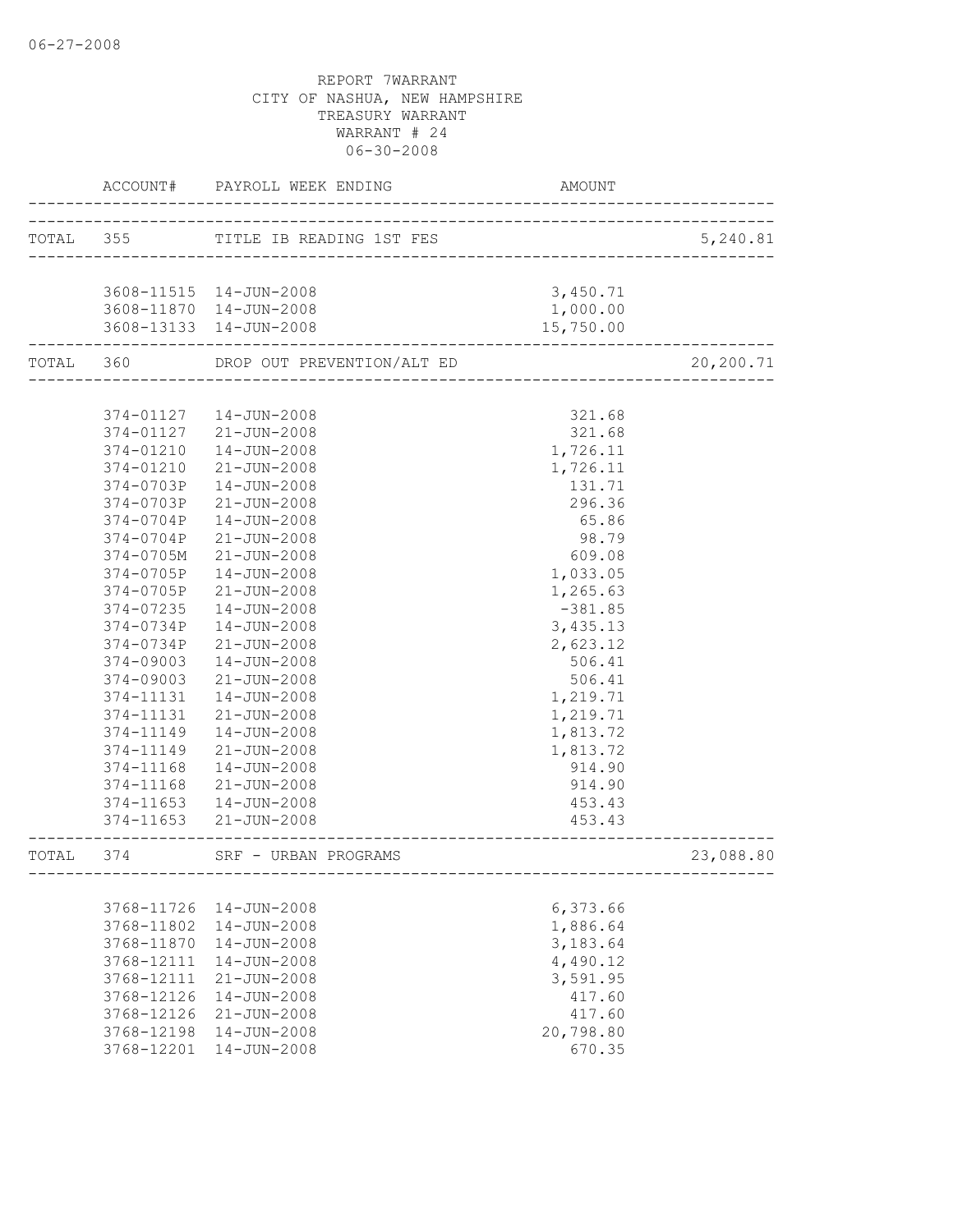06-27-2008

REPORT 7WARRANT
CITY OF NASHUA, NEW HAMPSHIRE
TREASURY WARRANT
WARRANT # 24
06-30-2008

| ACCOUNT# | PAYROLL WEEK ENDING | AMOUNT | |
|---|---|---|---|
| TOTAL 355 | TITLE IB READING 1ST FES | | 5,240.81 |
| 3608-11515 | 14-JUN-2008 | 3,450.71 | |
| 3608-11870 | 14-JUN-2008 | 1,000.00 | |
| 3608-13133 | 14-JUN-2008 | 15,750.00 | |
| TOTAL 360 | DROP OUT PREVENTION/ALT ED | | 20,200.71 |
| 374-01127 | 14-JUN-2008 | 321.68 | |
| 374-01127 | 21-JUN-2008 | 321.68 | |
| 374-01210 | 14-JUN-2008 | 1,726.11 | |
| 374-01210 | 21-JUN-2008 | 1,726.11 | |
| 374-0703P | 14-JUN-2008 | 131.71 | |
| 374-0703P | 21-JUN-2008 | 296.36 | |
| 374-0704P | 14-JUN-2008 | 65.86 | |
| 374-0704P | 21-JUN-2008 | 98.79 | |
| 374-0705M | 21-JUN-2008 | 609.08 | |
| 374-0705P | 14-JUN-2008 | 1,033.05 | |
| 374-0705P | 21-JUN-2008 | 1,265.63 | |
| 374-07235 | 14-JUN-2008 | -381.85 | |
| 374-0734P | 14-JUN-2008 | 3,435.13 | |
| 374-0734P | 21-JUN-2008 | 2,623.12 | |
| 374-09003 | 14-JUN-2008 | 506.41 | |
| 374-09003 | 21-JUN-2008 | 506.41 | |
| 374-11131 | 14-JUN-2008 | 1,219.71 | |
| 374-11131 | 21-JUN-2008 | 1,219.71 | |
| 374-11149 | 14-JUN-2008 | 1,813.72 | |
| 374-11149 | 21-JUN-2008 | 1,813.72 | |
| 374-11168 | 14-JUN-2008 | 914.90 | |
| 374-11168 | 21-JUN-2008 | 914.90 | |
| 374-11653 | 14-JUN-2008 | 453.43 | |
| 374-11653 | 21-JUN-2008 | 453.43 | |
| TOTAL 374 | SRF - URBAN PROGRAMS | | 23,088.80 |
| 3768-11726 | 14-JUN-2008 | 6,373.66 | |
| 3768-11802 | 14-JUN-2008 | 1,886.64 | |
| 3768-11870 | 14-JUN-2008 | 3,183.64 | |
| 3768-12111 | 14-JUN-2008 | 4,490.12 | |
| 3768-12111 | 21-JUN-2008 | 3,591.95 | |
| 3768-12126 | 14-JUN-2008 | 417.60 | |
| 3768-12126 | 21-JUN-2008 | 417.60 | |
| 3768-12198 | 14-JUN-2008 | 20,798.80 | |
| 3768-12201 | 14-JUN-2008 | 670.35 | |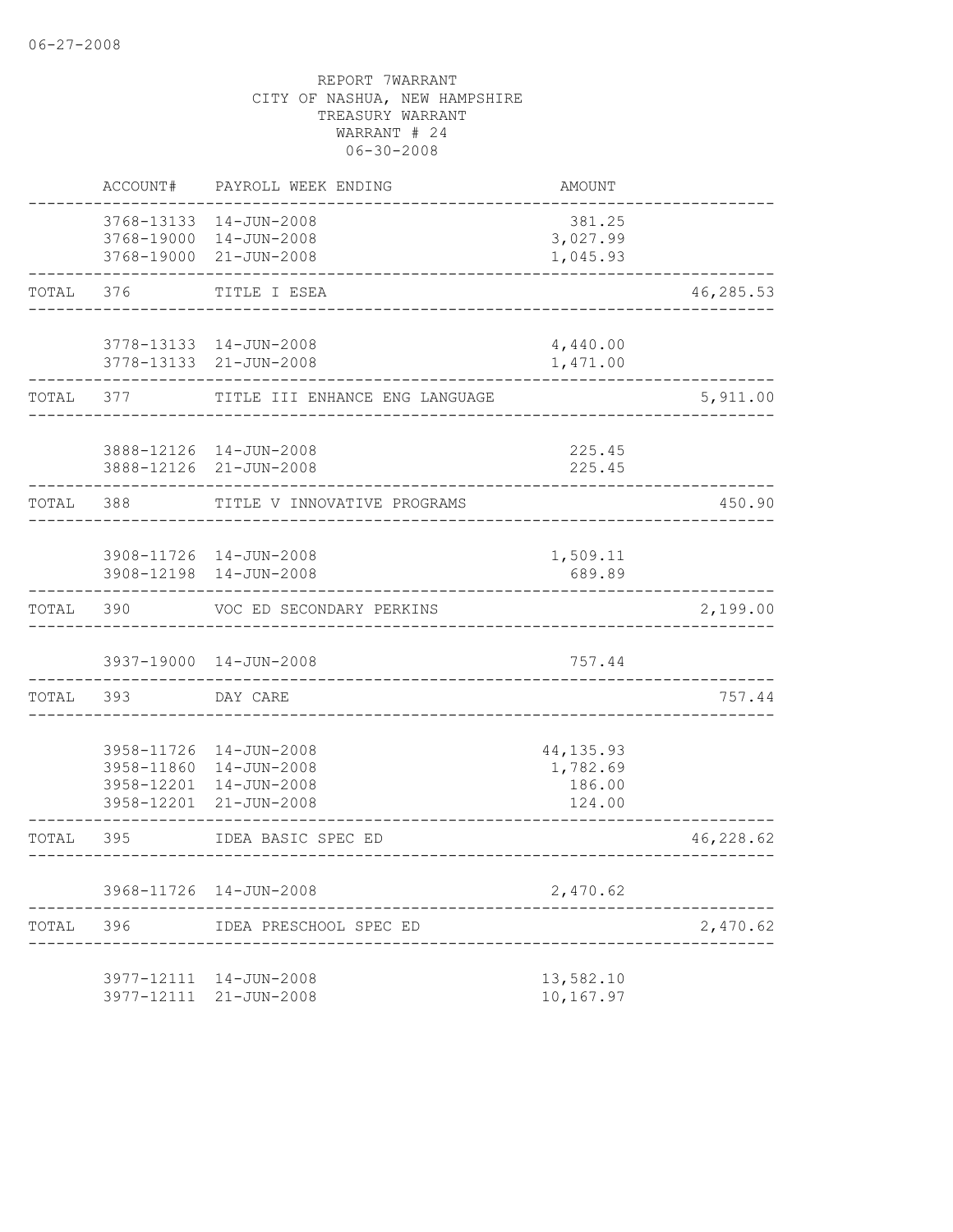06-27-2008

REPORT 7WARRANT
CITY OF NASHUA, NEW HAMPSHIRE
TREASURY WARRANT
WARRANT # 24
06-30-2008

| | ACCOUNT# | PAYROLL WEEK ENDING | AMOUNT | |
|---|---|---|---|---|
| | 3768-13133 | 14-JUN-2008 | 381.25 | |
| | 3768-19000 | 14-JUN-2008 | 3,027.99 | |
| | 3768-19000 | 21-JUN-2008 | 1,045.93 | |
| TOTAL | 376 | TITLE I ESEA | | 46,285.53 |
| | 3778-13133 | 14-JUN-2008 | 4,440.00 | |
| | 3778-13133 | 21-JUN-2008 | 1,471.00 | |
| TOTAL | 377 | TITLE III ENHANCE ENG LANGUAGE | | 5,911.00 |
| | 3888-12126 | 14-JUN-2008 | 225.45 | |
| | 3888-12126 | 21-JUN-2008 | 225.45 | |
| TOTAL | 388 | TITLE V INNOVATIVE PROGRAMS | | 450.90 |
| | 3908-11726 | 14-JUN-2008 | 1,509.11 | |
| | 3908-12198 | 14-JUN-2008 | 689.89 | |
| TOTAL | 390 | VOC ED SECONDARY PERKINS | | 2,199.00 |
| | 3937-19000 | 14-JUN-2008 | 757.44 | |
| TOTAL | 393 | DAY CARE | | 757.44 |
| | 3958-11726 | 14-JUN-2008 | 44,135.93 | |
| | 3958-11860 | 14-JUN-2008 | 1,782.69 | |
| | 3958-12201 | 14-JUN-2008 | 186.00 | |
| | 3958-12201 | 21-JUN-2008 | 124.00 | |
| TOTAL | 395 | IDEA BASIC SPEC ED | | 46,228.62 |
| | 3968-11726 | 14-JUN-2008 | 2,470.62 | |
| TOTAL | 396 | IDEA PRESCHOOL SPEC ED | | 2,470.62 |
| | 3977-12111 | 14-JUN-2008 | 13,582.10 | |
| | 3977-12111 | 21-JUN-2008 | 10,167.97 | |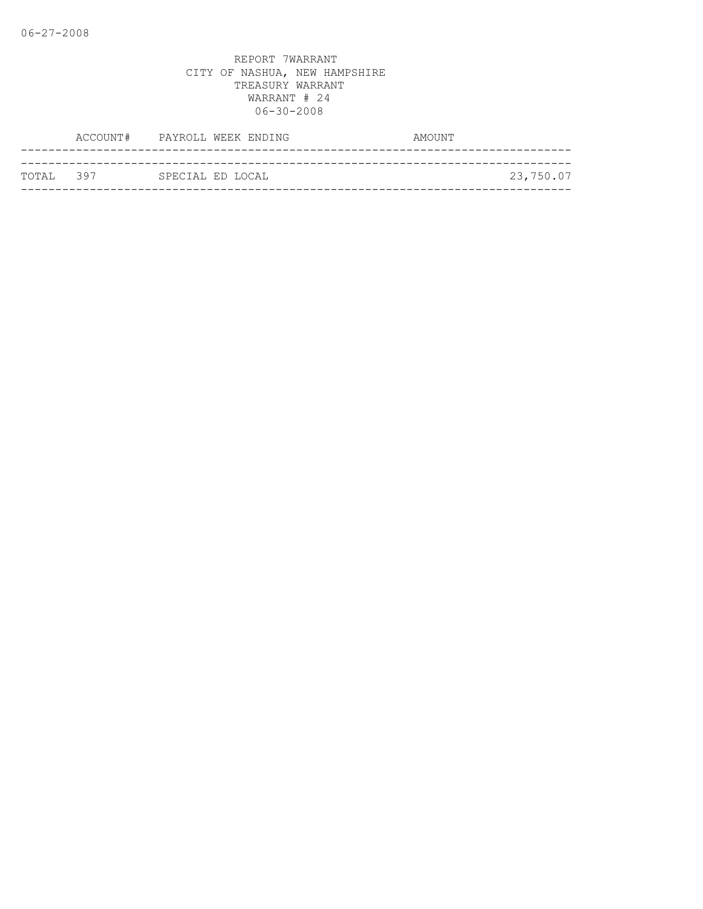REPORT 7WARRANT
CITY OF NASHUA, NEW HAMPSHIRE
TREASURY WARRANT
WARRANT # 24
06-30-2008

| | ACCOUNT# | PAYROLL WEEK ENDING | AMOUNT |
|---|---|---|---|
| TOTAL | 397 | SPECIAL ED LOCAL | 23,750.07 |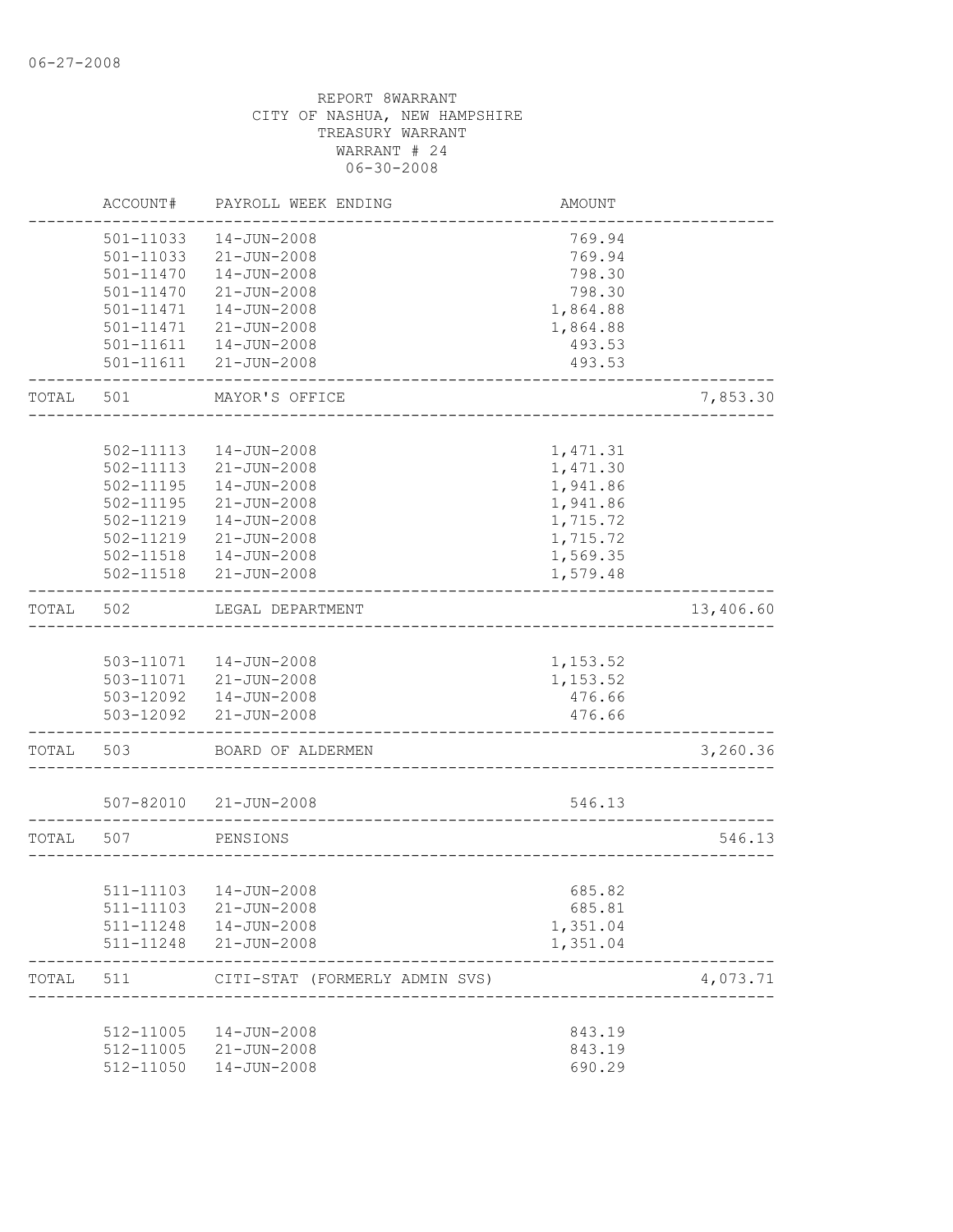REPORT 8WARRANT
CITY OF NASHUA, NEW HAMPSHIRE
TREASURY WARRANT
WARRANT # 24
06-30-2008

| | ACCOUNT# | PAYROLL WEEK ENDING | AMOUNT | |
|---|---|---|---|---|
| | 501-11033 | 14-JUN-2008 | 769.94 | |
| | 501-11033 | 21-JUN-2008 | 769.94 | |
| | 501-11470 | 14-JUN-2008 | 798.30 | |
| | 501-11470 | 21-JUN-2008 | 798.30 | |
| | 501-11471 | 14-JUN-2008 | 1,864.88 | |
| | 501-11471 | 21-JUN-2008 | 1,864.88 | |
| | 501-11611 | 14-JUN-2008 | 493.53 | |
| | 501-11611 | 21-JUN-2008 | 493.53 | |
| TOTAL | 501 | MAYOR'S OFFICE | | 7,853.30 |
| | 502-11113 | 14-JUN-2008 | 1,471.31 | |
| | 502-11113 | 21-JUN-2008 | 1,471.30 | |
| | 502-11195 | 14-JUN-2008 | 1,941.86 | |
| | 502-11195 | 21-JUN-2008 | 1,941.86 | |
| | 502-11219 | 14-JUN-2008 | 1,715.72 | |
| | 502-11219 | 21-JUN-2008 | 1,715.72 | |
| | 502-11518 | 14-JUN-2008 | 1,569.35 | |
| | 502-11518 | 21-JUN-2008 | 1,579.48 | |
| TOTAL | 502 | LEGAL DEPARTMENT | | 13,406.60 |
| | 503-11071 | 14-JUN-2008 | 1,153.52 | |
| | 503-11071 | 21-JUN-2008 | 1,153.52 | |
| | 503-12092 | 14-JUN-2008 | 476.66 | |
| | 503-12092 | 21-JUN-2008 | 476.66 | |
| TOTAL | 503 | BOARD OF ALDERMEN | | 3,260.36 |
| | 507-82010 | 21-JUN-2008 | 546.13 | |
| TOTAL | 507 | PENSIONS | | 546.13 |
| | 511-11103 | 14-JUN-2008 | 685.82 | |
| | 511-11103 | 21-JUN-2008 | 685.81 | |
| | 511-11248 | 14-JUN-2008 | 1,351.04 | |
| | 511-11248 | 21-JUN-2008 | 1,351.04 | |
| TOTAL | 511 | CITI-STAT (FORMERLY ADMIN SVS) | | 4,073.71 |
| | 512-11005 | 14-JUN-2008 | 843.19 | |
| | 512-11005 | 21-JUN-2008 | 843.19 | |
| | 512-11050 | 14-JUN-2008 | 690.29 | |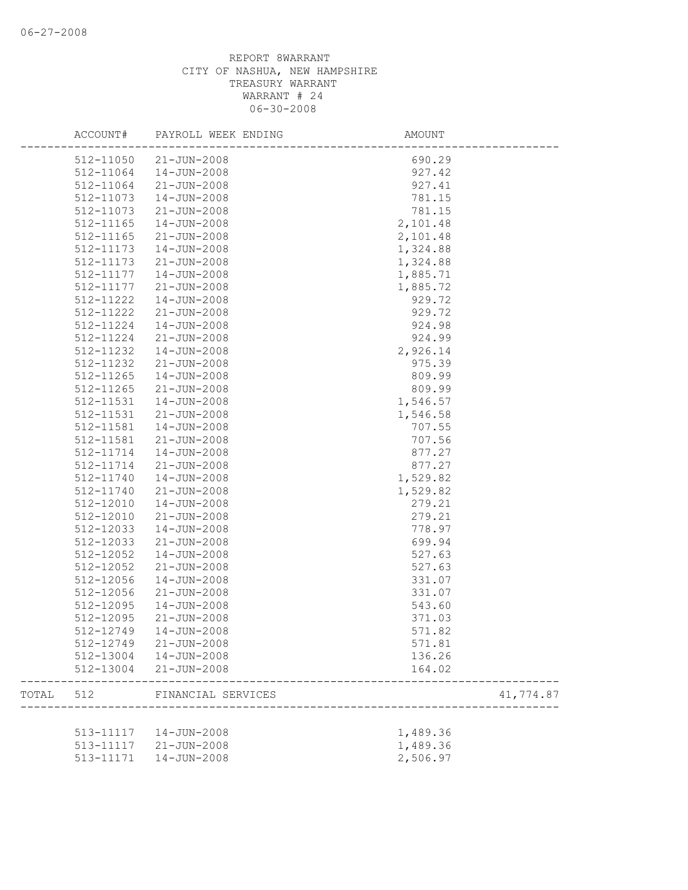REPORT 8WARRANT
CITY OF NASHUA, NEW HAMPSHIRE
TREASURY WARRANT
WARRANT # 24
06-30-2008

| | ACCOUNT# | PAYROLL WEEK ENDING | AMOUNT | |
|---|---|---|---|---|
| | 512-11050 | 21-JUN-2008 | 690.29 | |
| | 512-11064 | 14-JUN-2008 | 927.42 | |
| | 512-11064 | 21-JUN-2008 | 927.41 | |
| | 512-11073 | 14-JUN-2008 | 781.15 | |
| | 512-11073 | 21-JUN-2008 | 781.15 | |
| | 512-11165 | 14-JUN-2008 | 2,101.48 | |
| | 512-11165 | 21-JUN-2008 | 2,101.48 | |
| | 512-11173 | 14-JUN-2008 | 1,324.88 | |
| | 512-11173 | 21-JUN-2008 | 1,324.88 | |
| | 512-11177 | 14-JUN-2008 | 1,885.71 | |
| | 512-11177 | 21-JUN-2008 | 1,885.72 | |
| | 512-11222 | 14-JUN-2008 | 929.72 | |
| | 512-11222 | 21-JUN-2008 | 929.72 | |
| | 512-11224 | 14-JUN-2008 | 924.98 | |
| | 512-11224 | 21-JUN-2008 | 924.99 | |
| | 512-11232 | 14-JUN-2008 | 2,926.14 | |
| | 512-11232 | 21-JUN-2008 | 975.39 | |
| | 512-11265 | 14-JUN-2008 | 809.99 | |
| | 512-11265 | 21-JUN-2008 | 809.99 | |
| | 512-11531 | 14-JUN-2008 | 1,546.57 | |
| | 512-11531 | 21-JUN-2008 | 1,546.58 | |
| | 512-11581 | 14-JUN-2008 | 707.55 | |
| | 512-11581 | 21-JUN-2008 | 707.56 | |
| | 512-11714 | 14-JUN-2008 | 877.27 | |
| | 512-11714 | 21-JUN-2008 | 877.27 | |
| | 512-11740 | 14-JUN-2008 | 1,529.82 | |
| | 512-11740 | 21-JUN-2008 | 1,529.82 | |
| | 512-12010 | 14-JUN-2008 | 279.21 | |
| | 512-12010 | 21-JUN-2008 | 279.21 | |
| | 512-12033 | 14-JUN-2008 | 778.97 | |
| | 512-12033 | 21-JUN-2008 | 699.94 | |
| | 512-12052 | 14-JUN-2008 | 527.63 | |
| | 512-12052 | 21-JUN-2008 | 527.63 | |
| | 512-12056 | 14-JUN-2008 | 331.07 | |
| | 512-12056 | 21-JUN-2008 | 331.07 | |
| | 512-12095 | 14-JUN-2008 | 543.60 | |
| | 512-12095 | 21-JUN-2008 | 371.03 | |
| | 512-12749 | 14-JUN-2008 | 571.82 | |
| | 512-12749 | 21-JUN-2008 | 571.81 | |
| | 512-13004 | 14-JUN-2008 | 136.26 | |
| | 512-13004 | 21-JUN-2008 | 164.02 | |
| TOTAL | 512 | FINANCIAL SERVICES | | 41,774.87 |
| | 513-11117 | 14-JUN-2008 | 1,489.36 | |
| | 513-11117 | 21-JUN-2008 | 1,489.36 | |
| | 513-11171 | 14-JUN-2008 | 2,506.97 | |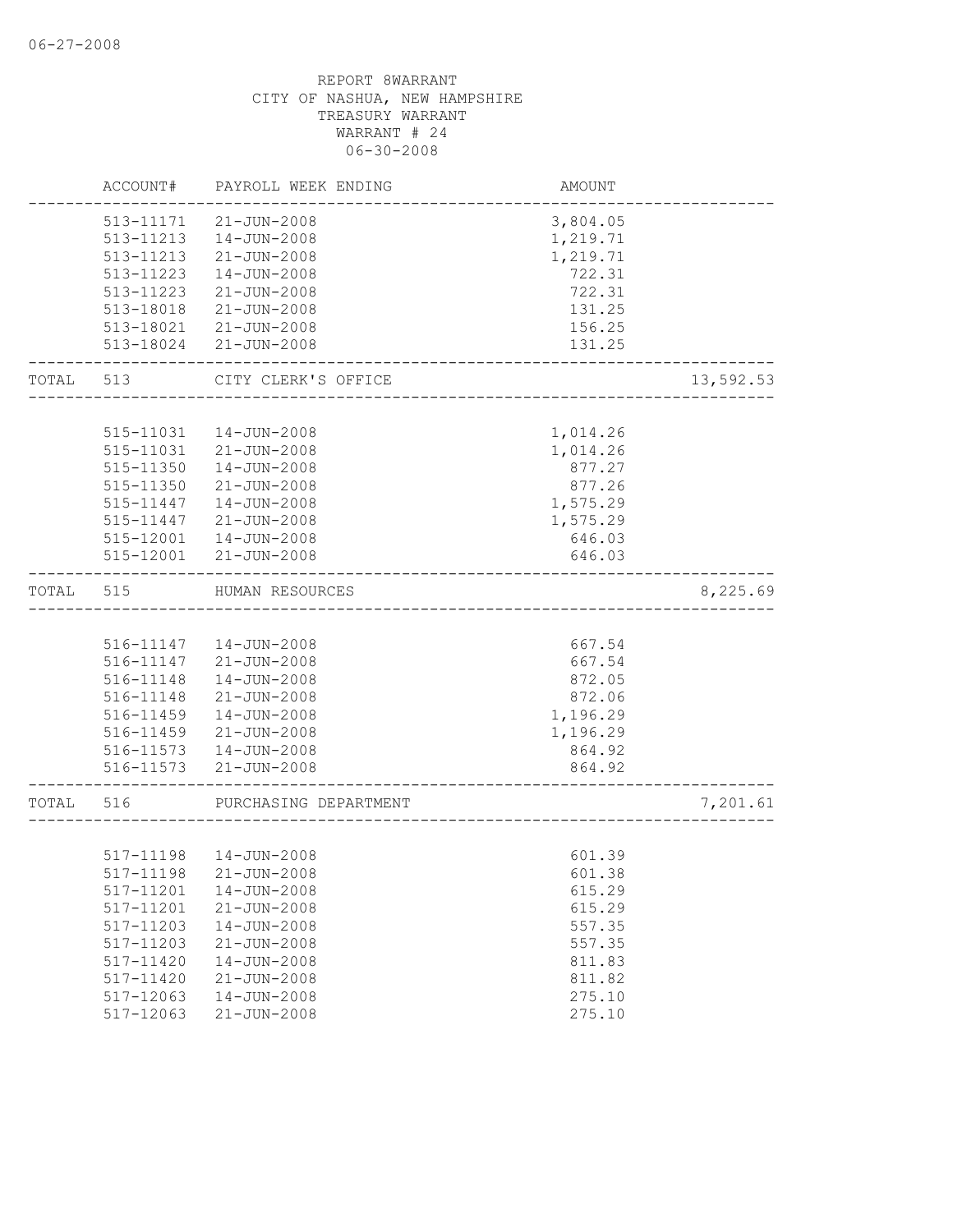REPORT 8WARRANT
CITY OF NASHUA, NEW HAMPSHIRE
TREASURY WARRANT
WARRANT # 24
06-30-2008

| | ACCOUNT# | PAYROLL WEEK ENDING | AMOUNT | |
|---|---|---|---|---|
| | 513-11171 | 21-JUN-2008 | 3,804.05 | |
| | 513-11213 | 14-JUN-2008 | 1,219.71 | |
| | 513-11213 | 21-JUN-2008 | 1,219.71 | |
| | 513-11223 | 14-JUN-2008 | 722.31 | |
| | 513-11223 | 21-JUN-2008 | 722.31 | |
| | 513-18018 | 21-JUN-2008 | 131.25 | |
| | 513-18021 | 21-JUN-2008 | 156.25 | |
| | 513-18024 | 21-JUN-2008 | 131.25 | |
| TOTAL | 513 | CITY CLERK'S OFFICE | | 13,592.53 |
| | 515-11031 | 14-JUN-2008 | 1,014.26 | |
| | 515-11031 | 21-JUN-2008 | 1,014.26 | |
| | 515-11350 | 14-JUN-2008 | 877.27 | |
| | 515-11350 | 21-JUN-2008 | 877.26 | |
| | 515-11447 | 14-JUN-2008 | 1,575.29 | |
| | 515-11447 | 21-JUN-2008 | 1,575.29 | |
| | 515-12001 | 14-JUN-2008 | 646.03 | |
| | 515-12001 | 21-JUN-2008 | 646.03 | |
| TOTAL | 515 | HUMAN RESOURCES | | 8,225.69 |
| | 516-11147 | 14-JUN-2008 | 667.54 | |
| | 516-11147 | 21-JUN-2008 | 667.54 | |
| | 516-11148 | 14-JUN-2008 | 872.05 | |
| | 516-11148 | 21-JUN-2008 | 872.06 | |
| | 516-11459 | 14-JUN-2008 | 1,196.29 | |
| | 516-11459 | 21-JUN-2008 | 1,196.29 | |
| | 516-11573 | 14-JUN-2008 | 864.92 | |
| | 516-11573 | 21-JUN-2008 | 864.92 | |
| TOTAL | 516 | PURCHASING DEPARTMENT | | 7,201.61 |
| | 517-11198 | 14-JUN-2008 | 601.39 | |
| | 517-11198 | 21-JUN-2008 | 601.38 | |
| | 517-11201 | 14-JUN-2008 | 615.29 | |
| | 517-11201 | 21-JUN-2008 | 615.29 | |
| | 517-11203 | 14-JUN-2008 | 557.35 | |
| | 517-11203 | 21-JUN-2008 | 557.35 | |
| | 517-11420 | 14-JUN-2008 | 811.83 | |
| | 517-11420 | 21-JUN-2008 | 811.82 | |
| | 517-12063 | 14-JUN-2008 | 275.10 | |
| | 517-12063 | 21-JUN-2008 | 275.10 | |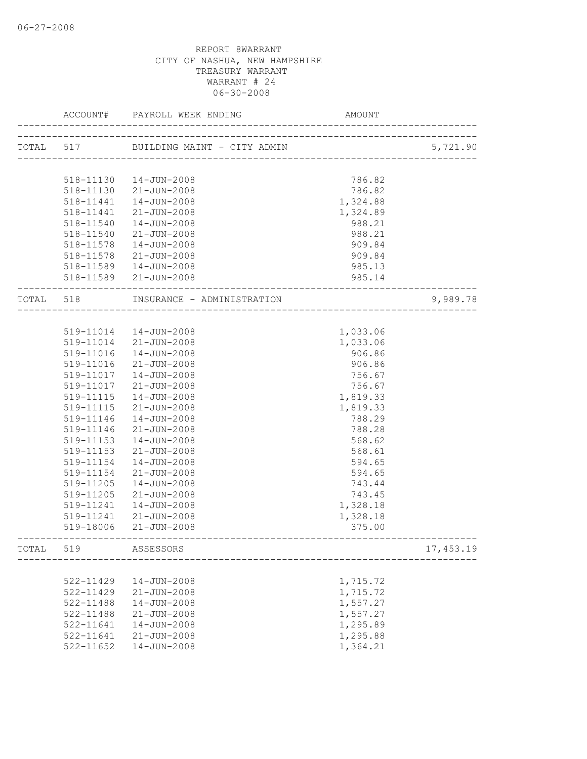06-27-2008

REPORT 8WARRANT
CITY OF NASHUA, NEW HAMPSHIRE
TREASURY WARRANT
WARRANT # 24
06-30-2008

| | ACCOUNT# | PAYROLL WEEK ENDING | AMOUNT | |
|---|---|---|---|---|
| TOTAL | 517 | BUILDING MAINT - CITY ADMIN | | 5,721.90 |
| | 518-11130 | 14-JUN-2008 | 786.82 | |
| | 518-11130 | 21-JUN-2008 | 786.82 | |
| | 518-11441 | 14-JUN-2008 | 1,324.88 | |
| | 518-11441 | 21-JUN-2008 | 1,324.89 | |
| | 518-11540 | 14-JUN-2008 | 988.21 | |
| | 518-11540 | 21-JUN-2008 | 988.21 | |
| | 518-11578 | 14-JUN-2008 | 909.84 | |
| | 518-11578 | 21-JUN-2008 | 909.84 | |
| | 518-11589 | 14-JUN-2008 | 985.13 | |
| | 518-11589 | 21-JUN-2008 | 985.14 | |
| TOTAL | 518 | INSURANCE - ADMINISTRATION | | 9,989.78 |
| | 519-11014 | 14-JUN-2008 | 1,033.06 | |
| | 519-11014 | 21-JUN-2008 | 1,033.06 | |
| | 519-11016 | 14-JUN-2008 | 906.86 | |
| | 519-11016 | 21-JUN-2008 | 906.86 | |
| | 519-11017 | 14-JUN-2008 | 756.67 | |
| | 519-11017 | 21-JUN-2008 | 756.67 | |
| | 519-11115 | 14-JUN-2008 | 1,819.33 | |
| | 519-11115 | 21-JUN-2008 | 1,819.33 | |
| | 519-11146 | 14-JUN-2008 | 788.29 | |
| | 519-11146 | 21-JUN-2008 | 788.28 | |
| | 519-11153 | 14-JUN-2008 | 568.62 | |
| | 519-11153 | 21-JUN-2008 | 568.61 | |
| | 519-11154 | 14-JUN-2008 | 594.65 | |
| | 519-11154 | 21-JUN-2008 | 594.65 | |
| | 519-11205 | 14-JUN-2008 | 743.44 | |
| | 519-11205 | 21-JUN-2008 | 743.45 | |
| | 519-11241 | 14-JUN-2008 | 1,328.18 | |
| | 519-11241 | 21-JUN-2008 | 1,328.18 | |
| | 519-18006 | 21-JUN-2008 | 375.00 | |
| TOTAL | 519 | ASSESSORS | | 17,453.19 |
| | 522-11429 | 14-JUN-2008 | 1,715.72 | |
| | 522-11429 | 21-JUN-2008 | 1,715.72 | |
| | 522-11488 | 14-JUN-2008 | 1,557.27 | |
| | 522-11488 | 21-JUN-2008 | 1,557.27 | |
| | 522-11641 | 14-JUN-2008 | 1,295.89 | |
| | 522-11641 | 21-JUN-2008 | 1,295.88 | |
| | 522-11652 | 14-JUN-2008 | 1,364.21 | |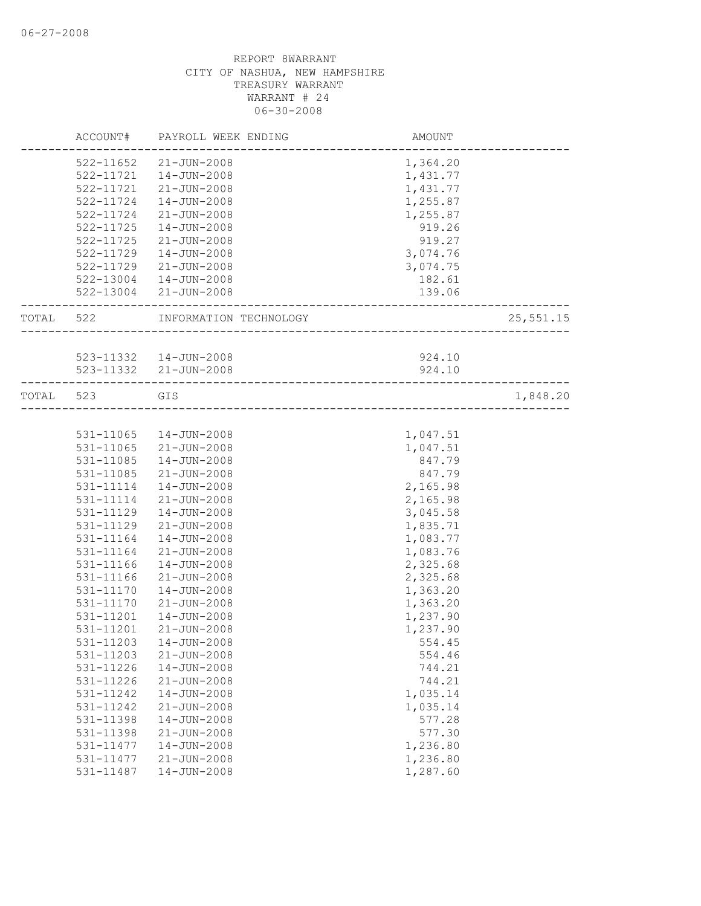REPORT 8WARRANT
CITY OF NASHUA, NEW HAMPSHIRE
TREASURY WARRANT
WARRANT # 24
06-30-2008

| | ACCOUNT# | PAYROLL WEEK ENDING | AMOUNT | |
|---|---|---|---|---|
| | 522-11652 | 21-JUN-2008 | 1,364.20 | |
| | 522-11721 | 14-JUN-2008 | 1,431.77 | |
| | 522-11721 | 21-JUN-2008 | 1,431.77 | |
| | 522-11724 | 14-JUN-2008 | 1,255.87 | |
| | 522-11724 | 21-JUN-2008 | 1,255.87 | |
| | 522-11725 | 14-JUN-2008 | 919.26 | |
| | 522-11725 | 21-JUN-2008 | 919.27 | |
| | 522-11729 | 14-JUN-2008 | 3,074.76 | |
| | 522-11729 | 21-JUN-2008 | 3,074.75 | |
| | 522-13004 | 14-JUN-2008 | 182.61 | |
| | 522-13004 | 21-JUN-2008 | 139.06 | |
| TOTAL | 522 | INFORMATION TECHNOLOGY | | 25,551.15 |
| | 523-11332 | 14-JUN-2008 | 924.10 | |
| | 523-11332 | 21-JUN-2008 | 924.10 | |
| TOTAL | 523 | GIS | | 1,848.20 |
| | 531-11065 | 14-JUN-2008 | 1,047.51 | |
| | 531-11065 | 21-JUN-2008 | 1,047.51 | |
| | 531-11085 | 14-JUN-2008 | 847.79 | |
| | 531-11085 | 21-JUN-2008 | 847.79 | |
| | 531-11114 | 14-JUN-2008 | 2,165.98 | |
| | 531-11114 | 21-JUN-2008 | 2,165.98 | |
| | 531-11129 | 14-JUN-2008 | 3,045.58 | |
| | 531-11129 | 21-JUN-2008 | 1,835.71 | |
| | 531-11164 | 14-JUN-2008 | 1,083.77 | |
| | 531-11164 | 21-JUN-2008 | 1,083.76 | |
| | 531-11166 | 14-JUN-2008 | 2,325.68 | |
| | 531-11166 | 21-JUN-2008 | 2,325.68 | |
| | 531-11170 | 14-JUN-2008 | 1,363.20 | |
| | 531-11170 | 21-JUN-2008 | 1,363.20 | |
| | 531-11201 | 14-JUN-2008 | 1,237.90 | |
| | 531-11201 | 21-JUN-2008 | 1,237.90 | |
| | 531-11203 | 14-JUN-2008 | 554.45 | |
| | 531-11203 | 21-JUN-2008 | 554.46 | |
| | 531-11226 | 14-JUN-2008 | 744.21 | |
| | 531-11226 | 21-JUN-2008 | 744.21 | |
| | 531-11242 | 14-JUN-2008 | 1,035.14 | |
| | 531-11242 | 21-JUN-2008 | 1,035.14 | |
| | 531-11398 | 14-JUN-2008 | 577.28 | |
| | 531-11398 | 21-JUN-2008 | 577.30 | |
| | 531-11477 | 14-JUN-2008 | 1,236.80 | |
| | 531-11477 | 21-JUN-2008 | 1,236.80 | |
| | 531-11487 | 14-JUN-2008 | 1,287.60 | |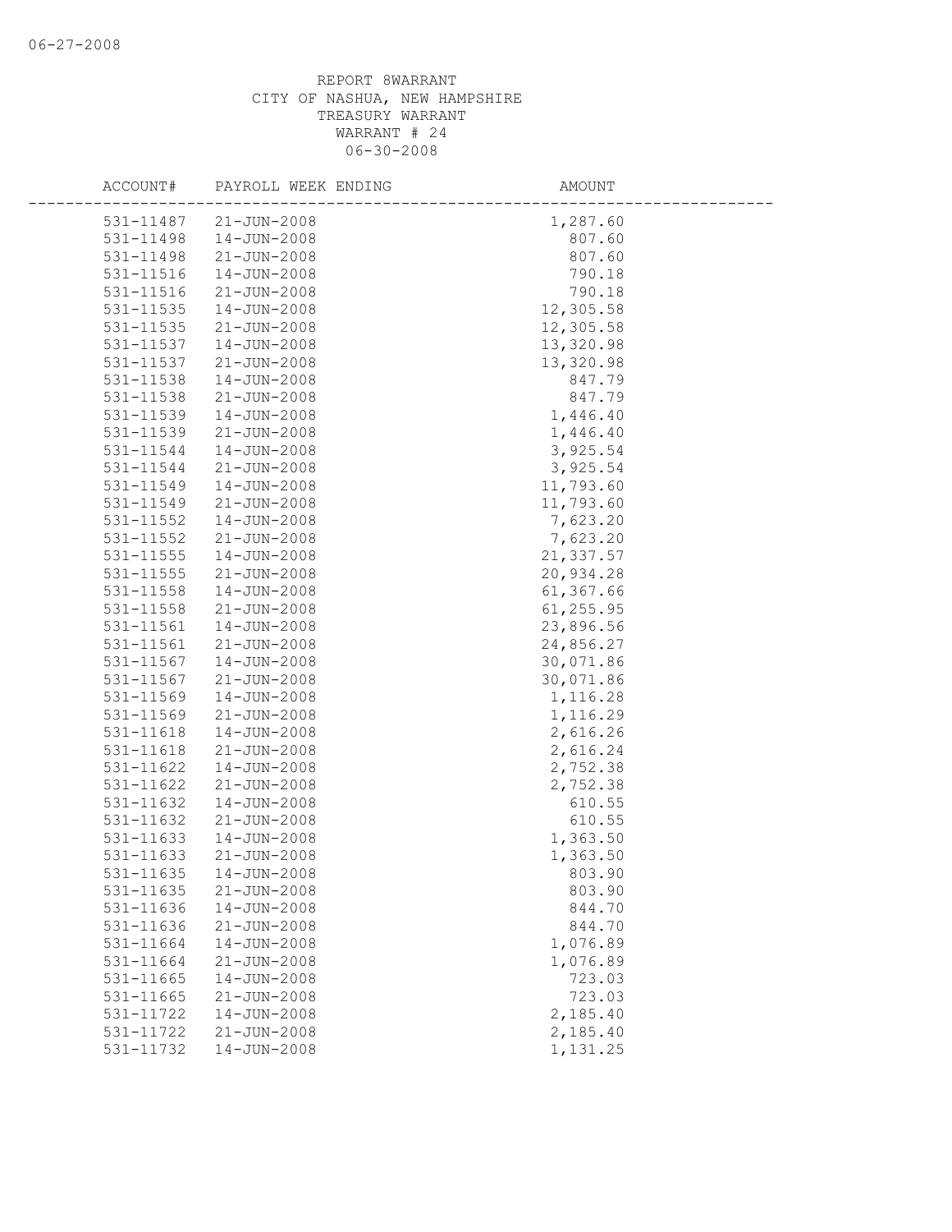REPORT 8WARRANT
CITY OF NASHUA, NEW HAMPSHIRE
TREASURY WARRANT
WARRANT # 24
06-30-2008

| ACCOUNT# | PAYROLL WEEK ENDING | AMOUNT |
|---|---|---|
| 531-11487 | 21-JUN-2008 | 1,287.60 |
| 531-11498 | 14-JUN-2008 | 807.60 |
| 531-11498 | 21-JUN-2008 | 807.60 |
| 531-11516 | 14-JUN-2008 | 790.18 |
| 531-11516 | 21-JUN-2008 | 790.18 |
| 531-11535 | 14-JUN-2008 | 12,305.58 |
| 531-11535 | 21-JUN-2008 | 12,305.58 |
| 531-11537 | 14-JUN-2008 | 13,320.98 |
| 531-11537 | 21-JUN-2008 | 13,320.98 |
| 531-11538 | 14-JUN-2008 | 847.79 |
| 531-11538 | 21-JUN-2008 | 847.79 |
| 531-11539 | 14-JUN-2008 | 1,446.40 |
| 531-11539 | 21-JUN-2008 | 1,446.40 |
| 531-11544 | 14-JUN-2008 | 3,925.54 |
| 531-11544 | 21-JUN-2008 | 3,925.54 |
| 531-11549 | 14-JUN-2008 | 11,793.60 |
| 531-11549 | 21-JUN-2008 | 11,793.60 |
| 531-11552 | 14-JUN-2008 | 7,623.20 |
| 531-11552 | 21-JUN-2008 | 7,623.20 |
| 531-11555 | 14-JUN-2008 | 21,337.57 |
| 531-11555 | 21-JUN-2008 | 20,934.28 |
| 531-11558 | 14-JUN-2008 | 61,367.66 |
| 531-11558 | 21-JUN-2008 | 61,255.95 |
| 531-11561 | 14-JUN-2008 | 23,896.56 |
| 531-11561 | 21-JUN-2008 | 24,856.27 |
| 531-11567 | 14-JUN-2008 | 30,071.86 |
| 531-11567 | 21-JUN-2008 | 30,071.86 |
| 531-11569 | 14-JUN-2008 | 1,116.28 |
| 531-11569 | 21-JUN-2008 | 1,116.29 |
| 531-11618 | 14-JUN-2008 | 2,616.26 |
| 531-11618 | 21-JUN-2008 | 2,616.24 |
| 531-11622 | 14-JUN-2008 | 2,752.38 |
| 531-11622 | 21-JUN-2008 | 2,752.38 |
| 531-11632 | 14-JUN-2008 | 610.55 |
| 531-11632 | 21-JUN-2008 | 610.55 |
| 531-11633 | 14-JUN-2008 | 1,363.50 |
| 531-11633 | 21-JUN-2008 | 1,363.50 |
| 531-11635 | 14-JUN-2008 | 803.90 |
| 531-11635 | 21-JUN-2008 | 803.90 |
| 531-11636 | 14-JUN-2008 | 844.70 |
| 531-11636 | 21-JUN-2008 | 844.70 |
| 531-11664 | 14-JUN-2008 | 1,076.89 |
| 531-11664 | 21-JUN-2008 | 1,076.89 |
| 531-11665 | 14-JUN-2008 | 723.03 |
| 531-11665 | 21-JUN-2008 | 723.03 |
| 531-11722 | 14-JUN-2008 | 2,185.40 |
| 531-11722 | 21-JUN-2008 | 2,185.40 |
| 531-11732 | 14-JUN-2008 | 1,131.25 |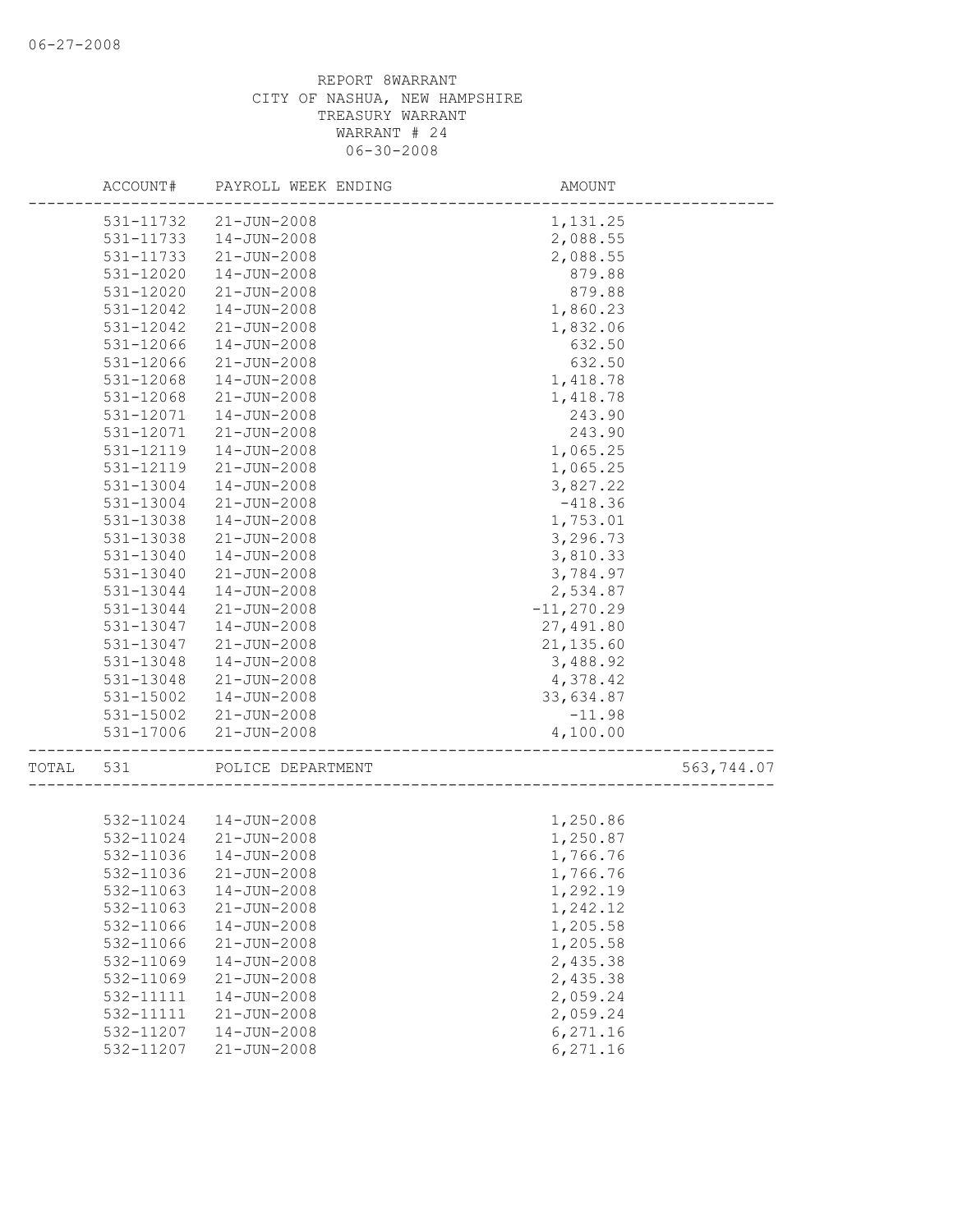REPORT 8WARRANT
CITY OF NASHUA, NEW HAMPSHIRE
TREASURY WARRANT
WARRANT # 24
06-30-2008

| ACCOUNT# | PAYROLL WEEK ENDING | AMOUNT | |
|---|---|---|---|
| 531-11732 | 21-JUN-2008 | 1,131.25 | |
| 531-11733 | 14-JUN-2008 | 2,088.55 | |
| 531-11733 | 21-JUN-2008 | 2,088.55 | |
| 531-12020 | 14-JUN-2008 | 879.88 | |
| 531-12020 | 21-JUN-2008 | 879.88 | |
| 531-12042 | 14-JUN-2008 | 1,860.23 | |
| 531-12042 | 21-JUN-2008 | 1,832.06 | |
| 531-12066 | 14-JUN-2008 | 632.50 | |
| 531-12066 | 21-JUN-2008 | 632.50 | |
| 531-12068 | 14-JUN-2008 | 1,418.78 | |
| 531-12068 | 21-JUN-2008 | 1,418.78 | |
| 531-12071 | 14-JUN-2008 | 243.90 | |
| 531-12071 | 21-JUN-2008 | 243.90 | |
| 531-12119 | 14-JUN-2008 | 1,065.25 | |
| 531-12119 | 21-JUN-2008 | 1,065.25 | |
| 531-13004 | 14-JUN-2008 | 3,827.22 | |
| 531-13004 | 21-JUN-2008 | -418.36 | |
| 531-13038 | 14-JUN-2008 | 1,753.01 | |
| 531-13038 | 21-JUN-2008 | 3,296.73 | |
| 531-13040 | 14-JUN-2008 | 3,810.33 | |
| 531-13040 | 21-JUN-2008 | 3,784.97 | |
| 531-13044 | 14-JUN-2008 | 2,534.87 | |
| 531-13044 | 21-JUN-2008 | -11,270.29 | |
| 531-13047 | 14-JUN-2008 | 27,491.80 | |
| 531-13047 | 21-JUN-2008 | 21,135.60 | |
| 531-13048 | 14-JUN-2008 | 3,488.92 | |
| 531-13048 | 21-JUN-2008 | 4,378.42 | |
| 531-15002 | 14-JUN-2008 | 33,634.87 | |
| 531-15002 | 21-JUN-2008 | -11.98 | |
| 531-17006 | 21-JUN-2008 | 4,100.00 | |
| TOTAL 531 | POLICE DEPARTMENT | | 563,744.07 |
| 532-11024 | 14-JUN-2008 | 1,250.86 | |
| 532-11024 | 21-JUN-2008 | 1,250.87 | |
| 532-11036 | 14-JUN-2008 | 1,766.76 | |
| 532-11036 | 21-JUN-2008 | 1,766.76 | |
| 532-11063 | 14-JUN-2008 | 1,292.19 | |
| 532-11063 | 21-JUN-2008 | 1,242.12 | |
| 532-11066 | 14-JUN-2008 | 1,205.58 | |
| 532-11066 | 21-JUN-2008 | 1,205.58 | |
| 532-11069 | 14-JUN-2008 | 2,435.38 | |
| 532-11069 | 21-JUN-2008 | 2,435.38 | |
| 532-11111 | 14-JUN-2008 | 2,059.24 | |
| 532-11111 | 21-JUN-2008 | 2,059.24 | |
| 532-11207 | 14-JUN-2008 | 6,271.16 | |
| 532-11207 | 21-JUN-2008 | 6,271.16 | |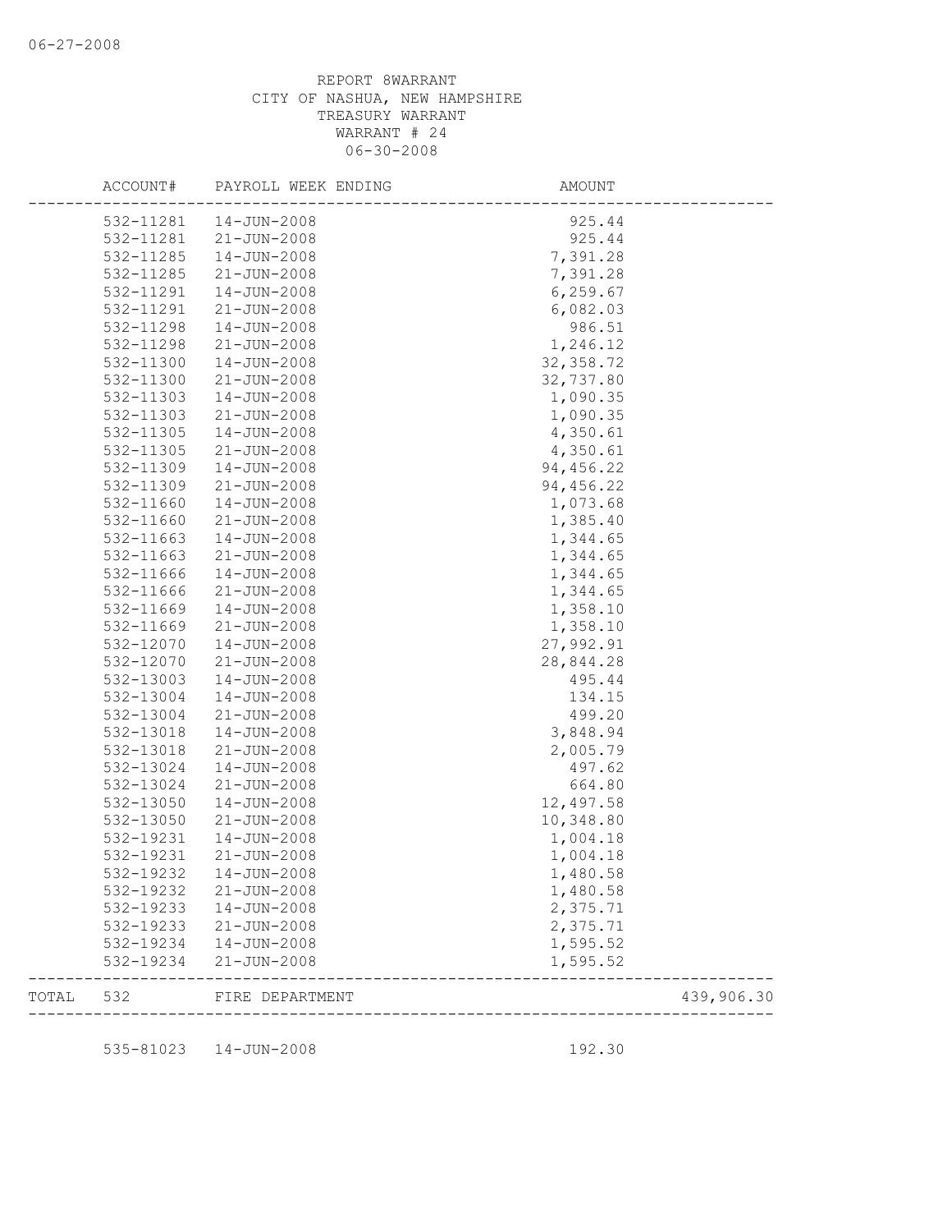REPORT 8WARRANT
CITY OF NASHUA, NEW HAMPSHIRE
TREASURY WARRANT
WARRANT # 24
06-30-2008

| ACCOUNT# | PAYROLL WEEK ENDING | AMOUNT | |
|---|---|---|---|
| 532-11281 | 14-JUN-2008 | 925.44 | |
| 532-11281 | 21-JUN-2008 | 925.44 | |
| 532-11285 | 14-JUN-2008 | 7,391.28 | |
| 532-11285 | 21-JUN-2008 | 7,391.28 | |
| 532-11291 | 14-JUN-2008 | 6,259.67 | |
| 532-11291 | 21-JUN-2008 | 6,082.03 | |
| 532-11298 | 14-JUN-2008 | 986.51 | |
| 532-11298 | 21-JUN-2008 | 1,246.12 | |
| 532-11300 | 14-JUN-2008 | 32,358.72 | |
| 532-11300 | 21-JUN-2008 | 32,737.80 | |
| 532-11303 | 14-JUN-2008 | 1,090.35 | |
| 532-11303 | 21-JUN-2008 | 1,090.35 | |
| 532-11305 | 14-JUN-2008 | 4,350.61 | |
| 532-11305 | 21-JUN-2008 | 4,350.61 | |
| 532-11309 | 14-JUN-2008 | 94,456.22 | |
| 532-11309 | 21-JUN-2008 | 94,456.22 | |
| 532-11660 | 14-JUN-2008 | 1,073.68 | |
| 532-11660 | 21-JUN-2008 | 1,385.40 | |
| 532-11663 | 14-JUN-2008 | 1,344.65 | |
| 532-11663 | 21-JUN-2008 | 1,344.65 | |
| 532-11666 | 14-JUN-2008 | 1,344.65 | |
| 532-11666 | 21-JUN-2008 | 1,344.65 | |
| 532-11669 | 14-JUN-2008 | 1,358.10 | |
| 532-11669 | 21-JUN-2008 | 1,358.10 | |
| 532-12070 | 14-JUN-2008 | 27,992.91 | |
| 532-12070 | 21-JUN-2008 | 28,844.28 | |
| 532-13003 | 14-JUN-2008 | 495.44 | |
| 532-13004 | 14-JUN-2008 | 134.15 | |
| 532-13004 | 21-JUN-2008 | 499.20 | |
| 532-13018 | 14-JUN-2008 | 3,848.94 | |
| 532-13018 | 21-JUN-2008 | 2,005.79 | |
| 532-13024 | 14-JUN-2008 | 497.62 | |
| 532-13024 | 21-JUN-2008 | 664.80 | |
| 532-13050 | 14-JUN-2008 | 12,497.58 | |
| 532-13050 | 21-JUN-2008 | 10,348.80 | |
| 532-19231 | 14-JUN-2008 | 1,004.18 | |
| 532-19231 | 21-JUN-2008 | 1,004.18 | |
| 532-19232 | 14-JUN-2008 | 1,480.58 | |
| 532-19232 | 21-JUN-2008 | 1,480.58 | |
| 532-19233 | 14-JUN-2008 | 2,375.71 | |
| 532-19233 | 21-JUN-2008 | 2,375.71 | |
| 532-19234 | 14-JUN-2008 | 1,595.52 | |
| 532-19234 | 21-JUN-2008 | 1,595.52 | |
| TOTAL 532 | FIRE DEPARTMENT | | 439,906.30 |
| 535-81023 | 14-JUN-2008 | 192.30 | |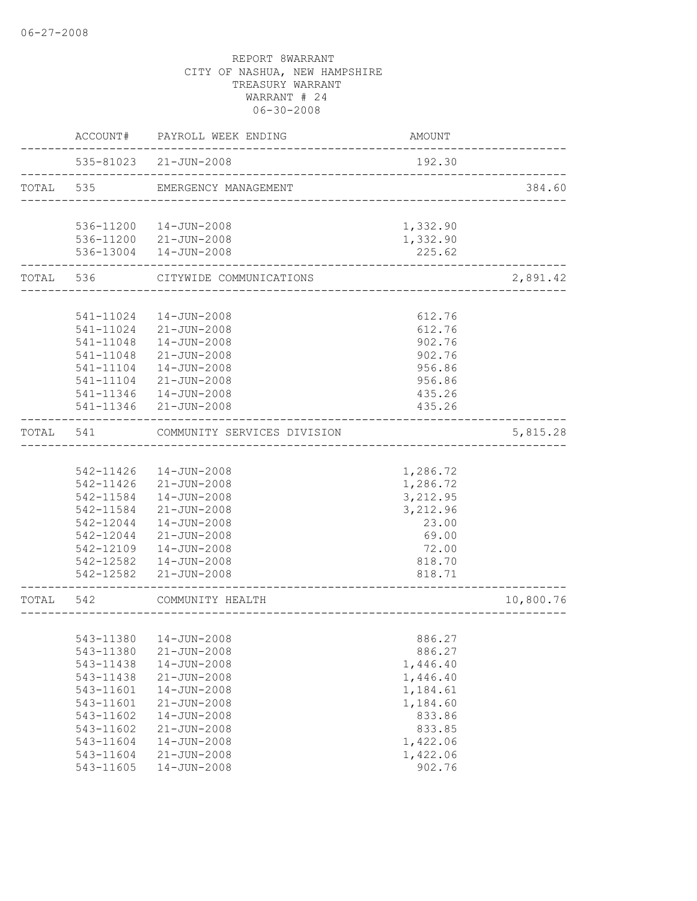06-27-2008

REPORT 8WARRANT
CITY OF NASHUA, NEW HAMPSHIRE
TREASURY WARRANT
WARRANT # 24
06-30-2008

| | ACCOUNT# | PAYROLL WEEK ENDING | AMOUNT | |
|---|---|---|---|---|
| | 535-81023 | 21-JUN-2008 | 192.30 | |
| TOTAL | 535 | EMERGENCY MANAGEMENT | | 384.60 |
| | 536-11200 | 14-JUN-2008 | 1,332.90 | |
| | 536-11200 | 21-JUN-2008 | 1,332.90 | |
| | 536-13004 | 14-JUN-2008 | 225.62 | |
| TOTAL | 536 | CITYWIDE COMMUNICATIONS | | 2,891.42 |
| | 541-11024 | 14-JUN-2008 | 612.76 | |
| | 541-11024 | 21-JUN-2008 | 612.76 | |
| | 541-11048 | 14-JUN-2008 | 902.76 | |
| | 541-11048 | 21-JUN-2008 | 902.76 | |
| | 541-11104 | 14-JUN-2008 | 956.86 | |
| | 541-11104 | 21-JUN-2008 | 956.86 | |
| | 541-11346 | 14-JUN-2008 | 435.26 | |
| | 541-11346 | 21-JUN-2008 | 435.26 | |
| TOTAL | 541 | COMMUNITY SERVICES DIVISION | | 5,815.28 |
| | 542-11426 | 14-JUN-2008 | 1,286.72 | |
| | 542-11426 | 21-JUN-2008 | 1,286.72 | |
| | 542-11584 | 14-JUN-2008 | 3,212.95 | |
| | 542-11584 | 21-JUN-2008 | 3,212.96 | |
| | 542-12044 | 14-JUN-2008 | 23.00 | |
| | 542-12044 | 21-JUN-2008 | 69.00 | |
| | 542-12109 | 14-JUN-2008 | 72.00 | |
| | 542-12582 | 14-JUN-2008 | 818.70 | |
| | 542-12582 | 21-JUN-2008 | 818.71 | |
| TOTAL | 542 | COMMUNITY HEALTH | | 10,800.76 |
| | 543-11380 | 14-JUN-2008 | 886.27 | |
| | 543-11380 | 21-JUN-2008 | 886.27 | |
| | 543-11438 | 14-JUN-2008 | 1,446.40 | |
| | 543-11438 | 21-JUN-2008 | 1,446.40 | |
| | 543-11601 | 14-JUN-2008 | 1,184.61 | |
| | 543-11601 | 21-JUN-2008 | 1,184.60 | |
| | 543-11602 | 14-JUN-2008 | 833.86 | |
| | 543-11602 | 21-JUN-2008 | 833.85 | |
| | 543-11604 | 14-JUN-2008 | 1,422.06 | |
| | 543-11604 | 21-JUN-2008 | 1,422.06 | |
| | 543-11605 | 14-JUN-2008 | 902.76 | |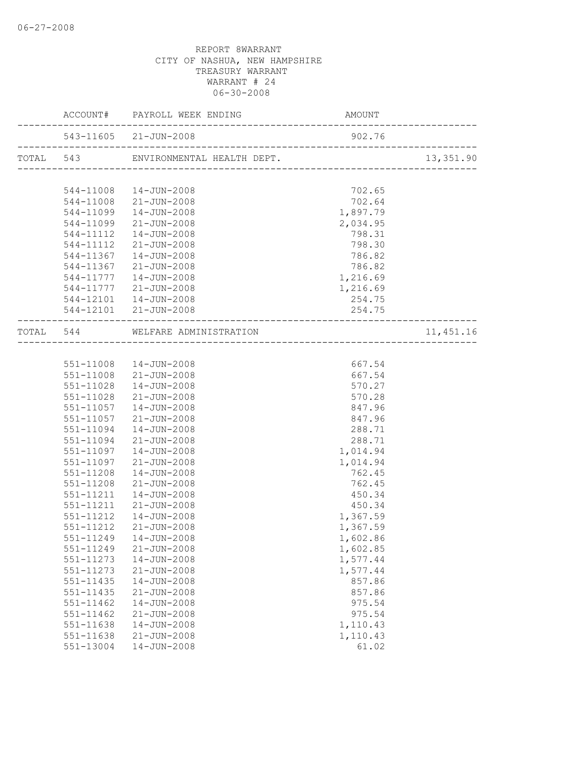REPORT 8WARRANT
CITY OF NASHUA, NEW HAMPSHIRE
TREASURY WARRANT
WARRANT # 24
06-30-2008

| | ACCOUNT# | PAYROLL WEEK ENDING | AMOUNT | |
|---|---|---|---|---|
| | 543-11605 | 21-JUN-2008 | 902.76 | |
| TOTAL | 543 | ENVIRONMENTAL HEALTH DEPT. | | 13,351.90 |
| | 544-11008 | 14-JUN-2008 | 702.65 | |
| | 544-11008 | 21-JUN-2008 | 702.64 | |
| | 544-11099 | 14-JUN-2008 | 1,897.79 | |
| | 544-11099 | 21-JUN-2008 | 2,034.95 | |
| | 544-11112 | 14-JUN-2008 | 798.31 | |
| | 544-11112 | 21-JUN-2008 | 798.30 | |
| | 544-11367 | 14-JUN-2008 | 786.82 | |
| | 544-11367 | 21-JUN-2008 | 786.82 | |
| | 544-11777 | 14-JUN-2008 | 1,216.69 | |
| | 544-11777 | 21-JUN-2008 | 1,216.69 | |
| | 544-12101 | 14-JUN-2008 | 254.75 | |
| | 544-12101 | 21-JUN-2008 | 254.75 | |
| TOTAL | 544 | WELFARE ADMINISTRATION | | 11,451.16 |
| | 551-11008 | 14-JUN-2008 | 667.54 | |
| | 551-11008 | 21-JUN-2008 | 667.54 | |
| | 551-11028 | 14-JUN-2008 | 570.27 | |
| | 551-11028 | 21-JUN-2008 | 570.28 | |
| | 551-11057 | 14-JUN-2008 | 847.96 | |
| | 551-11057 | 21-JUN-2008 | 847.96 | |
| | 551-11094 | 14-JUN-2008 | 288.71 | |
| | 551-11094 | 21-JUN-2008 | 288.71 | |
| | 551-11097 | 14-JUN-2008 | 1,014.94 | |
| | 551-11097 | 21-JUN-2008 | 1,014.94 | |
| | 551-11208 | 14-JUN-2008 | 762.45 | |
| | 551-11208 | 21-JUN-2008 | 762.45 | |
| | 551-11211 | 14-JUN-2008 | 450.34 | |
| | 551-11211 | 21-JUN-2008 | 450.34 | |
| | 551-11212 | 14-JUN-2008 | 1,367.59 | |
| | 551-11212 | 21-JUN-2008 | 1,367.59 | |
| | 551-11249 | 14-JUN-2008 | 1,602.86 | |
| | 551-11249 | 21-JUN-2008 | 1,602.85 | |
| | 551-11273 | 14-JUN-2008 | 1,577.44 | |
| | 551-11273 | 21-JUN-2008 | 1,577.44 | |
| | 551-11435 | 14-JUN-2008 | 857.86 | |
| | 551-11435 | 21-JUN-2008 | 857.86 | |
| | 551-11462 | 14-JUN-2008 | 975.54 | |
| | 551-11462 | 21-JUN-2008 | 975.54 | |
| | 551-11638 | 14-JUN-2008 | 1,110.43 | |
| | 551-11638 | 21-JUN-2008 | 1,110.43 | |
| | 551-13004 | 14-JUN-2008 | 61.02 | |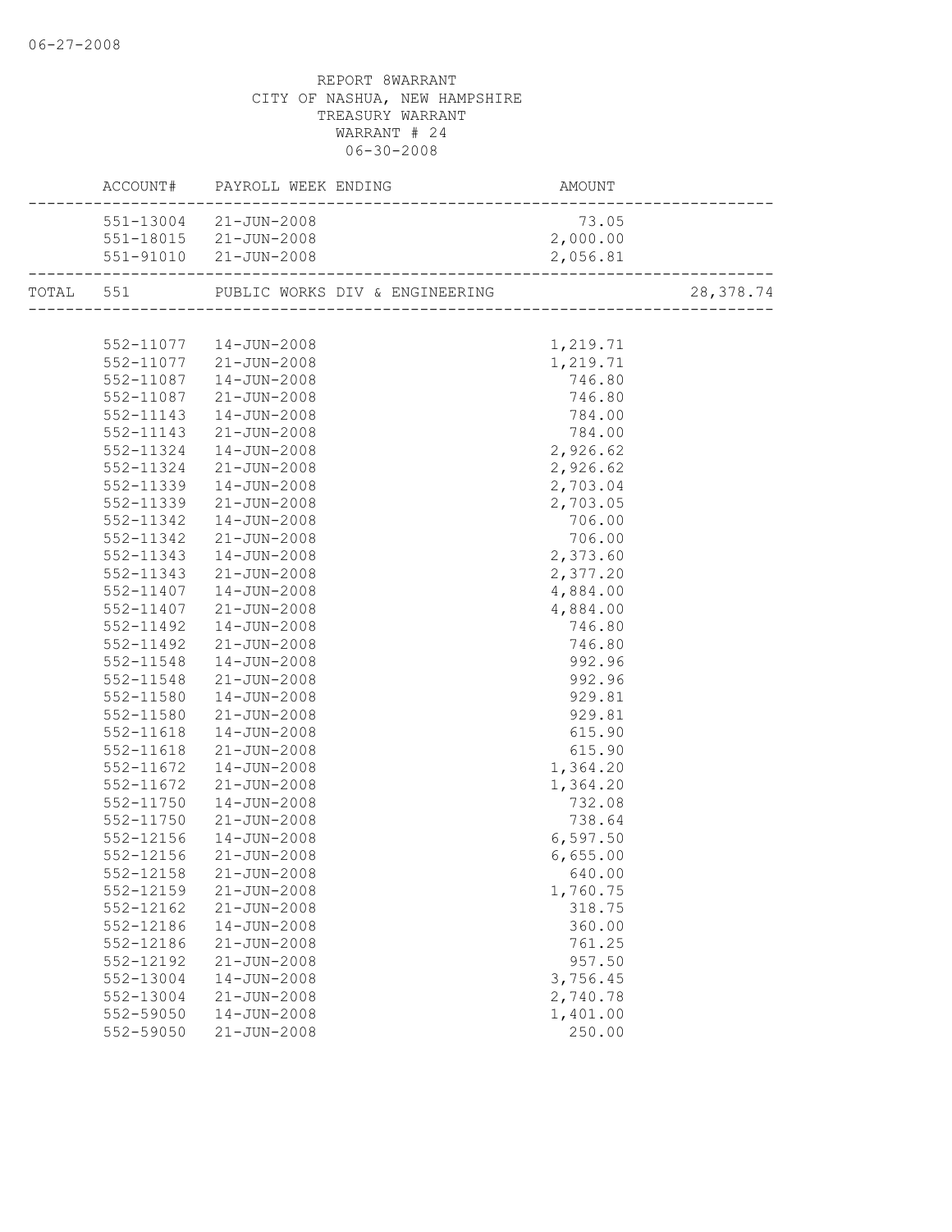REPORT 8WARRANT
CITY OF NASHUA, NEW HAMPSHIRE
TREASURY WARRANT
WARRANT # 24
06-30-2008

| | ACCOUNT# | PAYROLL WEEK ENDING | AMOUNT | |
|---|---|---|---|---|
| | 551-13004 | 21-JUN-2008 | 73.05 | |
| | 551-18015 | 21-JUN-2008 | 2,000.00 | |
| | 551-91010 | 21-JUN-2008 | 2,056.81 | |
| TOTAL | 551 | PUBLIC WORKS DIV & ENGINEERING | | 28,378.74 |
| | 552-11077 | 14-JUN-2008 | 1,219.71 | |
| | 552-11077 | 21-JUN-2008 | 1,219.71 | |
| | 552-11087 | 14-JUN-2008 | 746.80 | |
| | 552-11087 | 21-JUN-2008 | 746.80 | |
| | 552-11143 | 14-JUN-2008 | 784.00 | |
| | 552-11143 | 21-JUN-2008 | 784.00 | |
| | 552-11324 | 14-JUN-2008 | 2,926.62 | |
| | 552-11324 | 21-JUN-2008 | 2,926.62 | |
| | 552-11339 | 14-JUN-2008 | 2,703.04 | |
| | 552-11339 | 21-JUN-2008 | 2,703.05 | |
| | 552-11342 | 14-JUN-2008 | 706.00 | |
| | 552-11342 | 21-JUN-2008 | 706.00 | |
| | 552-11343 | 14-JUN-2008 | 2,373.60 | |
| | 552-11343 | 21-JUN-2008 | 2,377.20 | |
| | 552-11407 | 14-JUN-2008 | 4,884.00 | |
| | 552-11407 | 21-JUN-2008 | 4,884.00 | |
| | 552-11492 | 14-JUN-2008 | 746.80 | |
| | 552-11492 | 21-JUN-2008 | 746.80 | |
| | 552-11548 | 14-JUN-2008 | 992.96 | |
| | 552-11548 | 21-JUN-2008 | 992.96 | |
| | 552-11580 | 14-JUN-2008 | 929.81 | |
| | 552-11580 | 21-JUN-2008 | 929.81 | |
| | 552-11618 | 14-JUN-2008 | 615.90 | |
| | 552-11618 | 21-JUN-2008 | 615.90 | |
| | 552-11672 | 14-JUN-2008 | 1,364.20 | |
| | 552-11672 | 21-JUN-2008 | 1,364.20 | |
| | 552-11750 | 14-JUN-2008 | 732.08 | |
| | 552-11750 | 21-JUN-2008 | 738.64 | |
| | 552-12156 | 14-JUN-2008 | 6,597.50 | |
| | 552-12156 | 21-JUN-2008 | 6,655.00 | |
| | 552-12158 | 21-JUN-2008 | 640.00 | |
| | 552-12159 | 21-JUN-2008 | 1,760.75 | |
| | 552-12162 | 21-JUN-2008 | 318.75 | |
| | 552-12186 | 14-JUN-2008 | 360.00 | |
| | 552-12186 | 21-JUN-2008 | 761.25 | |
| | 552-12192 | 21-JUN-2008 | 957.50 | |
| | 552-13004 | 14-JUN-2008 | 3,756.45 | |
| | 552-13004 | 21-JUN-2008 | 2,740.78 | |
| | 552-59050 | 14-JUN-2008 | 1,401.00 | |
| | 552-59050 | 21-JUN-2008 | 250.00 | |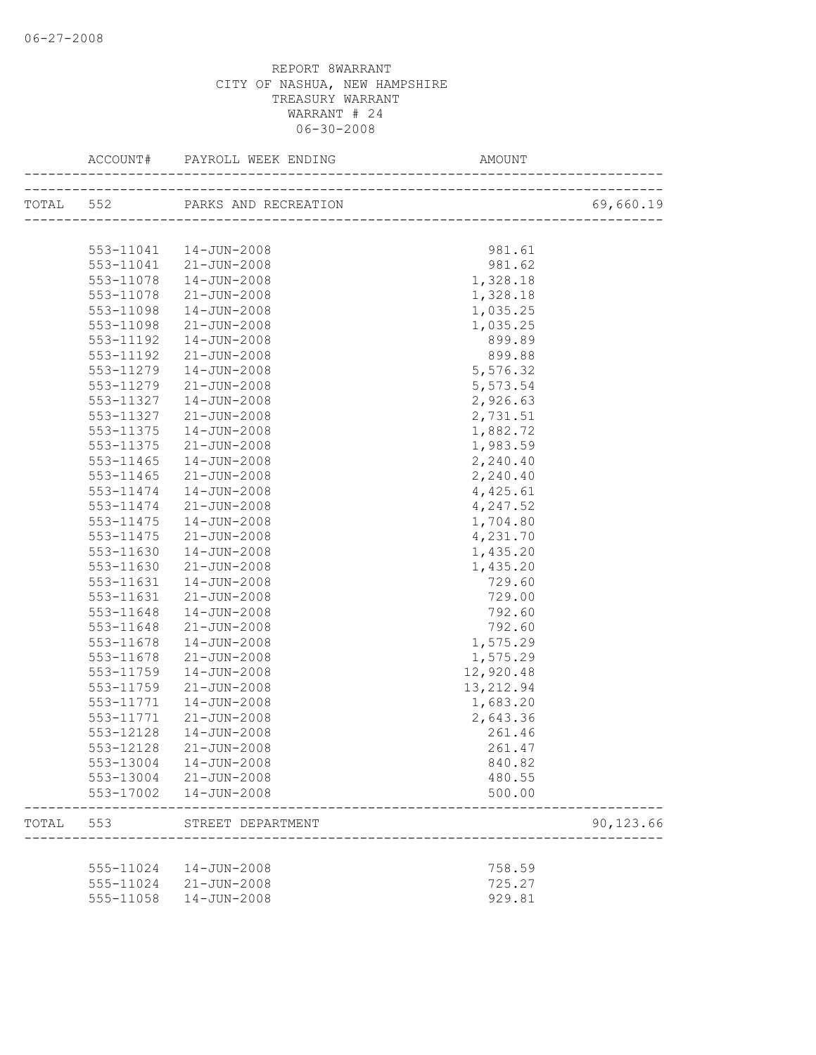REPORT 8WARRANT
CITY OF NASHUA, NEW HAMPSHIRE
TREASURY WARRANT
WARRANT # 24
06-30-2008

| | ACCOUNT# | PAYROLL WEEK ENDING | AMOUNT | |
|---|---|---|---|---|
| TOTAL | 552 | PARKS AND RECREATION | | 69,660.19 |
| | 553-11041 | 14-JUN-2008 | 981.61 | |
| | 553-11041 | 21-JUN-2008 | 981.62 | |
| | 553-11078 | 14-JUN-2008 | 1,328.18 | |
| | 553-11078 | 21-JUN-2008 | 1,328.18 | |
| | 553-11098 | 14-JUN-2008 | 1,035.25 | |
| | 553-11098 | 21-JUN-2008 | 1,035.25 | |
| | 553-11192 | 14-JUN-2008 | 899.89 | |
| | 553-11192 | 21-JUN-2008 | 899.88 | |
| | 553-11279 | 14-JUN-2008 | 5,576.32 | |
| | 553-11279 | 21-JUN-2008 | 5,573.54 | |
| | 553-11327 | 14-JUN-2008 | 2,926.63 | |
| | 553-11327 | 21-JUN-2008 | 2,731.51 | |
| | 553-11375 | 14-JUN-2008 | 1,882.72 | |
| | 553-11375 | 21-JUN-2008 | 1,983.59 | |
| | 553-11465 | 14-JUN-2008 | 2,240.40 | |
| | 553-11465 | 21-JUN-2008 | 2,240.40 | |
| | 553-11474 | 14-JUN-2008 | 4,425.61 | |
| | 553-11474 | 21-JUN-2008 | 4,247.52 | |
| | 553-11475 | 14-JUN-2008 | 1,704.80 | |
| | 553-11475 | 21-JUN-2008 | 4,231.70 | |
| | 553-11630 | 14-JUN-2008 | 1,435.20 | |
| | 553-11630 | 21-JUN-2008 | 1,435.20 | |
| | 553-11631 | 14-JUN-2008 | 729.60 | |
| | 553-11631 | 21-JUN-2008 | 729.00 | |
| | 553-11648 | 14-JUN-2008 | 792.60 | |
| | 553-11648 | 21-JUN-2008 | 792.60 | |
| | 553-11678 | 14-JUN-2008 | 1,575.29 | |
| | 553-11678 | 21-JUN-2008 | 1,575.29 | |
| | 553-11759 | 14-JUN-2008 | 12,920.48 | |
| | 553-11759 | 21-JUN-2008 | 13,212.94 | |
| | 553-11771 | 14-JUN-2008 | 1,683.20 | |
| | 553-11771 | 21-JUN-2008 | 2,643.36 | |
| | 553-12128 | 14-JUN-2008 | 261.46 | |
| | 553-12128 | 21-JUN-2008 | 261.47 | |
| | 553-13004 | 14-JUN-2008 | 840.82 | |
| | 553-13004 | 21-JUN-2008 | 480.55 | |
| | 553-17002 | 14-JUN-2008 | 500.00 | |
| TOTAL | 553 | STREET DEPARTMENT | | 90,123.66 |
| | 555-11024 | 14-JUN-2008 | 758.59 | |
| | 555-11024 | 21-JUN-2008 | 725.27 | |
| | 555-11058 | 14-JUN-2008 | 929.81 | |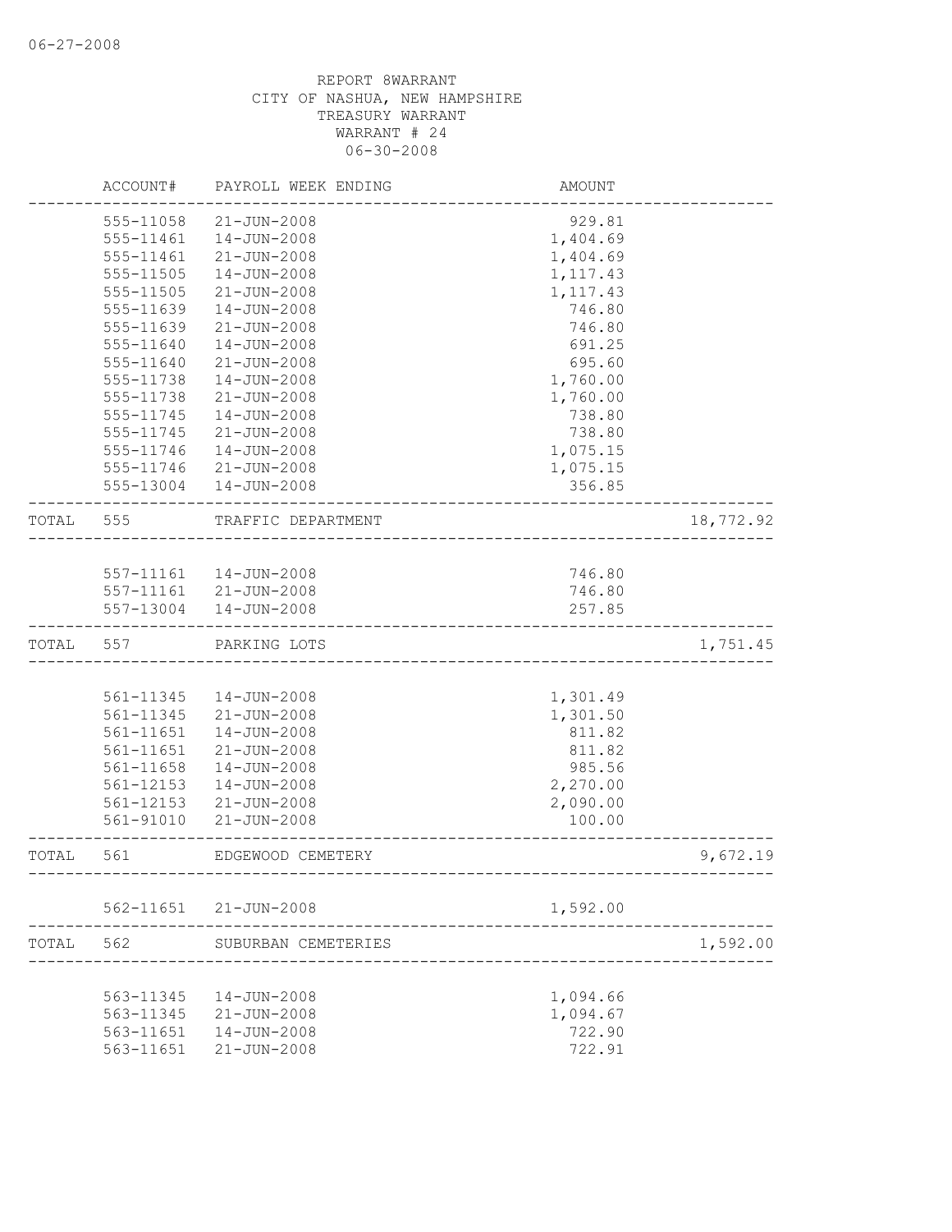REPORT 8WARRANT
CITY OF NASHUA, NEW HAMPSHIRE
TREASURY WARRANT
WARRANT # 24
06-30-2008

| | ACCOUNT# | PAYROLL WEEK ENDING | AMOUNT | |
|---|---|---|---|---|
| | 555-11058 | 21-JUN-2008 | 929.81 | |
| | 555-11461 | 14-JUN-2008 | 1,404.69 | |
| | 555-11461 | 21-JUN-2008 | 1,404.69 | |
| | 555-11505 | 14-JUN-2008 | 1,117.43 | |
| | 555-11505 | 21-JUN-2008 | 1,117.43 | |
| | 555-11639 | 14-JUN-2008 | 746.80 | |
| | 555-11639 | 21-JUN-2008 | 746.80 | |
| | 555-11640 | 14-JUN-2008 | 691.25 | |
| | 555-11640 | 21-JUN-2008 | 695.60 | |
| | 555-11738 | 14-JUN-2008 | 1,760.00 | |
| | 555-11738 | 21-JUN-2008 | 1,760.00 | |
| | 555-11745 | 14-JUN-2008 | 738.80 | |
| | 555-11745 | 21-JUN-2008 | 738.80 | |
| | 555-11746 | 14-JUN-2008 | 1,075.15 | |
| | 555-11746 | 21-JUN-2008 | 1,075.15 | |
| | 555-13004 | 14-JUN-2008 | 356.85 | |
| TOTAL | 555 | TRAFFIC DEPARTMENT | | 18,772.92 |
| | 557-11161 | 14-JUN-2008 | 746.80 | |
| | 557-11161 | 21-JUN-2008 | 746.80 | |
| | 557-13004 | 14-JUN-2008 | 257.85 | |
| TOTAL | 557 | PARKING LOTS | | 1,751.45 |
| | 561-11345 | 14-JUN-2008 | 1,301.49 | |
| | 561-11345 | 21-JUN-2008 | 1,301.50 | |
| | 561-11651 | 14-JUN-2008 | 811.82 | |
| | 561-11651 | 21-JUN-2008 | 811.82 | |
| | 561-11658 | 14-JUN-2008 | 985.56 | |
| | 561-12153 | 14-JUN-2008 | 2,270.00 | |
| | 561-12153 | 21-JUN-2008 | 2,090.00 | |
| | 561-91010 | 21-JUN-2008 | 100.00 | |
| TOTAL | 561 | EDGEWOOD CEMETERY | | 9,672.19 |
| | 562-11651 | 21-JUN-2008 | 1,592.00 | |
| TOTAL | 562 | SUBURBAN CEMETERIES | | 1,592.00 |
| | 563-11345 | 14-JUN-2008 | 1,094.66 | |
| | 563-11345 | 21-JUN-2008 | 1,094.67 | |
| | 563-11651 | 14-JUN-2008 | 722.90 | |
| | 563-11651 | 21-JUN-2008 | 722.91 | |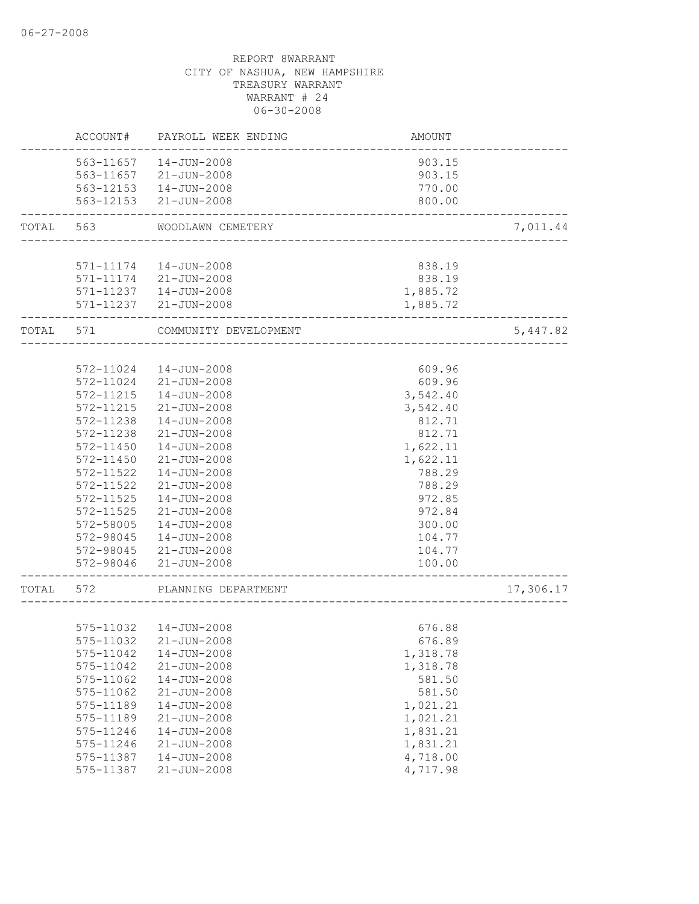06-27-2008

REPORT 8WARRANT
CITY OF NASHUA, NEW HAMPSHIRE
TREASURY WARRANT
WARRANT # 24
06-30-2008

| | ACCOUNT# | PAYROLL WEEK ENDING | AMOUNT | |
|---|---|---|---|---|
| | 563-11657 | 14-JUN-2008 | 903.15 | |
| | 563-11657 | 21-JUN-2008 | 903.15 | |
| | 563-12153 | 14-JUN-2008 | 770.00 | |
| | 563-12153 | 21-JUN-2008 | 800.00 | |
| TOTAL | 563 | WOODLAWN CEMETERY | | 7,011.44 |
| | 571-11174 | 14-JUN-2008 | 838.19 | |
| | 571-11174 | 21-JUN-2008 | 838.19 | |
| | 571-11237 | 14-JUN-2008 | 1,885.72 | |
| | 571-11237 | 21-JUN-2008 | 1,885.72 | |
| TOTAL | 571 | COMMUNITY DEVELOPMENT | | 5,447.82 |
| | 572-11024 | 14-JUN-2008 | 609.96 | |
| | 572-11024 | 21-JUN-2008 | 609.96 | |
| | 572-11215 | 14-JUN-2008 | 3,542.40 | |
| | 572-11215 | 21-JUN-2008 | 3,542.40 | |
| | 572-11238 | 14-JUN-2008 | 812.71 | |
| | 572-11238 | 21-JUN-2008 | 812.71 | |
| | 572-11450 | 14-JUN-2008 | 1,622.11 | |
| | 572-11450 | 21-JUN-2008 | 1,622.11 | |
| | 572-11522 | 14-JUN-2008 | 788.29 | |
| | 572-11522 | 21-JUN-2008 | 788.29 | |
| | 572-11525 | 14-JUN-2008 | 972.85 | |
| | 572-11525 | 21-JUN-2008 | 972.84 | |
| | 572-58005 | 14-JUN-2008 | 300.00 | |
| | 572-98045 | 14-JUN-2008 | 104.77 | |
| | 572-98045 | 21-JUN-2008 | 104.77 | |
| | 572-98046 | 21-JUN-2008 | 100.00 | |
| TOTAL | 572 | PLANNING DEPARTMENT | | 17,306.17 |
| | 575-11032 | 14-JUN-2008 | 676.88 | |
| | 575-11032 | 21-JUN-2008 | 676.89 | |
| | 575-11042 | 14-JUN-2008 | 1,318.78 | |
| | 575-11042 | 21-JUN-2008 | 1,318.78 | |
| | 575-11062 | 14-JUN-2008 | 581.50 | |
| | 575-11062 | 21-JUN-2008 | 581.50 | |
| | 575-11189 | 14-JUN-2008 | 1,021.21 | |
| | 575-11189 | 21-JUN-2008 | 1,021.21 | |
| | 575-11246 | 14-JUN-2008 | 1,831.21 | |
| | 575-11246 | 21-JUN-2008 | 1,831.21 | |
| | 575-11387 | 14-JUN-2008 | 4,718.00 | |
| | 575-11387 | 21-JUN-2008 | 4,717.98 | |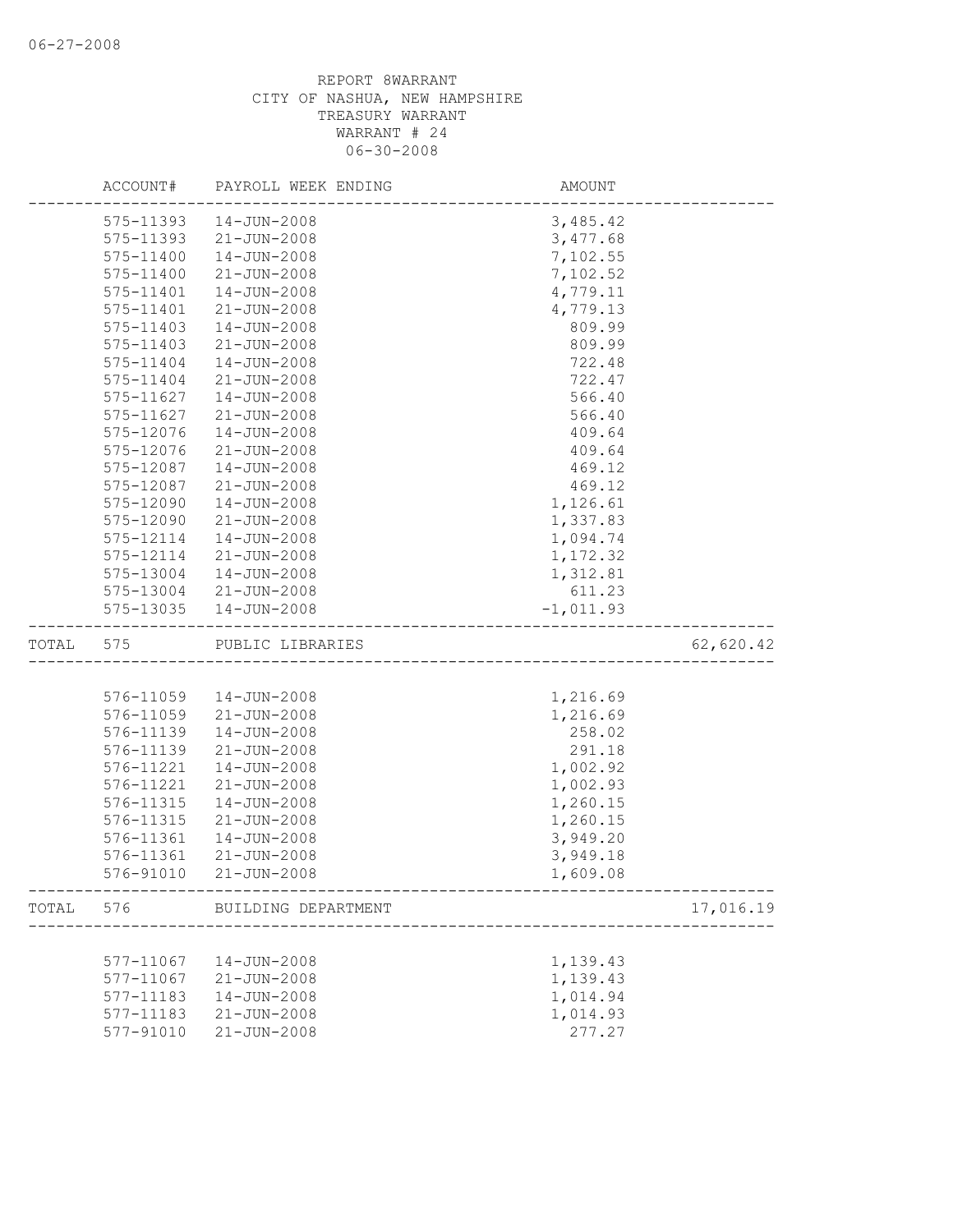REPORT 8WARRANT
CITY OF NASHUA, NEW HAMPSHIRE
TREASURY WARRANT
WARRANT # 24
06-30-2008

| | ACCOUNT# | PAYROLL WEEK ENDING | AMOUNT | |
|---|---|---|---|---|
| | 575-11393 | 14-JUN-2008 | 3,485.42 | |
| | 575-11393 | 21-JUN-2008 | 3,477.68 | |
| | 575-11400 | 14-JUN-2008 | 7,102.55 | |
| | 575-11400 | 21-JUN-2008 | 7,102.52 | |
| | 575-11401 | 14-JUN-2008 | 4,779.11 | |
| | 575-11401 | 21-JUN-2008 | 4,779.13 | |
| | 575-11403 | 14-JUN-2008 | 809.99 | |
| | 575-11403 | 21-JUN-2008 | 809.99 | |
| | 575-11404 | 14-JUN-2008 | 722.48 | |
| | 575-11404 | 21-JUN-2008 | 722.47 | |
| | 575-11627 | 14-JUN-2008 | 566.40 | |
| | 575-11627 | 21-JUN-2008 | 566.40 | |
| | 575-12076 | 14-JUN-2008 | 409.64 | |
| | 575-12076 | 21-JUN-2008 | 409.64 | |
| | 575-12087 | 14-JUN-2008 | 469.12 | |
| | 575-12087 | 21-JUN-2008 | 469.12 | |
| | 575-12090 | 14-JUN-2008 | 1,126.61 | |
| | 575-12090 | 21-JUN-2008 | 1,337.83 | |
| | 575-12114 | 14-JUN-2008 | 1,094.74 | |
| | 575-12114 | 21-JUN-2008 | 1,172.32 | |
| | 575-13004 | 14-JUN-2008 | 1,312.81 | |
| | 575-13004 | 21-JUN-2008 | 611.23 | |
| | 575-13035 | 14-JUN-2008 | -1,011.93 | |
| TOTAL | 575 | PUBLIC LIBRARIES | | 62,620.42 |
| | 576-11059 | 14-JUN-2008 | 1,216.69 | |
| | 576-11059 | 21-JUN-2008 | 1,216.69 | |
| | 576-11139 | 14-JUN-2008 | 258.02 | |
| | 576-11139 | 21-JUN-2008 | 291.18 | |
| | 576-11221 | 14-JUN-2008 | 1,002.92 | |
| | 576-11221 | 21-JUN-2008 | 1,002.93 | |
| | 576-11315 | 14-JUN-2008 | 1,260.15 | |
| | 576-11315 | 21-JUN-2008 | 1,260.15 | |
| | 576-11361 | 14-JUN-2008 | 3,949.20 | |
| | 576-11361 | 21-JUN-2008 | 3,949.18 | |
| | 576-91010 | 21-JUN-2008 | 1,609.08 | |
| TOTAL | 576 | BUILDING DEPARTMENT | | 17,016.19 |
| | 577-11067 | 14-JUN-2008 | 1,139.43 | |
| | 577-11067 | 21-JUN-2008 | 1,139.43 | |
| | 577-11183 | 14-JUN-2008 | 1,014.94 | |
| | 577-11183 | 21-JUN-2008 | 1,014.93 | |
| | 577-91010 | 21-JUN-2008 | 277.27 | |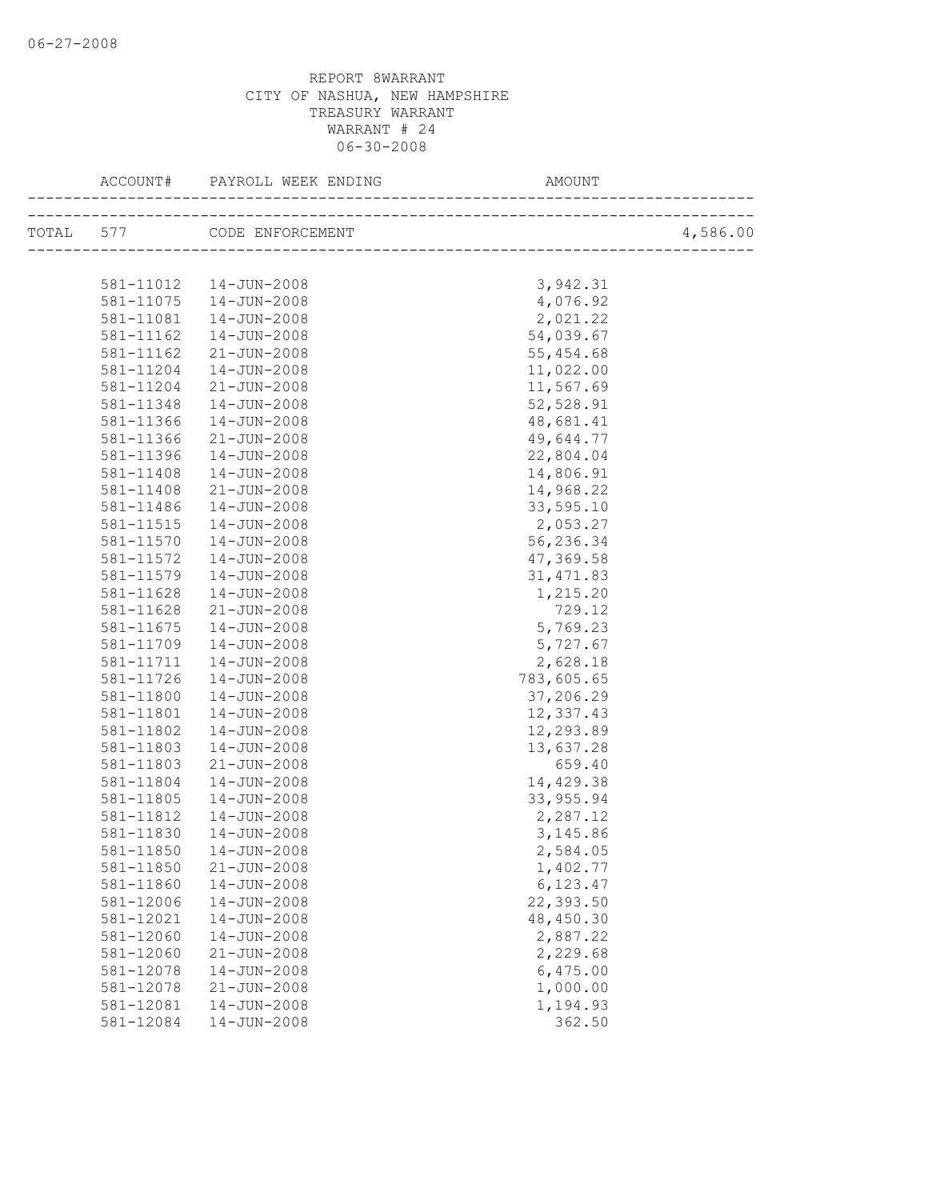06-27-2008

REPORT 8WARRANT
CITY OF NASHUA, NEW HAMPSHIRE
TREASURY WARRANT
WARRANT # 24
06-30-2008

| ACCOUNT# | PAYROLL WEEK ENDING | AMOUNT | |
|---|---|---|---|
| TOTAL 577 | CODE ENFORCEMENT | | 4,586.00 |
| 581-11012 | 14-JUN-2008 | 3,942.31 | |
| 581-11075 | 14-JUN-2008 | 4,076.92 | |
| 581-11081 | 14-JUN-2008 | 2,021.22 | |
| 581-11162 | 14-JUN-2008 | 54,039.67 | |
| 581-11162 | 21-JUN-2008 | 55,454.68 | |
| 581-11204 | 14-JUN-2008 | 11,022.00 | |
| 581-11204 | 21-JUN-2008 | 11,567.69 | |
| 581-11348 | 14-JUN-2008 | 52,528.91 | |
| 581-11366 | 14-JUN-2008 | 48,681.41 | |
| 581-11366 | 21-JUN-2008 | 49,644.77 | |
| 581-11396 | 14-JUN-2008 | 22,804.04 | |
| 581-11408 | 14-JUN-2008 | 14,806.91 | |
| 581-11408 | 21-JUN-2008 | 14,968.22 | |
| 581-11486 | 14-JUN-2008 | 33,595.10 | |
| 581-11515 | 14-JUN-2008 | 2,053.27 | |
| 581-11570 | 14-JUN-2008 | 56,236.34 | |
| 581-11572 | 14-JUN-2008 | 47,369.58 | |
| 581-11579 | 14-JUN-2008 | 31,471.83 | |
| 581-11628 | 14-JUN-2008 | 1,215.20 | |
| 581-11628 | 21-JUN-2008 | 729.12 | |
| 581-11675 | 14-JUN-2008 | 5,769.23 | |
| 581-11709 | 14-JUN-2008 | 5,727.67 | |
| 581-11711 | 14-JUN-2008 | 2,628.18 | |
| 581-11726 | 14-JUN-2008 | 783,605.65 | |
| 581-11800 | 14-JUN-2008 | 37,206.29 | |
| 581-11801 | 14-JUN-2008 | 12,337.43 | |
| 581-11802 | 14-JUN-2008 | 12,293.89 | |
| 581-11803 | 14-JUN-2008 | 13,637.28 | |
| 581-11803 | 21-JUN-2008 | 659.40 | |
| 581-11804 | 14-JUN-2008 | 14,429.38 | |
| 581-11805 | 14-JUN-2008 | 33,955.94 | |
| 581-11812 | 14-JUN-2008 | 2,287.12 | |
| 581-11830 | 14-JUN-2008 | 3,145.86 | |
| 581-11850 | 14-JUN-2008 | 2,584.05 | |
| 581-11850 | 21-JUN-2008 | 1,402.77 | |
| 581-11860 | 14-JUN-2008 | 6,123.47 | |
| 581-12006 | 14-JUN-2008 | 22,393.50 | |
| 581-12021 | 14-JUN-2008 | 48,450.30 | |
| 581-12060 | 14-JUN-2008 | 2,887.22 | |
| 581-12060 | 21-JUN-2008 | 2,229.68 | |
| 581-12078 | 14-JUN-2008 | 6,475.00 | |
| 581-12078 | 21-JUN-2008 | 1,000.00 | |
| 581-12081 | 14-JUN-2008 | 1,194.93 | |
| 581-12084 | 14-JUN-2008 | 362.50 | |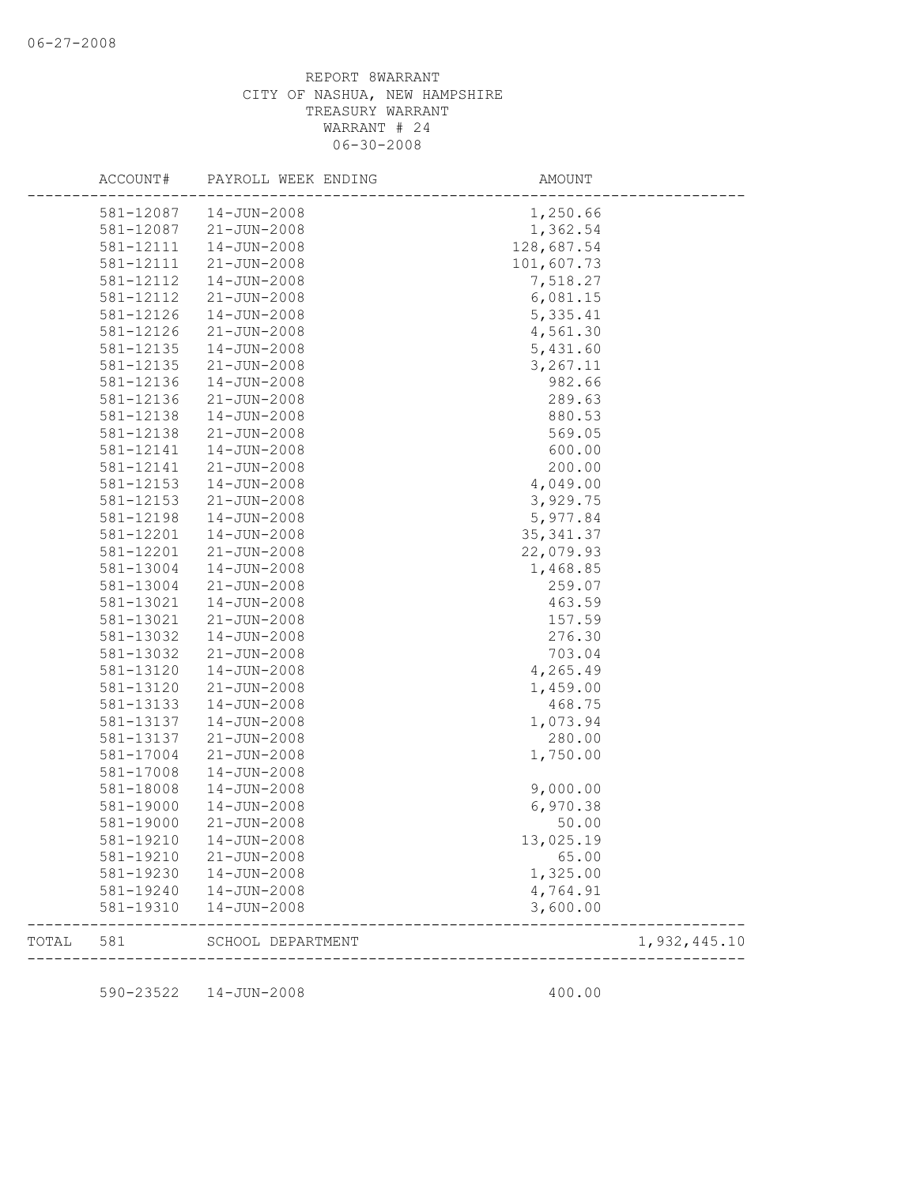REPORT 8WARRANT
CITY OF NASHUA, NEW HAMPSHIRE
TREASURY WARRANT
WARRANT # 24
06-30-2008

| | ACCOUNT# | PAYROLL WEEK ENDING | AMOUNT | |
|---|---|---|---|---|
| | 581-12087 | 14-JUN-2008 | 1,250.66 | |
| | 581-12087 | 21-JUN-2008 | 1,362.54 | |
| | 581-12111 | 14-JUN-2008 | 128,687.54 | |
| | 581-12111 | 21-JUN-2008 | 101,607.73 | |
| | 581-12112 | 14-JUN-2008 | 7,518.27 | |
| | 581-12112 | 21-JUN-2008 | 6,081.15 | |
| | 581-12126 | 14-JUN-2008 | 5,335.41 | |
| | 581-12126 | 21-JUN-2008 | 4,561.30 | |
| | 581-12135 | 14-JUN-2008 | 5,431.60 | |
| | 581-12135 | 21-JUN-2008 | 3,267.11 | |
| | 581-12136 | 14-JUN-2008 | 982.66 | |
| | 581-12136 | 21-JUN-2008 | 289.63 | |
| | 581-12138 | 14-JUN-2008 | 880.53 | |
| | 581-12138 | 21-JUN-2008 | 569.05 | |
| | 581-12141 | 14-JUN-2008 | 600.00 | |
| | 581-12141 | 21-JUN-2008 | 200.00 | |
| | 581-12153 | 14-JUN-2008 | 4,049.00 | |
| | 581-12153 | 21-JUN-2008 | 3,929.75 | |
| | 581-12198 | 14-JUN-2008 | 5,977.84 | |
| | 581-12201 | 14-JUN-2008 | 35,341.37 | |
| | 581-12201 | 21-JUN-2008 | 22,079.93 | |
| | 581-13004 | 14-JUN-2008 | 1,468.85 | |
| | 581-13004 | 21-JUN-2008 | 259.07 | |
| | 581-13021 | 14-JUN-2008 | 463.59 | |
| | 581-13021 | 21-JUN-2008 | 157.59 | |
| | 581-13032 | 14-JUN-2008 | 276.30 | |
| | 581-13032 | 21-JUN-2008 | 703.04 | |
| | 581-13120 | 14-JUN-2008 | 4,265.49 | |
| | 581-13120 | 21-JUN-2008 | 1,459.00 | |
| | 581-13133 | 14-JUN-2008 | 468.75 | |
| | 581-13137 | 14-JUN-2008 | 1,073.94 | |
| | 581-13137 | 21-JUN-2008 | 280.00 | |
| | 581-17004 | 21-JUN-2008 | 1,750.00 | |
| | 581-17008 | 14-JUN-2008 | | |
| | 581-18008 | 14-JUN-2008 | 9,000.00 | |
| | 581-19000 | 14-JUN-2008 | 6,970.38 | |
| | 581-19000 | 21-JUN-2008 | 50.00 | |
| | 581-19210 | 14-JUN-2008 | 13,025.19 | |
| | 581-19210 | 21-JUN-2008 | 65.00 | |
| | 581-19230 | 14-JUN-2008 | 1,325.00 | |
| | 581-19240 | 14-JUN-2008 | 4,764.91 | |
| | 581-19310 | 14-JUN-2008 | 3,600.00 | |
| TOTAL | 581 | SCHOOL DEPARTMENT | | 1,932,445.10 |
| | 590-23522 | 14-JUN-2008 | 400.00 | |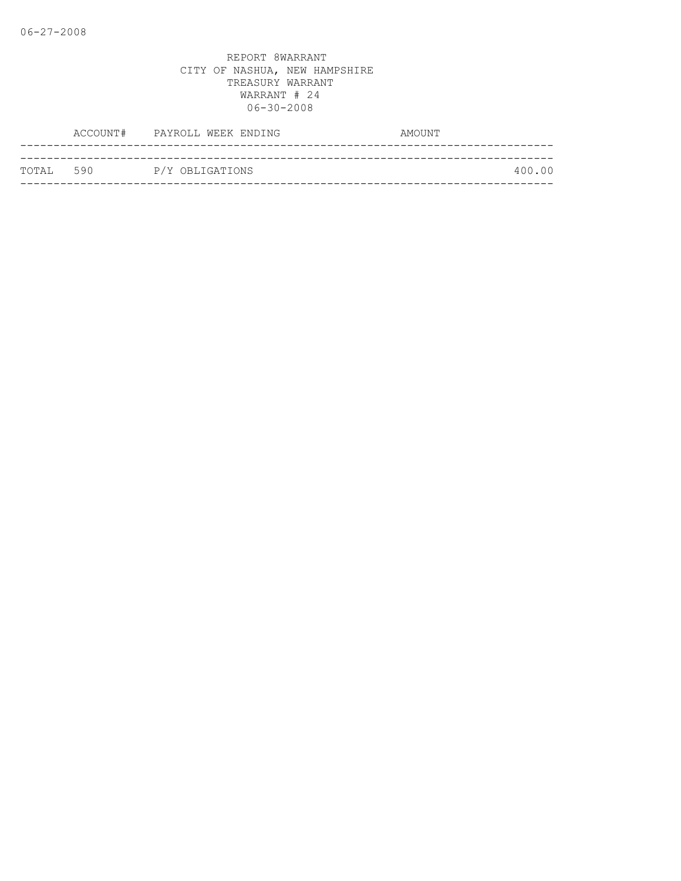06-27-2008

REPORT 8WARRANT
CITY OF NASHUA, NEW HAMPSHIRE
TREASURY WARRANT
WARRANT # 24
06-30-2008

| | ACCOUNT# | PAYROLL WEEK ENDING | AMOUNT |
|---|---|---|---|
| TOTAL | 590 | P/Y OBLIGATIONS | 400.00 |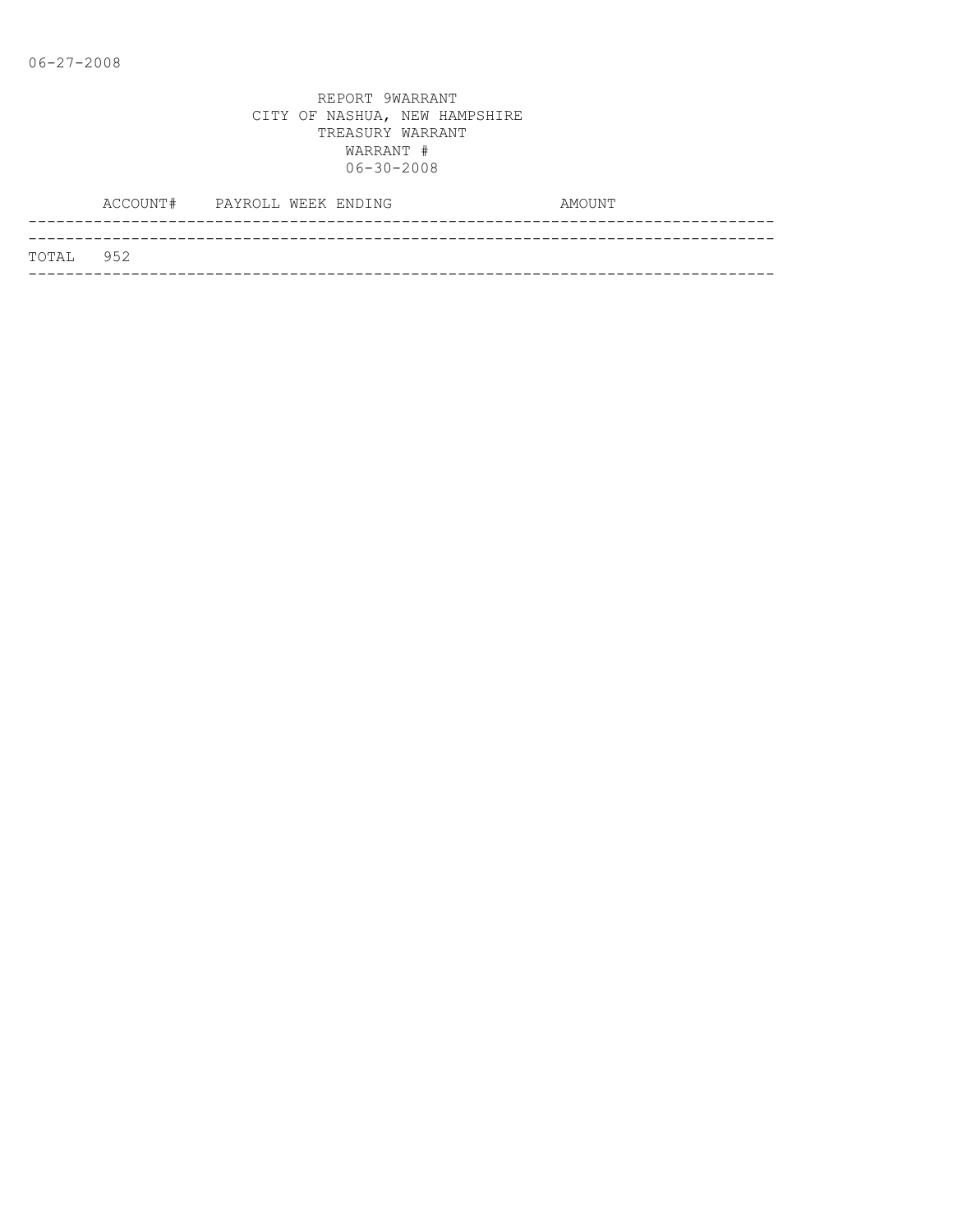06-27-2008

REPORT 9WARRANT
CITY OF NASHUA, NEW HAMPSHIRE
TREASURY WARRANT
WARRANT #
06-30-2008

| ACCOUNT# | PAYROLL WEEK ENDING | AMOUNT |
|---|---|---|
| TOTAL 952 | | |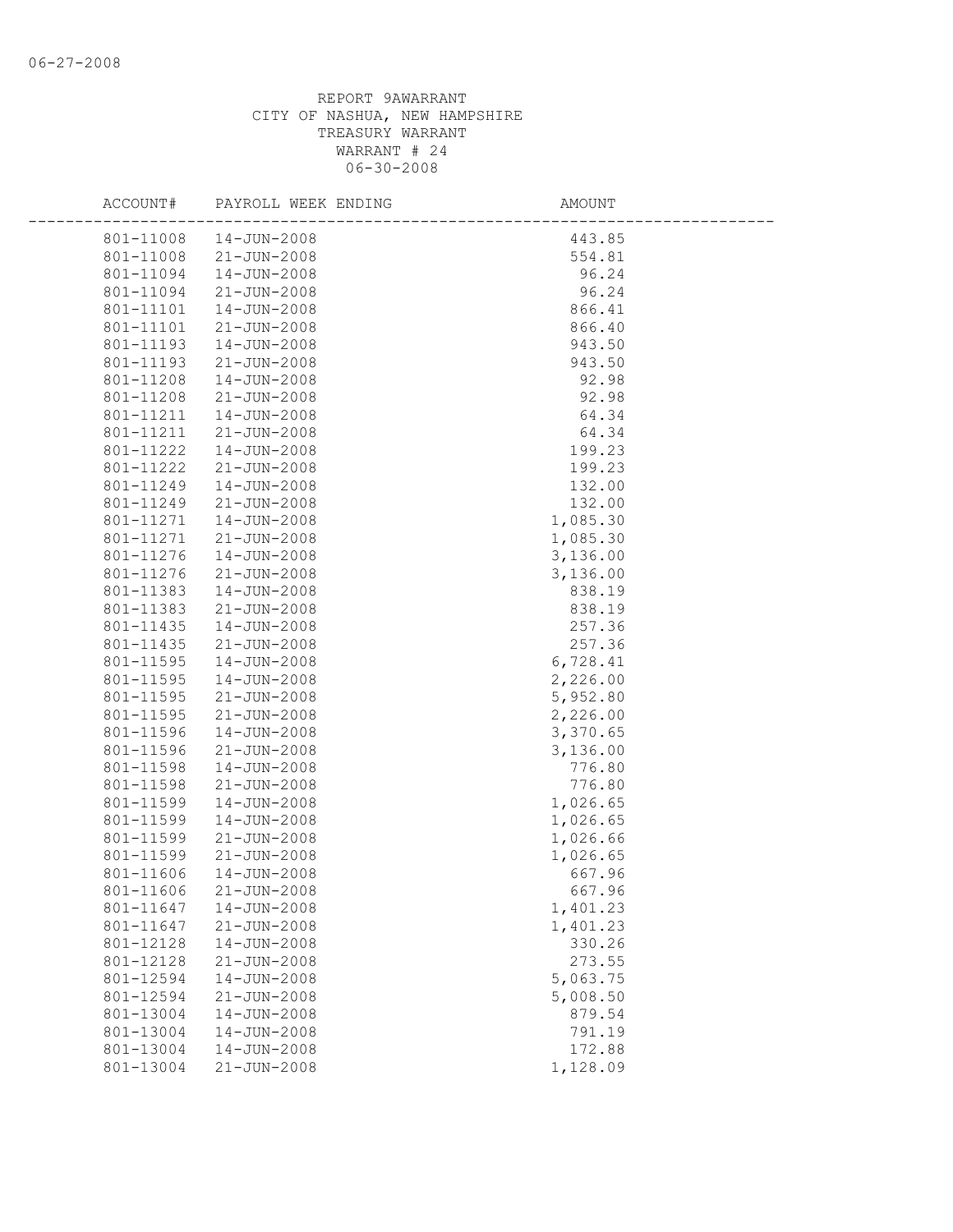REPORT 9AWARRANT
CITY OF NASHUA, NEW HAMPSHIRE
TREASURY WARRANT
WARRANT # 24
06-30-2008

| ACCOUNT# | PAYROLL WEEK ENDING | AMOUNT |
|---|---|---|
| 801-11008 | 14-JUN-2008 | 443.85 |
| 801-11008 | 21-JUN-2008 | 554.81 |
| 801-11094 | 14-JUN-2008 | 96.24 |
| 801-11094 | 21-JUN-2008 | 96.24 |
| 801-11101 | 14-JUN-2008 | 866.41 |
| 801-11101 | 21-JUN-2008 | 866.40 |
| 801-11193 | 14-JUN-2008 | 943.50 |
| 801-11193 | 21-JUN-2008 | 943.50 |
| 801-11208 | 14-JUN-2008 | 92.98 |
| 801-11208 | 21-JUN-2008 | 92.98 |
| 801-11211 | 14-JUN-2008 | 64.34 |
| 801-11211 | 21-JUN-2008 | 64.34 |
| 801-11222 | 14-JUN-2008 | 199.23 |
| 801-11222 | 21-JUN-2008 | 199.23 |
| 801-11249 | 14-JUN-2008 | 132.00 |
| 801-11249 | 21-JUN-2008 | 132.00 |
| 801-11271 | 14-JUN-2008 | 1,085.30 |
| 801-11271 | 21-JUN-2008 | 1,085.30 |
| 801-11276 | 14-JUN-2008 | 3,136.00 |
| 801-11276 | 21-JUN-2008 | 3,136.00 |
| 801-11383 | 14-JUN-2008 | 838.19 |
| 801-11383 | 21-JUN-2008 | 838.19 |
| 801-11435 | 14-JUN-2008 | 257.36 |
| 801-11435 | 21-JUN-2008 | 257.36 |
| 801-11595 | 14-JUN-2008 | 6,728.41 |
| 801-11595 | 14-JUN-2008 | 2,226.00 |
| 801-11595 | 21-JUN-2008 | 5,952.80 |
| 801-11595 | 21-JUN-2008 | 2,226.00 |
| 801-11596 | 14-JUN-2008 | 3,370.65 |
| 801-11596 | 21-JUN-2008 | 3,136.00 |
| 801-11598 | 14-JUN-2008 | 776.80 |
| 801-11598 | 21-JUN-2008 | 776.80 |
| 801-11599 | 14-JUN-2008 | 1,026.65 |
| 801-11599 | 14-JUN-2008 | 1,026.65 |
| 801-11599 | 21-JUN-2008 | 1,026.66 |
| 801-11599 | 21-JUN-2008 | 1,026.65 |
| 801-11606 | 14-JUN-2008 | 667.96 |
| 801-11606 | 21-JUN-2008 | 667.96 |
| 801-11647 | 14-JUN-2008 | 1,401.23 |
| 801-11647 | 21-JUN-2008 | 1,401.23 |
| 801-12128 | 14-JUN-2008 | 330.26 |
| 801-12128 | 21-JUN-2008 | 273.55 |
| 801-12594 | 14-JUN-2008 | 5,063.75 |
| 801-12594 | 21-JUN-2008 | 5,008.50 |
| 801-13004 | 14-JUN-2008 | 879.54 |
| 801-13004 | 14-JUN-2008 | 791.19 |
| 801-13004 | 14-JUN-2008 | 172.88 |
| 801-13004 | 21-JUN-2008 | 1,128.09 |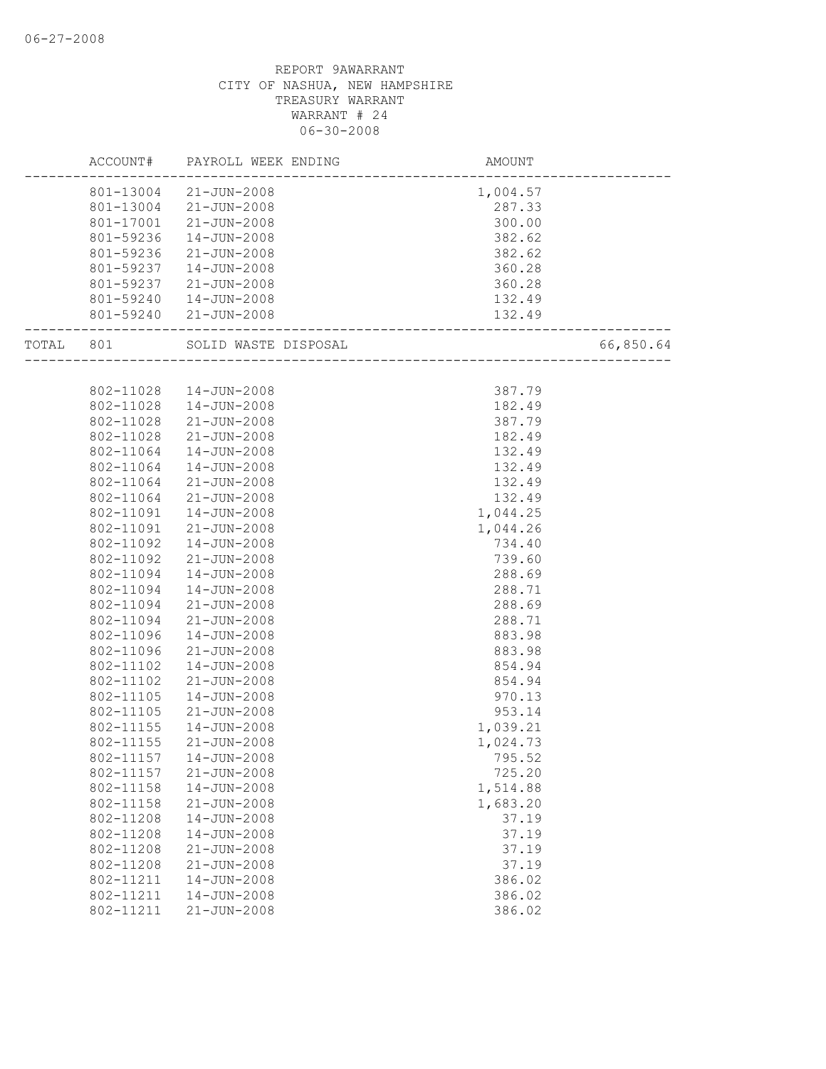REPORT 9AWARRANT
CITY OF NASHUA, NEW HAMPSHIRE
TREASURY WARRANT
WARRANT # 24
06-30-2008

| | ACCOUNT# | PAYROLL WEEK ENDING | AMOUNT | |
|---|---|---|---|---|
| | 801-13004 | 21-JUN-2008 | 1,004.57 | |
| | 801-13004 | 21-JUN-2008 | 287.33 | |
| | 801-17001 | 21-JUN-2008 | 300.00 | |
| | 801-59236 | 14-JUN-2008 | 382.62 | |
| | 801-59236 | 21-JUN-2008 | 382.62 | |
| | 801-59237 | 14-JUN-2008 | 360.28 | |
| | 801-59237 | 21-JUN-2008 | 360.28 | |
| | 801-59240 | 14-JUN-2008 | 132.49 | |
| | 801-59240 | 21-JUN-2008 | 132.49 | |
| TOTAL | 801 | SOLID WASTE DISPOSAL | | 66,850.64 |
| | 802-11028 | 14-JUN-2008 | 387.79 | |
| | 802-11028 | 14-JUN-2008 | 182.49 | |
| | 802-11028 | 21-JUN-2008 | 387.79 | |
| | 802-11028 | 21-JUN-2008 | 182.49 | |
| | 802-11064 | 14-JUN-2008 | 132.49 | |
| | 802-11064 | 14-JUN-2008 | 132.49 | |
| | 802-11064 | 21-JUN-2008 | 132.49 | |
| | 802-11064 | 21-JUN-2008 | 132.49 | |
| | 802-11091 | 14-JUN-2008 | 1,044.25 | |
| | 802-11091 | 21-JUN-2008 | 1,044.26 | |
| | 802-11092 | 14-JUN-2008 | 734.40 | |
| | 802-11092 | 21-JUN-2008 | 739.60 | |
| | 802-11094 | 14-JUN-2008 | 288.69 | |
| | 802-11094 | 14-JUN-2008 | 288.71 | |
| | 802-11094 | 21-JUN-2008 | 288.69 | |
| | 802-11094 | 21-JUN-2008 | 288.71 | |
| | 802-11096 | 14-JUN-2008 | 883.98 | |
| | 802-11096 | 21-JUN-2008 | 883.98 | |
| | 802-11102 | 14-JUN-2008 | 854.94 | |
| | 802-11102 | 21-JUN-2008 | 854.94 | |
| | 802-11105 | 14-JUN-2008 | 970.13 | |
| | 802-11105 | 21-JUN-2008 | 953.14 | |
| | 802-11155 | 14-JUN-2008 | 1,039.21 | |
| | 802-11155 | 21-JUN-2008 | 1,024.73 | |
| | 802-11157 | 14-JUN-2008 | 795.52 | |
| | 802-11157 | 21-JUN-2008 | 725.20 | |
| | 802-11158 | 14-JUN-2008 | 1,514.88 | |
| | 802-11158 | 21-JUN-2008 | 1,683.20 | |
| | 802-11208 | 14-JUN-2008 | 37.19 | |
| | 802-11208 | 14-JUN-2008 | 37.19 | |
| | 802-11208 | 21-JUN-2008 | 37.19 | |
| | 802-11208 | 21-JUN-2008 | 37.19 | |
| | 802-11211 | 14-JUN-2008 | 386.02 | |
| | 802-11211 | 14-JUN-2008 | 386.02 | |
| | 802-11211 | 21-JUN-2008 | 386.02 | |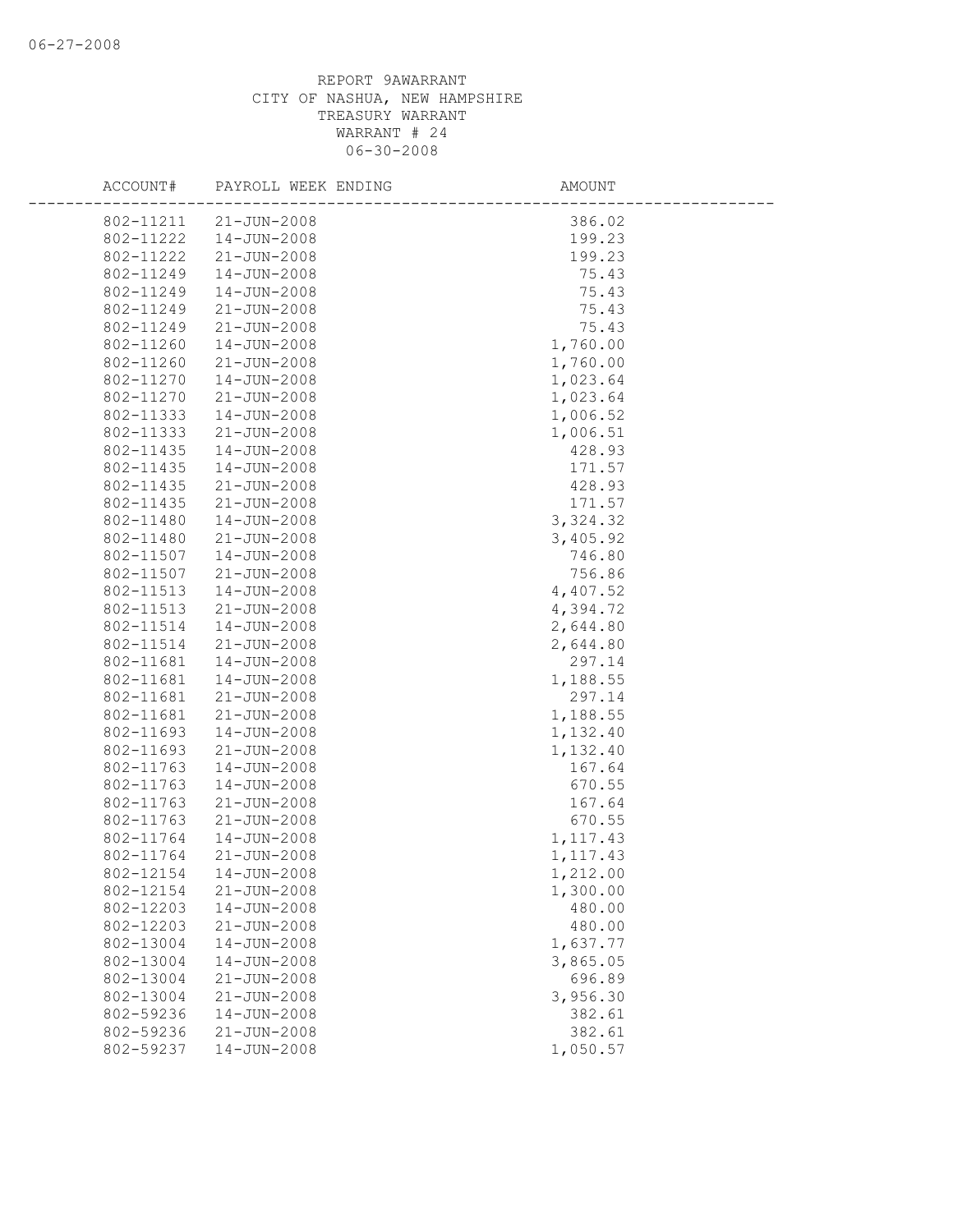REPORT 9AWARRANT
CITY OF NASHUA, NEW HAMPSHIRE
TREASURY WARRANT
WARRANT # 24
06-30-2008

| ACCOUNT# | PAYROLL WEEK ENDING | AMOUNT |
|---|---|---|
| 802-11211 | 21-JUN-2008 | 386.02 |
| 802-11222 | 14-JUN-2008 | 199.23 |
| 802-11222 | 21-JUN-2008 | 199.23 |
| 802-11249 | 14-JUN-2008 | 75.43 |
| 802-11249 | 14-JUN-2008 | 75.43 |
| 802-11249 | 21-JUN-2008 | 75.43 |
| 802-11249 | 21-JUN-2008 | 75.43 |
| 802-11260 | 14-JUN-2008 | 1,760.00 |
| 802-11260 | 21-JUN-2008 | 1,760.00 |
| 802-11270 | 14-JUN-2008 | 1,023.64 |
| 802-11270 | 21-JUN-2008 | 1,023.64 |
| 802-11333 | 14-JUN-2008 | 1,006.52 |
| 802-11333 | 21-JUN-2008 | 1,006.51 |
| 802-11435 | 14-JUN-2008 | 428.93 |
| 802-11435 | 14-JUN-2008 | 171.57 |
| 802-11435 | 21-JUN-2008 | 428.93 |
| 802-11435 | 21-JUN-2008 | 171.57 |
| 802-11480 | 14-JUN-2008 | 3,324.32 |
| 802-11480 | 21-JUN-2008 | 3,405.92 |
| 802-11507 | 14-JUN-2008 | 746.80 |
| 802-11507 | 21-JUN-2008 | 756.86 |
| 802-11513 | 14-JUN-2008 | 4,407.52 |
| 802-11513 | 21-JUN-2008 | 4,394.72 |
| 802-11514 | 14-JUN-2008 | 2,644.80 |
| 802-11514 | 21-JUN-2008 | 2,644.80 |
| 802-11681 | 14-JUN-2008 | 297.14 |
| 802-11681 | 14-JUN-2008 | 1,188.55 |
| 802-11681 | 21-JUN-2008 | 297.14 |
| 802-11681 | 21-JUN-2008 | 1,188.55 |
| 802-11693 | 14-JUN-2008 | 1,132.40 |
| 802-11693 | 21-JUN-2008 | 1,132.40 |
| 802-11763 | 14-JUN-2008 | 167.64 |
| 802-11763 | 14-JUN-2008 | 670.55 |
| 802-11763 | 21-JUN-2008 | 167.64 |
| 802-11763 | 21-JUN-2008 | 670.55 |
| 802-11764 | 14-JUN-2008 | 1,117.43 |
| 802-11764 | 21-JUN-2008 | 1,117.43 |
| 802-12154 | 14-JUN-2008 | 1,212.00 |
| 802-12154 | 21-JUN-2008 | 1,300.00 |
| 802-12203 | 14-JUN-2008 | 480.00 |
| 802-12203 | 21-JUN-2008 | 480.00 |
| 802-13004 | 14-JUN-2008 | 1,637.77 |
| 802-13004 | 14-JUN-2008 | 3,865.05 |
| 802-13004 | 21-JUN-2008 | 696.89 |
| 802-13004 | 21-JUN-2008 | 3,956.30 |
| 802-59236 | 14-JUN-2008 | 382.61 |
| 802-59236 | 21-JUN-2008 | 382.61 |
| 802-59237 | 14-JUN-2008 | 1,050.57 |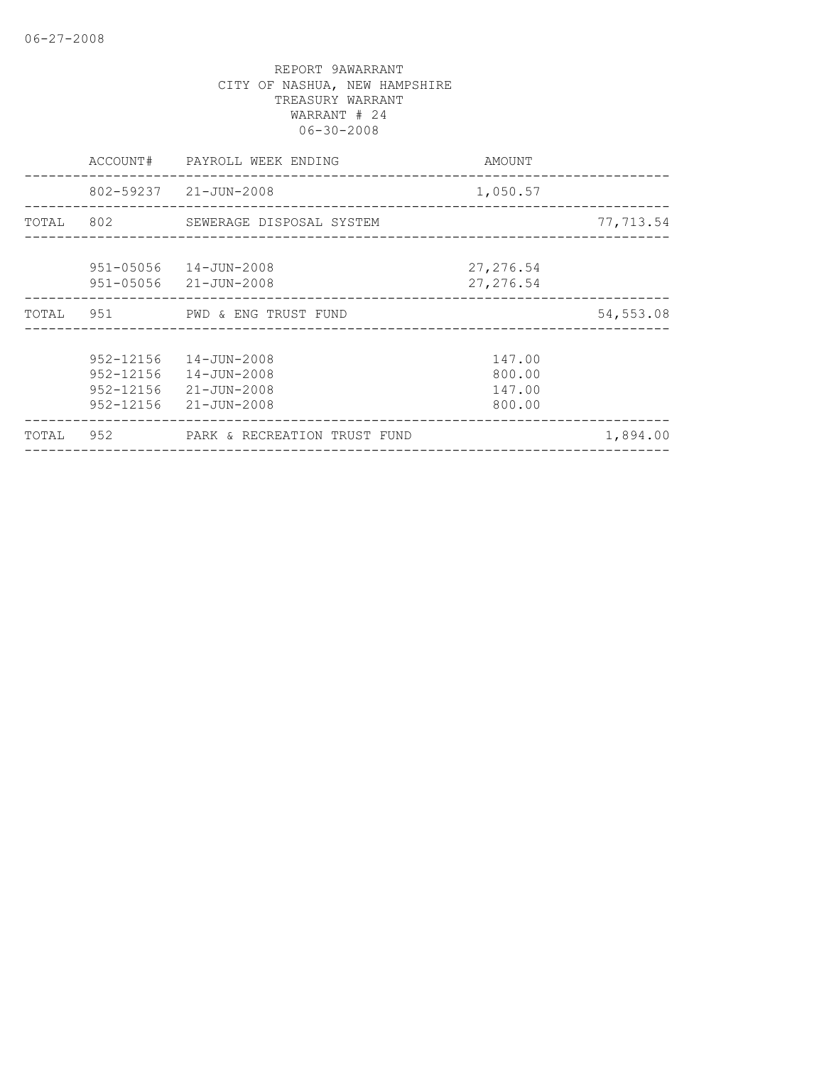REPORT 9AWARRANT
CITY OF NASHUA, NEW HAMPSHIRE
TREASURY WARRANT
WARRANT # 24
06-30-2008

| | ACCOUNT# | PAYROLL WEEK ENDING | AMOUNT | |
|---|---|---|---|---|
| | 802-59237 | 21-JUN-2008 | 1,050.57 | |
| TOTAL | 802 | SEWERAGE DISPOSAL SYSTEM | | 77,713.54 |
| | 951-05056 | 14-JUN-2008 | 27,276.54 | |
| | 951-05056 | 21-JUN-2008 | 27,276.54 | |
| TOTAL | 951 | PWD & ENG TRUST FUND | | 54,553.08 |
| | 952-12156 | 14-JUN-2008 | 147.00 | |
| | 952-12156 | 14-JUN-2008 | 800.00 | |
| | 952-12156 | 21-JUN-2008 | 147.00 | |
| | 952-12156 | 21-JUN-2008 | 800.00 | |
| TOTAL | 952 | PARK & RECREATION TRUST FUND | | 1,894.00 |